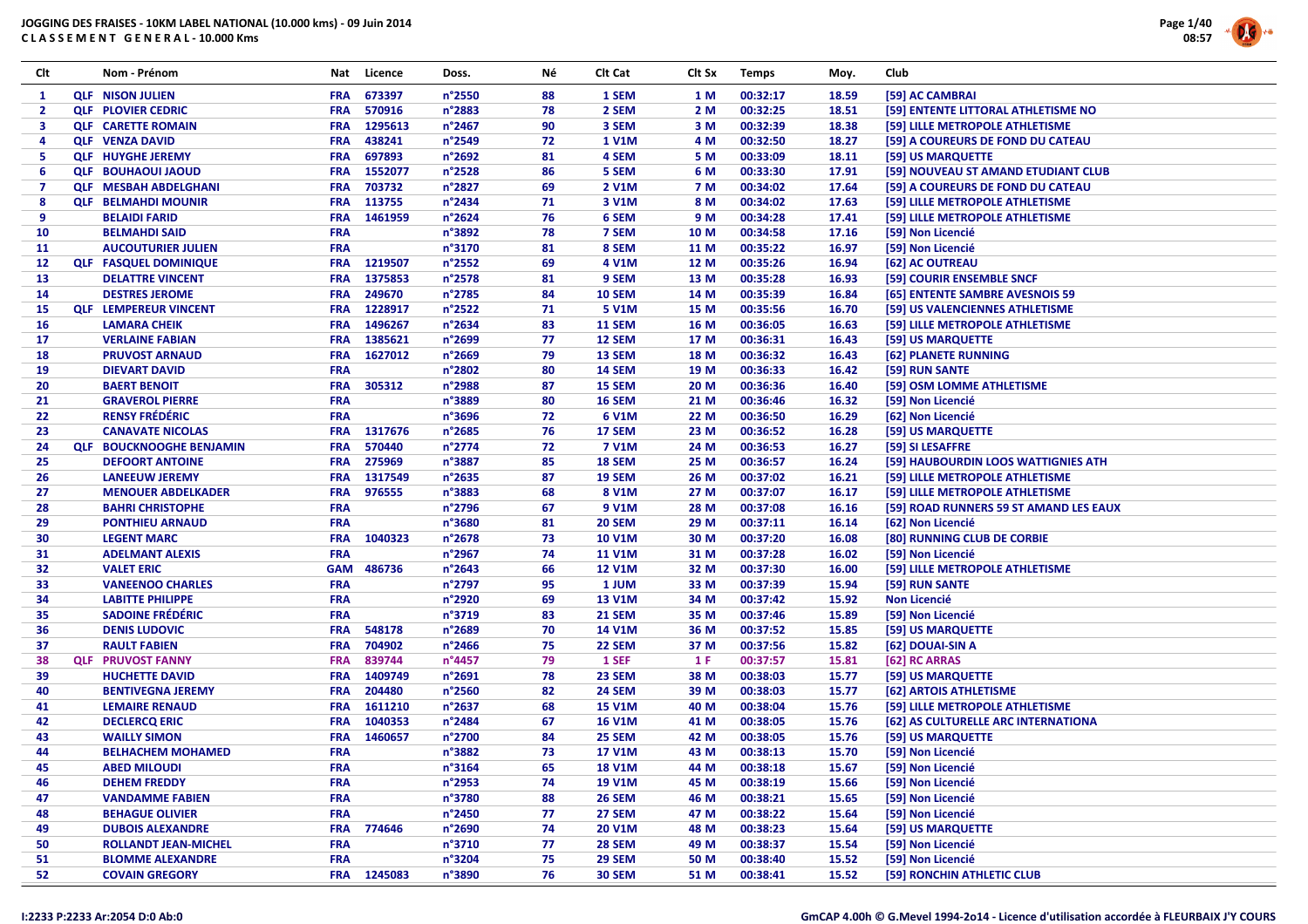**JOGGING DES FRAISES - 10KM LABEL NATIONAL (10.000 kms) - 09 Juin 2014**
**C L A S S E M E N T G E N E R A L - 10.000 Kms**

| Clt | | Nom - Prénom | Nat | Licence | Doss. | Né | Clt Cat | Clt Sx | Temps | Moy. | Club |
|---|---|---|---|---|---|---|---|---|---|---|---|
| 1 | QLF | NISON JULIEN | FRA | 673397 | n°2550 | 88 | 1 SEM | 1 M | 00:32:17 | 18.59 | [59] AC CAMBRAI |
| 2 | QLF | PLOVIER CEDRIC | FRA | 570916 | n°2883 | 78 | 2 SEM | 2 M | 00:32:25 | 18.51 | [59] ENTENTE LITTORAL ATHLETISME NO |
| 3 | QLF | CARETTE ROMAIN | FRA | 1295613 | n°2467 | 90 | 3 SEM | 3 M | 00:32:39 | 18.38 | [59] LILLE METROPOLE ATHLETISME |
| 4 | QLF | VENZA DAVID | FRA | 438241 | n°2549 | 72 | 1 V1M | 4 M | 00:32:50 | 18.27 | [59] A COUREURS DE FOND DU CATEAU |
| 5 | QLF | HUYGHE JEREMY | FRA | 697893 | n°2692 | 81 | 4 SEM | 5 M | 00:33:09 | 18.11 | [59] US MARQUETTE |
| 6 | QLF | BOUHAOUI JAOUD | FRA | 1552077 | n°2528 | 86 | 5 SEM | 6 M | 00:33:30 | 17.91 | [59] NOUVEAU ST AMAND ETUDIANT CLUB |
| 7 | QLF | MESBAH ABDELGHANI | FRA | 703732 | n°2827 | 69 | 2 V1M | 7 M | 00:34:02 | 17.64 | [59] A COUREURS DE FOND DU CATEAU |
| 8 | QLF | BELMAHDI MOUNIR | FRA | 113755 | n°2434 | 71 | 3 V1M | 8 M | 00:34:02 | 17.63 | [59] LILLE METROPOLE ATHLETISME |
| 9 | | BELAIDI FARID | FRA | 1461959 | n°2624 | 76 | 6 SEM | 9 M | 00:34:28 | 17.41 | [59] LILLE METROPOLE ATHLETISME |
| 10 | | BELMAHDI SAID | FRA | | n°3892 | 78 | 7 SEM | 10 M | 00:34:58 | 17.16 | [59] Non Licencié |
| 11 | | AUCOUTURIER JULIEN | FRA | | n°3170 | 81 | 8 SEM | 11 M | 00:35:22 | 16.97 | [59] Non Licencié |
| 12 | QLF | FASQUEL DOMINIQUE | FRA | 1219507 | n°2552 | 69 | 4 V1M | 12 M | 00:35:26 | 16.94 | [62] AC OUTREAU |
| 13 | | DELATTRE VINCENT | FRA | 1375853 | n°2578 | 81 | 9 SEM | 13 M | 00:35:28 | 16.93 | [59] COURIR ENSEMBLE SNCF |
| 14 | | DESTRES JEROME | FRA | 249670 | n°2785 | 84 | 10 SEM | 14 M | 00:35:39 | 16.84 | [65] ENTENTE SAMBRE AVESNOIS 59 |
| 15 | QLF | LEMPEREUR VINCENT | FRA | 1228917 | n°2522 | 71 | 5 V1M | 15 M | 00:35:56 | 16.70 | [59] US VALENCIENNES ATHLETISME |
| 16 | | LAMARA CHEIK | FRA | 1496267 | n°2634 | 83 | 11 SEM | 16 M | 00:36:05 | 16.63 | [59] LILLE METROPOLE ATHLETISME |
| 17 | | VERLAINE FABIAN | FRA | 1385621 | n°2699 | 77 | 12 SEM | 17 M | 00:36:31 | 16.43 | [59] US MARQUETTE |
| 18 | | PRUVOST ARNAUD | FRA | 1627012 | n°2669 | 79 | 13 SEM | 18 M | 00:36:32 | 16.43 | [62] PLANETE RUNNING |
| 19 | | DIEVART DAVID | FRA | | n°2802 | 80 | 14 SEM | 19 M | 00:36:33 | 16.42 | [59] RUN SANTE |
| 20 | | BAERT BENOIT | FRA | 305312 | n°2988 | 87 | 15 SEM | 20 M | 00:36:36 | 16.40 | [59] OSM LOMME ATHLETISME |
| 21 | | GRAVEROL PIERRE | FRA | | n°3889 | 80 | 16 SEM | 21 M | 00:36:46 | 16.32 | [59] Non Licencié |
| 22 | | RENSY FRÉDÉRIC | FRA | | n°3696 | 72 | 6 V1M | 22 M | 00:36:50 | 16.29 | [62] Non Licencié |
| 23 | | CANAVATE NICOLAS | FRA | 1317676 | n°2685 | 76 | 17 SEM | 23 M | 00:36:52 | 16.28 | [59] US MARQUETTE |
| 24 | QLF | BOUCKNOOGHE BENJAMIN | FRA | 570440 | n°2774 | 72 | 7 V1M | 24 M | 00:36:53 | 16.27 | [59] SI LESAFFRE |
| 25 | | DEFOORT ANTOINE | FRA | 275969 | n°3887 | 85 | 18 SEM | 25 M | 00:36:57 | 16.24 | [59] HAUBOURDIN LOOS WATTIGNIES ATH |
| 26 | | LANEEUW JEREMY | FRA | 1317549 | n°2635 | 87 | 19 SEM | 26 M | 00:37:02 | 16.21 | [59] LILLE METROPOLE ATHLETISME |
| 27 | | MENOUER ABDELKADER | FRA | 976555 | n°3883 | 68 | 8 V1M | 27 M | 00:37:07 | 16.17 | [59] LILLE METROPOLE ATHLETISME |
| 28 | | BAHRI CHRISTOPHE | FRA | | n°2796 | 67 | 9 V1M | 28 M | 00:37:08 | 16.16 | [59] ROAD RUNNERS 59 ST AMAND LES EAUX |
| 29 | | PONTHIEU ARNAUD | FRA | | n°3680 | 81 | 20 SEM | 29 M | 00:37:11 | 16.14 | [62] Non Licencié |
| 30 | | LEGENT MARC | FRA | 1040323 | n°2678 | 73 | 10 V1M | 30 M | 00:37:20 | 16.08 | [80] RUNNING CLUB DE CORBIE |
| 31 | | ADELMANT ALEXIS | FRA | | n°2967 | 74 | 11 V1M | 31 M | 00:37:28 | 16.02 | [59] Non Licencié |
| 32 | | VALET ERIC | GAM | 486736 | n°2643 | 66 | 12 V1M | 32 M | 00:37:30 | 16.00 | [59] LILLE METROPOLE ATHLETISME |
| 33 | | VANEENOO CHARLES | FRA | | n°2797 | 95 | 1 JUM | 33 M | 00:37:39 | 15.94 | [59] RUN SANTE |
| 34 | | LABITTE PHILIPPE | FRA | | n°2920 | 69 | 13 V1M | 34 M | 00:37:42 | 15.92 | Non Licencié |
| 35 | | SADOINE FRÉDÉRIC | FRA | | n°3719 | 83 | 21 SEM | 35 M | 00:37:46 | 15.89 | [59] Non Licencié |
| 36 | | DENIS LUDOVIC | FRA | 548178 | n°2689 | 70 | 14 V1M | 36 M | 00:37:52 | 15.85 | [59] US MARQUETTE |
| 37 | | RAULT FABIEN | FRA | 704902 | n°2466 | 75 | 22 SEM | 37 M | 00:37:56 | 15.82 | [62] DOUAI-SIN A |
| 38 | QLF | PRUVOST FANNY | FRA | 839744 | n°4457 | 79 | 1 SEF | 1 F | 00:37:57 | 15.81 | [62] RC ARRAS |
| 39 | | HUCHETTE DAVID | FRA | 1409749 | n°2691 | 78 | 23 SEM | 38 M | 00:38:03 | 15.77 | [59] US MARQUETTE |
| 40 | | BENTIVEGNA JEREMY | FRA | 204480 | n°2560 | 82 | 24 SEM | 39 M | 00:38:03 | 15.77 | [62] ARTOIS ATHLETISME |
| 41 | | LEMAIRE RENAUD | FRA | 1611210 | n°2637 | 68 | 15 V1M | 40 M | 00:38:04 | 15.76 | [59] LILLE METROPOLE ATHLETISME |
| 42 | | DECLERCQ ERIC | FRA | 1040353 | n°2484 | 67 | 16 V1M | 41 M | 00:38:05 | 15.76 | [62] AS CULTURELLE ARC INTERNATIONA |
| 43 | | WAILLY SIMON | FRA | 1460657 | n°2700 | 84 | 25 SEM | 42 M | 00:38:05 | 15.76 | [59] US MARQUETTE |
| 44 | | BELHACHEM MOHAMED | FRA | | n°3882 | 73 | 17 V1M | 43 M | 00:38:13 | 15.70 | [59] Non Licencié |
| 45 | | ABED MILOUDI | FRA | | n°3164 | 65 | 18 V1M | 44 M | 00:38:18 | 15.67 | [59] Non Licencié |
| 46 | | DEHEM FREDDY | FRA | | n°2953 | 74 | 19 V1M | 45 M | 00:38:19 | 15.66 | [59] Non Licencié |
| 47 | | VANDAMME FABIEN | FRA | | n°3780 | 88 | 26 SEM | 46 M | 00:38:21 | 15.65 | [59] Non Licencié |
| 48 | | BEHAGUE OLIVIER | FRA | | n°2450 | 77 | 27 SEM | 47 M | 00:38:22 | 15.64 | [59] Non Licencié |
| 49 | | DUBOIS ALEXANDRE | FRA | 774646 | n°2690 | 74 | 20 V1M | 48 M | 00:38:23 | 15.64 | [59] US MARQUETTE |
| 50 | | ROLLANDT JEAN-MICHEL | FRA | | n°3710 | 77 | 28 SEM | 49 M | 00:38:37 | 15.54 | [59] Non Licencié |
| 51 | | BLOMME ALEXANDRE | FRA | | n°3204 | 75 | 29 SEM | 50 M | 00:38:40 | 15.52 | [59] Non Licencié |
| 52 | | COVAIN GREGORY | FRA | 1245083 | n°3890 | 76 | 30 SEM | 51 M | 00:38:41 | 15.52 | [59] RONCHIN ATHLETIC CLUB |

I:2233 P:2233 Ar:2054 D:0 Ab:0

GmCAP 4.00h © G.Mevel 1994-2014 - Licence d'utilisation accordée à FLEURBAIX J'Y COURS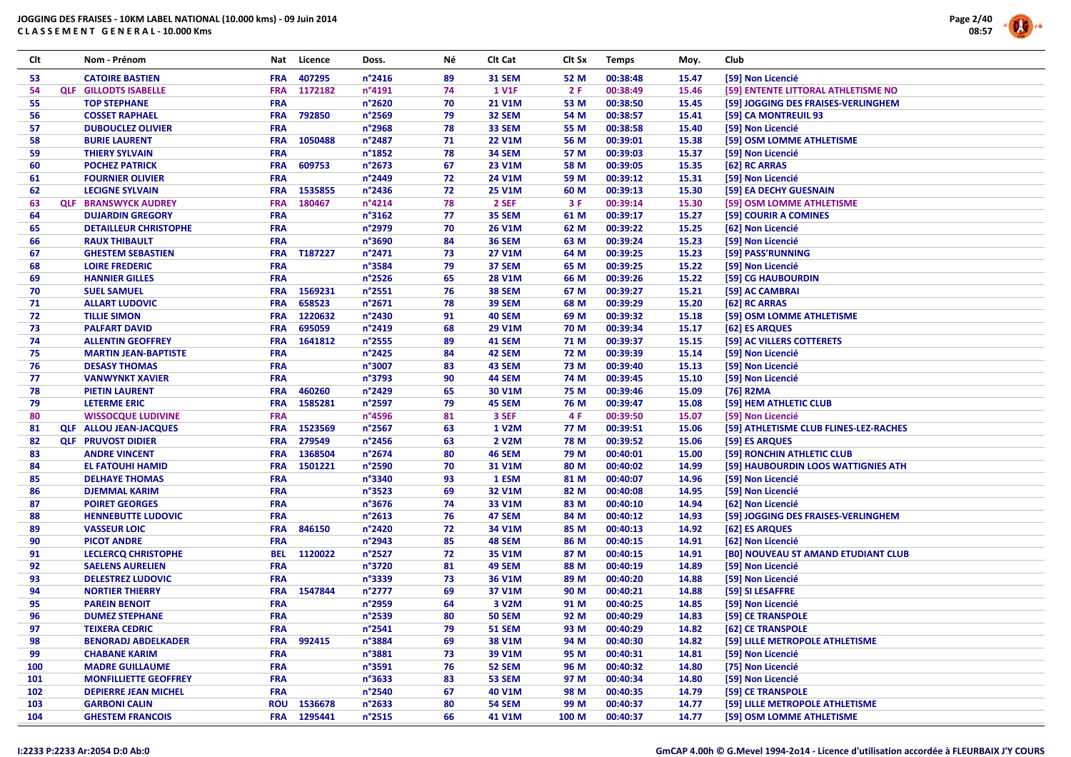# JOGGING DES FRAISES - 10KM LABEL NATIONAL (10.000 kms) - 09 Juin 2014

**C L A S S E M E N T   G E N E R A L - 10.000 Kms**

| Clt | | Nom - Prénom | Nat | Licence | Doss. | Né | Clt Cat | Clt Sx | Temps | Moy. | Club |
|---|---|---|---|---|---|---|---|---|---|---|---|
| 53 | | CATOIRE BASTIEN | FRA | 407295 | n°2416 | 89 | 31 SEM | 52 M | 00:38:48 | 15.47 | [59] Non Licencié |
| 54 | QLF | GILLODTS ISABELLE | FRA | 1172182 | n°4191 | 74 | 1 V1F | 2 F | 00:38:49 | 15.46 | [59] ENTENTE LITTORAL ATHLETISME NO |
| 55 | | TOP STEPHANE | FRA | | n°2620 | 70 | 21 V1M | 53 M | 00:38:50 | 15.45 | [59] JOGGING DES FRAISES-VERLINGHEM |
| 56 | | COSSET RAPHAEL | FRA | 792850 | n°2569 | 79 | 32 SEM | 54 M | 00:38:57 | 15.41 | [59] CA MONTREUIL 93 |
| 57 | | DUBOUCLEZ OLIVIER | FRA | | n°2968 | 78 | 33 SEM | 55 M | 00:38:58 | 15.40 | [59] Non Licencié |
| 58 | | BURIE LAURENT | FRA | 1050488 | n°2487 | 71 | 22 V1M | 56 M | 00:39:01 | 15.38 | [59] OSM LOMME ATHLETISME |
| 59 | | THIERY SYLVAIN | FRA | | n°1852 | 78 | 34 SEM | 57 M | 00:39:03 | 15.37 | [59] Non Licencié |
| 60 | | POCHEZ PATRICK | FRA | 609753 | n°2673 | 67 | 23 V1M | 58 M | 00:39:05 | 15.35 | [62] RC ARRAS |
| 61 | | FOURNIER OLIVIER | FRA | | n°2449 | 72 | 24 V1M | 59 M | 00:39:12 | 15.31 | [59] Non Licencié |
| 62 | | LECIGNE SYLVAIN | FRA | 1535855 | n°2436 | 72 | 25 V1M | 60 M | 00:39:13 | 15.30 | [59] EA DECHY GUESNAIN |
| 63 | QLF | BRANSWYCK AUDREY | FRA | 180467 | n°4214 | 78 | 2 SEF | 3 F | 00:39:14 | 15.30 | [59] OSM LOMME ATHLETISME |
| 64 | | DUJARDIN GREGORY | FRA | | n°3162 | 77 | 35 SEM | 61 M | 00:39:17 | 15.27 | [59] COURIR A COMINES |
| 65 | | DETAILLEUR CHRISTOPHE | FRA | | n°2979 | 70 | 26 V1M | 62 M | 00:39:22 | 15.25 | [62] Non Licencié |
| 66 | | RAUX THIBAULT | FRA | | n°3690 | 84 | 36 SEM | 63 M | 00:39:24 | 15.23 | [59] Non Licencié |
| 67 | | GHESTEM SEBASTIEN | FRA | T187227 | n°2471 | 73 | 27 V1M | 64 M | 00:39:25 | 15.23 | [59] PASS'RUNNING |
| 68 | | LOIRE FREDERIC | FRA | | n°3584 | 79 | 37 SEM | 65 M | 00:39:25 | 15.22 | [59] Non Licencié |
| 69 | | HANNIER GILLES | FRA | | n°2526 | 65 | 28 V1M | 66 M | 00:39:26 | 15.22 | [59] CG HAUBOURDIN |
| 70 | | SUEL SAMUEL | FRA | 1569231 | n°2551 | 76 | 38 SEM | 67 M | 00:39:27 | 15.21 | [59] AC CAMBRAI |
| 71 | | ALLART LUDOVIC | FRA | 658523 | n°2671 | 78 | 39 SEM | 68 M | 00:39:29 | 15.20 | [62] RC ARRAS |
| 72 | | TILLIE SIMON | FRA | 1220632 | n°2430 | 91 | 40 SEM | 69 M | 00:39:32 | 15.18 | [59] OSM LOMME ATHLETISME |
| 73 | | PALFART DAVID | FRA | 695059 | n°2419 | 68 | 29 V1M | 70 M | 00:39:34 | 15.17 | [62] ES ARQUES |
| 74 | | ALLENTIN GEOFFREY | FRA | 1641812 | n°2555 | 89 | 41 SEM | 71 M | 00:39:37 | 15.15 | [59] AC VILLERS COTTERETS |
| 75 | | MARTIN JEAN-BAPTISTE | FRA | | n°2425 | 84 | 42 SEM | 72 M | 00:39:39 | 15.14 | [59] Non Licencié |
| 76 | | DESASY THOMAS | FRA | | n°3007 | 83 | 43 SEM | 73 M | 00:39:40 | 15.13 | [59] Non Licencié |
| 77 | | VANWYNKT XAVIER | FRA | | n°3793 | 90 | 44 SEM | 74 M | 00:39:45 | 15.10 | [59] Non Licencié |
| 78 | | PIETIN LAURENT | FRA | 460260 | n°2429 | 65 | 30 V1M | 75 M | 00:39:46 | 15.09 | [76] R2MA |
| 79 | | LETERME ERIC | FRA | 1585281 | n°2597 | 79 | 45 SEM | 76 M | 00:39:47 | 15.08 | [59] HEM ATHLETIC CLUB |
| 80 | | WISSOCQUE LUDIVINE | FRA | | n°4596 | 81 | 3 SEF | 4 F | 00:39:50 | 15.07 | [59] Non Licencié |
| 81 | QLF | ALLOU JEAN-JACQUES | FRA | 1523569 | n°2567 | 63 | 1 V2M | 77 M | 00:39:51 | 15.06 | [59] ATHLETISME CLUB FLINES-LEZ-RACHES |
| 82 | QLF | PRUVOST DIDIER | FRA | 279549 | n°2456 | 63 | 2 V2M | 78 M | 00:39:52 | 15.06 | [59] ES ARQUES |
| 83 | | ANDRE VINCENT | FRA | 1368504 | n°2674 | 80 | 46 SEM | 79 M | 00:40:01 | 15.00 | [59] RONCHIN ATHLETIC CLUB |
| 84 | | EL FATOUHI HAMID | FRA | 1501221 | n°2590 | 70 | 31 V1M | 80 M | 00:40:02 | 14.99 | [59] HAUBOURDIN LOOS WATTIGNIES ATH |
| 85 | | DELHAYE THOMAS | FRA | | n°3340 | 93 | 1 ESM | 81 M | 00:40:07 | 14.96 | [59] Non Licencié |
| 86 | | DJEMMAL KARIM | FRA | | n°3523 | 69 | 32 V1M | 82 M | 00:40:08 | 14.95 | [59] Non Licencié |
| 87 | | POIRET GEORGES | FRA | | n°3676 | 74 | 33 V1M | 83 M | 00:40:10 | 14.94 | [62] Non Licencié |
| 88 | | HENNEBUTTE LUDOVIC | FRA | | n°2613 | 76 | 47 SEM | 84 M | 00:40:12 | 14.93 | [59] JOGGING DES FRAISES-VERLINGHEM |
| 89 | | VASSEUR LOIC | FRA | 846150 | n°2420 | 72 | 34 V1M | 85 M | 00:40:13 | 14.92 | [62] ES ARQUES |
| 90 | | PICOT ANDRE | FRA | | n°2943 | 85 | 48 SEM | 86 M | 00:40:15 | 14.91 | [62] Non Licencié |
| 91 | | LECLERCQ CHRISTOPHE | BEL | 1120022 | n°2527 | 72 | 35 V1M | 87 M | 00:40:15 | 14.91 | [B0] NOUVEAU ST AMAND ETUDIANT CLUB |
| 92 | | SAELENS AURELIEN | FRA | | n°3720 | 81 | 49 SEM | 88 M | 00:40:19 | 14.89 | [59] Non Licencié |
| 93 | | DELESTREZ LUDOVIC | FRA | | n°3339 | 73 | 36 V1M | 89 M | 00:40:20 | 14.88 | [59] Non Licencié |
| 94 | | NORTIER THIERRY | FRA | 1547844 | n°2777 | 69 | 37 V1M | 90 M | 00:40:21 | 14.88 | [59] SI LESAFFRE |
| 95 | | PAREIN BENOIT | FRA | | n°2959 | 64 | 3 V2M | 91 M | 00:40:25 | 14.85 | [59] Non Licencié |
| 96 | | DUMEZ STEPHANE | FRA | | n°2539 | 80 | 50 SEM | 92 M | 00:40:29 | 14.83 | [59] CE TRANSPOLE |
| 97 | | TEIXERA CEDRIC | FRA | | n°2541 | 79 | 51 SEM | 93 M | 00:40:29 | 14.82 | [62] CE TRANSPOLE |
| 98 | | BENORADJ ABDELKADER | FRA | 992415 | n°3884 | 69 | 38 V1M | 94 M | 00:40:30 | 14.82 | [59] LILLE METROPOLE ATHLETISME |
| 99 | | CHABANE KARIM | FRA | | n°3881 | 73 | 39 V1M | 95 M | 00:40:31 | 14.81 | [59] Non Licencié |
| 100 | | MADRE GUILLAUME | FRA | | n°3591 | 76 | 52 SEM | 96 M | 00:40:32 | 14.80 | [75] Non Licencié |
| 101 | | MONFILLIETTE GEOFFREY | FRA | | n°3633 | 83 | 53 SEM | 97 M | 00:40:34 | 14.80 | [59] Non Licencié |
| 102 | | DEPIERRE JEAN MICHEL | FRA | | n°2540 | 67 | 40 V1M | 98 M | 00:40:35 | 14.79 | [59] CE TRANSPOLE |
| 103 | | GARBONI CALIN | ROU | 1536678 | n°2633 | 80 | 54 SEM | 99 M | 00:40:37 | 14.77 | [59] LILLE METROPOLE ATHLETISME |
| 104 | | GHESTEM FRANCOIS | FRA | 1295441 | n°2515 | 66 | 41 V1M | 100 M | 00:40:37 | 14.77 | [59] OSM LOMME ATHLETISME |

I:2233 P:2233 Ar:2054 D:0 Ab:0

GmCAP 4.00h © G.Mevel 1994-2o14 - Licence d'utilisation accordée à FLEURBAIX J'Y COURS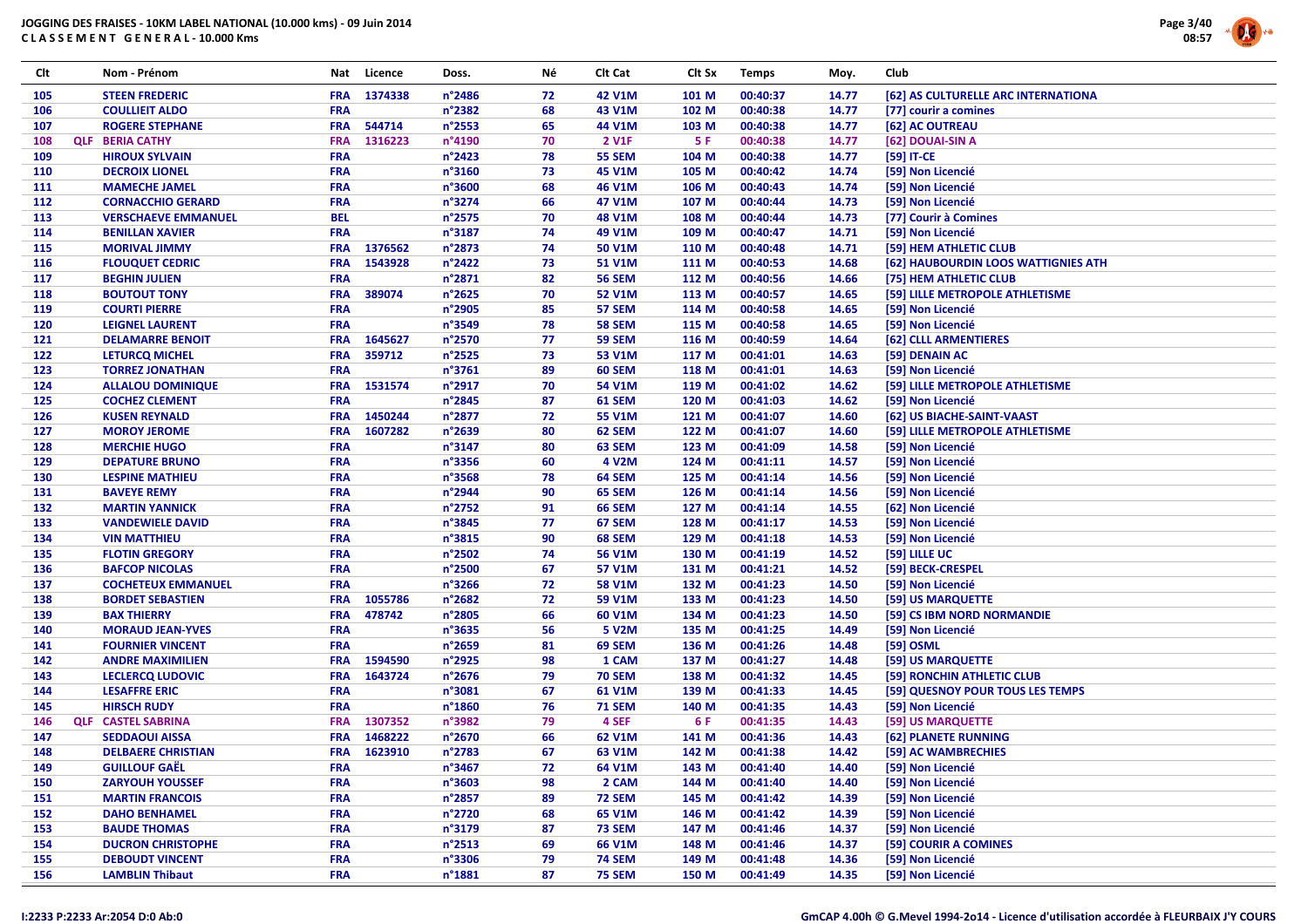**JOGGING DES FRAISES - 10KM LABEL NATIONAL (10.000 kms) - 09 Juin 2014**
**C L A S S E M E N T G E N E R A L - 10.000 Kms**

| Clt | | Nom - Prénom | Nat | Licence | Doss. | Né | Clt Cat | Clt Sx | Temps | Moy. | Club |
|---|---|---|---|---|---|---|---|---|---|---|---|
| 105 | | STEEN FREDERIC | FRA | 1374338 | n°2486 | 72 | 42 V1M | 101 M | 00:40:37 | 14.77 | [62] AS CULTURELLE ARC INTERNATIONA |
| 106 | | COULLIEIT ALDO | FRA | | n°2382 | 68 | 43 V1M | 102 M | 00:40:38 | 14.77 | [77] courir a comines |
| 107 | | ROGERE STEPHANE | FRA | 544714 | n°2553 | 65 | 44 V1M | 103 M | 00:40:38 | 14.77 | [62] AC OUTREAU |
| 108 | QLF | BERIA CATHY | FRA | 1316223 | n°4190 | 70 | 2 V1F | 5 F | 00:40:38 | 14.77 | [62] DOUAI-SIN A |
| 109 | | HIROUX SYLVAIN | FRA | | n°2423 | 78 | 55 SEM | 104 M | 00:40:38 | 14.77 | [59] IT-CE |
| 110 | | DECROIX LIONEL | FRA | | n°3160 | 73 | 45 V1M | 105 M | 00:40:42 | 14.74 | [59] Non Licencié |
| 111 | | MAMECHE JAMEL | FRA | | n°3600 | 68 | 46 V1M | 106 M | 00:40:43 | 14.74 | [59] Non Licencié |
| 112 | | CORNACCHIO GERARD | FRA | | n°3274 | 66 | 47 V1M | 107 M | 00:40:44 | 14.73 | [59] Non Licencié |
| 113 | | VERSCHAEVE EMMANUEL | BEL | | n°2575 | 70 | 48 V1M | 108 M | 00:40:44 | 14.73 | [77] Courir à Comines |
| 114 | | BENILLAN XAVIER | FRA | | n°3187 | 74 | 49 V1M | 109 M | 00:40:47 | 14.71 | [59] Non Licencié |
| 115 | | MORIVAL JIMMY | FRA | 1376562 | n°2873 | 74 | 50 V1M | 110 M | 00:40:48 | 14.71 | [59] HEM ATHLETIC CLUB |
| 116 | | FLOUQUET CEDRIC | FRA | 1543928 | n°2422 | 73 | 51 V1M | 111 M | 00:40:53 | 14.68 | [62] HAUBOURDIN LOOS WATTIGNIES ATH |
| 117 | | BEGHIN JULIEN | FRA | | n°2871 | 82 | 56 SEM | 112 M | 00:40:56 | 14.66 | [75] HEM ATHLETIC CLUB |
| 118 | | BOUTOUT TONY | FRA | 389074 | n°2625 | 70 | 52 V1M | 113 M | 00:40:57 | 14.65 | [59] LILLE METROPOLE ATHLETISME |
| 119 | | COURTI PIERRE | FRA | | n°2905 | 85 | 57 SEM | 114 M | 00:40:58 | 14.65 | [59] Non Licencié |
| 120 | | LEIGNEL LAURENT | FRA | | n°3549 | 78 | 58 SEM | 115 M | 00:40:58 | 14.65 | [59] Non Licencié |
| 121 | | DELAMARRE BENOIT | FRA | 1645627 | n°2570 | 77 | 59 SEM | 116 M | 00:40:59 | 14.64 | [62] CLLL ARMENTIERES |
| 122 | | LETURCQ MICHEL | FRA | 359712 | n°2525 | 73 | 53 V1M | 117 M | 00:41:01 | 14.63 | [59] DENAIN AC |
| 123 | | TORREZ JONATHAN | FRA | | n°3761 | 89 | 60 SEM | 118 M | 00:41:01 | 14.63 | [59] Non Licencié |
| 124 | | ALLALOU DOMINIQUE | FRA | 1531574 | n°2917 | 70 | 54 V1M | 119 M | 00:41:02 | 14.62 | [59] LILLE METROPOLE ATHLETISME |
| 125 | | COCHEZ CLEMENT | FRA | | n°2845 | 87 | 61 SEM | 120 M | 00:41:03 | 14.62 | [59] Non Licencié |
| 126 | | KUSEN REYNALD | FRA | 1450244 | n°2877 | 72 | 55 V1M | 121 M | 00:41:07 | 14.60 | [62] US BIACHE-SAINT-VAAST |
| 127 | | MOROY JEROME | FRA | 1607282 | n°2639 | 80 | 62 SEM | 122 M | 00:41:07 | 14.60 | [59] LILLE METROPOLE ATHLETISME |
| 128 | | MERCHIE HUGO | FRA | | n°3147 | 80 | 63 SEM | 123 M | 00:41:09 | 14.58 | [59] Non Licencié |
| 129 | | DEPATURE BRUNO | FRA | | n°3356 | 60 | 4 V2M | 124 M | 00:41:11 | 14.57 | [59] Non Licencié |
| 130 | | LESPINE MATHIEU | FRA | | n°3568 | 78 | 64 SEM | 125 M | 00:41:14 | 14.56 | [59] Non Licencié |
| 131 | | BAVEYE REMY | FRA | | n°2944 | 90 | 65 SEM | 126 M | 00:41:14 | 14.56 | [59] Non Licencié |
| 132 | | MARTIN YANNICK | FRA | | n°2752 | 91 | 66 SEM | 127 M | 00:41:14 | 14.55 | [62] Non Licencié |
| 133 | | VANDEWIELE DAVID | FRA | | n°3845 | 77 | 67 SEM | 128 M | 00:41:17 | 14.53 | [59] Non Licencié |
| 134 | | VIN MATTHIEU | FRA | | n°3815 | 90 | 68 SEM | 129 M | 00:41:18 | 14.53 | [59] Non Licencié |
| 135 | | FLOTIN GREGORY | FRA | | n°2502 | 74 | 56 V1M | 130 M | 00:41:19 | 14.52 | [59] LILLE UC |
| 136 | | BAFCOP NICOLAS | FRA | | n°2500 | 67 | 57 V1M | 131 M | 00:41:21 | 14.52 | [59] BECK-CRESPEL |
| 137 | | COCHETEUX EMMANUEL | FRA | | n°3266 | 72 | 58 V1M | 132 M | 00:41:23 | 14.50 | [59] Non Licencié |
| 138 | | BORDET SEBASTIEN | FRA | 1055786 | n°2682 | 72 | 59 V1M | 133 M | 00:41:23 | 14.50 | [59] US MARQUETTE |
| 139 | | BAX THIERRY | FRA | 478742 | n°2805 | 66 | 60 V1M | 134 M | 00:41:23 | 14.50 | [59] CS IBM NORD NORMANDIE |
| 140 | | MORAUD JEAN-YVES | FRA | | n°3635 | 56 | 5 V2M | 135 M | 00:41:25 | 14.49 | [59] Non Licencié |
| 141 | | FOURNIER VINCENT | FRA | | n°2659 | 81 | 69 SEM | 136 M | 00:41:26 | 14.48 | [59] OSML |
| 142 | | ANDRE MAXIMILIEN | FRA | 1594590 | n°2925 | 98 | 1 CAM | 137 M | 00:41:27 | 14.48 | [59] US MARQUETTE |
| 143 | | LECLERCQ LUDOVIC | FRA | 1643724 | n°2676 | 79 | 70 SEM | 138 M | 00:41:32 | 14.45 | [59] RONCHIN ATHLETIC CLUB |
| 144 | | LESAFFRE ERIC | FRA | | n°3081 | 67 | 61 V1M | 139 M | 00:41:33 | 14.45 | [59] QUESNOY POUR TOUS LES TEMPS |
| 145 | | HIRSCH RUDY | FRA | | n°1860 | 76 | 71 SEM | 140 M | 00:41:35 | 14.43 | [59] Non Licencié |
| 146 | QLF | CASTEL SABRINA | FRA | 1307352 | n°3982 | 79 | 4 SEF | 6 F | 00:41:35 | 14.43 | [59] US MARQUETTE |
| 147 | | SEDDAOUI AISSA | FRA | 1468222 | n°2670 | 66 | 62 V1M | 141 M | 00:41:36 | 14.43 | [62] PLANETE RUNNING |
| 148 | | DELBAERE CHRISTIAN | FRA | 1623910 | n°2783 | 67 | 63 V1M | 142 M | 00:41:38 | 14.42 | [59] AC WAMBRECHIES |
| 149 | | GUILLOUF GAËL | FRA | | n°3467 | 72 | 64 V1M | 143 M | 00:41:40 | 14.40 | [59] Non Licencié |
| 150 | | ZARYOUH YOUSSEF | FRA | | n°3603 | 98 | 2 CAM | 144 M | 00:41:40 | 14.40 | [59] Non Licencié |
| 151 | | MARTIN FRANCOIS | FRA | | n°2857 | 89 | 72 SEM | 145 M | 00:41:42 | 14.39 | [59] Non Licencié |
| 152 | | DAHO BENHAMEL | FRA | | n°2720 | 68 | 65 V1M | 146 M | 00:41:42 | 14.39 | [59] Non Licencié |
| 153 | | BAUDE THOMAS | FRA | | n°3179 | 87 | 73 SEM | 147 M | 00:41:46 | 14.37 | [59] Non Licencié |
| 154 | | DUCRON CHRISTOPHE | FRA | | n°2513 | 69 | 66 V1M | 148 M | 00:41:46 | 14.37 | [59] COURIR A COMINES |
| 155 | | DEBOUDT VINCENT | FRA | | n°3306 | 79 | 74 SEM | 149 M | 00:41:48 | 14.36 | [59] Non Licencié |
| 156 | | LAMBLIN Thibaut | FRA | | n°1881 | 87 | 75 SEM | 150 M | 00:41:49 | 14.35 | [59] Non Licencié |

I:2233 P:2233 Ar:2054 D:0 Ab:0

GmCAP 4.00h © G.Mevel 1994-2o14 - Licence d'utilisation accordée à FLEURBAIX J'Y COURS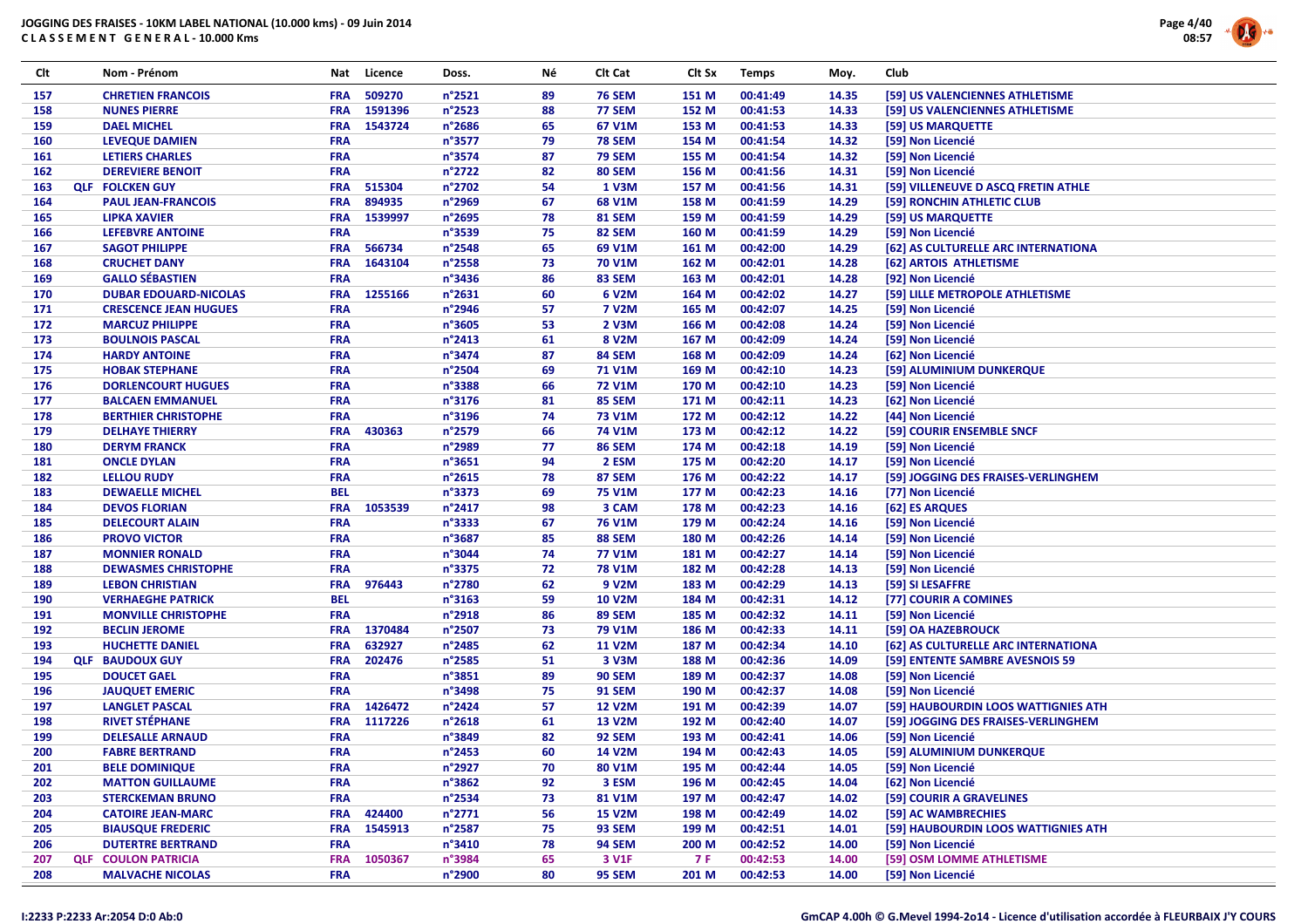# JOGGING DES FRAISES - 10KM LABEL NATIONAL (10.000 kms) - 09 Juin 2014

## C L A S S E M E N T G E N E R A L - 10.000 Kms

| Clt | | Nom - Prénom | Nat | Licence | Doss. | Né | Clt Cat | Clt Sx | Temps | Moy. | Club |
|---|---|---|---|---|---|---|---|---|---|---|---|
| 157 | | CHRETIEN FRANCOIS | FRA | 509270 | n°2521 | 89 | 76 SEM | 151 M | 00:41:49 | 14.35 | [59] US VALENCIENNES ATHLETISME |
| 158 | | NUNES PIERRE | FRA | 1591396 | n°2523 | 88 | 77 SEM | 152 M | 00:41:53 | 14.33 | [59] US VALENCIENNES ATHLETISME |
| 159 | | DAEL MICHEL | FRA | 1543724 | n°2686 | 65 | 67 V1M | 153 M | 00:41:53 | 14.33 | [59] US MARQUETTE |
| 160 | | LEVEQUE DAMIEN | FRA | | n°3577 | 79 | 78 SEM | 154 M | 00:41:54 | 14.32 | [59] Non Licencié |
| 161 | | LETIERS CHARLES | FRA | | n°3574 | 87 | 79 SEM | 155 M | 00:41:54 | 14.32 | [59] Non Licencié |
| 162 | | DEREVIERE BENOIT | FRA | | n°2722 | 82 | 80 SEM | 156 M | 00:41:56 | 14.31 | [59] Non Licencié |
| 163 | QLF | FOLCKEN GUY | FRA | 515304 | n°2702 | 54 | 1 V3M | 157 M | 00:41:56 | 14.31 | [59] VILLENEUVE D ASCQ FRETIN ATHLE |
| 164 | | PAUL JEAN-FRANCOIS | FRA | 894935 | n°2969 | 67 | 68 V1M | 158 M | 00:41:59 | 14.29 | [59] RONCHIN ATHLETIC CLUB |
| 165 | | LIPKA XAVIER | FRA | 1539997 | n°2695 | 78 | 81 SEM | 159 M | 00:41:59 | 14.29 | [59] US MARQUETTE |
| 166 | | LEFEBVRE ANTOINE | FRA | | n°3539 | 75 | 82 SEM | 160 M | 00:41:59 | 14.29 | [59] Non Licencié |
| 167 | | SAGOT PHILIPPE | FRA | 566734 | n°2548 | 65 | 69 V1M | 161 M | 00:42:00 | 14.29 | [62] AS CULTURELLE ARC INTERNATIONA |
| 168 | | CRUCHET DANY | FRA | 1643104 | n°2558 | 73 | 70 V1M | 162 M | 00:42:01 | 14.28 | [62] ARTOIS ATHLETISME |
| 169 | | GALLO SÉBASTIEN | FRA | | n°3436 | 86 | 83 SEM | 163 M | 00:42:01 | 14.28 | [92] Non Licencié |
| 170 | | DUBAR EDOUARD-NICOLAS | FRA | 1255166 | n°2631 | 60 | 6 V2M | 164 M | 00:42:02 | 14.27 | [59] LILLE METROPOLE ATHLETISME |
| 171 | | CRESCENCE JEAN HUGUES | FRA | | n°2946 | 57 | 7 V2M | 165 M | 00:42:07 | 14.25 | [59] Non Licencié |
| 172 | | MARCUZ PHILIPPE | FRA | | n°3605 | 53 | 2 V3M | 166 M | 00:42:08 | 14.24 | [59] Non Licencié |
| 173 | | BOULNOIS PASCAL | FRA | | n°2413 | 61 | 8 V2M | 167 M | 00:42:09 | 14.24 | [59] Non Licencié |
| 174 | | HARDY ANTOINE | FRA | | n°3474 | 87 | 84 SEM | 168 M | 00:42:09 | 14.24 | [62] Non Licencié |
| 175 | | HOBAK STEPHANE | FRA | | n°2504 | 69 | 71 V1M | 169 M | 00:42:10 | 14.23 | [59] ALUMINIUM DUNKERQUE |
| 176 | | DORLENCOURT HUGUES | FRA | | n°3388 | 66 | 72 V1M | 170 M | 00:42:10 | 14.23 | [59] Non Licencié |
| 177 | | BALCAEN EMMANUEL | FRA | | n°3176 | 81 | 85 SEM | 171 M | 00:42:11 | 14.23 | [62] Non Licencié |
| 178 | | BERTHIER CHRISTOPHE | FRA | | n°3196 | 74 | 73 V1M | 172 M | 00:42:12 | 14.22 | [44] Non Licencié |
| 179 | | DELHAYE THIERRY | FRA | 430363 | n°2579 | 66 | 74 V1M | 173 M | 00:42:12 | 14.22 | [59] COURIR ENSEMBLE SNCF |
| 180 | | DERYM FRANCK | FRA | | n°2989 | 77 | 86 SEM | 174 M | 00:42:18 | 14.19 | [59] Non Licencié |
| 181 | | ONCLE DYLAN | FRA | | n°3651 | 94 | 2 ESM | 175 M | 00:42:20 | 14.17 | [59] Non Licencié |
| 182 | | LELLOU RUDY | FRA | | n°2615 | 78 | 87 SEM | 176 M | 00:42:22 | 14.17 | [59] JOGGING DES FRAISES-VERLINGHEM |
| 183 | | DEWAELLE MICHEL | BEL | | n°3373 | 69 | 75 V1M | 177 M | 00:42:23 | 14.16 | [77] Non Licencié |
| 184 | | DEVOS FLORIAN | FRA | 1053539 | n°2417 | 98 | 3 CAM | 178 M | 00:42:23 | 14.16 | [62] ES ARQUES |
| 185 | | DELECOURT ALAIN | FRA | | n°3333 | 67 | 76 V1M | 179 M | 00:42:24 | 14.16 | [59] Non Licencié |
| 186 | | PROVO VICTOR | FRA | | n°3687 | 85 | 88 SEM | 180 M | 00:42:26 | 14.14 | [59] Non Licencié |
| 187 | | MONNIER RONALD | FRA | | n°3044 | 74 | 77 V1M | 181 M | 00:42:27 | 14.14 | [59] Non Licencié |
| 188 | | DEWASMES CHRISTOPHE | FRA | | n°3375 | 72 | 78 V1M | 182 M | 00:42:28 | 14.13 | [59] Non Licencié |
| 189 | | LEBON CHRISTIAN | FRA | 976443 | n°2780 | 62 | 9 V2M | 183 M | 00:42:29 | 14.13 | [59] SI LESAFFRE |
| 190 | | VERHAEGHE PATRICK | BEL | | n°3163 | 59 | 10 V2M | 184 M | 00:42:31 | 14.12 | [77] COURIR A COMINES |
| 191 | | MONVILLE CHRISTOPHE | FRA | | n°2918 | 86 | 89 SEM | 185 M | 00:42:32 | 14.11 | [59] Non Licencié |
| 192 | | BECLIN JEROME | FRA | 1370484 | n°2507 | 73 | 79 V1M | 186 M | 00:42:33 | 14.11 | [59] OA HAZEBROUCK |
| 193 | | HUCHETTE DANIEL | FRA | 632927 | n°2485 | 62 | 11 V2M | 187 M | 00:42:34 | 14.10 | [62] AS CULTURELLE ARC INTERNATIONA |
| 194 | QLF | BAUDOUX GUY | FRA | 202476 | n°2585 | 51 | 3 V3M | 188 M | 00:42:36 | 14.09 | [59] ENTENTE SAMBRE AVESNOIS 59 |
| 195 | | DOUCET GAEL | FRA | | n°3851 | 89 | 90 SEM | 189 M | 00:42:37 | 14.08 | [59] Non Licencié |
| 196 | | JAUQUET EMERIC | FRA | | n°3498 | 75 | 91 SEM | 190 M | 00:42:37 | 14.08 | [59] Non Licencié |
| 197 | | LANGLET PASCAL | FRA | 1426472 | n°2424 | 57 | 12 V2M | 191 M | 00:42:39 | 14.07 | [59] HAUBOURDIN LOOS WATTIGNIES ATH |
| 198 | | RIVET STÉPHANE | FRA | 1117226 | n°2618 | 61 | 13 V2M | 192 M | 00:42:40 | 14.07 | [59] JOGGING DES FRAISES-VERLINGHEM |
| 199 | | DELESALLE ARNAUD | FRA | | n°3849 | 82 | 92 SEM | 193 M | 00:42:41 | 14.06 | [59] Non Licencié |
| 200 | | FABRE BERTRAND | FRA | | n°2453 | 60 | 14 V2M | 194 M | 00:42:43 | 14.05 | [59] ALUMINIUM DUNKERQUE |
| 201 | | BELE DOMINIQUE | FRA | | n°2927 | 70 | 80 V1M | 195 M | 00:42:44 | 14.05 | [59] Non Licencié |
| 202 | | MATTON GUILLAUME | FRA | | n°3862 | 92 | 3 ESM | 196 M | 00:42:45 | 14.04 | [62] Non Licencié |
| 203 | | STERCKEMAN BRUNO | FRA | | n°2534 | 73 | 81 V1M | 197 M | 00:42:47 | 14.02 | [59] COURIR A GRAVELINES |
| 204 | | CATOIRE JEAN-MARC | FRA | 424400 | n°2771 | 56 | 15 V2M | 198 M | 00:42:49 | 14.02 | [59] AC WAMBRECHIES |
| 205 | | BIAUSQUE FREDERIC | FRA | 1545913 | n°2587 | 75 | 93 SEM | 199 M | 00:42:51 | 14.01 | [59] HAUBOURDIN LOOS WATTIGNIES ATH |
| 206 | | DUTERTRE BERTRAND | FRA | | n°3410 | 78 | 94 SEM | 200 M | 00:42:52 | 14.00 | [59] Non Licencié |
| 207 | QLF | COULON PATRICIA | FRA | 1050367 | n°3984 | 65 | 3 V1F | 7 F | 00:42:53 | 14.00 | [59] OSM LOMME ATHLETISME |
| 208 | | MALVACHE NICOLAS | FRA | | n°2900 | 80 | 95 SEM | 201 M | 00:42:53 | 14.00 | [59] Non Licencié |

I:2233 P:2233 Ar:2054 D:0 Ab:0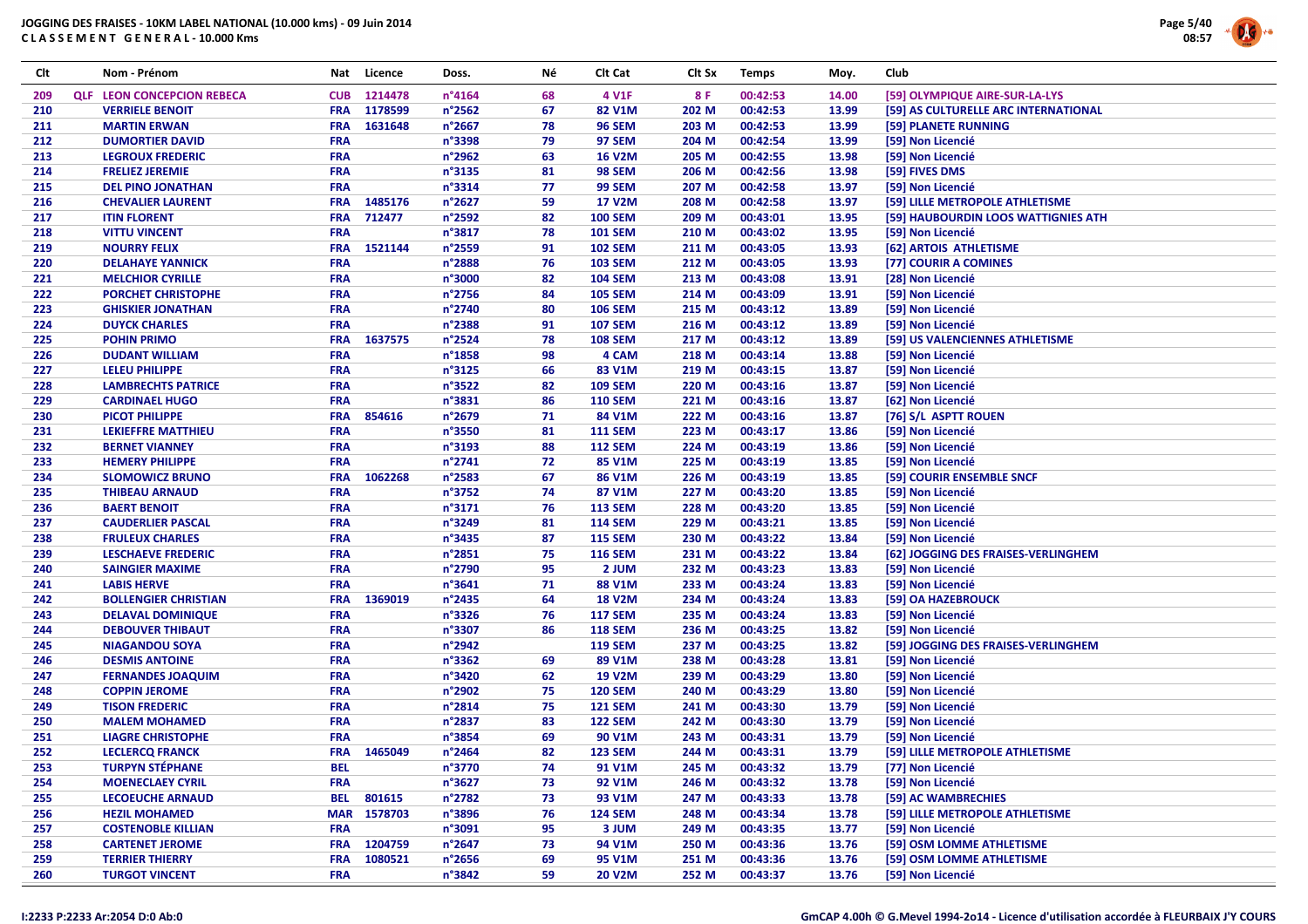**JOGGING DES FRAISES - 10KM LABEL NATIONAL (10.000 kms) - 09 Juin 2014**
**CLASSEMENT GENERAL - 10.000 Kms**

| Clt | | Nom - Prénom | Nat | Licence | Doss. | Né | Clt Cat | Clt Sx | Temps | Moy. | Club |
|---|---|---|---|---|---|---|---|---|---|---|---|
| 209 | QLF | LEON CONCEPCION REBECA | CUB | 1214478 | n°4164 | 68 | 4 V1F | 8 F | 00:42:53 | 14.00 | [59] OLYMPIQUE AIRE-SUR-LA-LYS |
| 210 | | VERRIELE BENOIT | FRA | 1178599 | n°2562 | 67 | 82 V1M | 202 M | 00:42:53 | 13.99 | [59] AS CULTURELLE ARC INTERNATIONAL |
| 211 | | MARTIN ERWAN | FRA | 1631648 | n°2667 | 78 | 96 SEM | 203 M | 00:42:53 | 13.99 | [59] PLANETE RUNNING |
| 212 | | DUMORTIER DAVID | FRA | | n°3398 | 79 | 97 SEM | 204 M | 00:42:54 | 13.99 | [59] Non Licencié |
| 213 | | LEGROUX FREDERIC | FRA | | n°2962 | 63 | 16 V2M | 205 M | 00:42:55 | 13.98 | [59] Non Licencié |
| 214 | | FRELIEZ JEREMIE | FRA | | n°3135 | 81 | 98 SEM | 206 M | 00:42:56 | 13.98 | [59] FIVES DMS |
| 215 | | DEL PINO JONATHAN | FRA | | n°3314 | 77 | 99 SEM | 207 M | 00:42:58 | 13.97 | [59] Non Licencié |
| 216 | | CHEVALIER LAURENT | FRA | 1485176 | n°2627 | 59 | 17 V2M | 208 M | 00:42:58 | 13.97 | [59] LILLE METROPOLE ATHLETISME |
| 217 | | ITIN FLORENT | FRA | 712477 | n°2592 | 82 | 100 SEM | 209 M | 00:43:01 | 13.95 | [59] HAUBOURDIN LOOS WATTIGNIES ATH |
| 218 | | VITTU VINCENT | FRA | | n°3817 | 78 | 101 SEM | 210 M | 00:43:02 | 13.95 | [59] Non Licencié |
| 219 | | NOURRY FELIX | FRA | 1521144 | n°2559 | 91 | 102 SEM | 211 M | 00:43:05 | 13.93 | [62] ARTOIS ATHLETISME |
| 220 | | DELAHAYE YANNICK | FRA | | n°2888 | 76 | 103 SEM | 212 M | 00:43:05 | 13.93 | [77] COURIR A COMINES |
| 221 | | MELCHIOR CYRILLE | FRA | | n°3000 | 82 | 104 SEM | 213 M | 00:43:08 | 13.91 | [28] Non Licencié |
| 222 | | PORCHET CHRISTOPHE | FRA | | n°2756 | 84 | 105 SEM | 214 M | 00:43:09 | 13.91 | [59] Non Licencié |
| 223 | | GHISKIER JONATHAN | FRA | | n°2740 | 80 | 106 SEM | 215 M | 00:43:12 | 13.89 | [59] Non Licencié |
| 224 | | DUYCK CHARLES | FRA | | n°2388 | 91 | 107 SEM | 216 M | 00:43:12 | 13.89 | [59] Non Licencié |
| 225 | | POHIN PRIMO | FRA | 1637575 | n°2524 | 78 | 108 SEM | 217 M | 00:43:12 | 13.89 | [59] US VALENCIENNES ATHLETISME |
| 226 | | DUDANT WILLIAM | FRA | | n°1858 | 98 | 4 CAM | 218 M | 00:43:14 | 13.88 | [59] Non Licencié |
| 227 | | LELEU PHILIPPE | FRA | | n°3125 | 66 | 83 V1M | 219 M | 00:43:15 | 13.87 | [59] Non Licencié |
| 228 | | LAMBRECHTS PATRICE | FRA | | n°3522 | 82 | 109 SEM | 220 M | 00:43:16 | 13.87 | [59] Non Licencié |
| 229 | | CARDINAEL HUGO | FRA | | n°3831 | 86 | 110 SEM | 221 M | 00:43:16 | 13.87 | [62] Non Licencié |
| 230 | | PICOT PHILIPPE | FRA | 854616 | n°2679 | 71 | 84 V1M | 222 M | 00:43:16 | 13.87 | [76] S/L ASPTT ROUEN |
| 231 | | LEKIEFFRE MATTHIEU | FRA | | n°3550 | 81 | 111 SEM | 223 M | 00:43:17 | 13.86 | [59] Non Licencié |
| 232 | | BERNET VIANNEY | FRA | | n°3193 | 88 | 112 SEM | 224 M | 00:43:19 | 13.86 | [59] Non Licencié |
| 233 | | HEMERY PHILIPPE | FRA | | n°2741 | 72 | 85 V1M | 225 M | 00:43:19 | 13.85 | [59] Non Licencié |
| 234 | | SLOMOWICZ BRUNO | FRA | 1062268 | n°2583 | 67 | 86 V1M | 226 M | 00:43:19 | 13.85 | [59] COURIR ENSEMBLE SNCF |
| 235 | | THIBEAU ARNAUD | FRA | | n°3752 | 74 | 87 V1M | 227 M | 00:43:20 | 13.85 | [59] Non Licencié |
| 236 | | BAERT BENOIT | FRA | | n°3171 | 76 | 113 SEM | 228 M | 00:43:20 | 13.85 | [59] Non Licencié |
| 237 | | CAUDERLIER PASCAL | FRA | | n°3249 | 81 | 114 SEM | 229 M | 00:43:21 | 13.85 | [59] Non Licencié |
| 238 | | FRULEUX CHARLES | FRA | | n°3435 | 87 | 115 SEM | 230 M | 00:43:22 | 13.84 | [59] Non Licencié |
| 239 | | LESCHAEVE FREDERIC | FRA | | n°2851 | 75 | 116 SEM | 231 M | 00:43:22 | 13.84 | [62] JOGGING DES FRAISES-VERLINGHEM |
| 240 | | SAINGIER MAXIME | FRA | | n°2790 | 95 | 2 JUM | 232 M | 00:43:23 | 13.83 | [59] Non Licencié |
| 241 | | LABIS HERVE | FRA | | n°3641 | 71 | 88 V1M | 233 M | 00:43:24 | 13.83 | [59] Non Licencié |
| 242 | | BOLLENGIER CHRISTIAN | FRA | 1369019 | n°2435 | 64 | 18 V2M | 234 M | 00:43:24 | 13.83 | [59] OA HAZEBROUCK |
| 243 | | DELAVAL DOMINIQUE | FRA | | n°3326 | 76 | 117 SEM | 235 M | 00:43:24 | 13.83 | [59] Non Licencié |
| 244 | | DEBOUVER THIBAUT | FRA | | n°3307 | 86 | 118 SEM | 236 M | 00:43:25 | 13.82 | [59] Non Licencié |
| 245 | | NIAGANDOU SOYA | FRA | | n°2942 | | 119 SEM | 237 M | 00:43:25 | 13.82 | [59] JOGGING DES FRAISES-VERLINGHEM |
| 246 | | DESMIS ANTOINE | FRA | | n°3362 | 69 | 89 V1M | 238 M | 00:43:28 | 13.81 | [59] Non Licencié |
| 247 | | FERNANDES JOAQUIM | FRA | | n°3420 | 62 | 19 V2M | 239 M | 00:43:29 | 13.80 | [59] Non Licencié |
| 248 | | COPPIN JEROME | FRA | | n°2902 | 75 | 120 SEM | 240 M | 00:43:29 | 13.80 | [59] Non Licencié |
| 249 | | TISON FREDERIC | FRA | | n°2814 | 75 | 121 SEM | 241 M | 00:43:30 | 13.79 | [59] Non Licencié |
| 250 | | MALEM MOHAMED | FRA | | n°2837 | 83 | 122 SEM | 242 M | 00:43:30 | 13.79 | [59] Non Licencié |
| 251 | | LIAGRE CHRISTOPHE | FRA | | n°3854 | 69 | 90 V1M | 243 M | 00:43:31 | 13.79 | [59] Non Licencié |
| 252 | | LECLERCQ FRANCK | FRA | 1465049 | n°2464 | 82 | 123 SEM | 244 M | 00:43:31 | 13.79 | [59] LILLE METROPOLE ATHLETISME |
| 253 | | TURPYN STÉPHANE | BEL | | n°3770 | 74 | 91 V1M | 245 M | 00:43:32 | 13.79 | [77] Non Licencié |
| 254 | | MOENECLAEY CYRIL | FRA | | n°3627 | 73 | 92 V1M | 246 M | 00:43:32 | 13.78 | [59] Non Licencié |
| 255 | | LECOEUCHE ARNAUD | BEL | 801615 | n°2782 | 73 | 93 V1M | 247 M | 00:43:33 | 13.78 | [59] AC WAMBRECHIES |
| 256 | | HEZIL MOHAMED | MAR | 1578703 | n°3896 | 76 | 124 SEM | 248 M | 00:43:34 | 13.78 | [59] LILLE METROPOLE ATHLETISME |
| 257 | | COSTENOBLE KILLIAN | FRA | | n°3091 | 95 | 3 JUM | 249 M | 00:43:35 | 13.77 | [59] Non Licencié |
| 258 | | CARTENET JEROME | FRA | 1204759 | n°2647 | 73 | 94 V1M | 250 M | 00:43:36 | 13.76 | [59] OSM LOMME ATHLETISME |
| 259 | | TERRIER THIERRY | FRA | 1080521 | n°2656 | 69 | 95 V1M | 251 M | 00:43:36 | 13.76 | [59] OSM LOMME ATHLETISME |
| 260 | | TURGOT VINCENT | FRA | | n°3842 | 59 | 20 V2M | 252 M | 00:43:37 | 13.76 | [59] Non Licencié |

I:2233 P:2233 Ar:2054 D:0 Ab:0

GmCAP 4.00h © G.Mevel 1994-2o14 - Licence d'utilisation accordée à FLEURBAIX J'Y COURS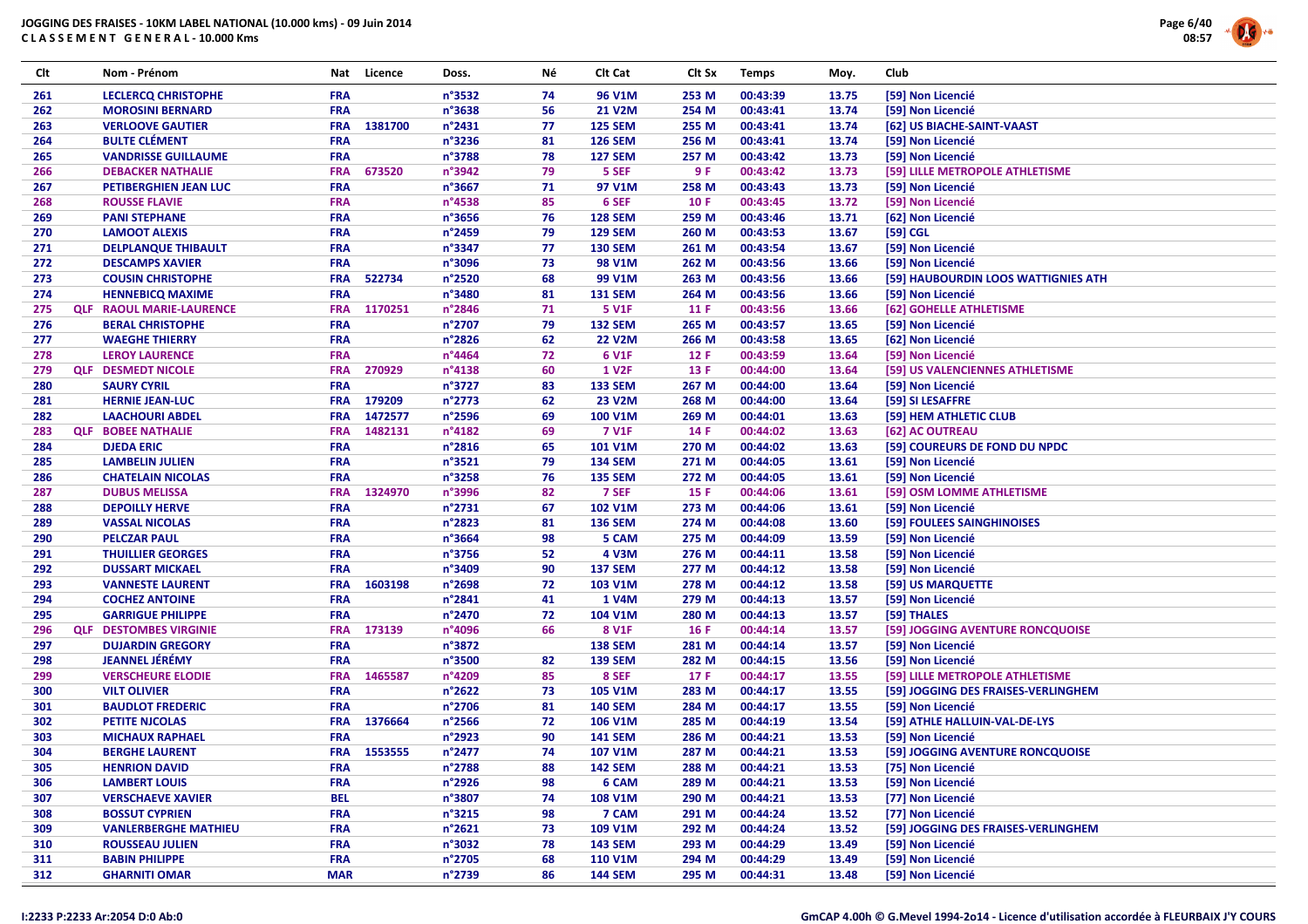# JOGGING DES FRAISES - 10KM LABEL NATIONAL (10.000 kms) - 09 Juin 2014

**C L A S S E M E N T   G E N E R A L - 10.000 Kms**

| Clt | | Nom - Prénom | Nat | Licence | Doss. | Né | Clt Cat | Clt Sx | Temps | Moy. | Club |
|---|---|---|---|---|---|---|---|---|---|---|---|
| 261 | | LECLERCQ CHRISTOPHE | FRA | | n°3532 | 74 | 96 V1M | 253 M | 00:43:39 | 13.75 | [59] Non Licencié |
| 262 | | MOROSINI BERNARD | FRA | | n°3638 | 56 | 21 V2M | 254 M | 00:43:41 | 13.74 | [59] Non Licencié |
| 263 | | VERLOOVE GAUTIER | FRA | 1381700 | n°2431 | 77 | 125 SEM | 255 M | 00:43:41 | 13.74 | [62] US BIACHE-SAINT-VAAST |
| 264 | | BULTE CLÉMENT | FRA | | n°3236 | 81 | 126 SEM | 256 M | 00:43:41 | 13.74 | [59] Non Licencié |
| 265 | | VANDRISSE GUILLAUME | FRA | | n°3788 | 78 | 127 SEM | 257 M | 00:43:42 | 13.73 | [59] Non Licencié |
| 266 | | DEBACKER NATHALIE | FRA | 673520 | n°3942 | 79 | 5 SEF | 9 F | 00:43:42 | 13.73 | [59] LILLE METROPOLE ATHLETISME |
| 267 | | PETIBERGHIEN JEAN LUC | FRA | | n°3667 | 71 | 97 V1M | 258 M | 00:43:43 | 13.73 | [59] Non Licencié |
| 268 | | ROUSSE FLAVIE | FRA | | n°4538 | 85 | 6 SEF | 10 F | 00:43:45 | 13.72 | [59] Non Licencié |
| 269 | | PANI STEPHANE | FRA | | n°3656 | 76 | 128 SEM | 259 M | 00:43:46 | 13.71 | [62] Non Licencié |
| 270 | | LAMOOT ALEXIS | FRA | | n°2459 | 79 | 129 SEM | 260 M | 00:43:53 | 13.67 | [59] CGL |
| 271 | | DELPLANQUE THIBAULT | FRA | | n°3347 | 77 | 130 SEM | 261 M | 00:43:54 | 13.67 | [59] Non Licencié |
| 272 | | DESCAMPS XAVIER | FRA | | n°3096 | 73 | 98 V1M | 262 M | 00:43:56 | 13.66 | [59] Non Licencié |
| 273 | | COUSIN CHRISTOPHE | FRA | 522734 | n°2520 | 68 | 99 V1M | 263 M | 00:43:56 | 13.66 | [59] HAUBOURDIN LOOS WATTIGNIES ATH |
| 274 | | HENNEBICQ MAXIME | FRA | | n°3480 | 81 | 131 SEM | 264 M | 00:43:56 | 13.66 | [59] Non Licencié |
| 275 | QLF | RAOUL MARIE-LAURENCE | FRA | 1170251 | n°2846 | 71 | 5 V1F | 11 F | 00:43:56 | 13.66 | [62] GOHELLE ATHLETISME |
| 276 | | BERAL CHRISTOPHE | FRA | | n°2707 | 79 | 132 SEM | 265 M | 00:43:57 | 13.65 | [59] Non Licencié |
| 277 | | WAEGHE THIERRY | FRA | | n°2826 | 62 | 22 V2M | 266 M | 00:43:58 | 13.65 | [62] Non Licencié |
| 278 | | LEROY LAURENCE | FRA | | n°4464 | 72 | 6 V1F | 12 F | 00:43:59 | 13.64 | [59] Non Licencié |
| 279 | QLF | DESMEDT NICOLE | FRA | 270929 | n°4138 | 60 | 1 V2F | 13 F | 00:44:00 | 13.64 | [59] US VALENCIENNES ATHLETISME |
| 280 | | SAURY CYRIL | FRA | | n°3727 | 83 | 133 SEM | 267 M | 00:44:00 | 13.64 | [59] Non Licencié |
| 281 | | HERNIE JEAN-LUC | FRA | 179209 | n°2773 | 62 | 23 V2M | 268 M | 00:44:00 | 13.64 | [59] SI LESAFFRE |
| 282 | | LAACHOURI ABDEL | FRA | 1472577 | n°2596 | 69 | 100 V1M | 269 M | 00:44:01 | 13.63 | [59] HEM ATHLETIC CLUB |
| 283 | QLF | BOBEE NATHALIE | FRA | 1482131 | n°4182 | 69 | 7 V1F | 14 F | 00:44:02 | 13.63 | [62] AC OUTREAU |
| 284 | | DJEDA ERIC | FRA | | n°2816 | 65 | 101 V1M | 270 M | 00:44:02 | 13.63 | [59] COUREURS DE FOND DU NPDC |
| 285 | | LAMBELIN JULIEN | FRA | | n°3521 | 79 | 134 SEM | 271 M | 00:44:05 | 13.61 | [59] Non Licencié |
| 286 | | CHATELAIN NICOLAS | FRA | | n°3258 | 76 | 135 SEM | 272 M | 00:44:05 | 13.61 | [59] Non Licencié |
| 287 | | DUBUS MELISSA | FRA | 1324970 | n°3996 | 82 | 7 SEF | 15 F | 00:44:06 | 13.61 | [59] OSM LOMME ATHLETISME |
| 288 | | DEPOILLY HERVE | FRA | | n°2731 | 67 | 102 V1M | 273 M | 00:44:06 | 13.61 | [59] Non Licencié |
| 289 | | VASSAL NICOLAS | FRA | | n°2823 | 81 | 136 SEM | 274 M | 00:44:08 | 13.60 | [59] FOULEES SAINGHINOISES |
| 290 | | PELCZAR PAUL | FRA | | n°3664 | 98 | 5 CAM | 275 M | 00:44:09 | 13.59 | [59] Non Licencié |
| 291 | | THUILLIER GEORGES | FRA | | n°3756 | 52 | 4 V3M | 276 M | 00:44:11 | 13.58 | [59] Non Licencié |
| 292 | | DUSSART MICKAEL | FRA | | n°3409 | 90 | 137 SEM | 277 M | 00:44:12 | 13.58 | [59] Non Licencié |
| 293 | | VANNESTE LAURENT | FRA | 1603198 | n°2698 | 72 | 103 V1M | 278 M | 00:44:12 | 13.58 | [59] US MARQUETTE |
| 294 | | COCHEZ ANTOINE | FRA | | n°2841 | 41 | 1 V4M | 279 M | 00:44:13 | 13.57 | [59] Non Licencié |
| 295 | | GARRIGUE PHILIPPE | FRA | | n°2470 | 72 | 104 V1M | 280 M | 00:44:13 | 13.57 | [59] THALES |
| 296 | QLF | DESTOMBES VIRGINIE | FRA | 173139 | n°4096 | 66 | 8 V1F | 16 F | 00:44:14 | 13.57 | [59] JOGGING AVENTURE RONCQUOISE |
| 297 | | DUJARDIN GREGORY | FRA | | n°3872 | | 138 SEM | 281 M | 00:44:14 | 13.57 | [59] Non Licencié |
| 298 | | JEANNEL JÉRÉMY | FRA | | n°3500 | 82 | 139 SEM | 282 M | 00:44:15 | 13.56 | [59] Non Licencié |
| 299 | | VERSCHEURE ELODIE | FRA | 1465587 | n°4209 | 85 | 8 SEF | 17 F | 00:44:17 | 13.55 | [59] LILLE METROPOLE ATHLETISME |
| 300 | | VILT OLIVIER | FRA | | n°2622 | 73 | 105 V1M | 283 M | 00:44:17 | 13.55 | [59] JOGGING DES FRAISES-VERLINGHEM |
| 301 | | BAUDLOT FREDERIC | FRA | | n°2706 | 81 | 140 SEM | 284 M | 00:44:17 | 13.55 | [59] Non Licencié |
| 302 | | PETITE NJCOLAS | FRA | 1376664 | n°2566 | 72 | 106 V1M | 285 M | 00:44:19 | 13.54 | [59] ATHLE HALLUIN-VAL-DE-LYS |
| 303 | | MICHAUX RAPHAEL | FRA | | n°2923 | 90 | 141 SEM | 286 M | 00:44:21 | 13.53 | [59] Non Licencié |
| 304 | | BERGHE LAURENT | FRA | 1553555 | n°2477 | 74 | 107 V1M | 287 M | 00:44:21 | 13.53 | [59] JOGGING AVENTURE RONCQUOISE |
| 305 | | HENRION DAVID | FRA | | n°2788 | 88 | 142 SEM | 288 M | 00:44:21 | 13.53 | [75] Non Licencié |
| 306 | | LAMBERT LOUIS | FRA | | n°2926 | 98 | 6 CAM | 289 M | 00:44:21 | 13.53 | [59] Non Licencié |
| 307 | | VERSCHAEVE XAVIER | BEL | | n°3807 | 74 | 108 V1M | 290 M | 00:44:21 | 13.53 | [77] Non Licencié |
| 308 | | BOSSUT CYPRIEN | FRA | | n°3215 | 98 | 7 CAM | 291 M | 00:44:24 | 13.52 | [77] Non Licencié |
| 309 | | VANLERBERGHE MATHIEU | FRA | | n°2621 | 73 | 109 V1M | 292 M | 00:44:24 | 13.52 | [59] JOGGING DES FRAISES-VERLINGHEM |
| 310 | | ROUSSEAU JULIEN | FRA | | n°3032 | 78 | 143 SEM | 293 M | 00:44:29 | 13.49 | [59] Non Licencié |
| 311 | | BABIN PHILIPPE | FRA | | n°2705 | 68 | 110 V1M | 294 M | 00:44:29 | 13.49 | [59] Non Licencié |
| 312 | | GHARNITI OMAR | MAR | | n°2739 | 86 | 144 SEM | 295 M | 00:44:31 | 13.48 | [59] Non Licencié |

I:2233 P:2233 Ar:2054 D:0 Ab:0

GmCAP 4.00h © G.Mevel 1994-2o14 - Licence d'utilisation accordée à FLEURBAIX J'Y COURS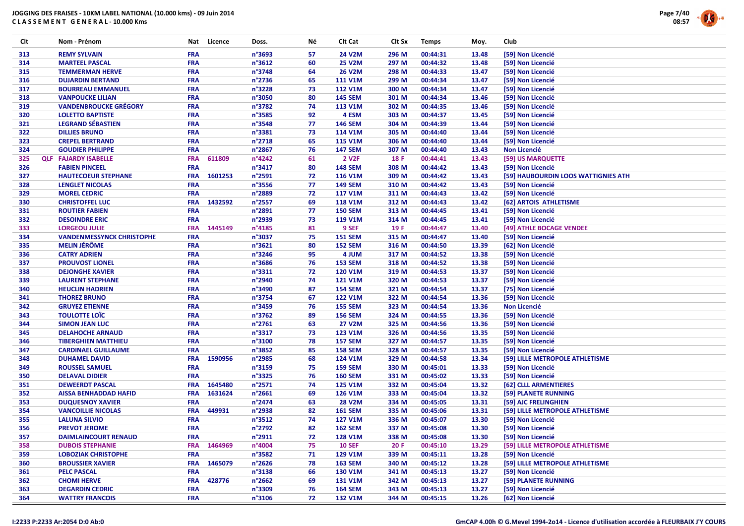# JOGGING DES FRAISES - 10KM LABEL NATIONAL (10.000 kms) - 09 Juin 2014
## CLASSEMENT GENERAL - 10.000 Kms

| Clt | | Nom - Prénom | Nat | Licence | Doss. | Né | Clt Cat | Clt Sx | Temps | Moy. | Club |
|---|---|---|---|---|---|---|---|---|---|---|---|
| 313 | | REMY SYLVAIN | FRA | | n°3693 | 57 | 24 V2M | 296 M | 00:44:31 | 13.48 | [59] Non Licencié |
| 314 | | MARTEEL PASCAL | FRA | | n°3612 | 60 | 25 V2M | 297 M | 00:44:32 | 13.48 | [59] Non Licencié |
| 315 | | TEMMERMAN HERVE | FRA | | n°3748 | 64 | 26 V2M | 298 M | 00:44:33 | 13.47 | [59] Non Licencié |
| 316 | | DUJARDIN BERTAND | FRA | | n°2736 | 65 | 111 V1M | 299 M | 00:44:34 | 13.47 | [59] Non Licencié |
| 317 | | BOURREAU EMMANUEL | FRA | | n°3228 | 73 | 112 V1M | 300 M | 00:44:34 | 13.47 | [59] Non Licencié |
| 318 | | VANPOUCKE LILIAN | FRA | | n°3050 | 80 | 145 SEM | 301 M | 00:44:34 | 13.46 | [59] Non Licencié |
| 319 | | VANDENBROUCKE GRÉGORY | FRA | | n°3782 | 74 | 113 V1M | 302 M | 00:44:35 | 13.46 | [59] Non Licencié |
| 320 | | LOLETTO BAPTISTE | FRA | | n°3585 | 92 | 4 ESM | 303 M | 00:44:37 | 13.45 | [59] Non Licencié |
| 321 | | LEGRAND SÉBASTIEN | FRA | | n°3548 | 77 | 146 SEM | 304 M | 00:44:39 | 13.44 | [59] Non Licencié |
| 322 | | DILLIES BRUNO | FRA | | n°3381 | 73 | 114 V1M | 305 M | 00:44:40 | 13.44 | [59] Non Licencié |
| 323 | | CREPEL BERTRAND | FRA | | n°2718 | 65 | 115 V1M | 306 M | 00:44:40 | 13.44 | [59] Non Licencié |
| 324 | | GOUDIER PHILIPPE | FRA | | n°2867 | 76 | 147 SEM | 307 M | 00:44:40 | 13.43 | Non Licencié |
| 325 | QLF | FAJARDY ISABELLE | FRA | 611809 | n°4242 | 61 | 2 V2F | 18 F | 00:44:41 | 13.43 | [59] US MARQUETTE |
| 326 | | FABIEN PINCEEL | FRA | | n°3417 | 80 | 148 SEM | 308 M | 00:44:42 | 13.43 | [59] Non Licencié |
| 327 | | HAUTECOEUR STEPHANE | FRA | 1601253 | n°2591 | 72 | 116 V1M | 309 M | 00:44:42 | 13.43 | [59] HAUBOURDIN LOOS WATTIGNIES ATH |
| 328 | | LENGLET NICOLAS | FRA | | n°3556 | 77 | 149 SEM | 310 M | 00:44:42 | 13.43 | [59] Non Licencié |
| 329 | | MOREL CEDRIC | FRA | | n°2889 | 72 | 117 V1M | 311 M | 00:44:43 | 13.42 | [59] Non Licencié |
| 330 | | CHRISTOFFEL LUC | FRA | 1432592 | n°2557 | 69 | 118 V1M | 312 M | 00:44:43 | 13.42 | [62] ARTOIS ATHLETISME |
| 331 | | ROUTIER FABIEN | FRA | | n°2891 | 77 | 150 SEM | 313 M | 00:44:45 | 13.41 | [59] Non Licencié |
| 332 | | DESOINDRE ERIC | FRA | | n°2939 | 73 | 119 V1M | 314 M | 00:44:45 | 13.41 | [59] Non Licencié |
| 333 | | LORGEOU JULIE | FRA | 1445149 | n°4185 | 81 | 9 SEF | 19 F | 00:44:47 | 13.40 | [49] ATHLE BOCAGE VENDEE |
| 334 | | VANDENMESSYNCK CHRISTOPHE | FRA | | n°3037 | 75 | 151 SEM | 315 M | 00:44:47 | 13.40 | [59] Non Licencié |
| 335 | | MELIN JÉRÔME | FRA | | n°3621 | 80 | 152 SEM | 316 M | 00:44:50 | 13.39 | [62] Non Licencié |
| 336 | | CATRY ADRIEN | FRA | | n°3246 | 95 | 4 JUM | 317 M | 00:44:52 | 13.38 | [59] Non Licencié |
| 337 | | PROUVOST LIONEL | FRA | | n°3686 | 76 | 153 SEM | 318 M | 00:44:52 | 13.38 | [59] Non Licencié |
| 338 | | DEJONGHE XAVIER | FRA | | n°3311 | 72 | 120 V1M | 319 M | 00:44:53 | 13.37 | [59] Non Licencié |
| 339 | | LAURENT STEPHANE | FRA | | n°2940 | 74 | 121 V1M | 320 M | 00:44:53 | 13.37 | [59] Non Licencié |
| 340 | | HEUCLIN HADRIEN | FRA | | n°3490 | 87 | 154 SEM | 321 M | 00:44:54 | 13.37 | [75] Non Licencié |
| 341 | | THOREZ BRUNO | FRA | | n°3754 | 67 | 122 V1M | 322 M | 00:44:54 | 13.36 | [59] Non Licencié |
| 342 | | GRUYEZ ETIENNE | FRA | | n°3459 | 76 | 155 SEM | 323 M | 00:44:54 | 13.36 | Non Licencié |
| 343 | | TOULOTTE LOÏC | FRA | | n°3762 | 89 | 156 SEM | 324 M | 00:44:55 | 13.36 | [59] Non Licencié |
| 344 | | SIMON JEAN LUC | FRA | | n°2761 | 63 | 27 V2M | 325 M | 00:44:56 | 13.36 | [59] Non Licencié |
| 345 | | DELAHOCHE ARNAUD | FRA | | n°3317 | 73 | 123 V1M | 326 M | 00:44:56 | 13.35 | [59] Non Licencié |
| 346 | | TIBERGHIEN MATTHIEU | FRA | | n°3100 | 78 | 157 SEM | 327 M | 00:44:57 | 13.35 | [59] Non Licencié |
| 347 | | CARDINAEL GUILLAUME | FRA | | n°3852 | 85 | 158 SEM | 328 M | 00:44:57 | 13.35 | [59] Non Licencié |
| 348 | | DUHAMEL DAVID | FRA | 1590956 | n°2985 | 68 | 124 V1M | 329 M | 00:44:58 | 13.34 | [59] LILLE METROPOLE ATHLETISME |
| 349 | | ROUSSEL SAMUEL | FRA | | n°3159 | 75 | 159 SEM | 330 M | 00:45:01 | 13.33 | [59] Non Licencié |
| 350 | | DELAVAL DIDIER | FRA | | n°3325 | 76 | 160 SEM | 331 M | 00:45:02 | 13.33 | [59] Non Licencié |
| 351 | | DEWEERDT PASCAL | FRA | 1645480 | n°2571 | 74 | 125 V1M | 332 M | 00:45:04 | 13.32 | [62] CLLL ARMENTIERES |
| 352 | | AISSA BENHADDAD HAFID | FRA | 1631624 | n°2661 | 69 | 126 V1M | 333 M | 00:45:04 | 13.32 | [59] PLANETE RUNNING |
| 353 | | DUQUESNOY XAVIER | FRA | | n°2474 | 63 | 28 V2M | 334 M | 00:45:05 | 13.31 | [59] AJC FRELINGHIEN |
| 354 | | VANCOILLIE NICOLAS | FRA | 449931 | n°2938 | 82 | 161 SEM | 335 M | 00:45:06 | 13.31 | [59] LILLE METROPOLE ATHLETISME |
| 355 | | LALUNA SILVIO | FRA | | n°3512 | 74 | 127 V1M | 336 M | 00:45:07 | 13.30 | [59] Non Licencié |
| 356 | | PREVOT JEROME | FRA | | n°2792 | 82 | 162 SEM | 337 M | 00:45:08 | 13.30 | [59] Non Licencié |
| 357 | | DAIMLAINCOURT RENAUD | FRA | | n°2911 | 72 | 128 V1M | 338 M | 00:45:08 | 13.30 | [59] Non Licencié |
| 358 | | DUBOIS STEPHANIE | FRA | 1464969 | n°4004 | 75 | 10 SEF | 20 F | 00:45:10 | 13.29 | [59] LILLE METROPOLE ATHLETISME |
| 359 | | LOBOZIAK CHRISTOPHE | FRA | | n°3582 | 71 | 129 V1M | 339 M | 00:45:11 | 13.28 | [59] Non Licencié |
| 360 | | BROUSSIER XAVIER | FRA | 1465079 | n°2626 | 78 | 163 SEM | 340 M | 00:45:12 | 13.28 | [59] LILLE METROPOLE ATHLETISME |
| 361 | | PELC PASCAL | FRA | | n°3138 | 66 | 130 V1M | 341 M | 00:45:13 | 13.27 | [59] Non Licencié |
| 362 | | CHOMI HERVE | FRA | 428776 | n°2662 | 69 | 131 V1M | 342 M | 00:45:13 | 13.27 | [59] PLANETE RUNNING |
| 363 | | DEGARDIN CEDRIC | FRA | | n°3309 | 76 | 164 SEM | 343 M | 00:45:13 | 13.27 | [59] Non Licencié |
| 364 | | WATTRY FRANCOIS | FRA | | n°3106 | 72 | 132 V1M | 344 M | 00:45:15 | 13.26 | [62] Non Licencié |

I:2233 P:2233 Ar:2054 D:0 Ab:0

GmCAP 4.00h © G.Mevel 1994-2014 - Licence d'utilisation accordée à FLEURBAIX J'Y COURS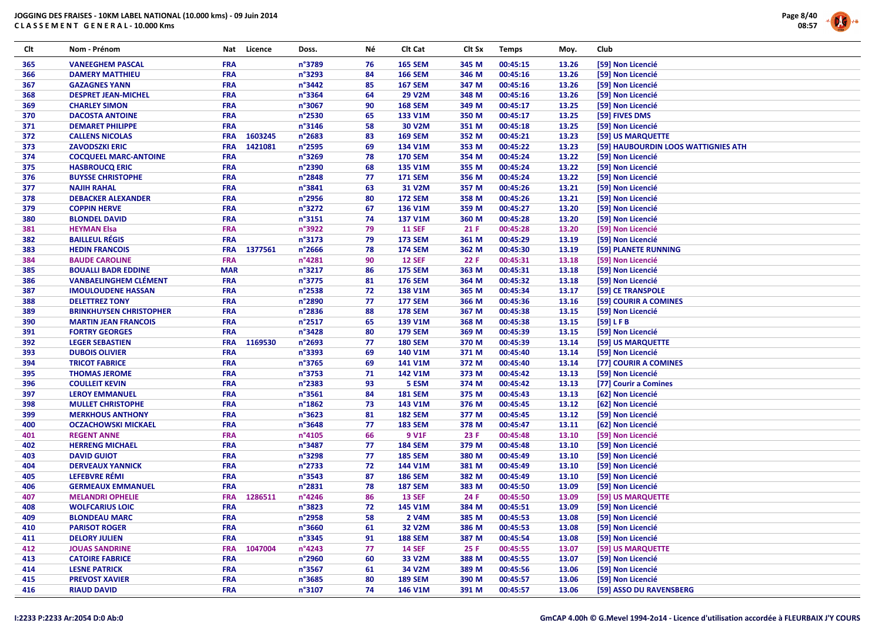JOGGING DES FRAISES - 10KM LABEL NATIONAL (10.000 kms) - 09 Juin 2014

CLASSEMENT GENERAL - 10.000 Kms

| Clt | Nom - Prénom | Nat | Licence | Doss. | Né | Clt Cat | Clt Sx | Temps | Moy. | Club |
|---|---|---|---|---|---|---|---|---|---|---|
| 365 | VANEEGHEM PASCAL | FRA | | n°3789 | 76 | 165 SEM | 345 M | 00:45:15 | 13.26 | [59] Non Licencié |
| 366 | DAMERY MATTHIEU | FRA | | n°3293 | 84 | 166 SEM | 346 M | 00:45:16 | 13.26 | [59] Non Licencié |
| 367 | GAZAGNES YANN | FRA | | n°3442 | 85 | 167 SEM | 347 M | 00:45:16 | 13.26 | [59] Non Licencié |
| 368 | DESPRET JEAN-MICHEL | FRA | | n°3364 | 64 | 29 V2M | 348 M | 00:45:16 | 13.26 | [59] Non Licencié |
| 369 | CHARLEY SIMON | FRA | | n°3067 | 90 | 168 SEM | 349 M | 00:45:17 | 13.25 | [59] Non Licencié |
| 370 | DACOSTA ANTOINE | FRA | | n°2530 | 65 | 133 V1M | 350 M | 00:45:17 | 13.25 | [59] FIVES DMS |
| 371 | DEMARET PHILIPPE | FRA | | n°3146 | 58 | 30 V2M | 351 M | 00:45:18 | 13.25 | [59] Non Licencié |
| 372 | CALLENS NICOLAS | FRA | 1603245 | n°2683 | 83 | 169 SEM | 352 M | 00:45:21 | 13.23 | [59] US MARQUETTE |
| 373 | ZAVODSZKI ERIC | FRA | 1421081 | n°2595 | 69 | 134 V1M | 353 M | 00:45:22 | 13.23 | [59] HAUBOURDIN LOOS WATTIGNIES ATH |
| 374 | COCQUEEL MARC-ANTOINE | FRA | | n°3269 | 78 | 170 SEM | 354 M | 00:45:24 | 13.22 | [59] Non Licencié |
| 375 | HASBROUCQ ERIC | FRA | | n°2390 | 68 | 135 V1M | 355 M | 00:45:24 | 13.22 | [59] Non Licencié |
| 376 | BUYSSE CHRISTOPHE | FRA | | n°2848 | 77 | 171 SEM | 356 M | 00:45:24 | 13.22 | [59] Non Licencié |
| 377 | NAJIH RAHAL | FRA | | n°3841 | 63 | 31 V2M | 357 M | 00:45:26 | 13.21 | [59] Non Licencié |
| 378 | DEBACKER ALEXANDER | FRA | | n°2956 | 80 | 172 SEM | 358 M | 00:45:26 | 13.21 | [59] Non Licencié |
| 379 | COPPIN HERVE | FRA | | n°3272 | 67 | 136 V1M | 359 M | 00:45:27 | 13.20 | [59] Non Licencié |
| 380 | BLONDEL DAVID | FRA | | n°3151 | 74 | 137 V1M | 360 M | 00:45:28 | 13.20 | [59] Non Licencié |
| 381 | HEYMAN Elsa | FRA | | n°3922 | 79 | 11 SEF | 21 F | 00:45:28 | 13.20 | [59] Non Licencié |
| 382 | BAILLEUL RÉGIS | FRA | | n°3173 | 79 | 173 SEM | 361 M | 00:45:29 | 13.19 | [59] Non Licencié |
| 383 | HEDIN FRANCOIS | FRA | 1377561 | n°2666 | 78 | 174 SEM | 362 M | 00:45:30 | 13.19 | [59] PLANETE RUNNING |
| 384 | BAUDE CAROLINE | FRA | | n°4281 | 90 | 12 SEF | 22 F | 00:45:31 | 13.18 | [59] Non Licencié |
| 385 | BOUALLI BADR EDDINE | MAR | | n°3217 | 86 | 175 SEM | 363 M | 00:45:31 | 13.18 | [59] Non Licencié |
| 386 | VANBAELINGHEM CLÉMENT | FRA | | n°3775 | 81 | 176 SEM | 364 M | 00:45:32 | 13.18 | [59] Non Licencié |
| 387 | IMOULOUDENE HASSAN | FRA | | n°2538 | 72 | 138 V1M | 365 M | 00:45:34 | 13.17 | [59] CE TRANSPOLE |
| 388 | DELETTREZ TONY | FRA | | n°2890 | 77 | 177 SEM | 366 M | 00:45:36 | 13.16 | [59] COURIR A COMINES |
| 389 | BRINKHUYSEN CHRISTOPHER | FRA | | n°2836 | 88 | 178 SEM | 367 M | 00:45:38 | 13.15 | [59] Non Licencié |
| 390 | MARTIN JEAN FRANCOIS | FRA | | n°2517 | 65 | 139 V1M | 368 M | 00:45:38 | 13.15 | [59] L F B |
| 391 | FORTRY GEORGES | FRA | | n°3428 | 80 | 179 SEM | 369 M | 00:45:39 | 13.15 | [59] Non Licencié |
| 392 | LEGER SEBASTIEN | FRA | 1169530 | n°2693 | 77 | 180 SEM | 370 M | 00:45:39 | 13.14 | [59] US MARQUETTE |
| 393 | DUBOIS OLIVIER | FRA | | n°3393 | 69 | 140 V1M | 371 M | 00:45:40 | 13.14 | [59] Non Licencié |
| 394 | TRICOT FABRICE | FRA | | n°3765 | 69 | 141 V1M | 372 M | 00:45:40 | 13.14 | [77] COURIR A COMINES |
| 395 | THOMAS JEROME | FRA | | n°3753 | 71 | 142 V1M | 373 M | 00:45:42 | 13.13 | [59] Non Licencié |
| 396 | COULLEIT KEVIN | FRA | | n°2383 | 93 | 5 ESM | 374 M | 00:45:42 | 13.13 | [77] Courir a Comines |
| 397 | LEROY EMMANUEL | FRA | | n°3561 | 84 | 181 SEM | 375 M | 00:45:43 | 13.13 | [62] Non Licencié |
| 398 | MULLET CHRISTOPHE | FRA | | n°1862 | 73 | 143 V1M | 376 M | 00:45:45 | 13.12 | [62] Non Licencié |
| 399 | MERKHOUS ANTHONY | FRA | | n°3623 | 81 | 182 SEM | 377 M | 00:45:45 | 13.12 | [59] Non Licencié |
| 400 | OCZACHOWSKI MICKAEL | FRA | | n°3648 | 77 | 183 SEM | 378 M | 00:45:47 | 13.11 | [62] Non Licencié |
| 401 | REGENT ANNE | FRA | | n°4105 | 66 | 9 V1F | 23 F | 00:45:48 | 13.10 | [59] Non Licencié |
| 402 | HERRENG MICHAEL | FRA | | n°3487 | 77 | 184 SEM | 379 M | 00:45:48 | 13.10 | [59] Non Licencié |
| 403 | DAVID GUIOT | FRA | | n°3298 | 77 | 185 SEM | 380 M | 00:45:49 | 13.10 | [59] Non Licencié |
| 404 | DERVEAUX YANNICK | FRA | | n°2733 | 72 | 144 V1M | 381 M | 00:45:49 | 13.10 | [59] Non Licencié |
| 405 | LEFEBVRE RÉMI | FRA | | n°3543 | 87 | 186 SEM | 382 M | 00:45:49 | 13.10 | [59] Non Licencié |
| 406 | GERMEAUX EMMANUEL | FRA | | n°2831 | 78 | 187 SEM | 383 M | 00:45:50 | 13.09 | [59] Non Licencié |
| 407 | MELANDRI OPHELIE | FRA | 1286511 | n°4246 | 86 | 13 SEF | 24 F | 00:45:50 | 13.09 | [59] US MARQUETTE |
| 408 | WOLFCARIUS LOIC | FRA | | n°3823 | 72 | 145 V1M | 384 M | 00:45:51 | 13.09 | [59] Non Licencié |
| 409 | BLONDEAU MARC | FRA | | n°2958 | 58 | 2 V4M | 385 M | 00:45:53 | 13.08 | [59] Non Licencié |
| 410 | PARISOT ROGER | FRA | | n°3660 | 61 | 32 V2M | 386 M | 00:45:53 | 13.08 | [59] Non Licencié |
| 411 | DELORY JULIEN | FRA | | n°3345 | 91 | 188 SEM | 387 M | 00:45:54 | 13.08 | [59] Non Licencié |
| 412 | JOUAS SANDRINE | FRA | 1047004 | n°4243 | 77 | 14 SEF | 25 F | 00:45:55 | 13.07 | [59] US MARQUETTE |
| 413 | CATOIRE FABRICE | FRA | | n°2960 | 60 | 33 V2M | 388 M | 00:45:55 | 13.07 | [59] Non Licencié |
| 414 | LESNE PATRICK | FRA | | n°3567 | 61 | 34 V2M | 389 M | 00:45:56 | 13.06 | [59] Non Licencié |
| 415 | PREVOST XAVIER | FRA | | n°3685 | 80 | 189 SEM | 390 M | 00:45:57 | 13.06 | [59] Non Licencié |
| 416 | RIAUD DAVID | FRA | | n°3107 | 74 | 146 V1M | 391 M | 00:45:57 | 13.06 | [59] ASSO DU RAVENSBERG |

I:2233 P:2233 Ar:2054 D:0 Ab:0

GmCAP 4.00h © G.Mevel 1994-2o14 - Licence d'utilisation accordée à FLEURBAIX J'Y COURS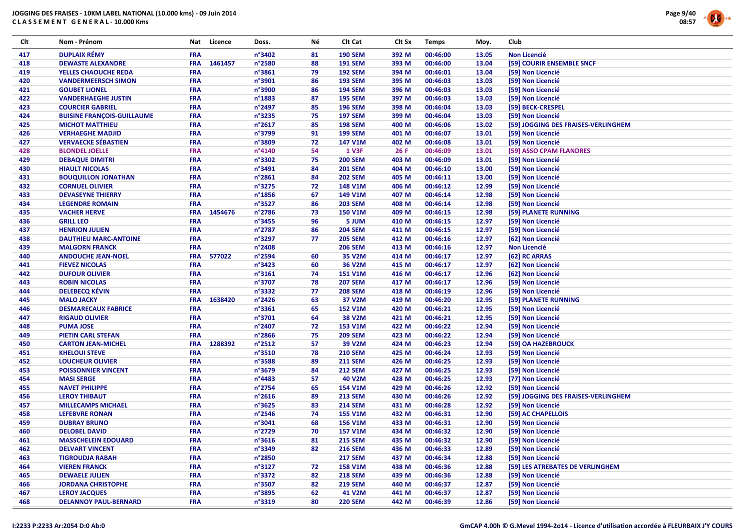# JOGGING DES FRAISES - 10KM LABEL NATIONAL (10.000 kms) - 09 Juin 2014

**C L A S S E M E N T  G E N E R A L - 10.000 Kms**

| Clt | Nom - Prénom | Nat | Licence | Doss. | Né | Clt Cat | Clt Sx | Temps | Moy. | Club |
|---|---|---|---|---|---|---|---|---|---|---|
| 417 | DUPLAIX RÉMY | FRA | | n°3402 | 81 | 190 SEM | 392 M | 00:46:00 | 13.05 | Non Licencié |
| 418 | DEWASTE ALEXANDRE | FRA | 1461457 | n°2580 | 88 | 191 SEM | 393 M | 00:46:00 | 13.04 | [59] COURIR ENSEMBLE SNCF |
| 419 | YELLES CHAOUCHE REDA | FRA | | n°3861 | 79 | 192 SEM | 394 M | 00:46:01 | 13.04 | [59] Non Licencié |
| 420 | VANDERMEERSCH SIMON | FRA | | n°3901 | 86 | 193 SEM | 395 M | 00:46:03 | 13.03 | [59] Non Licencié |
| 421 | GOUBET LIONEL | FRA | | n°3900 | 86 | 194 SEM | 396 M | 00:46:03 | 13.03 | [59] Non Licencié |
| 422 | VANDERHAEGHE JUSTIN | FRA | | n°1883 | 87 | 195 SEM | 397 M | 00:46:03 | 13.03 | [59] Non Licencié |
| 423 | COURCIER GABRIEL | FRA | | n°2497 | 85 | 196 SEM | 398 M | 00:46:04 | 13.03 | [59] BECK-CRESPEL |
| 424 | BUISINE FRANÇOIS-GUILLAUME | FRA | | n°3235 | 75 | 197 SEM | 399 M | 00:46:04 | 13.03 | [59] Non Licencié |
| 425 | MICHOT MATTHIEU | FRA | | n°2617 | 85 | 198 SEM | 400 M | 00:46:06 | 13.02 | [59] JOGGING DES FRAISES-VERLINGHEM |
| 426 | VERHAEGHE MADJID | FRA | | n°3799 | 91 | 199 SEM | 401 M | 00:46:07 | 13.01 | [59] Non Licencié |
| 427 | VERVAECKE SÉBASTIEN | FRA | | n°3809 | 72 | 147 V1M | 402 M | 00:46:08 | 13.01 | [59] Non Licencié |
| 428 | BLONDEL JOELLE | FRA | | n°4140 | 54 | 1 V3F | 26 F | 00:46:09 | 13.01 | [59] ASSO CPAM FLANDRES |
| 429 | DEBAQUE DIMITRI | FRA | | n°3302 | 75 | 200 SEM | 403 M | 00:46:09 | 13.01 | [59] Non Licencié |
| 430 | HIAULT NICOLAS | FRA | | n°3491 | 84 | 201 SEM | 404 M | 00:46:10 | 13.00 | [59] Non Licencié |
| 431 | BOUQUILLON JONATHAN | FRA | | n°2861 | 84 | 202 SEM | 405 M | 00:46:11 | 13.00 | [59] Non Licencié |
| 432 | CORNUEL OLIVIER | FRA | | n°3275 | 72 | 148 V1M | 406 M | 00:46:12 | 12.99 | [59] Non Licencié |
| 433 | DEVASEYNE THIERRY | FRA | | n°1856 | 67 | 149 V1M | 407 M | 00:46:14 | 12.98 | [59] Non Licencié |
| 434 | LEGENDRE ROMAIN | FRA | | n°3527 | 86 | 203 SEM | 408 M | 00:46:14 | 12.98 | [59] Non Licencié |
| 435 | VACHER HERVE | FRA | 1454676 | n°2786 | 73 | 150 V1M | 409 M | 00:46:15 | 12.98 | [59] PLANETE RUNNING |
| 436 | GRILL LEO | FRA | | n°3455 | 96 | 5 JUM | 410 M | 00:46:15 | 12.97 | [59] Non Licencié |
| 437 | HENRION JULIEN | FRA | | n°2787 | 86 | 204 SEM | 411 M | 00:46:15 | 12.97 | [59] Non Licencié |
| 438 | DAUTHIEU MARC-ANTOINE | FRA | | n°3297 | 77 | 205 SEM | 412 M | 00:46:16 | 12.97 | [62] Non Licencié |
| 439 | MALGORN FRANCK | FRA | | n°2408 | | 206 SEM | 413 M | 00:46:16 | 12.97 | Non Licencié |
| 440 | ANDOUCHE JEAN-NOEL | FRA | 577022 | n°2594 | 60 | 35 V2M | 414 M | 00:46:17 | 12.97 | [62] RC ARRAS |
| 441 | FIEVEZ NICOLAS | FRA | | n°3423 | 60 | 36 V2M | 415 M | 00:46:17 | 12.97 | [62] Non Licencié |
| 442 | DUFOUR OLIVIER | FRA | | n°3161 | 74 | 151 V1M | 416 M | 00:46:17 | 12.96 | [62] Non Licencié |
| 443 | ROBIN NICOLAS | FRA | | n°3707 | 78 | 207 SEM | 417 M | 00:46:17 | 12.96 | [59] Non Licencié |
| 444 | DELEBECQ KÉVIN | FRA | | n°3332 | 77 | 208 SEM | 418 M | 00:46:19 | 12.96 | [59] Non Licencié |
| 445 | MALO JACKY | FRA | 1638420 | n°2426 | 63 | 37 V2M | 419 M | 00:46:20 | 12.95 | [59] PLANETE RUNNING |
| 446 | DESMARECAUX FABRICE | FRA | | n°3361 | 65 | 152 V1M | 420 M | 00:46:21 | 12.95 | [59] Non Licencié |
| 447 | RIGAUD OLIVIER | FRA | | n°3701 | 64 | 38 V2M | 421 M | 00:46:21 | 12.95 | [59] Non Licencié |
| 448 | PUMA JOSE | FRA | | n°2407 | 72 | 153 V1M | 422 M | 00:46:22 | 12.94 | [59] Non Licencié |
| 449 | PIETIN CARL STEFAN | FRA | | n°2866 | 75 | 209 SEM | 423 M | 00:46:22 | 12.94 | [59] Non Licencié |
| 450 | CARTON JEAN-MICHEL | FRA | 1288392 | n°2512 | 57 | 39 V2M | 424 M | 00:46:23 | 12.94 | [59] OA HAZEBROUCK |
| 451 | KHELOUI STEVE | FRA | | n°3510 | 78 | 210 SEM | 425 M | 00:46:24 | 12.93 | [59] Non Licencié |
| 452 | LOUCHEUR OLIVIER | FRA | | n°3588 | 89 | 211 SEM | 426 M | 00:46:25 | 12.93 | [59] Non Licencié |
| 453 | POISSONNIER VINCENT | FRA | | n°3679 | 84 | 212 SEM | 427 M | 00:46:25 | 12.93 | [59] Non Licencié |
| 454 | MASI SERGE | FRA | | n°4483 | 57 | 40 V2M | 428 M | 00:46:25 | 12.93 | [77] Non Licencié |
| 455 | NAVET PHILIPPE | FRA | | n°2754 | 65 | 154 V1M | 429 M | 00:46:26 | 12.92 | [59] Non Licencié |
| 456 | LEROY THIBAUT | FRA | | n°2616 | 89 | 213 SEM | 430 M | 00:46:26 | 12.92 | [59] JOGGING DES FRAISES-VERLINGHEM |
| 457 | MILLECAMPS MICHAEL | FRA | | n°3625 | 83 | 214 SEM | 431 M | 00:46:28 | 12.92 | [59] Non Licencié |
| 458 | LEFEBVRE RONAN | FRA | | n°2546 | 74 | 155 V1M | 432 M | 00:46:31 | 12.90 | [59] AC CHAPELLOIS |
| 459 | DUBRAY BRUNO | FRA | | n°3041 | 68 | 156 V1M | 433 M | 00:46:31 | 12.90 | [59] Non Licencié |
| 460 | DELOBEL DAVID | FRA | | n°2729 | 70 | 157 V1M | 434 M | 00:46:32 | 12.90 | [59] Non Licencié |
| 461 | MASSCHELEIN EDOUARD | FRA | | n°3616 | 81 | 215 SEM | 435 M | 00:46:32 | 12.90 | [59] Non Licencié |
| 462 | DELVART VINCENT | FRA | | n°3349 | 82 | 216 SEM | 436 M | 00:46:33 | 12.89 | [59] Non Licencié |
| 463 | TIGROUDJA RABAH | FRA | | n°2850 | | 217 SEM | 437 M | 00:46:34 | 12.88 | [59] Non Licencié |
| 464 | VIEREN FRANCK | FRA | | n°3127 | 72 | 158 V1M | 438 M | 00:46:36 | 12.88 | [59] LES ATREBATES DE VERLINGHEM |
| 465 | DEWAELE JULIEN | FRA | | n°3372 | 82 | 218 SEM | 439 M | 00:46:36 | 12.88 | [59] Non Licencié |
| 466 | JORDANA CHRISTOPHE | FRA | | n°3507 | 82 | 219 SEM | 440 M | 00:46:37 | 12.87 | [59] Non Licencié |
| 467 | LEROY JACQUES | FRA | | n°3895 | 62 | 41 V2M | 441 M | 00:46:37 | 12.87 | [59] Non Licencié |
| 468 | DELANNOY PAUL-BERNARD | FRA | | n°3319 | 80 | 220 SEM | 442 M | 00:46:39 | 12.86 | [59] Non Licencié |

I:2233 P:2233 Ar:2054 D:0 Ab:0

GmCAP 4.00h © G.Mevel 1994-2o14 - Licence d'utilisation accordée à FLEURBAIX J'Y COURS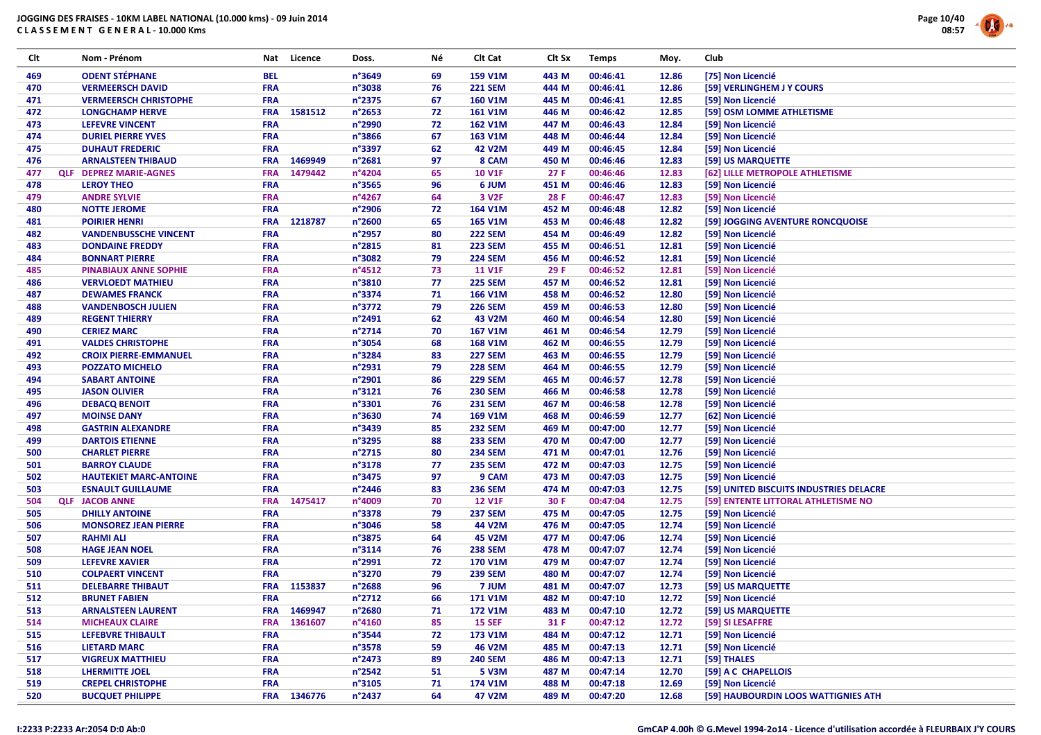# JOGGING DES FRAISES - 10KM LABEL NATIONAL (10.000 kms) - 09 Juin 2014

**CLASSEMENT GENERAL - 10.000 Kms**

| Clt | | Nom - Prénom | Nat | Licence | Doss. | Né | Clt Cat | Clt Sx | Temps | Moy. | Club |
|---|---|---|---|---|---|---|---|---|---|---|---|
| 469 | | ODENT STÉPHANE | BEL | | n°3649 | 69 | 159 V1M | 443 M | 00:46:41 | 12.86 | [75] Non Licencié |
| 470 | | VERMEERSCH DAVID | FRA | | n°3038 | 76 | 221 SEM | 444 M | 00:46:41 | 12.86 | [59] VERLINGHEM J Y COURS |
| 471 | | VERMEERSCH CHRISTOPHE | FRA | | n°2375 | 67 | 160 V1M | 445 M | 00:46:41 | 12.85 | [59] Non Licencié |
| 472 | | LONGCHAMP HERVE | FRA | 1581512 | n°2653 | 72 | 161 V1M | 446 M | 00:46:42 | 12.85 | [59] OSM LOMME ATHLETISME |
| 473 | | LEFEVRE VINCENT | FRA | | n°2990 | 72 | 162 V1M | 447 M | 00:46:43 | 12.84 | [59] Non Licencié |
| 474 | | DURIEL PIERRE YVES | FRA | | n°3866 | 67 | 163 V1M | 448 M | 00:46:44 | 12.84 | [59] Non Licencié |
| 475 | | DUHAUT FREDERIC | FRA | | n°3397 | 62 | 42 V2M | 449 M | 00:46:45 | 12.84 | [59] Non Licencié |
| 476 | | ARNALSTEEN THIBAUD | FRA | 1469949 | n°2681 | 97 | 8 CAM | 450 M | 00:46:46 | 12.83 | [59] US MARQUETTE |
| 477 | QLF | DEPREZ MARIE-AGNES | FRA | 1479442 | n°4204 | 65 | 10 V1F | 27 F | 00:46:46 | 12.83 | [62] LILLE METROPOLE ATHLETISME |
| 478 | | LEROY THEO | FRA | | n°3565 | 96 | 6 JUM | 451 M | 00:46:46 | 12.83 | [59] Non Licencié |
| 479 | | ANDRE SYLVIE | FRA | | n°4267 | 64 | 3 V2F | 28 F | 00:46:47 | 12.83 | [59] Non Licencié |
| 480 | | NOTTE JEROME | FRA | | n°2906 | 72 | 164 V1M | 452 M | 00:46:48 | 12.82 | [59] Non Licencié |
| 481 | | POIRIER HENRI | FRA | 1218787 | n°2600 | 65 | 165 V1M | 453 M | 00:46:48 | 12.82 | [59] JOGGING AVENTURE RONCQUOISE |
| 482 | | VANDENBUSSCHE VINCENT | FRA | | n°2957 | 80 | 222 SEM | 454 M | 00:46:49 | 12.82 | [59] Non Licencié |
| 483 | | DONDAINE FREDDY | FRA | | n°2815 | 81 | 223 SEM | 455 M | 00:46:51 | 12.81 | [59] Non Licencié |
| 484 | | BONNART PIERRE | FRA | | n°3082 | 79 | 224 SEM | 456 M | 00:46:52 | 12.81 | [59] Non Licencié |
| 485 | | PINABIAUX ANNE SOPHIE | FRA | | n°4512 | 73 | 11 V1F | 29 F | 00:46:52 | 12.81 | [59] Non Licencié |
| 486 | | VERVLOEDT MATHIEU | FRA | | n°3810 | 77 | 225 SEM | 457 M | 00:46:52 | 12.81 | [59] Non Licencié |
| 487 | | DEWAMES FRANCK | FRA | | n°3374 | 71 | 166 V1M | 458 M | 00:46:52 | 12.80 | [59] Non Licencié |
| 488 | | VANDENBOSCH JULIEN | FRA | | n°3772 | 79 | 226 SEM | 459 M | 00:46:53 | 12.80 | [59] Non Licencié |
| 489 | | REGENT THIERRY | FRA | | n°2491 | 62 | 43 V2M | 460 M | 00:46:54 | 12.80 | [59] Non Licencié |
| 490 | | CERIEZ MARC | FRA | | n°2714 | 70 | 167 V1M | 461 M | 00:46:54 | 12.79 | [59] Non Licencié |
| 491 | | VALDES CHRISTOPHE | FRA | | n°3054 | 68 | 168 V1M | 462 M | 00:46:55 | 12.79 | [59] Non Licencié |
| 492 | | CROIX PIERRE-EMMANUEL | FRA | | n°3284 | 83 | 227 SEM | 463 M | 00:46:55 | 12.79 | [59] Non Licencié |
| 493 | | POZZATO MICHELO | FRA | | n°2931 | 79 | 228 SEM | 464 M | 00:46:55 | 12.79 | [59] Non Licencié |
| 494 | | SABART ANTOINE | FRA | | n°2901 | 86 | 229 SEM | 465 M | 00:46:57 | 12.78 | [59] Non Licencié |
| 495 | | JASON OLIVIER | FRA | | n°3121 | 76 | 230 SEM | 466 M | 00:46:58 | 12.78 | [59] Non Licencié |
| 496 | | DEBACQ BENOIT | FRA | | n°3301 | 76 | 231 SEM | 467 M | 00:46:58 | 12.78 | [59] Non Licencié |
| 497 | | MOINSE DANY | FRA | | n°3630 | 74 | 169 V1M | 468 M | 00:46:59 | 12.77 | [62] Non Licencié |
| 498 | | GASTRIN ALEXANDRE | FRA | | n°3439 | 85 | 232 SEM | 469 M | 00:47:00 | 12.77 | [59] Non Licencié |
| 499 | | DARTOIS ETIENNE | FRA | | n°3295 | 88 | 233 SEM | 470 M | 00:47:00 | 12.77 | [59] Non Licencié |
| 500 | | CHARLET PIERRE | FRA | | n°2715 | 80 | 234 SEM | 471 M | 00:47:01 | 12.76 | [59] Non Licencié |
| 501 | | BARROY CLAUDE | FRA | | n°3178 | 77 | 235 SEM | 472 M | 00:47:03 | 12.75 | [59] Non Licencié |
| 502 | | HAUTEKIET MARC-ANTOINE | FRA | | n°3475 | 97 | 9 CAM | 473 M | 00:47:03 | 12.75 | [59] Non Licencié |
| 503 | | ESNAULT GUILLAUME | FRA | | n°2446 | 83 | 236 SEM | 474 M | 00:47:03 | 12.75 | [59] UNITED BISCUITS INDUSTRIES DELACRE |
| 504 | QLF | JACOB ANNE | FRA | 1475417 | n°4009 | 70 | 12 V1F | 30 F | 00:47:04 | 12.75 | [59] ENTENTE LITTORAL ATHLETISME NO |
| 505 | | DHILLY ANTOINE | FRA | | n°3378 | 79 | 237 SEM | 475 M | 00:47:05 | 12.75 | [59] Non Licencié |
| 506 | | MONSOREZ JEAN PIERRE | FRA | | n°3046 | 58 | 44 V2M | 476 M | 00:47:05 | 12.74 | [59] Non Licencié |
| 507 | | RAHMI ALI | FRA | | n°3875 | 64 | 45 V2M | 477 M | 00:47:06 | 12.74 | [59] Non Licencié |
| 508 | | HAGE JEAN NOEL | FRA | | n°3114 | 76 | 238 SEM | 478 M | 00:47:07 | 12.74 | [59] Non Licencié |
| 509 | | LEFEVRE XAVIER | FRA | | n°2991 | 72 | 170 V1M | 479 M | 00:47:07 | 12.74 | [59] Non Licencié |
| 510 | | COLPAERT VINCENT | FRA | | n°3270 | 79 | 239 SEM | 480 M | 00:47:07 | 12.74 | [59] Non Licencié |
| 511 | | DELEBARRE THIBAUT | FRA | 1153837 | n°2688 | 96 | 7 JUM | 481 M | 00:47:07 | 12.73 | [59] US MARQUETTE |
| 512 | | BRUNET FABIEN | FRA | | n°2712 | 66 | 171 V1M | 482 M | 00:47:10 | 12.72 | [59] Non Licencié |
| 513 | | ARNALSTEEN LAURENT | FRA | 1469947 | n°2680 | 71 | 172 V1M | 483 M | 00:47:10 | 12.72 | [59] US MARQUETTE |
| 514 | | MICHEAUX CLAIRE | FRA | 1361607 | n°4160 | 85 | 15 SEF | 31 F | 00:47:12 | 12.72 | [59] SI LESAFFRE |
| 515 | | LEFEBVRE THIBAULT | FRA | | n°3544 | 72 | 173 V1M | 484 M | 00:47:12 | 12.71 | [59] Non Licencié |
| 516 | | LIETARD MARC | FRA | | n°3578 | 59 | 46 V2M | 485 M | 00:47:13 | 12.71 | [59] Non Licencié |
| 517 | | VIGREUX MATTHIEU | FRA | | n°2473 | 89 | 240 SEM | 486 M | 00:47:13 | 12.71 | [59] THALES |
| 518 | | LHERMITTE JOEL | FRA | | n°2542 | 51 | 5 V3M | 487 M | 00:47:14 | 12.70 | [59] A C CHAPELLOIS |
| 519 | | CREPEL CHRISTOPHE | FRA | | n°3105 | 71 | 174 V1M | 488 M | 00:47:18 | 12.69 | [59] Non Licencié |
| 520 | | BUCQUET PHILIPPE | FRA | 1346776 | n°2437 | 64 | 47 V2M | 489 M | 00:47:20 | 12.68 | [59] HAUBOURDIN LOOS WATTIGNIES ATH |

I:2233 P:2233 Ar:2054 D:0 Ab:0

GmCAP 4.00h © G.Mevel 1994-2014 - Licence d'utilisation accordée à FLEURBAIX J'Y COURS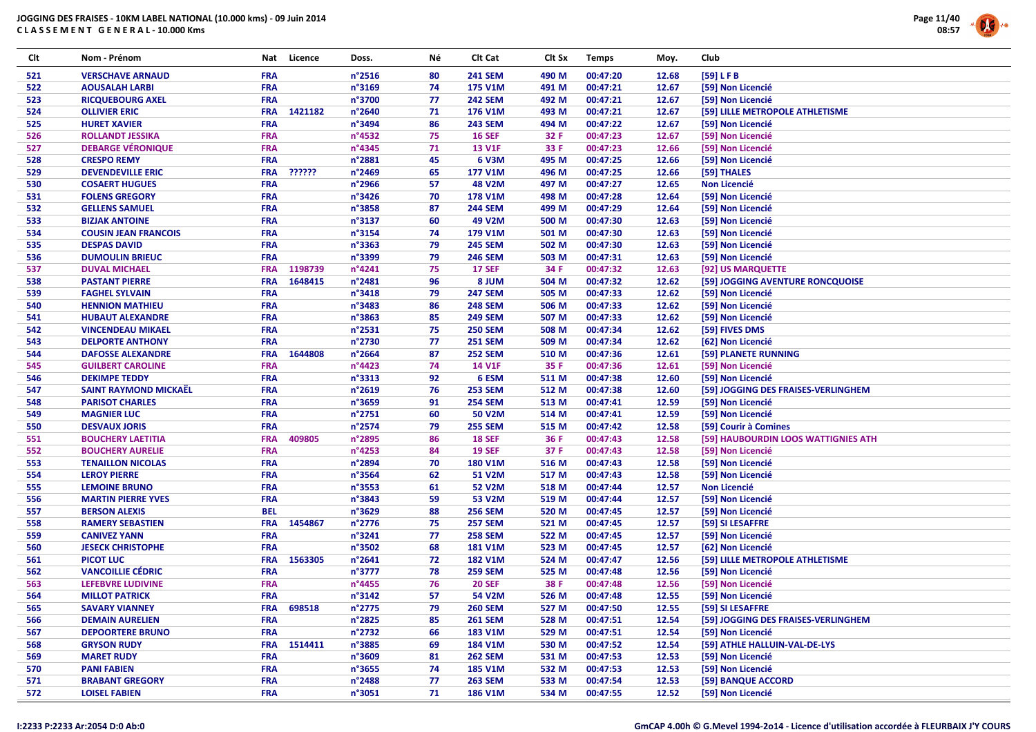**JOGGING DES FRAISES - 10KM LABEL NATIONAL (10.000 kms) - 09 Juin 2014**
**C L A S S E M E N T  G E N E R A L - 10.000 Kms**

| Clt | Nom - Prénom | Nat | Licence | Doss. | Né | Clt Cat | Clt Sx | Temps | Moy. | Club |
|---|---|---|---|---|---|---|---|---|---|---|
| 521 | VERSCHAVE ARNAUD | FRA | | n°2516 | 80 | 241 SEM | 490 M | 00:47:20 | 12.68 | [59] L F B |
| 522 | AOUSALAH LARBI | FRA | | n°3169 | 74 | 175 V1M | 491 M | 00:47:21 | 12.67 | [59] Non Licencié |
| 523 | RICQUEBOURG AXEL | FRA | | n°3700 | 77 | 242 SEM | 492 M | 00:47:21 | 12.67 | [59] Non Licencié |
| 524 | OLLIVIER ERIC | FRA | 1421182 | n°2640 | 71 | 176 V1M | 493 M | 00:47:21 | 12.67 | [59] LILLE METROPOLE ATHLETISME |
| 525 | HURET XAVIER | FRA | | n°3494 | 86 | 243 SEM | 494 M | 00:47:22 | 12.67 | [59] Non Licencié |
| 526 | ROLLANDT JESSIKA | FRA | | n°4532 | 75 | 16 SEF | 32 F | 00:47:23 | 12.67 | [59] Non Licencié |
| 527 | DEBARGE VÉRONIQUE | FRA | | n°4345 | 71 | 13 V1F | 33 F | 00:47:23 | 12.66 | [59] Non Licencié |
| 528 | CRESPO REMY | FRA | | n°2881 | 45 | 6 V3M | 495 M | 00:47:25 | 12.66 | [59] Non Licencié |
| 529 | DEVENDEVILLE ERIC | FRA | ?????? | n°2469 | 65 | 177 V1M | 496 M | 00:47:25 | 12.66 | [59] THALES |
| 530 | COSAERT HUGUES | FRA | | n°2966 | 57 | 48 V2M | 497 M | 00:47:27 | 12.65 | Non Licencié |
| 531 | FOLENS GREGORY | FRA | | n°3426 | 70 | 178 V1M | 498 M | 00:47:28 | 12.64 | [59] Non Licencié |
| 532 | GELLENS SAMUEL | FRA | | n°3858 | 87 | 244 SEM | 499 M | 00:47:29 | 12.64 | [59] Non Licencié |
| 533 | BIZJAK ANTOINE | FRA | | n°3137 | 60 | 49 V2M | 500 M | 00:47:30 | 12.63 | [59] Non Licencié |
| 534 | COUSIN JEAN FRANCOIS | FRA | | n°3154 | 74 | 179 V1M | 501 M | 00:47:30 | 12.63 | [59] Non Licencié |
| 535 | DESPAS DAVID | FRA | | n°3363 | 79 | 245 SEM | 502 M | 00:47:30 | 12.63 | [59] Non Licencié |
| 536 | DUMOULIN BRIEUC | FRA | | n°3399 | 79 | 246 SEM | 503 M | 00:47:31 | 12.63 | [59] Non Licencié |
| 537 | DUVAL MICHAEL | FRA | 1198739 | n°4241 | 75 | 17 SEF | 34 F | 00:47:32 | 12.63 | [92] US MARQUETTE |
| 538 | PASTANT PIERRE | FRA | 1648415 | n°2481 | 96 | 8 JUM | 504 M | 00:47:32 | 12.62 | [59] JOGGING AVENTURE RONCQUOISE |
| 539 | FAGHEL SYLVAIN | FRA | | n°3418 | 79 | 247 SEM | 505 M | 00:47:33 | 12.62 | [59] Non Licencié |
| 540 | HENNION MATHIEU | FRA | | n°3483 | 86 | 248 SEM | 506 M | 00:47:33 | 12.62 | [59] Non Licencié |
| 541 | HUBAUT ALEXANDRE | FRA | | n°3863 | 85 | 249 SEM | 507 M | 00:47:33 | 12.62 | [59] Non Licencié |
| 542 | VINCENDEAU MIKAEL | FRA | | n°2531 | 75 | 250 SEM | 508 M | 00:47:34 | 12.62 | [59] FIVES DMS |
| 543 | DELPORTE ANTHONY | FRA | | n°2730 | 77 | 251 SEM | 509 M | 00:47:34 | 12.62 | [62] Non Licencié |
| 544 | DAFOSSE ALEXANDRE | FRA | 1644808 | n°2664 | 87 | 252 SEM | 510 M | 00:47:36 | 12.61 | [59] PLANETE RUNNING |
| 545 | GUILBERT CAROLINE | FRA | | n°4423 | 74 | 14 V1F | 35 F | 00:47:36 | 12.61 | [59] Non Licencié |
| 546 | DEKIMPE TEDDY | FRA | | n°3313 | 92 | 6 ESM | 511 M | 00:47:38 | 12.60 | [59] Non Licencié |
| 547 | SAINT RAYMOND MICKAËL | FRA | | n°2619 | 76 | 253 SEM | 512 M | 00:47:38 | 12.60 | [59] JOGGING DES FRAISES-VERLINGHEM |
| 548 | PARISOT CHARLES | FRA | | n°3659 | 91 | 254 SEM | 513 M | 00:47:41 | 12.59 | [59] Non Licencié |
| 549 | MAGNIER LUC | FRA | | n°2751 | 60 | 50 V2M | 514 M | 00:47:41 | 12.59 | [59] Non Licencié |
| 550 | DESVAUX JORIS | FRA | | n°2574 | 79 | 255 SEM | 515 M | 00:47:42 | 12.58 | [59] Courir à Comines |
| 551 | BOUCHERY LAETITIA | FRA | 409805 | n°2895 | 86 | 18 SEF | 36 F | 00:47:43 | 12.58 | [59] HAUBOURDIN LOOS WATTIGNIES ATH |
| 552 | BOUCHERY AURELIE | FRA | | n°4253 | 84 | 19 SEF | 37 F | 00:47:43 | 12.58 | [59] Non Licencié |
| 553 | TENAILLON NICOLAS | FRA | | n°2894 | 70 | 180 V1M | 516 M | 00:47:43 | 12.58 | [59] Non Licencié |
| 554 | LEROY PIERRE | FRA | | n°3564 | 62 | 51 V2M | 517 M | 00:47:43 | 12.58 | [59] Non Licencié |
| 555 | LEMOINE BRUNO | FRA | | n°3553 | 61 | 52 V2M | 518 M | 00:47:44 | 12.57 | Non Licencié |
| 556 | MARTIN PIERRE YVES | FRA | | n°3843 | 59 | 53 V2M | 519 M | 00:47:44 | 12.57 | [59] Non Licencié |
| 557 | BERSON ALEXIS | BEL | | n°3629 | 88 | 256 SEM | 520 M | 00:47:45 | 12.57 | [59] Non Licencié |
| 558 | RAMERY SEBASTIEN | FRA | 1454867 | n°2776 | 75 | 257 SEM | 521 M | 00:47:45 | 12.57 | [59] SI LESAFFRE |
| 559 | CANIVEZ YANN | FRA | | n°3241 | 77 | 258 SEM | 522 M | 00:47:45 | 12.57 | [59] Non Licencié |
| 560 | JESECK CHRISTOPHE | FRA | | n°3502 | 68 | 181 V1M | 523 M | 00:47:45 | 12.57 | [62] Non Licencié |
| 561 | PICOT LUC | FRA | 1563305 | n°2641 | 72 | 182 V1M | 524 M | 00:47:47 | 12.56 | [59] LILLE METROPOLE ATHLETISME |
| 562 | VANCOILLIE CÉDRIC | FRA | | n°3777 | 78 | 259 SEM | 525 M | 00:47:48 | 12.56 | [59] Non Licencié |
| 563 | LEFEBVRE LUDIVINE | FRA | | n°4455 | 76 | 20 SEF | 38 F | 00:47:48 | 12.56 | [59] Non Licencié |
| 564 | MILLOT PATRICK | FRA | | n°3142 | 57 | 54 V2M | 526 M | 00:47:48 | 12.55 | [59] Non Licencié |
| 565 | SAVARY VIANNEY | FRA | 698518 | n°2775 | 79 | 260 SEM | 527 M | 00:47:50 | 12.55 | [59] SI LESAFFRE |
| 566 | DEMAIN AURELIEN | FRA | | n°2825 | 85 | 261 SEM | 528 M | 00:47:51 | 12.54 | [59] JOGGING DES FRAISES-VERLINGHEM |
| 567 | DEPOORTERE BRUNO | FRA | | n°2732 | 66 | 183 V1M | 529 M | 00:47:51 | 12.54 | [59] Non Licencié |
| 568 | GRYSON RUDY | FRA | 1514411 | n°3885 | 69 | 184 V1M | 530 M | 00:47:52 | 12.54 | [59] ATHLE HALLUIN-VAL-DE-LYS |
| 569 | MARET RUDY | FRA | | n°3609 | 81 | 262 SEM | 531 M | 00:47:53 | 12.53 | [59] Non Licencié |
| 570 | PANI FABIEN | FRA | | n°3655 | 74 | 185 V1M | 532 M | 00:47:53 | 12.53 | [59] Non Licencié |
| 571 | BRABANT GREGORY | FRA | | n°2488 | 77 | 263 SEM | 533 M | 00:47:54 | 12.53 | [59] BANQUE ACCORD |
| 572 | LOISEL FABIEN | FRA | | n°3051 | 71 | 186 V1M | 534 M | 00:47:55 | 12.52 | [59] Non Licencié |

I:2233 P:2233 Ar:2054 D:0 Ab:0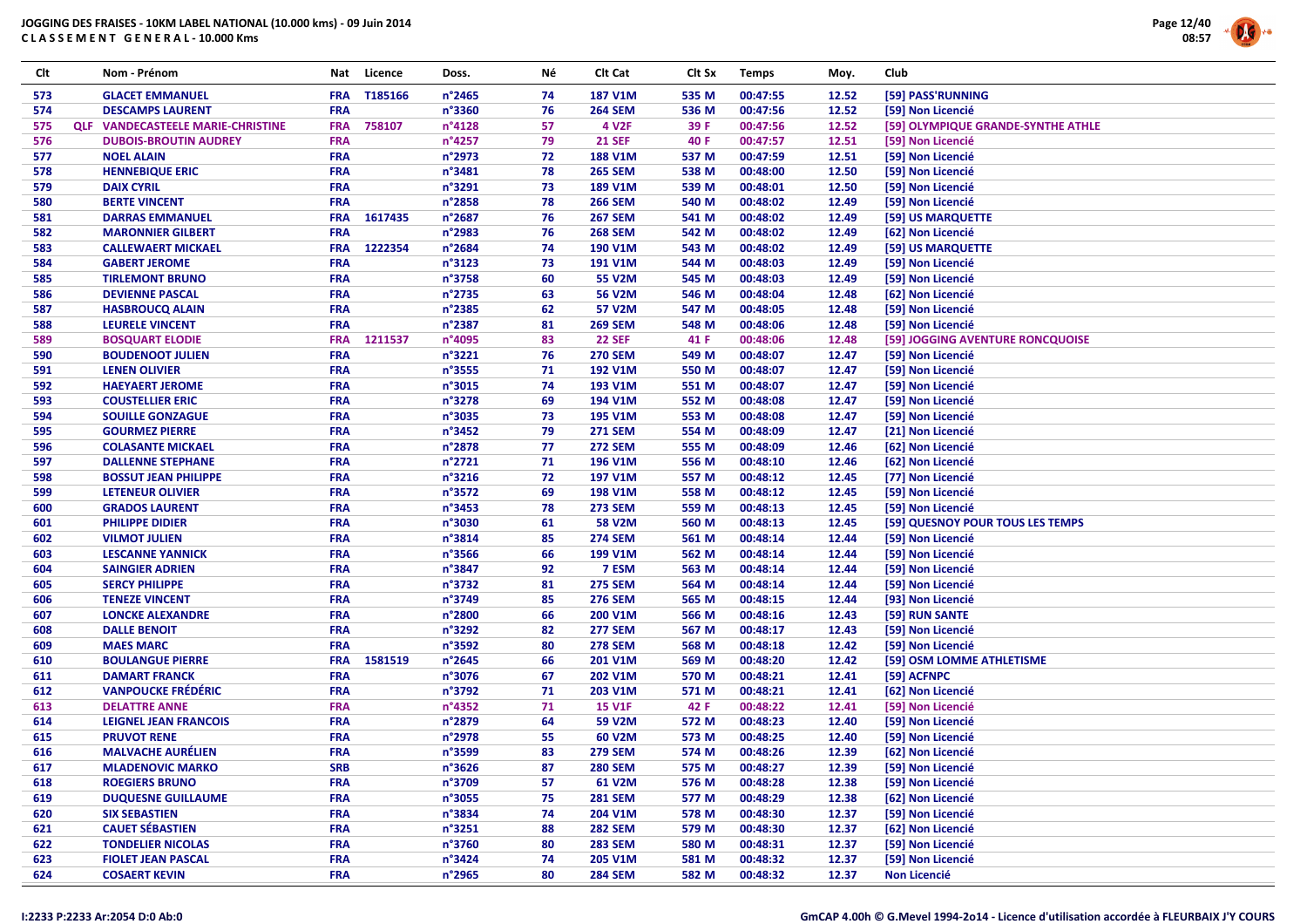# JOGGING DES FRAISES - 10KM LABEL NATIONAL (10.000 kms) - 09 Juin 2014
## CLASSEMENT GENERAL - 10.000 Kms

| Clt | | Nom - Prénom | Nat | Licence | Doss. | Né | Clt Cat | Clt Sx | Temps | Moy. | Club |
|---|---|---|---|---|---|---|---|---|---|---|---|
| 573 | | GLACET EMMANUEL | FRA | T185166 | n°2465 | 74 | 187 V1M | 535 M | 00:47:55 | 12.52 | [59] PASS'RUNNING |
| 574 | | DESCAMPS LAURENT | FRA | | n°3360 | 76 | 264 SEM | 536 M | 00:47:56 | 12.52 | [59] Non Licencié |
| 575 | QLF | VANDECASTEELE MARIE-CHRISTINE | FRA | 758107 | n°4128 | 57 | 4 V2F | 39 F | 00:47:56 | 12.52 | [59] OLYMPIQUE GRANDE-SYNTHE ATHLE |
| 576 | | DUBOIS-BROUTIN AUDREY | FRA | | n°4257 | 79 | 21 SEF | 40 F | 00:47:57 | 12.51 | [59] Non Licencié |
| 577 | | NOEL ALAIN | FRA | | n°2973 | 72 | 188 V1M | 537 M | 00:47:59 | 12.51 | [59] Non Licencié |
| 578 | | HENNEBIQUE ERIC | FRA | | n°3481 | 78 | 265 SEM | 538 M | 00:48:00 | 12.50 | [59] Non Licencié |
| 579 | | DAIX CYRIL | FRA | | n°3291 | 73 | 189 V1M | 539 M | 00:48:01 | 12.50 | [59] Non Licencié |
| 580 | | BERTE VINCENT | FRA | | n°2858 | 78 | 266 SEM | 540 M | 00:48:02 | 12.49 | [59] Non Licencié |
| 581 | | DARRAS EMMANUEL | FRA | 1617435 | n°2687 | 76 | 267 SEM | 541 M | 00:48:02 | 12.49 | [59] US MARQUETTE |
| 582 | | MARONNIER GILBERT | FRA | | n°2983 | 76 | 268 SEM | 542 M | 00:48:02 | 12.49 | [62] Non Licencié |
| 583 | | CALLEWAERT MICKAEL | FRA | 1222354 | n°2684 | 74 | 190 V1M | 543 M | 00:48:02 | 12.49 | [59] US MARQUETTE |
| 584 | | GABERT JEROME | FRA | | n°3123 | 73 | 191 V1M | 544 M | 00:48:03 | 12.49 | [59] Non Licencié |
| 585 | | TIRLEMONT BRUNO | FRA | | n°3758 | 60 | 55 V2M | 545 M | 00:48:03 | 12.49 | [59] Non Licencié |
| 586 | | DEVIENNE PASCAL | FRA | | n°2735 | 63 | 56 V2M | 546 M | 00:48:04 | 12.48 | [62] Non Licencié |
| 587 | | HASBROUCQ ALAIN | FRA | | n°2385 | 62 | 57 V2M | 547 M | 00:48:05 | 12.48 | [59] Non Licencié |
| 588 | | LEURELE VINCENT | FRA | | n°2387 | 81 | 269 SEM | 548 M | 00:48:06 | 12.48 | [59] Non Licencié |
| 589 | | BOSQUART ELODIE | FRA | 1211537 | n°4095 | 83 | 22 SEF | 41 F | 00:48:06 | 12.48 | [59] JOGGING AVENTURE RONCQUOISE |
| 590 | | BOUDENOOT JULIEN | FRA | | n°3221 | 76 | 270 SEM | 549 M | 00:48:07 | 12.47 | [59] Non Licencié |
| 591 | | LENEN OLIVIER | FRA | | n°3555 | 71 | 192 V1M | 550 M | 00:48:07 | 12.47 | [59] Non Licencié |
| 592 | | HAEYAERT JEROME | FRA | | n°3015 | 74 | 193 V1M | 551 M | 00:48:07 | 12.47 | [59] Non Licencié |
| 593 | | COUSTELLIER ERIC | FRA | | n°3278 | 69 | 194 V1M | 552 M | 00:48:08 | 12.47 | [59] Non Licencié |
| 594 | | SOUILLE GONZAGUE | FRA | | n°3035 | 73 | 195 V1M | 553 M | 00:48:08 | 12.47 | [59] Non Licencié |
| 595 | | GOURMEZ PIERRE | FRA | | n°3452 | 79 | 271 SEM | 554 M | 00:48:09 | 12.47 | [21] Non Licencié |
| 596 | | COLASANTE MICKAEL | FRA | | n°2878 | 77 | 272 SEM | 555 M | 00:48:09 | 12.46 | [62] Non Licencié |
| 597 | | DALLENNE STEPHANE | FRA | | n°2721 | 71 | 196 V1M | 556 M | 00:48:10 | 12.46 | [62] Non Licencié |
| 598 | | BOSSUT JEAN PHILIPPE | FRA | | n°3216 | 72 | 197 V1M | 557 M | 00:48:12 | 12.45 | [77] Non Licencié |
| 599 | | LETENEUR OLIVIER | FRA | | n°3572 | 69 | 198 V1M | 558 M | 00:48:12 | 12.45 | [59] Non Licencié |
| 600 | | GRADOS LAURENT | FRA | | n°3453 | 78 | 273 SEM | 559 M | 00:48:13 | 12.45 | [59] Non Licencié |
| 601 | | PHILIPPE DIDIER | FRA | | n°3030 | 61 | 58 V2M | 560 M | 00:48:13 | 12.45 | [59] QUESNOY POUR TOUS LES TEMPS |
| 602 | | VILMOT JULIEN | FRA | | n°3814 | 85 | 274 SEM | 561 M | 00:48:14 | 12.44 | [59] Non Licencié |
| 603 | | LESCANNE YANNICK | FRA | | n°3566 | 66 | 199 V1M | 562 M | 00:48:14 | 12.44 | [59] Non Licencié |
| 604 | | SAINGIER ADRIEN | FRA | | n°3847 | 92 | 7 ESM | 563 M | 00:48:14 | 12.44 | [59] Non Licencié |
| 605 | | SERCY PHILIPPE | FRA | | n°3732 | 81 | 275 SEM | 564 M | 00:48:14 | 12.44 | [59] Non Licencié |
| 606 | | TENEZE VINCENT | FRA | | n°3749 | 85 | 276 SEM | 565 M | 00:48:15 | 12.44 | [93] Non Licencié |
| 607 | | LONCKE ALEXANDRE | FRA | | n°2800 | 66 | 200 V1M | 566 M | 00:48:16 | 12.43 | [59] RUN SANTE |
| 608 | | DALLE BENOIT | FRA | | n°3292 | 82 | 277 SEM | 567 M | 00:48:17 | 12.43 | [59] Non Licencié |
| 609 | | MAES MARC | FRA | | n°3592 | 80 | 278 SEM | 568 M | 00:48:18 | 12.42 | [59] Non Licencié |
| 610 | | BOULANGUE PIERRE | FRA | 1581519 | n°2645 | 66 | 201 V1M | 569 M | 00:48:20 | 12.42 | [59] OSM LOMME ATHLETISME |
| 611 | | DAMART FRANCK | FRA | | n°3076 | 67 | 202 V1M | 570 M | 00:48:21 | 12.41 | [59] ACFNPC |
| 612 | | VANPOUCKE FRÉDÉRIC | FRA | | n°3792 | 71 | 203 V1M | 571 M | 00:48:21 | 12.41 | [62] Non Licencié |
| 613 | | DELATTRE ANNE | FRA | | n°4352 | 71 | 15 V1F | 42 F | 00:48:22 | 12.41 | [59] Non Licencié |
| 614 | | LEIGNEL JEAN FRANCOIS | FRA | | n°2879 | 64 | 59 V2M | 572 M | 00:48:23 | 12.40 | [59] Non Licencié |
| 615 | | PRUVOT RENE | FRA | | n°2978 | 55 | 60 V2M | 573 M | 00:48:25 | 12.40 | [59] Non Licencié |
| 616 | | MALVACHE AURÉLIEN | FRA | | n°3599 | 83 | 279 SEM | 574 M | 00:48:26 | 12.39 | [62] Non Licencié |
| 617 | | MLADENOVIC MARKO | SRB | | n°3626 | 87 | 280 SEM | 575 M | 00:48:27 | 12.39 | [59] Non Licencié |
| 618 | | ROEGIERS BRUNO | FRA | | n°3709 | 57 | 61 V2M | 576 M | 00:48:28 | 12.38 | [59] Non Licencié |
| 619 | | DUQUESNE GUILLAUME | FRA | | n°3055 | 75 | 281 SEM | 577 M | 00:48:29 | 12.38 | [62] Non Licencié |
| 620 | | SIX SEBASTIEN | FRA | | n°3834 | 74 | 204 V1M | 578 M | 00:48:30 | 12.37 | [59] Non Licencié |
| 621 | | CAUET SÉBASTIEN | FRA | | n°3251 | 88 | 282 SEM | 579 M | 00:48:30 | 12.37 | [62] Non Licencié |
| 622 | | TONDELIER NICOLAS | FRA | | n°3760 | 80 | 283 SEM | 580 M | 00:48:31 | 12.37 | [59] Non Licencié |
| 623 | | FIOLET JEAN PASCAL | FRA | | n°3424 | 74 | 205 V1M | 581 M | 00:48:32 | 12.37 | [59] Non Licencié |
| 624 | | COSAERT KEVIN | FRA | | n°2965 | 80 | 284 SEM | 582 M | 00:48:32 | 12.37 | Non Licencié |

I:2233 P:2233 Ar:2054 D:0 Ab:0

GmCAP 4.00h © G.Mevel 1994-2o14 - Licence d'utilisation accordée à FLEURBAIX J'Y COURS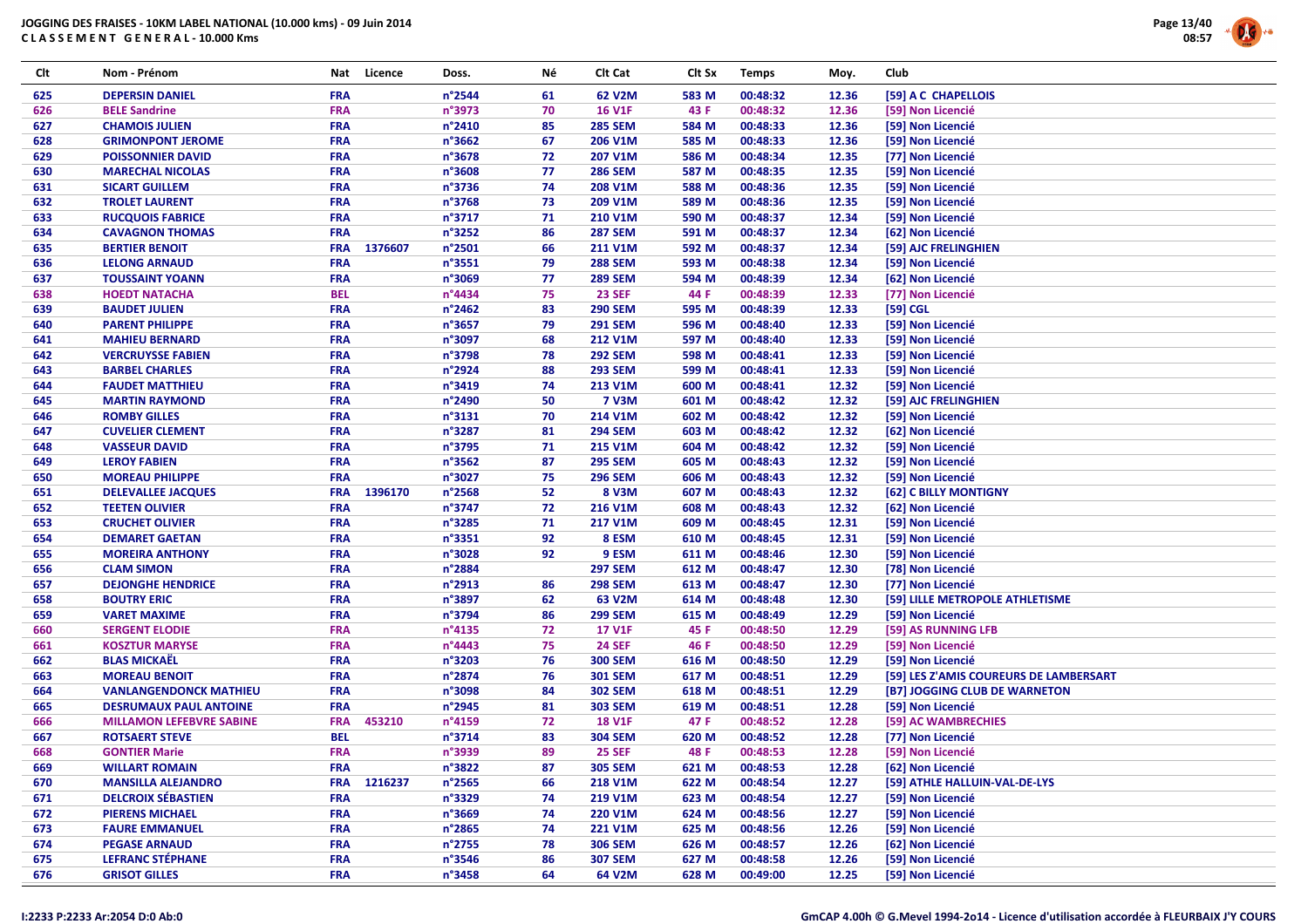**JOGGING DES FRAISES - 10KM LABEL NATIONAL (10.000 kms) - 09 Juin 2014**
**CLASSEMENT GENERAL - 10.000 Kms**

| Clt | Nom - Prénom | Nat | Licence | Doss. | Né | Clt Cat | Clt Sx | Temps | Moy. | Club |
|---|---|---|---|---|---|---|---|---|---|---|
| 625 | DEPERSIN DANIEL | FRA | | n°2544 | 61 | 62 V2M | 583 M | 00:48:32 | 12.36 | [59] A C CHAPELLOIS |
| 626 | BELE Sandrine | FRA | | n°3973 | 70 | 16 V1F | 43 F | 00:48:32 | 12.36 | [59] Non Licencié |
| 627 | CHAMOIS JULIEN | FRA | | n°2410 | 85 | 285 SEM | 584 M | 00:48:33 | 12.36 | [59] Non Licencié |
| 628 | GRIMONPONT JEROME | FRA | | n°3662 | 67 | 206 V1M | 585 M | 00:48:33 | 12.36 | [59] Non Licencié |
| 629 | POISSONNIER DAVID | FRA | | n°3678 | 72 | 207 V1M | 586 M | 00:48:34 | 12.35 | [77] Non Licencié |
| 630 | MARECHAL NICOLAS | FRA | | n°3608 | 77 | 286 SEM | 587 M | 00:48:35 | 12.35 | [59] Non Licencié |
| 631 | SICART GUILLEM | FRA | | n°3736 | 74 | 208 V1M | 588 M | 00:48:36 | 12.35 | [59] Non Licencié |
| 632 | TROLET LAURENT | FRA | | n°3768 | 73 | 209 V1M | 589 M | 00:48:36 | 12.35 | [59] Non Licencié |
| 633 | RUCQUOIS FABRICE | FRA | | n°3717 | 71 | 210 V1M | 590 M | 00:48:37 | 12.34 | [59] Non Licencié |
| 634 | CAVAGNON THOMAS | FRA | | n°3252 | 86 | 287 SEM | 591 M | 00:48:37 | 12.34 | [62] Non Licencié |
| 635 | BERTIER BENOIT | FRA | 1376607 | n°2501 | 66 | 211 V1M | 592 M | 00:48:37 | 12.34 | [59] AJC FRELINGHIEN |
| 636 | LELONG ARNAUD | FRA | | n°3551 | 79 | 288 SEM | 593 M | 00:48:38 | 12.34 | [59] Non Licencié |
| 637 | TOUSSAINT YOANN | FRA | | n°3069 | 77 | 289 SEM | 594 M | 00:48:39 | 12.34 | [62] Non Licencié |
| 638 | HOEDT NATACHA | BEL | | n°4434 | 75 | 23 SEF | 44 F | 00:48:39 | 12.33 | [77] Non Licencié |
| 639 | BAUDET JULIEN | FRA | | n°2462 | 83 | 290 SEM | 595 M | 00:48:39 | 12.33 | [59] CGL |
| 640 | PARENT PHILIPPE | FRA | | n°3657 | 79 | 291 SEM | 596 M | 00:48:40 | 12.33 | [59] Non Licencié |
| 641 | MAHIEU BERNARD | FRA | | n°3097 | 68 | 212 V1M | 597 M | 00:48:40 | 12.33 | [59] Non Licencié |
| 642 | VERCRUYSSE FABIEN | FRA | | n°3798 | 78 | 292 SEM | 598 M | 00:48:41 | 12.33 | [59] Non Licencié |
| 643 | BARBEL CHARLES | FRA | | n°2924 | 88 | 293 SEM | 599 M | 00:48:41 | 12.33 | [59] Non Licencié |
| 644 | FAUDET MATTHIEU | FRA | | n°3419 | 74 | 213 V1M | 600 M | 00:48:41 | 12.32 | [59] Non Licencié |
| 645 | MARTIN RAYMOND | FRA | | n°2490 | 50 | 7 V3M | 601 M | 00:48:42 | 12.32 | [59] AJC FRELINGHIEN |
| 646 | ROMBY GILLES | FRA | | n°3131 | 70 | 214 V1M | 602 M | 00:48:42 | 12.32 | [59] Non Licencié |
| 647 | CUVELIER CLEMENT | FRA | | n°3287 | 81 | 294 SEM | 603 M | 00:48:42 | 12.32 | [62] Non Licencié |
| 648 | VASSEUR DAVID | FRA | | n°3795 | 71 | 215 V1M | 604 M | 00:48:42 | 12.32 | [59] Non Licencié |
| 649 | LEROY FABIEN | FRA | | n°3562 | 87 | 295 SEM | 605 M | 00:48:43 | 12.32 | [59] Non Licencié |
| 650 | MOREAU PHILIPPE | FRA | | n°3027 | 75 | 296 SEM | 606 M | 00:48:43 | 12.32 | [59] Non Licencié |
| 651 | DELEVALLEE JACQUES | FRA | 1396170 | n°2568 | 52 | 8 V3M | 607 M | 00:48:43 | 12.32 | [62] C BILLY MONTIGNY |
| 652 | TEETEN OLIVIER | FRA | | n°3747 | 72 | 216 V1M | 608 M | 00:48:43 | 12.32 | [62] Non Licencié |
| 653 | CRUCHET OLIVIER | FRA | | n°3285 | 71 | 217 V1M | 609 M | 00:48:45 | 12.31 | [59] Non Licencié |
| 654 | DEMARET GAETAN | FRA | | n°3351 | 92 | 8 ESM | 610 M | 00:48:45 | 12.31 | [59] Non Licencié |
| 655 | MOREIRA ANTHONY | FRA | | n°3028 | 92 | 9 ESM | 611 M | 00:48:46 | 12.30 | [59] Non Licencié |
| 656 | CLAM SIMON | FRA | | n°2884 | | 297 SEM | 612 M | 00:48:47 | 12.30 | [78] Non Licencié |
| 657 | DEJONGHE HENDRICE | FRA | | n°2913 | 86 | 298 SEM | 613 M | 00:48:47 | 12.30 | [77] Non Licencié |
| 658 | BOUTRY ERIC | FRA | | n°3897 | 62 | 63 V2M | 614 M | 00:48:48 | 12.30 | [59] LILLE METROPOLE ATHLETISME |
| 659 | VARET MAXIME | FRA | | n°3794 | 86 | 299 SEM | 615 M | 00:48:49 | 12.29 | [59] Non Licencié |
| 660 | SERGENT ELODIE | FRA | | n°4135 | 72 | 17 V1F | 45 F | 00:48:50 | 12.29 | [59] AS RUNNING LFB |
| 661 | KOSZTUR MARYSE | FRA | | n°4443 | 75 | 24 SEF | 46 F | 00:48:50 | 12.29 | [59] Non Licencié |
| 662 | BLAS MICKAËL | FRA | | n°3203 | 76 | 300 SEM | 616 M | 00:48:50 | 12.29 | [59] Non Licencié |
| 663 | MOREAU BENOIT | FRA | | n°2874 | 76 | 301 SEM | 617 M | 00:48:51 | 12.29 | [59] LES Z'AMIS COUREURS DE LAMBERSART |
| 664 | VANLANGENDONCK MATHIEU | FRA | | n°3098 | 84 | 302 SEM | 618 M | 00:48:51 | 12.29 | [B7] JOGGING CLUB DE WARNETON |
| 665 | DESRUMAUX PAUL ANTOINE | FRA | | n°2945 | 81 | 303 SEM | 619 M | 00:48:51 | 12.28 | [59] Non Licencié |
| 666 | MILLAMON LEFEBVRE SABINE | FRA | 453210 | n°4159 | 72 | 18 V1F | 47 F | 00:48:52 | 12.28 | [59] AC WAMBRECHIES |
| 667 | ROTSAERT STEVE | BEL | | n°3714 | 83 | 304 SEM | 620 M | 00:48:52 | 12.28 | [77] Non Licencié |
| 668 | GONTIER Marie | FRA | | n°3939 | 89 | 25 SEF | 48 F | 00:48:53 | 12.28 | [59] Non Licencié |
| 669 | WILLART ROMAIN | FRA | | n°3822 | 87 | 305 SEM | 621 M | 00:48:53 | 12.28 | [62] Non Licencié |
| 670 | MANSILLA ALEJANDRO | FRA | 1216237 | n°2565 | 66 | 218 V1M | 622 M | 00:48:54 | 12.27 | [59] ATHLE HALLUIN-VAL-DE-LYS |
| 671 | DELCROIX SÉBASTIEN | FRA | | n°3329 | 74 | 219 V1M | 623 M | 00:48:54 | 12.27 | [59] Non Licencié |
| 672 | PIERENS MICHAEL | FRA | | n°3669 | 74 | 220 V1M | 624 M | 00:48:56 | 12.27 | [59] Non Licencié |
| 673 | FAURE EMMANUEL | FRA | | n°2865 | 74 | 221 V1M | 625 M | 00:48:56 | 12.26 | [59] Non Licencié |
| 674 | PEGASE ARNAUD | FRA | | n°2755 | 78 | 306 SEM | 626 M | 00:48:57 | 12.26 | [62] Non Licencié |
| 675 | LEFRANC STÉPHANE | FRA | | n°3546 | 86 | 307 SEM | 627 M | 00:48:58 | 12.26 | [59] Non Licencié |
| 676 | GRISOT GILLES | FRA | | n°3458 | 64 | 64 V2M | 628 M | 00:49:00 | 12.25 | [59] Non Licencié |

I:2233 P:2233 Ar:2054 D:0 Ab:0

GmCAP 4.00h © G.Mevel 1994-2o14 - Licence d'utilisation accordée à FLEURBAIX J'Y COURS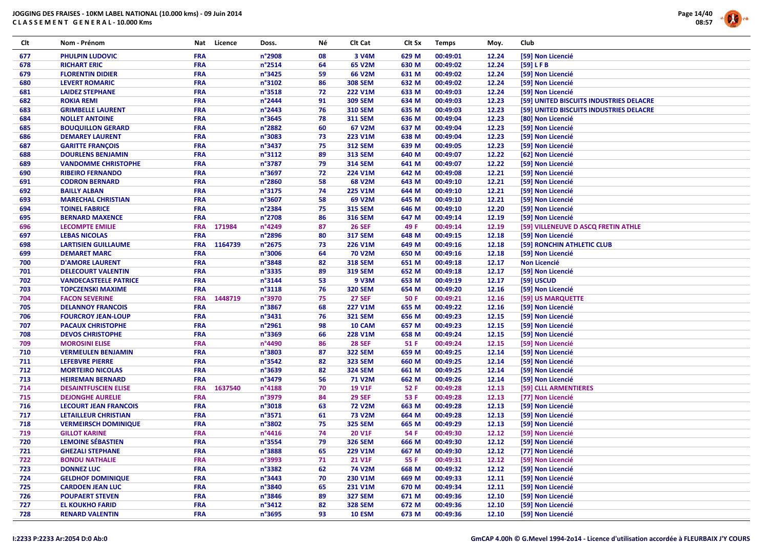JOGGING DES FRAISES - 10KM LABEL NATIONAL (10.000 kms) - 09 Juin 2014

CLASSEMENT GENERAL - 10.000 Kms

| Clt | Nom - Prénom | Nat | Licence | Doss. | Né | Clt Cat | Clt Sx | Temps | Moy. | Club |
|---|---|---|---|---|---|---|---|---|---|---|
| 677 | PHULPIN LUDOVIC | FRA | | n°2908 | 08 | 3 V4M | 629 M | 00:49:01 | 12.24 | [59] Non Licencié |
| 678 | RICHART ERIC | FRA | | n°2514 | 64 | 65 V2M | 630 M | 00:49:02 | 12.24 | [59] L F B |
| 679 | FLORENTIN DIDIER | FRA | | n°3425 | 59 | 66 V2M | 631 M | 00:49:02 | 12.24 | [59] Non Licencié |
| 680 | LEVERT ROMARIC | FRA | | n°3102 | 86 | 308 SEM | 632 M | 00:49:02 | 12.24 | [59] Non Licencié |
| 681 | LAIDEZ STEPHANE | FRA | | n°3518 | 72 | 222 V1M | 633 M | 00:49:03 | 12.24 | [59] Non Licencié |
| 682 | ROKIA REMI | FRA | | n°2444 | 91 | 309 SEM | 634 M | 00:49:03 | 12.23 | [59] UNITED BISCUITS INDUSTRIES DELACRE |
| 683 | GRIMBELLE LAURENT | FRA | | n°2443 | 76 | 310 SEM | 635 M | 00:49:03 | 12.23 | [59] UNITED BISCUITS INDUSTRIES DELACRE |
| 684 | NOLLET ANTOINE | FRA | | n°3645 | 78 | 311 SEM | 636 M | 00:49:04 | 12.23 | [80] Non Licencié |
| 685 | BOUQUILLON GERARD | FRA | | n°2882 | 60 | 67 V2M | 637 M | 00:49:04 | 12.23 | [59] Non Licencié |
| 686 | DEMAREY LAURENT | FRA | | n°3083 | 73 | 223 V1M | 638 M | 00:49:04 | 12.23 | [59] Non Licencié |
| 687 | GARITTE FRANÇOIS | FRA | | n°3437 | 75 | 312 SEM | 639 M | 00:49:05 | 12.23 | [59] Non Licencié |
| 688 | DOURLENS BENJAMIN | FRA | | n°3112 | 89 | 313 SEM | 640 M | 00:49:07 | 12.22 | [62] Non Licencié |
| 689 | VANDOMME CHRISTOPHE | FRA | | n°3787 | 79 | 314 SEM | 641 M | 00:49:07 | 12.22 | [59] Non Licencié |
| 690 | RIBEIRO FERNANDO | FRA | | n°3697 | 72 | 224 V1M | 642 M | 00:49:08 | 12.21 | [59] Non Licencié |
| 691 | CODRON BERNARD | FRA | | n°2860 | 58 | 68 V2M | 643 M | 00:49:10 | 12.21 | [59] Non Licencié |
| 692 | BAILLY ALBAN | FRA | | n°3175 | 74 | 225 V1M | 644 M | 00:49:10 | 12.21 | [59] Non Licencié |
| 693 | MARECHAL CHRISTIAN | FRA | | n°3607 | 58 | 69 V2M | 645 M | 00:49:10 | 12.21 | [59] Non Licencié |
| 694 | TOINEL FABRICE | FRA | | n°2384 | 75 | 315 SEM | 646 M | 00:49:10 | 12.20 | [59] Non Licencié |
| 695 | BERNARD MAXENCE | FRA | | n°2708 | 86 | 316 SEM | 647 M | 00:49:14 | 12.19 | [59] Non Licencié |
| 696 | LECOMPTE EMILIE | FRA | 171984 | n°4249 | 87 | 26 SEF | 49 F | 00:49:14 | 12.19 | [59] VILLENEUVE D ASCQ FRETIN ATHLE |
| 697 | LEBAS NICOLAS | FRA | | n°2896 | 80 | 317 SEM | 648 M | 00:49:15 | 12.18 | [59] Non Licencié |
| 698 | LARTISIEN GUILLAUME | FRA | 1164739 | n°2675 | 73 | 226 V1M | 649 M | 00:49:16 | 12.18 | [59] RONCHIN ATHLETIC CLUB |
| 699 | DEMARET MARC | FRA | | n°3006 | 64 | 70 V2M | 650 M | 00:49:16 | 12.18 | [59] Non Licencié |
| 700 | D'AMORE LAURENT | FRA | | n°3848 | 82 | 318 SEM | 651 M | 00:49:18 | 12.17 | Non Licencié |
| 701 | DELECOURT VALENTIN | FRA | | n°3335 | 89 | 319 SEM | 652 M | 00:49:18 | 12.17 | [59] Non Licencié |
| 702 | VANDECASTEELE PATRICE | FRA | | n°3144 | 53 | 9 V3M | 653 M | 00:49:19 | 12.17 | [59] USCUD |
| 703 | TOPCZENSKI MAXIME | FRA | | n°3118 | 76 | 320 SEM | 654 M | 00:49:20 | 12.16 | [59] Non Licencié |
| 704 | FACON SEVERINE | FRA | 1448719 | n°3970 | 75 | 27 SEF | 50 F | 00:49:21 | 12.16 | [59] US MARQUETTE |
| 705 | DELANNOY FRANCOIS | FRA | | n°3867 | 68 | 227 V1M | 655 M | 00:49:22 | 12.16 | [59] Non Licencié |
| 706 | FOURCROY JEAN-LOUP | FRA | | n°3431 | 76 | 321 SEM | 656 M | 00:49:23 | 12.15 | [59] Non Licencié |
| 707 | PACAUX CHRISTOPHE | FRA | | n°2961 | 98 | 10 CAM | 657 M | 00:49:23 | 12.15 | [59] Non Licencié |
| 708 | DEVOS CHRISTOPHE | FRA | | n°3369 | 66 | 228 V1M | 658 M | 00:49:24 | 12.15 | [59] Non Licencié |
| 709 | MOROSINI ELISE | FRA | | n°4490 | 86 | 28 SEF | 51 F | 00:49:24 | 12.15 | [59] Non Licencié |
| 710 | VERMEULEN BENJAMIN | FRA | | n°3803 | 87 | 322 SEM | 659 M | 00:49:25 | 12.14 | [59] Non Licencié |
| 711 | LEFEBVRE PIERRE | FRA | | n°3542 | 82 | 323 SEM | 660 M | 00:49:25 | 12.14 | [59] Non Licencié |
| 712 | MORTEIRO NICOLAS | FRA | | n°3639 | 82 | 324 SEM | 661 M | 00:49:25 | 12.14 | [59] Non Licencié |
| 713 | HEIREMAN BERNARD | FRA | | n°3479 | 56 | 71 V2M | 662 M | 00:49:26 | 12.14 | [59] Non Licencié |
| 714 | DESAINTFUSCIEN ELISE | FRA | 1637540 | n°4188 | 70 | 19 V1F | 52 F | 00:49:28 | 12.13 | [59] CLLL ARMENTIERES |
| 715 | DEJONGHE AURELIE | FRA | | n°3979 | 84 | 29 SEF | 53 F | 00:49:28 | 12.13 | [77] Non Licencié |
| 716 | LECOURT JEAN FRANCOIS | FRA | | n°3018 | 63 | 72 V2M | 663 M | 00:49:28 | 12.13 | [59] Non Licencié |
| 717 | LETAILLEUR CHRISTIAN | FRA | | n°3571 | 61 | 73 V2M | 664 M | 00:49:28 | 12.13 | [59] Non Licencié |
| 718 | VERMEIRSCH DOMINIQUE | FRA | | n°3802 | 75 | 325 SEM | 665 M | 00:49:29 | 12.13 | [59] Non Licencié |
| 719 | GILLOT KARINE | FRA | | n°4416 | 74 | 20 V1F | 54 F | 00:49:30 | 12.12 | [59] Non Licencié |
| 720 | LEMOINE SÉBASTIEN | FRA | | n°3554 | 79 | 326 SEM | 666 M | 00:49:30 | 12.12 | [59] Non Licencié |
| 721 | GHEZALI STEPHANE | FRA | | n°3888 | 65 | 229 V1M | 667 M | 00:49:30 | 12.12 | [77] Non Licencié |
| 722 | BONDU NATHALIE | FRA | | n°3993 | 71 | 21 V1F | 55 F | 00:49:31 | 12.12 | [59] Non Licencié |
| 723 | DONNEZ LUC | FRA | | n°3382 | 62 | 74 V2M | 668 M | 00:49:32 | 12.12 | [59] Non Licencié |
| 724 | GELDHOF DOMINIQUE | FRA | | n°3443 | 70 | 230 V1M | 669 M | 00:49:33 | 12.11 | [59] Non Licencié |
| 725 | CARDOEN JEAN LUC | FRA | | n°3840 | 65 | 231 V1M | 670 M | 00:49:34 | 12.11 | [59] Non Licencié |
| 726 | POUPAERT STEVEN | FRA | | n°3846 | 89 | 327 SEM | 671 M | 00:49:36 | 12.10 | [59] Non Licencié |
| 727 | EL KOUKHO FARID | FRA | | n°3412 | 82 | 328 SEM | 672 M | 00:49:36 | 12.10 | [59] Non Licencié |
| 728 | RENARD VALENTIN | FRA | | n°3695 | 93 | 10 ESM | 673 M | 00:49:36 | 12.10 | [59] Non Licencié |

I:2233 P:2233 Ar:2054 D:0 Ab:0

GmCAP 4.00h © G.Mevel 1994-2o14 - Licence d'utilisation accordée à FLEURBAIX J'Y COURS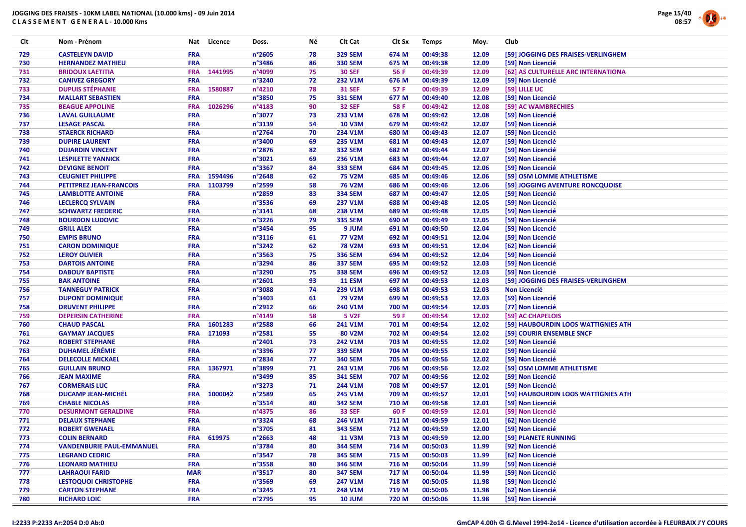# JOGGING DES FRAISES - 10KM LABEL NATIONAL (10.000 kms) - 09 Juin 2014

## CLASSEMENT GENERAL - 10.000 Kms

| Clt | Nom - Prénom | Nat | Licence | Doss. | Né | Clt Cat | Clt Sx | Temps | Moy. | Club |
|---|---|---|---|---|---|---|---|---|---|---|
| 729 | CASTELEYN DAVID | FRA | | n°2605 | 78 | 329 SEM | 674 M | 00:49:38 | 12.09 | [59] JOGGING DES FRAISES-VERLINGHEM |
| 730 | HERNANDEZ MATHIEU | FRA | | n°3486 | 86 | 330 SEM | 675 M | 00:49:38 | 12.09 | [59] Non Licencié |
| 731 | BRIDOUX LAETITIA | FRA | 1441995 | n°4099 | 75 | 30 SEF | 56 F | 00:49:39 | 12.09 | [62] AS CULTURELLE ARC INTERNATIONA |
| 732 | CANIVEZ GREGORY | FRA | | n°3240 | 72 | 232 V1M | 676 M | 00:49:39 | 12.09 | [59] Non Licencié |
| 733 | DUPUIS STÉPHANIE | FRA | 1580887 | n°4210 | 78 | 31 SEF | 57 F | 00:49:39 | 12.09 | [59] LILLE UC |
| 734 | MALLART SEBASTIEN | FRA | | n°3850 | 75 | 331 SEM | 677 M | 00:49:40 | 12.08 | [59] Non Licencié |
| 735 | BEAGUE APPOLINE | FRA | 1026296 | n°4183 | 90 | 32 SEF | 58 F | 00:49:42 | 12.08 | [59] AC WAMBRECHIES |
| 736 | LAVAL GUILLAUME | FRA | | n°3077 | 73 | 233 V1M | 678 M | 00:49:42 | 12.08 | [59] Non Licencié |
| 737 | LESAGE PASCAL | FRA | | n°3139 | 54 | 10 V3M | 679 M | 00:49:42 | 12.07 | [59] Non Licencié |
| 738 | STAERCK RICHARD | FRA | | n°2764 | 70 | 234 V1M | 680 M | 00:49:43 | 12.07 | [59] Non Licencié |
| 739 | DUPIRE LAURENT | FRA | | n°3400 | 69 | 235 V1M | 681 M | 00:49:43 | 12.07 | [59] Non Licencié |
| 740 | DUJARDIN VINCENT | FRA | | n°2876 | 82 | 332 SEM | 682 M | 00:49:44 | 12.07 | [59] Non Licencié |
| 741 | LESPILETTE YANNICK | FRA | | n°3021 | 69 | 236 V1M | 683 M | 00:49:44 | 12.07 | [59] Non Licencié |
| 742 | DEVIGNE BENOIT | FRA | | n°3367 | 84 | 333 SEM | 684 M | 00:49:45 | 12.06 | [59] Non Licencié |
| 743 | CEUGNIET PHILIPPE | FRA | 1594496 | n°2648 | 62 | 75 V2M | 685 M | 00:49:46 | 12.06 | [59] OSM LOMME ATHLETISME |
| 744 | PETITPREZ JEAN-FRANCOIS | FRA | 1103799 | n°2599 | 58 | 76 V2M | 686 M | 00:49:46 | 12.06 | [59] JOGGING AVENTURE RONCQUOISE |
| 745 | LAMBLOTTE ANTOINE | FRA | | n°2859 | 83 | 334 SEM | 687 M | 00:49:47 | 12.05 | [59] Non Licencié |
| 746 | LECLERCQ SYLVAIN | FRA | | n°3536 | 69 | 237 V1M | 688 M | 00:49:48 | 12.05 | [59] Non Licencié |
| 747 | SCHWARTZ FREDERIC | FRA | | n°3141 | 68 | 238 V1M | 689 M | 00:49:48 | 12.05 | [59] Non Licencié |
| 748 | BOURDON LUDOVIC | FRA | | n°3226 | 79 | 335 SEM | 690 M | 00:49:49 | 12.05 | [59] Non Licencié |
| 749 | GRILL ALEX | FRA | | n°3454 | 95 | 9 JUM | 691 M | 00:49:50 | 12.04 | [59] Non Licencié |
| 750 | EMPIS BRUNO | FRA | | n°3116 | 61 | 77 V2M | 692 M | 00:49:51 | 12.04 | [59] Non Licencié |
| 751 | CARON DOMINIQUE | FRA | | n°3242 | 62 | 78 V2M | 693 M | 00:49:51 | 12.04 | [62] Non Licencié |
| 752 | LEROY OLIVIER | FRA | | n°3563 | 75 | 336 SEM | 694 M | 00:49:52 | 12.04 | [59] Non Licencié |
| 753 | DARTOIS ANTOINE | FRA | | n°3294 | 86 | 337 SEM | 695 M | 00:49:52 | 12.03 | [59] Non Licencié |
| 754 | DABOUY BAPTISTE | FRA | | n°3290 | 75 | 338 SEM | 696 M | 00:49:52 | 12.03 | [59] Non Licencié |
| 755 | BAK ANTOINE | FRA | | n°2601 | 93 | 11 ESM | 697 M | 00:49:53 | 12.03 | [59] JOGGING DES FRAISES-VERLINGHEM |
| 756 | TANNEGUY PATRICK | FRA | | n°3088 | 74 | 239 V1M | 698 M | 00:49:53 | 12.03 | Non Licencié |
| 757 | DUPONT DOMINIQUE | FRA | | n°3403 | 61 | 79 V2M | 699 M | 00:49:53 | 12.03 | [59] Non Licencié |
| 758 | DRUVENT PHILIPPE | FRA | | n°2912 | 66 | 240 V1M | 700 M | 00:49:54 | 12.03 | [77] Non Licencié |
| 759 | DEPERSIN CATHERINE | FRA | | n°4149 | 58 | 5 V2F | 59 F | 00:49:54 | 12.02 | [59] AC CHAPELOIS |
| 760 | CHAUD PASCAL | FRA | 1601283 | n°2588 | 66 | 241 V1M | 701 M | 00:49:54 | 12.02 | [59] HAUBOURDIN LOOS WATTIGNIES ATH |
| 761 | GAYMAY JACQUES | FRA | 171093 | n°2581 | 55 | 80 V2M | 702 M | 00:49:54 | 12.02 | [59] COURIR ENSEMBLE SNCF |
| 762 | ROBERT STEPHANE | FRA | | n°2401 | 73 | 242 V1M | 703 M | 00:49:55 | 12.02 | [59] Non Licencié |
| 763 | DUHAMEL JÉRÉMIE | FRA | | n°3396 | 77 | 339 SEM | 704 M | 00:49:55 | 12.02 | [59] Non Licencié |
| 764 | DELECOLLE MICKAEL | FRA | | n°2834 | 77 | 340 SEM | 705 M | 00:49:56 | 12.02 | [59] Non Licencié |
| 765 | GUILLAIN BRUNO | FRA | 1367971 | n°3899 | 71 | 243 V1M | 706 M | 00:49:56 | 12.02 | [59] OSM LOMME ATHLETISME |
| 766 | JEAN MAXIME | FRA | | n°3499 | 85 | 341 SEM | 707 M | 00:49:56 | 12.02 | [59] Non Licencié |
| 767 | CORMERAIS LUC | FRA | | n°3273 | 71 | 244 V1M | 708 M | 00:49:57 | 12.01 | [59] Non Licencié |
| 768 | DUCAMP JEAN-MICHEL | FRA | 1000042 | n°2589 | 65 | 245 V1M | 709 M | 00:49:57 | 12.01 | [59] HAUBOURDIN LOOS WATTIGNIES ATH |
| 769 | CHABLE NICOLAS | FRA | | n°3514 | 80 | 342 SEM | 710 M | 00:49:58 | 12.01 | [59] Non Licencié |
| 770 | DESURMONT GERALDINE | FRA | | n°4375 | 86 | 33 SEF | 60 F | 00:49:59 | 12.01 | [59] Non Licencié |
| 771 | DELAUX STEPHANE | FRA | | n°3324 | 68 | 246 V1M | 711 M | 00:49:59 | 12.01 | [62] Non Licencié |
| 772 | ROBERT GWENAEL | FRA | | n°3705 | 81 | 343 SEM | 712 M | 00:49:59 | 12.00 | [59] Non Licencié |
| 773 | COLIN BERNARD | FRA | 619975 | n°2663 | 48 | 11 V3M | 713 M | 00:49:59 | 12.00 | [59] PLANETE RUNNING |
| 774 | VANDENBURIE PAUL-EMMANUEL | FRA | | n°3784 | 80 | 344 SEM | 714 M | 00:50:03 | 11.99 | [92] Non Licencié |
| 775 | LEGRAND CEDRIC | FRA | | n°3547 | 78 | 345 SEM | 715 M | 00:50:03 | 11.99 | [62] Non Licencié |
| 776 | LEONARD MATHIEU | FRA | | n°3558 | 80 | 346 SEM | 716 M | 00:50:04 | 11.99 | [59] Non Licencié |
| 777 | LAHRAOUI FARID | MAR | | n°3517 | 80 | 347 SEM | 717 M | 00:50:04 | 11.99 | [59] Non Licencié |
| 778 | LESTOQUOI CHRISTOPHE | FRA | | n°3569 | 69 | 247 V1M | 718 M | 00:50:05 | 11.98 | [59] Non Licencié |
| 779 | CARTON STEPHANE | FRA | | n°3245 | 71 | 248 V1M | 719 M | 00:50:06 | 11.98 | [62] Non Licencié |
| 780 | RICHARD LOIC | FRA | | n°2795 | 95 | 10 JUM | 720 M | 00:50:06 | 11.98 | [59] Non Licencié |

I:2233 P:2233 Ar:2054 D:0 Ab:0

GmCAP 4.00h © G.Mevel 1994-2o14 - Licence d'utilisation accordée à FLEURBAIX J'Y COURS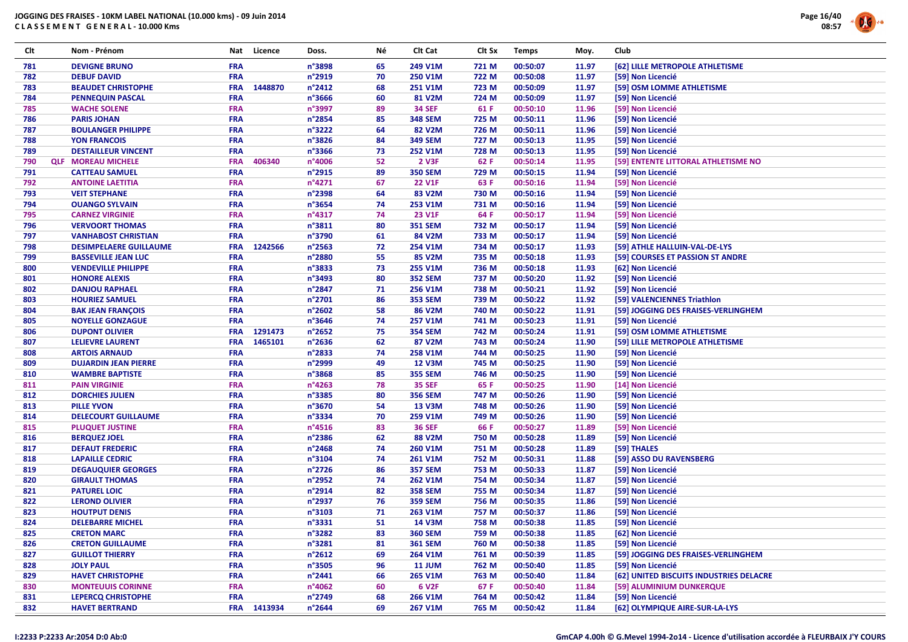# JOGGING DES FRAISES - 10KM LABEL NATIONAL (10.000 kms) - 09 Juin 2014

**C L A S S E M E N T   G E N E R A L - 10.000 Kms**

| Clt | | Nom - Prénom | Nat | Licence | Doss. | Né | Clt Cat | Clt Sx | Temps | Moy. | Club |
|---|---|---|---|---|---|---|---|---|---|---|---|
| 781 | | DEVIGNE BRUNO | FRA | | n°3898 | 65 | 249 V1M | 721 M | 00:50:07 | 11.97 | [62] LILLE METROPOLE ATHLETISME |
| 782 | | DEBUF DAVID | FRA | | n°2919 | 70 | 250 V1M | 722 M | 00:50:08 | 11.97 | [59] Non Licencié |
| 783 | | BEAUDET CHRISTOPHE | FRA | 1448870 | n°2412 | 68 | 251 V1M | 723 M | 00:50:09 | 11.97 | [59] OSM LOMME ATHLETISME |
| 784 | | PENNEQUIN PASCAL | FRA | | n°3666 | 60 | 81 V2M | 724 M | 00:50:09 | 11.97 | [59] Non Licencié |
| 785 | | WACHE SOLENE | FRA | | n°3997 | 89 | 34 SEF | 61 F | 00:50:10 | 11.96 | [59] Non Licencié |
| 786 | | PARIS JOHAN | FRA | | n°2854 | 85 | 348 SEM | 725 M | 00:50:11 | 11.96 | [59] Non Licencié |
| 787 | | BOULANGER PHILIPPE | FRA | | n°3222 | 64 | 82 V2M | 726 M | 00:50:11 | 11.96 | [59] Non Licencié |
| 788 | | YON FRANCOIS | FRA | | n°3826 | 84 | 349 SEM | 727 M | 00:50:13 | 11.95 | [59] Non Licencié |
| 789 | | DESTAILLEUR VINCENT | FRA | | n°3366 | 73 | 252 V1M | 728 M | 00:50:13 | 11.95 | [59] Non Licencié |
| 790 | QLF | MOREAU MICHELE | FRA | 406340 | n°4006 | 52 | 2 V3F | 62 F | 00:50:14 | 11.95 | [59] ENTENTE LITTORAL ATHLETISME NO |
| 791 | | CATTEAU SAMUEL | FRA | | n°2915 | 89 | 350 SEM | 729 M | 00:50:15 | 11.94 | [59] Non Licencié |
| 792 | | ANTOINE LAETITIA | FRA | | n°4271 | 67 | 22 V1F | 63 F | 00:50:16 | 11.94 | [59] Non Licencié |
| 793 | | VEIT STEPHANE | FRA | | n°2398 | 64 | 83 V2M | 730 M | 00:50:16 | 11.94 | [59] Non Licencié |
| 794 | | OUANGO SYLVAIN | FRA | | n°3654 | 74 | 253 V1M | 731 M | 00:50:16 | 11.94 | [59] Non Licencié |
| 795 | | CARNEZ VIRGINIE | FRA | | n°4317 | 74 | 23 V1F | 64 F | 00:50:17 | 11.94 | [59] Non Licencié |
| 796 | | VERVOORT THOMAS | FRA | | n°3811 | 80 | 351 SEM | 732 M | 00:50:17 | 11.94 | [59] Non Licencié |
| 797 | | VANHABOST CHRISTIAN | FRA | | n°3790 | 61 | 84 V2M | 733 M | 00:50:17 | 11.94 | [59] Non Licencié |
| 798 | | DESIMPELAERE GUILLAUME | FRA | 1242566 | n°2563 | 72 | 254 V1M | 734 M | 00:50:17 | 11.93 | [59] ATHLE HALLUIN-VAL-DE-LYS |
| 799 | | BASSEVILLE JEAN LUC | FRA | | n°2880 | 55 | 85 V2M | 735 M | 00:50:18 | 11.93 | [59] COURSES ET PASSION ST ANDRE |
| 800 | | VENDEVILLE PHILIPPE | FRA | | n°3833 | 73 | 255 V1M | 736 M | 00:50:18 | 11.93 | [62] Non Licencié |
| 801 | | HONORE ALEXIS | FRA | | n°3493 | 80 | 352 SEM | 737 M | 00:50:20 | 11.92 | [59] Non Licencié |
| 802 | | DANJOU RAPHAEL | FRA | | n°2847 | 71 | 256 V1M | 738 M | 00:50:21 | 11.92 | [59] Non Licencié |
| 803 | | HOURIEZ SAMUEL | FRA | | n°2701 | 86 | 353 SEM | 739 M | 00:50:22 | 11.92 | [59] VALENCIENNES Triathlon |
| 804 | | BAK JEAN FRANÇOIS | FRA | | n°2602 | 58 | 86 V2M | 740 M | 00:50:22 | 11.91 | [59] JOGGING DES FRAISES-VERLINGHEM |
| 805 | | NOYELLE GONZAGUE | FRA | | n°3646 | 74 | 257 V1M | 741 M | 00:50:23 | 11.91 | [59] Non Licencié |
| 806 | | DUPONT OLIVIER | FRA | 1291473 | n°2652 | 75 | 354 SEM | 742 M | 00:50:24 | 11.91 | [59] OSM LOMME ATHLETISME |
| 807 | | LELIEVRE LAURENT | FRA | 1465101 | n°2636 | 62 | 87 V2M | 743 M | 00:50:24 | 11.90 | [59] LILLE METROPOLE ATHLETISME |
| 808 | | ARTOIS ARNAUD | FRA | | n°2833 | 74 | 258 V1M | 744 M | 00:50:25 | 11.90 | [59] Non Licencié |
| 809 | | DUJARDIN JEAN PIERRE | FRA | | n°2999 | 49 | 12 V3M | 745 M | 00:50:25 | 11.90 | [59] Non Licencié |
| 810 | | WAMBRE BAPTISTE | FRA | | n°3868 | 85 | 355 SEM | 746 M | 00:50:25 | 11.90 | [59] Non Licencié |
| 811 | | PAIN VIRGINIE | FRA | | n°4263 | 78 | 35 SEF | 65 F | 00:50:25 | 11.90 | [14] Non Licencié |
| 812 | | DORCHIES JULIEN | FRA | | n°3385 | 80 | 356 SEM | 747 M | 00:50:26 | 11.90 | [59] Non Licencié |
| 813 | | PILLE YVON | FRA | | n°3670 | 54 | 13 V3M | 748 M | 00:50:26 | 11.90 | [59] Non Licencié |
| 814 | | DELECOURT GUILLAUME | FRA | | n°3334 | 70 | 259 V1M | 749 M | 00:50:26 | 11.90 | [59] Non Licencié |
| 815 | | PLUQUET JUSTINE | FRA | | n°4516 | 83 | 36 SEF | 66 F | 00:50:27 | 11.89 | [59] Non Licencié |
| 816 | | BERQUEZ JOEL | FRA | | n°2386 | 62 | 88 V2M | 750 M | 00:50:28 | 11.89 | [59] Non Licencié |
| 817 | | DEFAUT FREDERIC | FRA | | n°2468 | 74 | 260 V1M | 751 M | 00:50:28 | 11.89 | [59] THALES |
| 818 | | LAPAILLE CEDRIC | FRA | | n°3104 | 74 | 261 V1M | 752 M | 00:50:31 | 11.88 | [59] ASSO DU RAVENSBERG |
| 819 | | DEGAUQUIER GEORGES | FRA | | n°2726 | 86 | 357 SEM | 753 M | 00:50:33 | 11.87 | [59] Non Licencié |
| 820 | | GIRAULT THOMAS | FRA | | n°2952 | 74 | 262 V1M | 754 M | 00:50:34 | 11.87 | [59] Non Licencié |
| 821 | | PATUREL LOIC | FRA | | n°2914 | 82 | 358 SEM | 755 M | 00:50:34 | 11.87 | [59] Non Licencié |
| 822 | | LEROND OLIVIER | FRA | | n°2937 | 76 | 359 SEM | 756 M | 00:50:35 | 11.86 | [59] Non Licencié |
| 823 | | HOUTPUT DENIS | FRA | | n°3103 | 71 | 263 V1M | 757 M | 00:50:37 | 11.86 | [59] Non Licencié |
| 824 | | DELEBARRE MICHEL | FRA | | n°3331 | 51 | 14 V3M | 758 M | 00:50:38 | 11.85 | [59] Non Licencié |
| 825 | | CRETON MARC | FRA | | n°3282 | 83 | 360 SEM | 759 M | 00:50:38 | 11.85 | [62] Non Licencié |
| 826 | | CRETON GUILLAUME | FRA | | n°3281 | 81 | 361 SEM | 760 M | 00:50:38 | 11.85 | [59] Non Licencié |
| 827 | | GUILLOT THIERRY | FRA | | n°2612 | 69 | 264 V1M | 761 M | 00:50:39 | 11.85 | [59] JOGGING DES FRAISES-VERLINGHEM |
| 828 | | JOLY PAUL | FRA | | n°3505 | 96 | 11 JUM | 762 M | 00:50:40 | 11.85 | [59] Non Licencié |
| 829 | | HAVET CHRISTOPHE | FRA | | n°2441 | 66 | 265 V1M | 763 M | 00:50:40 | 11.84 | [62] UNITED BISCUITS INDUSTRIES DELACRE |
| 830 | | MONTEUUIS CORINNE | FRA | | n°4062 | 60 | 6 V2F | 67 F | 00:50:40 | 11.84 | [59] ALUMINIUM DUNKERQUE |
| 831 | | LEPERCQ CHRISTOPHE | FRA | | n°2749 | 68 | 266 V1M | 764 M | 00:50:42 | 11.84 | [59] Non Licencié |
| 832 | | HAVET BERTRAND | FRA | 1413934 | n°2644 | 69 | 267 V1M | 765 M | 00:50:42 | 11.84 | [62] OLYMPIQUE AIRE-SUR-LA-LYS |

I:2233 P:2233 Ar:2054 D:0 Ab:0

GmCAP 4.00h © G.Mevel 1994-2o14 - Licence d'utilisation accordée à FLEURBAIX J'Y COURS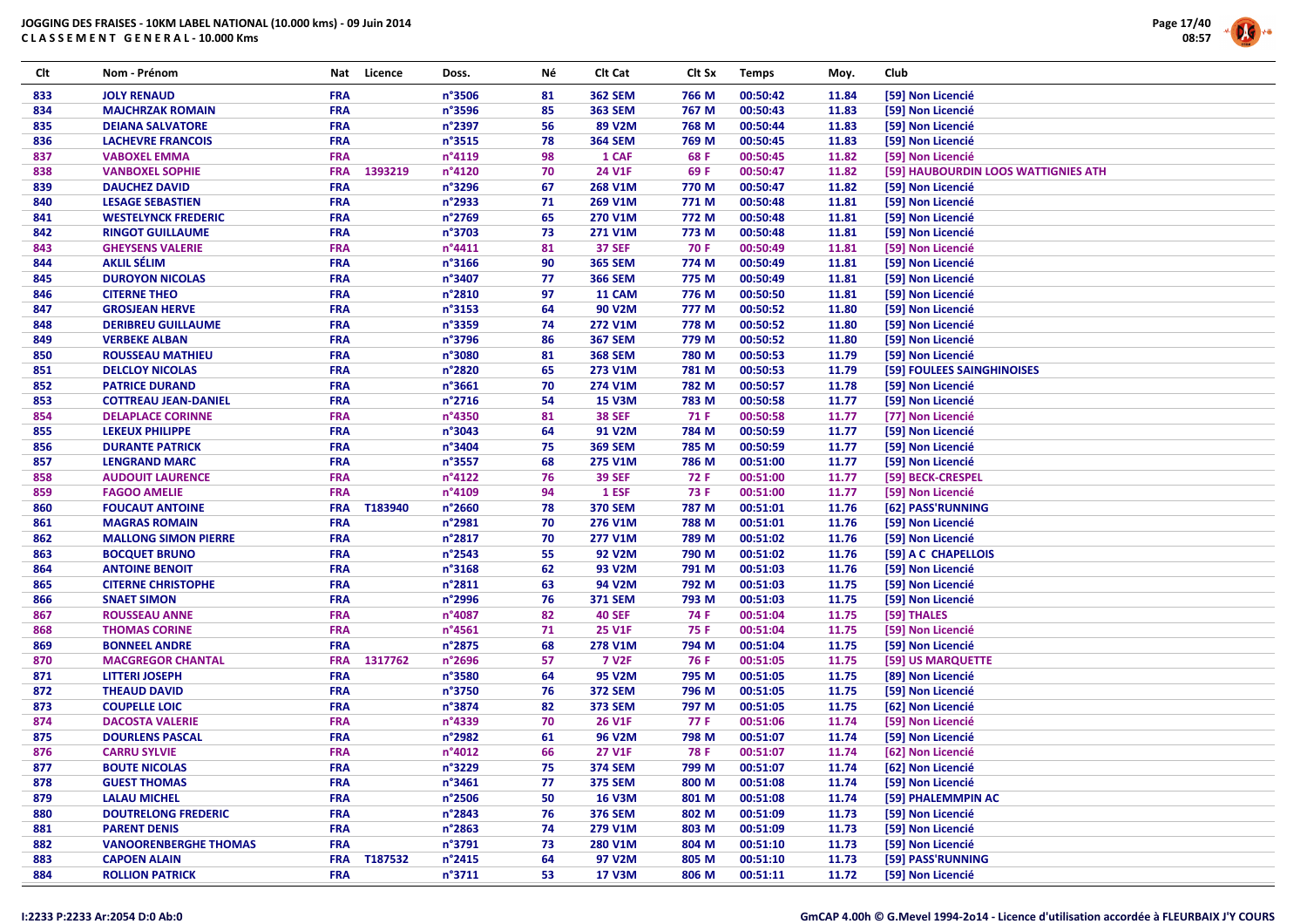# JOGGING DES FRAISES - 10KM LABEL NATIONAL (10.000 kms) - 09 Juin 2014

## C L A S S E M E N T G E N E R A L - 10.000 Kms

| Clt | Nom - Prénom | Nat | Licence | Doss. | Né | Clt Cat | Clt Sx | Temps | Moy. | Club |
|---|---|---|---|---|---|---|---|---|---|---|
| 833 | JOLY RENAUD | FRA | | n°3506 | 81 | 362 SEM | 766 M | 00:50:42 | 11.84 | [59] Non Licencié |
| 834 | MAJCHRZAK ROMAIN | FRA | | n°3596 | 85 | 363 SEM | 767 M | 00:50:43 | 11.83 | [59] Non Licencié |
| 835 | DEIANA SALVATORE | FRA | | n°2397 | 56 | 89 V2M | 768 M | 00:50:44 | 11.83 | [59] Non Licencié |
| 836 | LACHEVRE FRANCOIS | FRA | | n°3515 | 78 | 364 SEM | 769 M | 00:50:45 | 11.83 | [59] Non Licencié |
| 837 | VABOXEL EMMA | FRA | | n°4119 | 98 | 1 CAF | 68 F | 00:50:45 | 11.82 | [59] Non Licencié |
| 838 | VANBOXEL SOPHIE | FRA | 1393219 | n°4120 | 70 | 24 V1F | 69 F | 00:50:47 | 11.82 | [59] HAUBOURDIN LOOS WATTIGNIES ATH |
| 839 | DAUCHEZ DAVID | FRA | | n°3296 | 67 | 268 V1M | 770 M | 00:50:47 | 11.82 | [59] Non Licencié |
| 840 | LESAGE SEBASTIEN | FRA | | n°2933 | 71 | 269 V1M | 771 M | 00:50:48 | 11.81 | [59] Non Licencié |
| 841 | WESTELYNCK FREDERIC | FRA | | n°2769 | 65 | 270 V1M | 772 M | 00:50:48 | 11.81 | [59] Non Licencié |
| 842 | RINGOT GUILLAUME | FRA | | n°3703 | 73 | 271 V1M | 773 M | 00:50:48 | 11.81 | [59] Non Licencié |
| 843 | GHEYSENS VALERIE | FRA | | n°4411 | 81 | 37 SEF | 70 F | 00:50:49 | 11.81 | [59] Non Licencié |
| 844 | AKLIL SÉLIM | FRA | | n°3166 | 90 | 365 SEM | 774 M | 00:50:49 | 11.81 | [59] Non Licencié |
| 845 | DUROYON NICOLAS | FRA | | n°3407 | 77 | 366 SEM | 775 M | 00:50:49 | 11.81 | [59] Non Licencié |
| 846 | CITERNE THEO | FRA | | n°2810 | 97 | 11 CAM | 776 M | 00:50:50 | 11.81 | [59] Non Licencié |
| 847 | GROSJEAN HERVE | FRA | | n°3153 | 64 | 90 V2M | 777 M | 00:50:52 | 11.80 | [59] Non Licencié |
| 848 | DERIBREU GUILLAUME | FRA | | n°3359 | 74 | 272 V1M | 778 M | 00:50:52 | 11.80 | [59] Non Licencié |
| 849 | VERBEKE ALBAN | FRA | | n°3796 | 86 | 367 SEM | 779 M | 00:50:52 | 11.80 | [59] Non Licencié |
| 850 | ROUSSEAU MATHIEU | FRA | | n°3080 | 81 | 368 SEM | 780 M | 00:50:53 | 11.79 | [59] Non Licencié |
| 851 | DELCLOY NICOLAS | FRA | | n°2820 | 65 | 273 V1M | 781 M | 00:50:53 | 11.79 | [59] FOULEES SAINGHINOISES |
| 852 | PATRICE DURAND | FRA | | n°3661 | 70 | 274 V1M | 782 M | 00:50:57 | 11.78 | [59] Non Licencié |
| 853 | COTTREAU JEAN-DANIEL | FRA | | n°2716 | 54 | 15 V3M | 783 M | 00:50:58 | 11.77 | [59] Non Licencié |
| 854 | DELAPLACE CORINNE | FRA | | n°4350 | 81 | 38 SEF | 71 F | 00:50:58 | 11.77 | [77] Non Licencié |
| 855 | LEKEUX PHILIPPE | FRA | | n°3043 | 64 | 91 V2M | 784 M | 00:50:59 | 11.77 | [59] Non Licencié |
| 856 | DURANTE PATRICK | FRA | | n°3404 | 75 | 369 SEM | 785 M | 00:50:59 | 11.77 | [59] Non Licencié |
| 857 | LENGRAND MARC | FRA | | n°3557 | 68 | 275 V1M | 786 M | 00:51:00 | 11.77 | [59] Non Licencié |
| 858 | AUDOUIT LAURENCE | FRA | | n°4122 | 76 | 39 SEF | 72 F | 00:51:00 | 11.77 | [59] BECK-CRESPEL |
| 859 | FAGOO AMELIE | FRA | | n°4109 | 94 | 1 ESF | 73 F | 00:51:00 | 11.77 | [59] Non Licencié |
| 860 | FOUCAUT ANTOINE | FRA | T183940 | n°2660 | 78 | 370 SEM | 787 M | 00:51:01 | 11.76 | [62] PASS'RUNNING |
| 861 | MAGRAS ROMAIN | FRA | | n°2981 | 70 | 276 V1M | 788 M | 00:51:01 | 11.76 | [59] Non Licencié |
| 862 | MALLONG SIMON PIERRE | FRA | | n°2817 | 70 | 277 V1M | 789 M | 00:51:02 | 11.76 | [59] Non Licencié |
| 863 | BOCQUET BRUNO | FRA | | n°2543 | 55 | 92 V2M | 790 M | 00:51:02 | 11.76 | [59] A C CHAPELLOIS |
| 864 | ANTOINE BENOIT | FRA | | n°3168 | 62 | 93 V2M | 791 M | 00:51:03 | 11.76 | [59] Non Licencié |
| 865 | CITERNE CHRISTOPHE | FRA | | n°2811 | 63 | 94 V2M | 792 M | 00:51:03 | 11.75 | [59] Non Licencié |
| 866 | SNAET SIMON | FRA | | n°2996 | 76 | 371 SEM | 793 M | 00:51:03 | 11.75 | [59] Non Licencié |
| 867 | ROUSSEAU ANNE | FRA | | n°4087 | 82 | 40 SEF | 74 F | 00:51:04 | 11.75 | [59] THALES |
| 868 | THOMAS CORINE | FRA | | n°4561 | 71 | 25 V1F | 75 F | 00:51:04 | 11.75 | [59] Non Licencié |
| 869 | BONNEEL ANDRE | FRA | | n°2875 | 68 | 278 V1M | 794 M | 00:51:04 | 11.75 | [59] Non Licencié |
| 870 | MACGREGOR CHANTAL | FRA | 1317762 | n°2696 | 57 | 7 V2F | 76 F | 00:51:05 | 11.75 | [59] US MARQUETTE |
| 871 | LITTERI JOSEPH | FRA | | n°3580 | 64 | 95 V2M | 795 M | 00:51:05 | 11.75 | [89] Non Licencié |
| 872 | THEAUD DAVID | FRA | | n°3750 | 76 | 372 SEM | 796 M | 00:51:05 | 11.75 | [59] Non Licencié |
| 873 | COUPELLE LOIC | FRA | | n°3874 | 82 | 373 SEM | 797 M | 00:51:05 | 11.75 | [62] Non Licencié |
| 874 | DACOSTA VALERIE | FRA | | n°4339 | 70 | 26 V1F | 77 F | 00:51:06 | 11.74 | [59] Non Licencié |
| 875 | DOURLENS PASCAL | FRA | | n°2982 | 61 | 96 V2M | 798 M | 00:51:07 | 11.74 | [59] Non Licencié |
| 876 | CARRU SYLVIE | FRA | | n°4012 | 66 | 27 V1F | 78 F | 00:51:07 | 11.74 | [62] Non Licencié |
| 877 | BOUTE NICOLAS | FRA | | n°3229 | 75 | 374 SEM | 799 M | 00:51:07 | 11.74 | [62] Non Licencié |
| 878 | GUEST THOMAS | FRA | | n°3461 | 77 | 375 SEM | 800 M | 00:51:08 | 11.74 | [59] Non Licencié |
| 879 | LALAU MICHEL | FRA | | n°2506 | 50 | 16 V3M | 801 M | 00:51:08 | 11.74 | [59] PHALEMMPIN AC |
| 880 | DOUTRELONG FREDERIC | FRA | | n°2843 | 76 | 376 SEM | 802 M | 00:51:09 | 11.73 | [59] Non Licencié |
| 881 | PARENT DENIS | FRA | | n°2863 | 74 | 279 V1M | 803 M | 00:51:09 | 11.73 | [59] Non Licencié |
| 882 | VANOORENBERGHE THOMAS | FRA | | n°3791 | 73 | 280 V1M | 804 M | 00:51:10 | 11.73 | [59] Non Licencié |
| 883 | CAPOEN ALAIN | FRA | T187532 | n°2415 | 64 | 97 V2M | 805 M | 00:51:10 | 11.73 | [59] PASS'RUNNING |
| 884 | ROLLION PATRICK | FRA | | n°3711 | 53 | 17 V3M | 806 M | 00:51:11 | 11.72 | [59] Non Licencié |

I:2233 P:2233 Ar:2054 D:0 Ab:0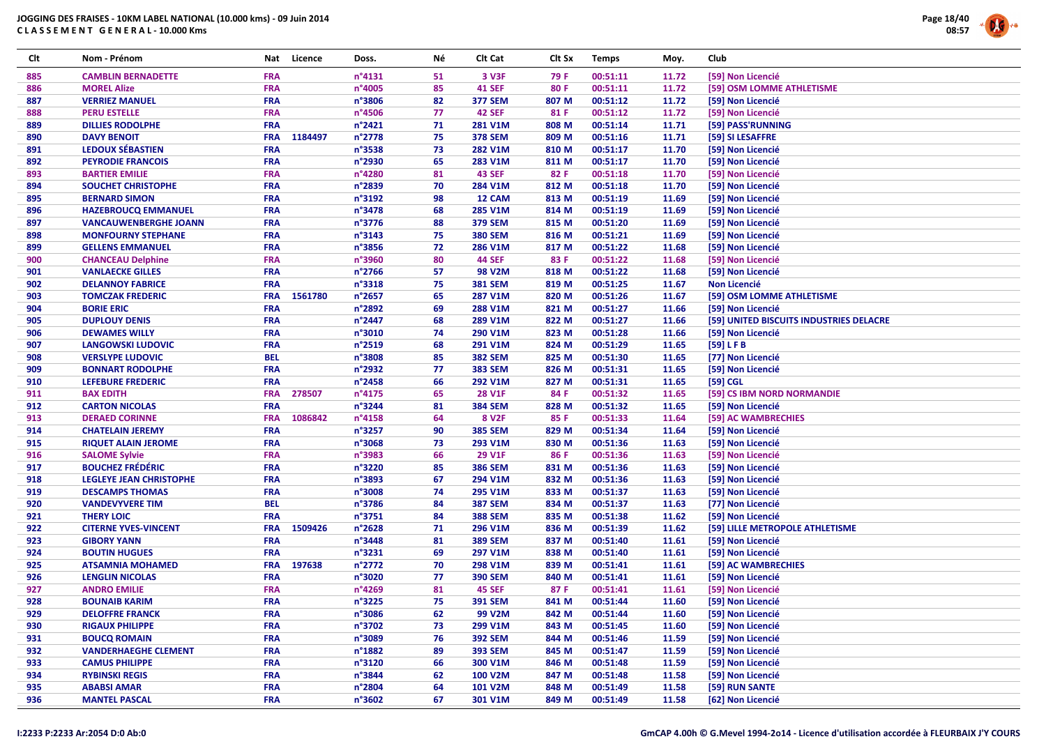# JOGGING DES FRAISES - 10KM LABEL NATIONAL (10.000 kms) - 09 Juin 2014
## CLASSEMENT GENERAL - 10.000 Kms

| Clt | Nom - Prénom | Nat | Licence | Doss. | Né | Clt Cat | Clt Sx | Temps | Moy. | Club |
|---|---|---|---|---|---|---|---|---|---|---|
| 885 | CAMBLIN BERNADETTE | FRA | | n°4131 | 51 | 3 V3F | 79 F | 00:51:11 | 11.72 | [59] Non Licencié |
| 886 | MOREL Alize | FRA | | n°4005 | 85 | 41 SEF | 80 F | 00:51:11 | 11.72 | [59] OSM LOMME ATHLETISME |
| 887 | VERRIEZ MANUEL | FRA | | n°3806 | 82 | 377 SEM | 807 M | 00:51:12 | 11.72 | [59] Non Licencié |
| 888 | PERU ESTELLE | FRA | | n°4506 | 77 | 42 SEF | 81 F | 00:51:12 | 11.72 | [59] Non Licencié |
| 889 | DILLIES RODOLPHE | FRA | | n°2421 | 71 | 281 V1M | 808 M | 00:51:14 | 11.71 | [59] PASS'RUNNING |
| 890 | DAVY BENOIT | FRA | 1184497 | n°2778 | 75 | 378 SEM | 809 M | 00:51:16 | 11.71 | [59] SI LESAFFRE |
| 891 | LEDOUX SÉBASTIEN | FRA | | n°3538 | 73 | 282 V1M | 810 M | 00:51:17 | 11.70 | [59] Non Licencié |
| 892 | PEYRODIE FRANCOIS | FRA | | n°2930 | 65 | 283 V1M | 811 M | 00:51:17 | 11.70 | [59] Non Licencié |
| 893 | BARTIER EMILIE | FRA | | n°4280 | 81 | 43 SEF | 82 F | 00:51:18 | 11.70 | [59] Non Licencié |
| 894 | SOUCHET CHRISTOPHE | FRA | | n°2839 | 70 | 284 V1M | 812 M | 00:51:18 | 11.70 | [59] Non Licencié |
| 895 | BERNARD SIMON | FRA | | n°3192 | 98 | 12 CAM | 813 M | 00:51:19 | 11.69 | [59] Non Licencié |
| 896 | HAZEBROUCQ EMMANUEL | FRA | | n°3478 | 68 | 285 V1M | 814 M | 00:51:19 | 11.69 | [59] Non Licencié |
| 897 | VANCAUWENBERGHE JOANN | FRA | | n°3776 | 88 | 379 SEM | 815 M | 00:51:20 | 11.69 | [59] Non Licencié |
| 898 | MONFOURNY STEPHANE | FRA | | n°3143 | 75 | 380 SEM | 816 M | 00:51:21 | 11.69 | [59] Non Licencié |
| 899 | GELLENS EMMANUEL | FRA | | n°3856 | 72 | 286 V1M | 817 M | 00:51:22 | 11.68 | [59] Non Licencié |
| 900 | CHANCEAU Delphine | FRA | | n°3960 | 80 | 44 SEF | 83 F | 00:51:22 | 11.68 | [59] Non Licencié |
| 901 | VANLAECKE GILLES | FRA | | n°2766 | 57 | 98 V2M | 818 M | 00:51:22 | 11.68 | [59] Non Licencié |
| 902 | DELANNOY FABRICE | FRA | | n°3318 | 75 | 381 SEM | 819 M | 00:51:25 | 11.67 | Non Licencié |
| 903 | TOMCZAK FREDERIC | FRA | 1561780 | n°2657 | 65 | 287 V1M | 820 M | 00:51:26 | 11.67 | [59] OSM LOMME ATHLETISME |
| 904 | BORIE ERIC | FRA | | n°2892 | 69 | 288 V1M | 821 M | 00:51:27 | 11.66 | [59] Non Licencié |
| 905 | DUPLOUY DENIS | FRA | | n°2447 | 68 | 289 V1M | 822 M | 00:51:27 | 11.66 | [59] UNITED BISCUITS INDUSTRIES DELACRE |
| 906 | DEWAMES WILLY | FRA | | n°3010 | 74 | 290 V1M | 823 M | 00:51:28 | 11.66 | [59] Non Licencié |
| 907 | LANGOWSKI LUDOVIC | FRA | | n°2519 | 68 | 291 V1M | 824 M | 00:51:29 | 11.65 | [59] L F B |
| 908 | VERSLYPE LUDOVIC | BEL | | n°3808 | 85 | 382 SEM | 825 M | 00:51:30 | 11.65 | [77] Non Licencié |
| 909 | BONNART RODOLPHE | FRA | | n°2932 | 77 | 383 SEM | 826 M | 00:51:31 | 11.65 | [59] Non Licencié |
| 910 | LEFEBURE FREDERIC | FRA | | n°2458 | 66 | 292 V1M | 827 M | 00:51:31 | 11.65 | [59] CGL |
| 911 | BAX EDITH | FRA | 278507 | n°4175 | 65 | 28 V1F | 84 F | 00:51:32 | 11.65 | [59] CS IBM NORD NORMANDIE |
| 912 | CARTON NICOLAS | FRA | | n°3244 | 81 | 384 SEM | 828 M | 00:51:32 | 11.65 | [59] Non Licencié |
| 913 | DERAED CORINNE | FRA | 1086842 | n°4158 | 64 | 8 V2F | 85 F | 00:51:33 | 11.64 | [59] AC WAMBRECHIES |
| 914 | CHATELAIN JEREMY | FRA | | n°3257 | 90 | 385 SEM | 829 M | 00:51:34 | 11.64 | [59] Non Licencié |
| 915 | RIQUET ALAIN JEROME | FRA | | n°3068 | 73 | 293 V1M | 830 M | 00:51:36 | 11.63 | [59] Non Licencié |
| 916 | SALOME Sylvie | FRA | | n°3983 | 66 | 29 V1F | 86 F | 00:51:36 | 11.63 | [59] Non Licencié |
| 917 | BOUCHEZ FRÉDÉRIC | FRA | | n°3220 | 85 | 386 SEM | 831 M | 00:51:36 | 11.63 | [59] Non Licencié |
| 918 | LEGLEYE JEAN CHRISTOPHE | FRA | | n°3893 | 67 | 294 V1M | 832 M | 00:51:36 | 11.63 | [59] Non Licencié |
| 919 | DESCAMPS THOMAS | FRA | | n°3008 | 74 | 295 V1M | 833 M | 00:51:37 | 11.63 | [59] Non Licencié |
| 920 | VANDEVYVERE TIM | BEL | | n°3786 | 84 | 387 SEM | 834 M | 00:51:37 | 11.63 | [77] Non Licencié |
| 921 | THERY LOIC | FRA | | n°3751 | 84 | 388 SEM | 835 M | 00:51:38 | 11.62 | [59] Non Licencié |
| 922 | CITERNE YVES-VINCENT | FRA | 1509426 | n°2628 | 71 | 296 V1M | 836 M | 00:51:39 | 11.62 | [59] LILLE METROPOLE ATHLETISME |
| 923 | GIBORY YANN | FRA | | n°3448 | 81 | 389 SEM | 837 M | 00:51:40 | 11.61 | [59] Non Licencié |
| 924 | BOUTIN HUGUES | FRA | | n°3231 | 69 | 297 V1M | 838 M | 00:51:40 | 11.61 | [59] Non Licencié |
| 925 | ATSAMNIA MOHAMED | FRA | 197638 | n°2772 | 70 | 298 V1M | 839 M | 00:51:41 | 11.61 | [59] AC WAMBRECHIES |
| 926 | LENGLIN NICOLAS | FRA | | n°3020 | 77 | 390 SEM | 840 M | 00:51:41 | 11.61 | [59] Non Licencié |
| 927 | ANDRO EMILIE | FRA | | n°4269 | 81 | 45 SEF | 87 F | 00:51:41 | 11.61 | [59] Non Licencié |
| 928 | BOUNAIB KARIM | FRA | | n°3225 | 75 | 391 SEM | 841 M | 00:51:44 | 11.60 | [59] Non Licencié |
| 929 | DELOFFRE FRANCK | FRA | | n°3086 | 62 | 99 V2M | 842 M | 00:51:44 | 11.60 | [59] Non Licencié |
| 930 | RIGAUX PHILIPPE | FRA | | n°3702 | 73 | 299 V1M | 843 M | 00:51:45 | 11.60 | [59] Non Licencié |
| 931 | BOUCQ ROMAIN | FRA | | n°3089 | 76 | 392 SEM | 844 M | 00:51:46 | 11.59 | [59] Non Licencié |
| 932 | VANDERHAEGHE CLEMENT | FRA | | n°1882 | 89 | 393 SEM | 845 M | 00:51:47 | 11.59 | [59] Non Licencié |
| 933 | CAMUS PHILIPPE | FRA | | n°3120 | 66 | 300 V1M | 846 M | 00:51:48 | 11.59 | [59] Non Licencié |
| 934 | RYBINSKI REGIS | FRA | | n°3844 | 62 | 100 V2M | 847 M | 00:51:48 | 11.58 | [59] Non Licencié |
| 935 | ABABSI AMAR | FRA | | n°2804 | 64 | 101 V2M | 848 M | 00:51:49 | 11.58 | [59] RUN SANTE |
| 936 | MANTEL PASCAL | FRA | | n°3602 | 67 | 301 V1M | 849 M | 00:51:49 | 11.58 | [62] Non Licencié |

I:2233 P:2233 Ar:2054 D:0 Ab:0

GmCAP 4.00h © G.Mevel 1994-2o14 - Licence d'utilisation accordée à FLEURBAIX J'Y COURS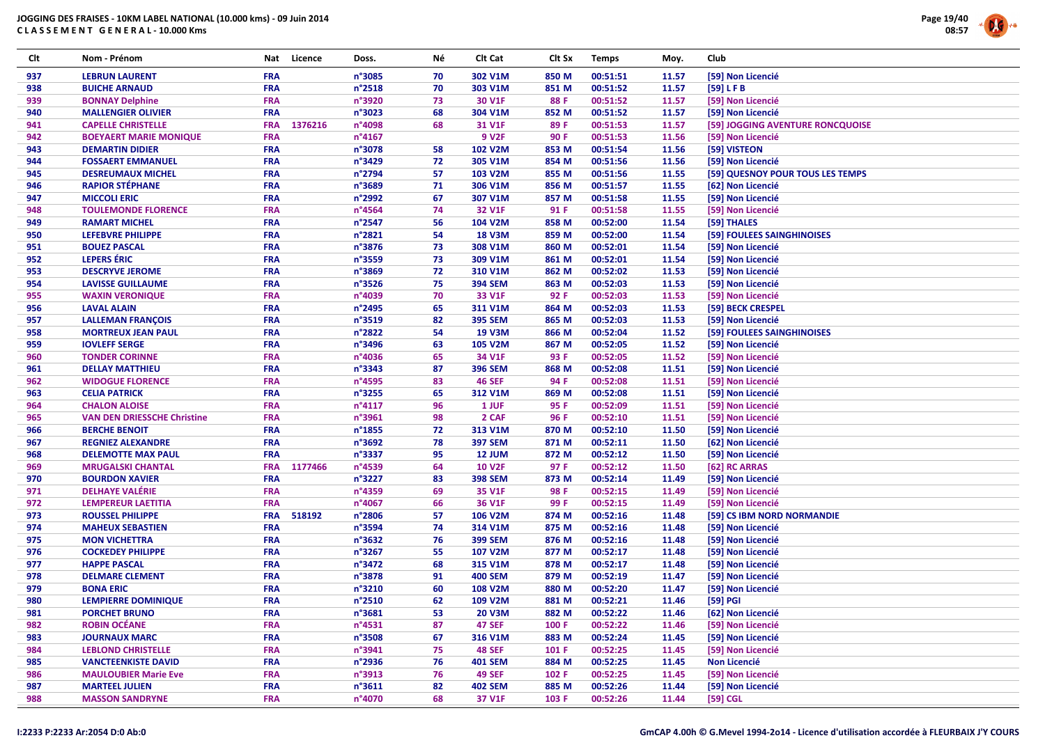# JOGGING DES FRAISES - 10KM LABEL NATIONAL (10.000 kms) - 09 Juin 2014

**CLASSEMENT GENERAL - 10.000 Kms**

| Clt | Nom - Prénom | Nat | Licence | Doss. | Né | Clt Cat | Clt Sx | Temps | Moy. | Club |
|---|---|---|---|---|---|---|---|---|---|---|
| 937 | LEBRUN LAURENT | FRA | | n°3085 | 70 | 302 V1M | 850 M | 00:51:51 | 11.57 | [59] Non Licencié |
| 938 | BUICHE ARNAUD | FRA | | n°2518 | 70 | 303 V1M | 851 M | 00:51:52 | 11.57 | [59] L F B |
| 939 | BONNAY Delphine | FRA | | n°3920 | 73 | 30 V1F | 88 F | 00:51:52 | 11.57 | [59] Non Licencié |
| 940 | MALLENGIER OLIVIER | FRA | | n°3023 | 68 | 304 V1M | 852 M | 00:51:52 | 11.57 | [59] Non Licencié |
| 941 | CAPELLE CHRISTELLE | FRA | 1376216 | n°4098 | 68 | 31 V1F | 89 F | 00:51:53 | 11.57 | [59] JOGGING AVENTURE RONCQUOISE |
| 942 | BOEYAERT MARIE MONIQUE | FRA | | n°4167 | | 9 V2F | 90 F | 00:51:53 | 11.56 | [59] Non Licencié |
| 943 | DEMARTIN DIDIER | FRA | | n°3078 | 58 | 102 V2M | 853 M | 00:51:54 | 11.56 | [59] VISTEON |
| 944 | FOSSAERT EMMANUEL | FRA | | n°3429 | 72 | 305 V1M | 854 M | 00:51:56 | 11.56 | [59] Non Licencié |
| 945 | DESREUMAUX MICHEL | FRA | | n°2794 | 57 | 103 V2M | 855 M | 00:51:56 | 11.55 | [59] QUESNOY POUR TOUS LES TEMPS |
| 946 | RAPIOR STÉPHANE | FRA | | n°3689 | 71 | 306 V1M | 856 M | 00:51:57 | 11.55 | [62] Non Licencié |
| 947 | MICCOLI ERIC | FRA | | n°2992 | 67 | 307 V1M | 857 M | 00:51:58 | 11.55 | [59] Non Licencié |
| 948 | TOULEMONDE FLORENCE | FRA | | n°4564 | 74 | 32 V1F | 91 F | 00:51:58 | 11.55 | [59] Non Licencié |
| 949 | RAMART MICHEL | FRA | | n°2547 | 56 | 104 V2M | 858 M | 00:52:00 | 11.54 | [59] THALES |
| 950 | LEFEBVRE PHILIPPE | FRA | | n°2821 | 54 | 18 V3M | 859 M | 00:52:00 | 11.54 | [59] FOULEES SAINGHINOISES |
| 951 | BOUEZ PASCAL | FRA | | n°3876 | 73 | 308 V1M | 860 M | 00:52:01 | 11.54 | [59] Non Licencié |
| 952 | LEPERS ÉRIC | FRA | | n°3559 | 73 | 309 V1M | 861 M | 00:52:01 | 11.54 | [59] Non Licencié |
| 953 | DESCRYVE JEROME | FRA | | n°3869 | 72 | 310 V1M | 862 M | 00:52:02 | 11.53 | [59] Non Licencié |
| 954 | LAVISSE GUILLAUME | FRA | | n°3526 | 75 | 394 SEM | 863 M | 00:52:03 | 11.53 | [59] Non Licencié |
| 955 | WAXIN VERONIQUE | FRA | | n°4039 | 70 | 33 V1F | 92 F | 00:52:03 | 11.53 | [59] Non Licencié |
| 956 | LAVAL ALAIN | FRA | | n°2495 | 65 | 311 V1M | 864 M | 00:52:03 | 11.53 | [59] BECK CRESPEL |
| 957 | LALLEMAN FRANÇOIS | FRA | | n°3519 | 82 | 395 SEM | 865 M | 00:52:03 | 11.53 | [59] Non Licencié |
| 958 | MORTREUX JEAN PAUL | FRA | | n°2822 | 54 | 19 V3M | 866 M | 00:52:04 | 11.52 | [59] FOULEES SAINGHINOISES |
| 959 | IOVLEFF SERGE | FRA | | n°3496 | 63 | 105 V2M | 867 M | 00:52:05 | 11.52 | [59] Non Licencié |
| 960 | TONDER CORINNE | FRA | | n°4036 | 65 | 34 V1F | 93 F | 00:52:05 | 11.52 | [59] Non Licencié |
| 961 | DELLAY MATTHIEU | FRA | | n°3343 | 87 | 396 SEM | 868 M | 00:52:08 | 11.51 | [59] Non Licencié |
| 962 | WIDOGUE FLORENCE | FRA | | n°4595 | 83 | 46 SEF | 94 F | 00:52:08 | 11.51 | [59] Non Licencié |
| 963 | CELIA PATRICK | FRA | | n°3255 | 65 | 312 V1M | 869 M | 00:52:08 | 11.51 | [59] Non Licencié |
| 964 | CHALON ALOISE | FRA | | n°4117 | 96 | 1 JUF | 95 F | 00:52:09 | 11.51 | [59] Non Licencié |
| 965 | VAN DEN DRIESSCHE Christine | FRA | | n°3961 | 98 | 2 CAF | 96 F | 00:52:10 | 11.51 | [59] Non Licencié |
| 966 | BERCHE BENOIT | FRA | | n°1855 | 72 | 313 V1M | 870 M | 00:52:10 | 11.50 | [59] Non Licencié |
| 967 | REGNIEZ ALEXANDRE | FRA | | n°3692 | 78 | 397 SEM | 871 M | 00:52:11 | 11.50 | [62] Non Licencié |
| 968 | DELEMOTTE MAX PAUL | FRA | | n°3337 | 95 | 12 JUM | 872 M | 00:52:12 | 11.50 | [59] Non Licencié |
| 969 | MRUGALSKI CHANTAL | FRA | 1177466 | n°4539 | 64 | 10 V2F | 97 F | 00:52:12 | 11.50 | [62] RC ARRAS |
| 970 | BOURDON XAVIER | FRA | | n°3227 | 83 | 398 SEM | 873 M | 00:52:14 | 11.49 | [59] Non Licencié |
| 971 | DELHAYE VALÉRIE | FRA | | n°4359 | 69 | 35 V1F | 98 F | 00:52:15 | 11.49 | [59] Non Licencié |
| 972 | LEMPEREUR LAETITIA | FRA | | n°4067 | 66 | 36 V1F | 99 F | 00:52:15 | 11.49 | [59] Non Licencié |
| 973 | ROUSSEL PHILIPPE | FRA | 518192 | n°2806 | 57 | 106 V2M | 874 M | 00:52:16 | 11.48 | [59] CS IBM NORD NORMANDIE |
| 974 | MAHEUX SEBASTIEN | FRA | | n°3594 | 74 | 314 V1M | 875 M | 00:52:16 | 11.48 | [59] Non Licencié |
| 975 | MON VICHETTRA | FRA | | n°3632 | 76 | 399 SEM | 876 M | 00:52:16 | 11.48 | [59] Non Licencié |
| 976 | COCKEDEY PHILIPPE | FRA | | n°3267 | 55 | 107 V2M | 877 M | 00:52:17 | 11.48 | [59] Non Licencié |
| 977 | HAPPE PASCAL | FRA | | n°3472 | 68 | 315 V1M | 878 M | 00:52:17 | 11.48 | [59] Non Licencié |
| 978 | DELMARE CLEMENT | FRA | | n°3878 | 91 | 400 SEM | 879 M | 00:52:19 | 11.47 | [59] Non Licencié |
| 979 | BONA ERIC | FRA | | n°3210 | 60 | 108 V2M | 880 M | 00:52:20 | 11.47 | [59] Non Licencié |
| 980 | LEMPIERRE DOMINIQUE | FRA | | n°2510 | 62 | 109 V2M | 881 M | 00:52:21 | 11.46 | [59] PGI |
| 981 | PORCHET BRUNO | FRA | | n°3681 | 53 | 20 V3M | 882 M | 00:52:22 | 11.46 | [62] Non Licencié |
| 982 | ROBIN OCÉANE | FRA | | n°4531 | 87 | 47 SEF | 100 F | 00:52:22 | 11.46 | [59] Non Licencié |
| 983 | JOURNAUX MARC | FRA | | n°3508 | 67 | 316 V1M | 883 M | 00:52:24 | 11.45 | [59] Non Licencié |
| 984 | LEBLOND CHRISTELLE | FRA | | n°3941 | 75 | 48 SEF | 101 F | 00:52:25 | 11.45 | [59] Non Licencié |
| 985 | VANCTEENKISTE DAVID | FRA | | n°2936 | 76 | 401 SEM | 884 M | 00:52:25 | 11.45 | Non Licencié |
| 986 | MAULOUBIER Marie Eve | FRA | | n°3913 | 76 | 49 SEF | 102 F | 00:52:25 | 11.45 | [59] Non Licencié |
| 987 | MARTEEL JULIEN | FRA | | n°3611 | 82 | 402 SEM | 885 M | 00:52:26 | 11.44 | [59] Non Licencié |
| 988 | MASSON SANDRYNE | FRA | | n°4070 | 68 | 37 V1F | 103 F | 00:52:26 | 11.44 | [59] CGL |

I:2233 P:2233 Ar:2054 D:0 Ab:0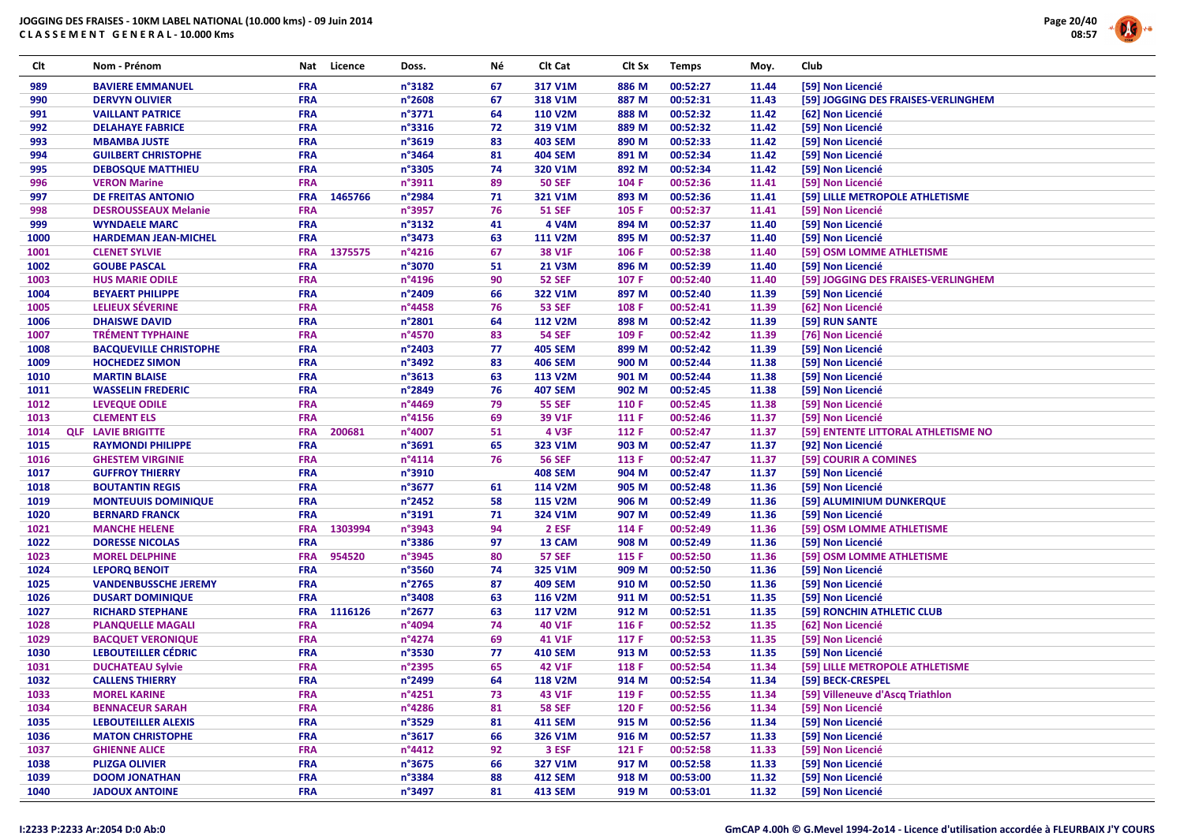**JOGGING DES FRAISES - 10KM LABEL NATIONAL (10.000 kms) - 09 Juin 2014**
**C L A S S E M E N T G E N E R A L - 10.000 Kms**

| Clt | | Nom - Prénom | Nat | Licence | Doss. | Né | Clt Cat | Clt Sx | Temps | Moy. | Club |
|---|---|---|---|---|---|---|---|---|---|---|---|
| 989 | | BAVIERE EMMANUEL | FRA | | n°3182 | 67 | 317 V1M | 886 M | 00:52:27 | 11.44 | [59] Non Licencié |
| 990 | | DERVYN OLIVIER | FRA | | n°2608 | 67 | 318 V1M | 887 M | 00:52:31 | 11.43 | [59] JOGGING DES FRAISES-VERLINGHEM |
| 991 | | VAILLANT PATRICE | FRA | | n°3771 | 64 | 110 V2M | 888 M | 00:52:32 | 11.42 | [62] Non Licencié |
| 992 | | DELAHAYE FABRICE | FRA | | n°3316 | 72 | 319 V1M | 889 M | 00:52:32 | 11.42 | [59] Non Licencié |
| 993 | | MBAMBA JUSTE | FRA | | n°3619 | 83 | 403 SEM | 890 M | 00:52:33 | 11.42 | [59] Non Licencié |
| 994 | | GUILBERT CHRISTOPHE | FRA | | n°3464 | 81 | 404 SEM | 891 M | 00:52:34 | 11.42 | [59] Non Licencié |
| 995 | | DEBOSQUE MATTHIEU | FRA | | n°3305 | 74 | 320 V1M | 892 M | 00:52:34 | 11.42 | [59] Non Licencié |
| 996 | | VERON Marine | FRA | | n°3911 | 89 | 50 SEF | 104 F | 00:52:36 | 11.41 | [59] Non Licencié |
| 997 | | DE FREITAS ANTONIO | FRA | 1465766 | n°2984 | 71 | 321 V1M | 893 M | 00:52:36 | 11.41 | [59] LILLE METROPOLE ATHLETISME |
| 998 | | DESROUSSEAUX Melanie | FRA | | n°3957 | 76 | 51 SEF | 105 F | 00:52:37 | 11.41 | [59] Non Licencié |
| 999 | | WYNDAELE MARC | FRA | | n°3132 | 41 | 4 V4M | 894 M | 00:52:37 | 11.40 | [59] Non Licencié |
| 1000 | | HARDEMAN JEAN-MICHEL | FRA | | n°3473 | 63 | 111 V2M | 895 M | 00:52:37 | 11.40 | [59] Non Licencié |
| 1001 | | CLENET SYLVIE | FRA | 1375575 | n°4216 | 67 | 38 V1F | 106 F | 00:52:38 | 11.40 | [59] OSM LOMME ATHLETISME |
| 1002 | | GOUBE PASCAL | FRA | | n°3070 | 51 | 21 V3M | 896 M | 00:52:39 | 11.40 | [59] Non Licencié |
| 1003 | | HUS MARIE ODILE | FRA | | n°4196 | 90 | 52 SEF | 107 F | 00:52:40 | 11.40 | [59] JOGGING DES FRAISES-VERLINGHEM |
| 1004 | | BEYAERT PHILIPPE | FRA | | n°2409 | 66 | 322 V1M | 897 M | 00:52:40 | 11.39 | [59] Non Licencié |
| 1005 | | LELIEUX SÉVERINE | FRA | | n°4458 | 76 | 53 SEF | 108 F | 00:52:41 | 11.39 | [62] Non Licencié |
| 1006 | | DHAISWE DAVID | FRA | | n°2801 | 64 | 112 V2M | 898 M | 00:52:42 | 11.39 | [59] RUN SANTE |
| 1007 | | TRÉMENT TYPHAINE | FRA | | n°4570 | 83 | 54 SEF | 109 F | 00:52:42 | 11.39 | [76] Non Licencié |
| 1008 | | BACQUEVILLE CHRISTOPHE | FRA | | n°2403 | 77 | 405 SEM | 899 M | 00:52:42 | 11.39 | [59] Non Licencié |
| 1009 | | HOCHEDEZ SIMON | FRA | | n°3492 | 83 | 406 SEM | 900 M | 00:52:44 | 11.38 | [59] Non Licencié |
| 1010 | | MARTIN BLAISE | FRA | | n°3613 | 63 | 113 V2M | 901 M | 00:52:44 | 11.38 | [59] Non Licencié |
| 1011 | | WASSELIN FREDERIC | FRA | | n°2849 | 76 | 407 SEM | 902 M | 00:52:45 | 11.38 | [59] Non Licencié |
| 1012 | | LEVEQUE ODILE | FRA | | n°4469 | 79 | 55 SEF | 110 F | 00:52:45 | 11.38 | [59] Non Licencié |
| 1013 | | CLEMENT ELS | FRA | | n°4156 | 69 | 39 V1F | 111 F | 00:52:46 | 11.37 | [59] Non Licencié |
| 1014 | QLF | LAVIE BRIGITTE | FRA | 200681 | n°4007 | 51 | 4 V3F | 112 F | 00:52:47 | 11.37 | [59] ENTENTE LITTORAL ATHLETISME NO |
| 1015 | | RAYMONDI PHILIPPE | FRA | | n°3691 | 65 | 323 V1M | 903 M | 00:52:47 | 11.37 | [92] Non Licencié |
| 1016 | | GHESTEM VIRGINIE | FRA | | n°4114 | 76 | 56 SEF | 113 F | 00:52:47 | 11.37 | [59] COURIR A COMINES |
| 1017 | | GUFFROY THIERRY | FRA | | n°3910 | | 408 SEM | 904 M | 00:52:47 | 11.37 | [59] Non Licencié |
| 1018 | | BOUTANTIN REGIS | FRA | | n°3677 | 61 | 114 V2M | 905 M | 00:52:48 | 11.36 | [59] Non Licencié |
| 1019 | | MONTEUUIS DOMINIQUE | FRA | | n°2452 | 58 | 115 V2M | 906 M | 00:52:49 | 11.36 | [59] ALUMINIUM DUNKERQUE |
| 1020 | | BERNARD FRANCK | FRA | | n°3191 | 71 | 324 V1M | 907 M | 00:52:49 | 11.36 | [59] Non Licencié |
| 1021 | | MANCHE HELENE | FRA | 1303994 | n°3943 | 94 | 2 ESF | 114 F | 00:52:49 | 11.36 | [59] OSM LOMME ATHLETISME |
| 1022 | | DORESSE NICOLAS | FRA | | n°3386 | 97 | 13 CAM | 908 M | 00:52:49 | 11.36 | [59] Non Licencié |
| 1023 | | MOREL DELPHINE | FRA | 954520 | n°3945 | 80 | 57 SEF | 115 F | 00:52:50 | 11.36 | [59] OSM LOMME ATHLETISME |
| 1024 | | LEPORQ BENOIT | FRA | | n°3560 | 74 | 325 V1M | 909 M | 00:52:50 | 11.36 | [59] Non Licencié |
| 1025 | | VANDENBUSSCHE JEREMY | FRA | | n°2765 | 87 | 409 SEM | 910 M | 00:52:50 | 11.36 | [59] Non Licencié |
| 1026 | | DUSART DOMINIQUE | FRA | | n°3408 | 63 | 116 V2M | 911 M | 00:52:51 | 11.35 | [59] Non Licencié |
| 1027 | | RICHARD STEPHANE | FRA | 1116126 | n°2677 | 63 | 117 V2M | 912 M | 00:52:51 | 11.35 | [59] RONCHIN ATHLETIC CLUB |
| 1028 | | PLANQUELLE MAGALI | FRA | | n°4094 | 74 | 40 V1F | 116 F | 00:52:52 | 11.35 | [62] Non Licencié |
| 1029 | | BACQUET VERONIQUE | FRA | | n°4274 | 69 | 41 V1F | 117 F | 00:52:53 | 11.35 | [59] Non Licencié |
| 1030 | | LEBOUTEILLER CÉDRIC | FRA | | n°3530 | 77 | 410 SEM | 913 M | 00:52:53 | 11.35 | [59] Non Licencié |
| 1031 | | DUCHATEAU Sylvie | FRA | | n°2395 | 65 | 42 V1F | 118 F | 00:52:54 | 11.34 | [59] LILLE METROPOLE ATHLETISME |
| 1032 | | CALLENS THIERRY | FRA | | n°2499 | 64 | 118 V2M | 914 M | 00:52:54 | 11.34 | [59] BECK-CRESPEL |
| 1033 | | MOREL KARINE | FRA | | n°4251 | 73 | 43 V1F | 119 F | 00:52:55 | 11.34 | [59] Villeneuve d'Ascq Triathlon |
| 1034 | | BENNACEUR SARAH | FRA | | n°4286 | 81 | 58 SEF | 120 F | 00:52:56 | 11.34 | [59] Non Licencié |
| 1035 | | LEBOUTEILLER ALEXIS | FRA | | n°3529 | 81 | 411 SEM | 915 M | 00:52:56 | 11.34 | [59] Non Licencié |
| 1036 | | MATON CHRISTOPHE | FRA | | n°3617 | 66 | 326 V1M | 916 M | 00:52:57 | 11.33 | [59] Non Licencié |
| 1037 | | GHIENNE ALICE | FRA | | n°4412 | 92 | 3 ESF | 121 F | 00:52:58 | 11.33 | [59] Non Licencié |
| 1038 | | PLIZGA OLIVIER | FRA | | n°3675 | 66 | 327 V1M | 917 M | 00:52:58 | 11.33 | [59] Non Licencié |
| 1039 | | DOOM JONATHAN | FRA | | n°3384 | 88 | 412 SEM | 918 M | 00:53:00 | 11.32 | [59] Non Licencié |
| 1040 | | JADOUX ANTOINE | FRA | | n°3497 | 81 | 413 SEM | 919 M | 00:53:01 | 11.32 | [59] Non Licencié |

I:2233 P:2233 Ar:2054 D:0 Ab:0

GmCAP 4.00h © G.Mevel 1994-2o14 - Licence d'utilisation accordée à FLEURBAIX J'Y COURS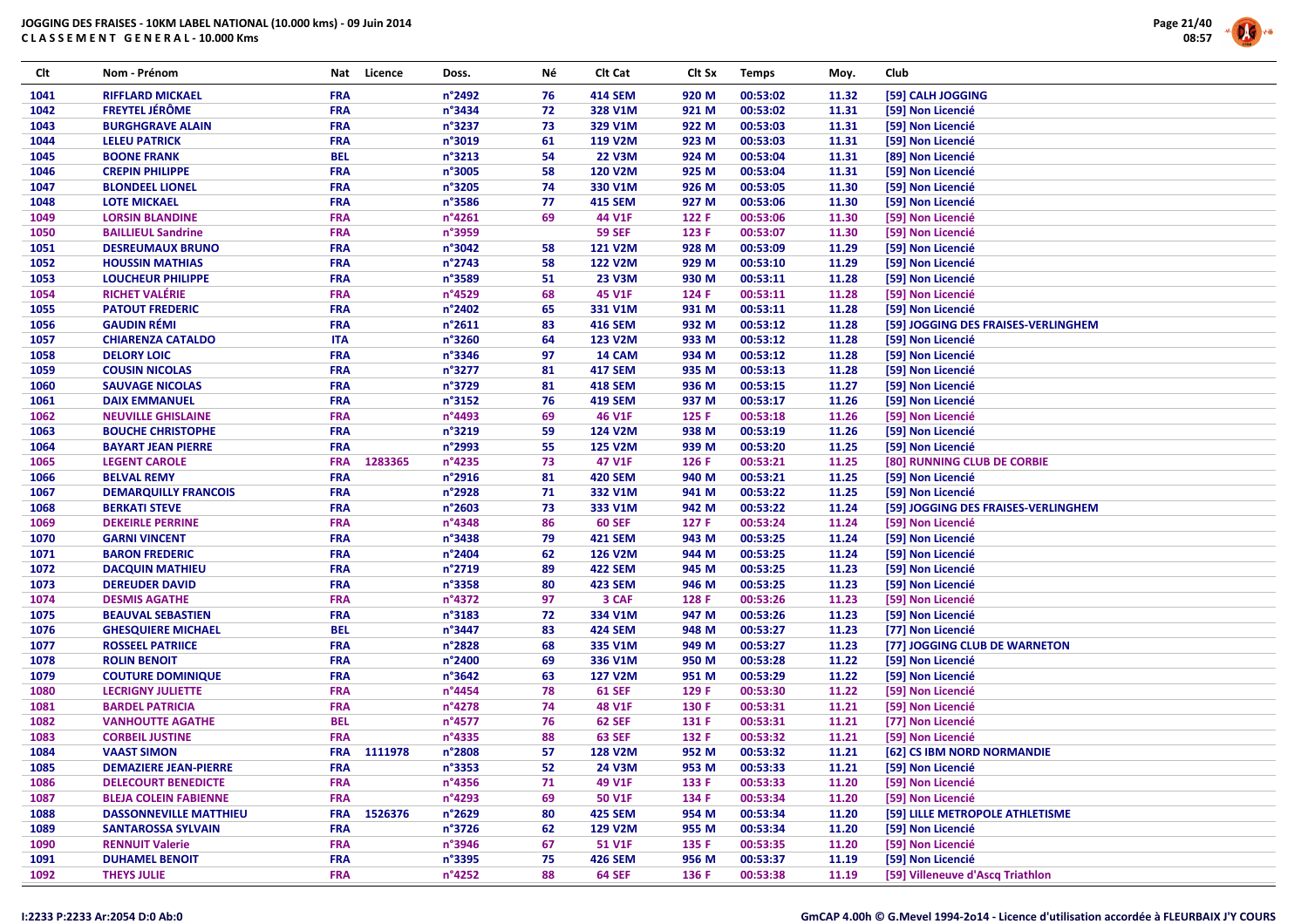# JOGGING DES FRAISES - 10KM LABEL NATIONAL (10.000 kms) - 09 Juin 2014

## CLASSEMENT GENERAL - 10.000 Kms

| Clt | Nom - Prénom | Nat | Licence | Doss. | Né | Clt Cat | Clt Sx | Temps | Moy. | Club |
|---|---|---|---|---|---|---|---|---|---|---|
| 1041 | RIFFLARD MICKAEL | FRA | | n°2492 | 76 | 414 SEM | 920 M | 00:53:02 | 11.32 | [59] CALH JOGGING |
| 1042 | FREYTEL JÉRÔME | FRA | | n°3434 | 72 | 328 V1M | 921 M | 00:53:02 | 11.31 | [59] Non Licencié |
| 1043 | BURGHGRAVE ALAIN | FRA | | n°3237 | 73 | 329 V1M | 922 M | 00:53:03 | 11.31 | [59] Non Licencié |
| 1044 | LELEU PATRICK | FRA | | n°3019 | 61 | 119 V2M | 923 M | 00:53:03 | 11.31 | [59] Non Licencié |
| 1045 | BOONE FRANK | BEL | | n°3213 | 54 | 22 V3M | 924 M | 00:53:04 | 11.31 | [89] Non Licencié |
| 1046 | CREPIN PHILIPPE | FRA | | n°3005 | 58 | 120 V2M | 925 M | 00:53:04 | 11.31 | [59] Non Licencié |
| 1047 | BLONDEEL LIONEL | FRA | | n°3205 | 74 | 330 V1M | 926 M | 00:53:05 | 11.30 | [59] Non Licencié |
| 1048 | LOTE MICKAEL | FRA | | n°3586 | 77 | 415 SEM | 927 M | 00:53:06 | 11.30 | [59] Non Licencié |
| 1049 | LORSIN BLANDINE | FRA | | n°4261 | 69 | 44 V1F | 122 F | 00:53:06 | 11.30 | [59] Non Licencié |
| 1050 | BAILLIEUL Sandrine | FRA | | n°3959 | | 59 SEF | 123 F | 00:53:07 | 11.30 | [59] Non Licencié |
| 1051 | DESREUMAUX BRUNO | FRA | | n°3042 | 58 | 121 V2M | 928 M | 00:53:09 | 11.29 | [59] Non Licencié |
| 1052 | HOUSSIN MATHIAS | FRA | | n°2743 | 58 | 122 V2M | 929 M | 00:53:10 | 11.29 | [59] Non Licencié |
| 1053 | LOUCHEUR PHILIPPE | FRA | | n°3589 | 51 | 23 V3M | 930 M | 00:53:11 | 11.28 | [59] Non Licencié |
| 1054 | RICHET VALÉRIE | FRA | | n°4529 | 68 | 45 V1F | 124 F | 00:53:11 | 11.28 | [59] Non Licencié |
| 1055 | PATOUT FREDERIC | FRA | | n°2402 | 65 | 331 V1M | 931 M | 00:53:11 | 11.28 | [59] Non Licencié |
| 1056 | GAUDIN RÉMI | FRA | | n°2611 | 83 | 416 SEM | 932 M | 00:53:12 | 11.28 | [59] JOGGING DES FRAISES-VERLINGHEM |
| 1057 | CHIARENZA CATALDO | ITA | | n°3260 | 64 | 123 V2M | 933 M | 00:53:12 | 11.28 | [59] Non Licencié |
| 1058 | DELORY LOIC | FRA | | n°3346 | 97 | 14 CAM | 934 M | 00:53:12 | 11.28 | [59] Non Licencié |
| 1059 | COUSIN NICOLAS | FRA | | n°3277 | 81 | 417 SEM | 935 M | 00:53:13 | 11.28 | [59] Non Licencié |
| 1060 | SAUVAGE NICOLAS | FRA | | n°3729 | 81 | 418 SEM | 936 M | 00:53:15 | 11.27 | [59] Non Licencié |
| 1061 | DAIX EMMANUEL | FRA | | n°3152 | 76 | 419 SEM | 937 M | 00:53:17 | 11.26 | [59] Non Licencié |
| 1062 | NEUVILLE GHISLAINE | FRA | | n°4493 | 69 | 46 V1F | 125 F | 00:53:18 | 11.26 | [59] Non Licencié |
| 1063 | BOUCHE CHRISTOPHE | FRA | | n°3219 | 59 | 124 V2M | 938 M | 00:53:19 | 11.26 | [59] Non Licencié |
| 1064 | BAYART JEAN PIERRE | FRA | | n°2993 | 55 | 125 V2M | 939 M | 00:53:20 | 11.25 | [59] Non Licencié |
| 1065 | LEGENT CAROLE | FRA | 1283365 | n°4235 | 73 | 47 V1F | 126 F | 00:53:21 | 11.25 | [80] RUNNING CLUB DE CORBIE |
| 1066 | BELVAL REMY | FRA | | n°2916 | 81 | 420 SEM | 940 M | 00:53:21 | 11.25 | [59] Non Licencié |
| 1067 | DEMARQUILLY FRANCOIS | FRA | | n°2928 | 71 | 332 V1M | 941 M | 00:53:22 | 11.25 | [59] Non Licencié |
| 1068 | BERKATI STEVE | FRA | | n°2603 | 73 | 333 V1M | 942 M | 00:53:22 | 11.24 | [59] JOGGING DES FRAISES-VERLINGHEM |
| 1069 | DEKEIRLE PERRINE | FRA | | n°4348 | 86 | 60 SEF | 127 F | 00:53:24 | 11.24 | [59] Non Licencié |
| 1070 | GARNI VINCENT | FRA | | n°3438 | 79 | 421 SEM | 943 M | 00:53:25 | 11.24 | [59] Non Licencié |
| 1071 | BARON FREDERIC | FRA | | n°2404 | 62 | 126 V2M | 944 M | 00:53:25 | 11.24 | [59] Non Licencié |
| 1072 | DACQUIN MATHIEU | FRA | | n°2719 | 89 | 422 SEM | 945 M | 00:53:25 | 11.23 | [59] Non Licencié |
| 1073 | DEREUDER DAVID | FRA | | n°3358 | 80 | 423 SEM | 946 M | 00:53:25 | 11.23 | [59] Non Licencié |
| 1074 | DESMIS AGATHE | FRA | | n°4372 | 97 | 3 CAF | 128 F | 00:53:26 | 11.23 | [59] Non Licencié |
| 1075 | BEAUVAL SEBASTIEN | FRA | | n°3183 | 72 | 334 V1M | 947 M | 00:53:26 | 11.23 | [59] Non Licencié |
| 1076 | GHESQUIERE MICHAEL | BEL | | n°3447 | 83 | 424 SEM | 948 M | 00:53:27 | 11.23 | [77] Non Licencié |
| 1077 | ROSSEEL PATRIICE | FRA | | n°2828 | 68 | 335 V1M | 949 M | 00:53:27 | 11.23 | [77] JOGGING CLUB DE WARNETON |
| 1078 | ROLIN BENOIT | FRA | | n°2400 | 69 | 336 V1M | 950 M | 00:53:28 | 11.22 | [59] Non Licencié |
| 1079 | COUTURE DOMINIQUE | FRA | | n°3642 | 63 | 127 V2M | 951 M | 00:53:29 | 11.22 | [59] Non Licencié |
| 1080 | LECRIGNY JULIETTE | FRA | | n°4454 | 78 | 61 SEF | 129 F | 00:53:30 | 11.22 | [59] Non Licencié |
| 1081 | BARDEL PATRICIA | FRA | | n°4278 | 74 | 48 V1F | 130 F | 00:53:31 | 11.21 | [59] Non Licencié |
| 1082 | VANHOUTTE AGATHE | BEL | | n°4577 | 76 | 62 SEF | 131 F | 00:53:31 | 11.21 | [77] Non Licencié |
| 1083 | CORBEIL JUSTINE | FRA | | n°4335 | 88 | 63 SEF | 132 F | 00:53:32 | 11.21 | [59] Non Licencié |
| 1084 | VAAST SIMON | FRA | 1111978 | n°2808 | 57 | 128 V2M | 952 M | 00:53:32 | 11.21 | [62] CS IBM NORD NORMANDIE |
| 1085 | DEMAZIERE JEAN-PIERRE | FRA | | n°3353 | 52 | 24 V3M | 953 M | 00:53:33 | 11.21 | [59] Non Licencié |
| 1086 | DELECOURT BENEDICTE | FRA | | n°4356 | 71 | 49 V1F | 133 F | 00:53:33 | 11.20 | [59] Non Licencié |
| 1087 | BLEJA COLEIN FABIENNE | FRA | | n°4293 | 69 | 50 V1F | 134 F | 00:53:34 | 11.20 | [59] Non Licencié |
| 1088 | DASSONNEVILLE MATTHIEU | FRA | 1526376 | n°2629 | 80 | 425 SEM | 954 M | 00:53:34 | 11.20 | [59] LILLE METROPOLE ATHLETISME |
| 1089 | SANTAROSSA SYLVAIN | FRA | | n°3726 | 62 | 129 V2M | 955 M | 00:53:34 | 11.20 | [59] Non Licencié |
| 1090 | RENNUIT Valerie | FRA | | n°3946 | 67 | 51 V1F | 135 F | 00:53:35 | 11.20 | [59] Non Licencié |
| 1091 | DUHAMEL BENOIT | FRA | | n°3395 | 75 | 426 SEM | 956 M | 00:53:37 | 11.19 | [59] Non Licencié |
| 1092 | THEYS JULIE | FRA | | n°4252 | 88 | 64 SEF | 136 F | 00:53:38 | 11.19 | [59] Villeneuve d'Ascq Triathlon |

I:2233 P:2233 Ar:2054 D:0 Ab:0

GmCAP 4.00h © G.Mevel 1994-2014 - Licence d'utilisation accordée à FLEURBAIX J'Y COURS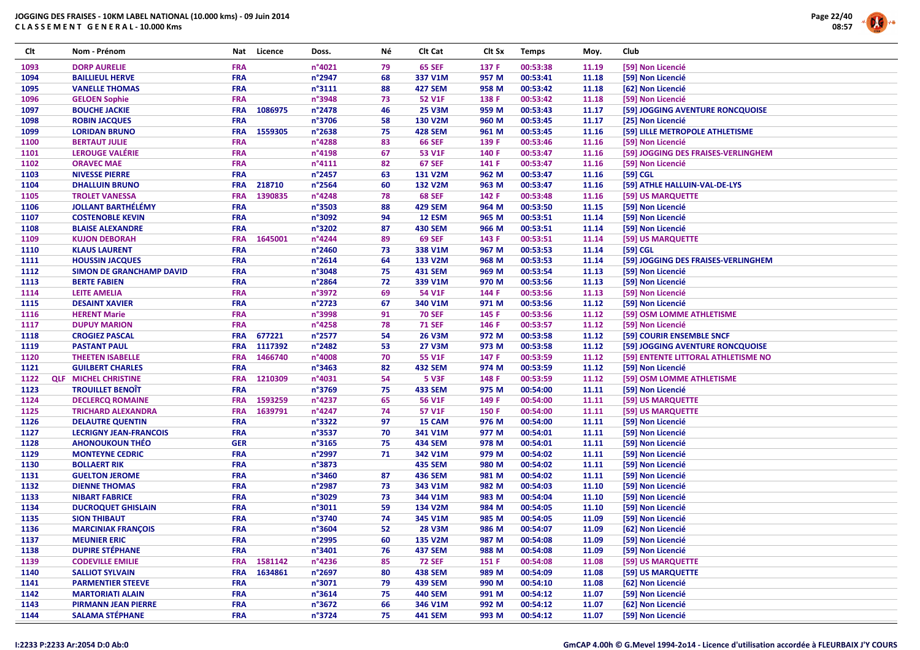# JOGGING DES FRAISES - 10KM LABEL NATIONAL (10.000 kms) - 09 Juin 2014

## C L A S S E M E N T  G E N E R A L - 10.000 Kms

| Clt | | Nom - Prénom | Nat | Licence | Doss. | Né | Clt Cat | Clt Sx | Temps | Moy. | Club |
|---|---|---|---|---|---|---|---|---|---|---|---|
| 1093 | | DORP AURELIE | FRA | | n°4021 | 79 | 65 SEF | 137 F | 00:53:38 | 11.19 | [59] Non Licencié |
| 1094 | | BAILLIEUL HERVE | FRA | | n°2947 | 68 | 337 V1M | 957 M | 00:53:41 | 11.18 | [59] Non Licencié |
| 1095 | | VANELLE THOMAS | FRA | | n°3111 | 88 | 427 SEM | 958 M | 00:53:42 | 11.18 | [62] Non Licencié |
| 1096 | | GELOEN Sophie | FRA | | n°3948 | 73 | 52 V1F | 138 F | 00:53:42 | 11.18 | [59] Non Licencié |
| 1097 | | BOUCHE JACKIE | FRA | 1086975 | n°2478 | 46 | 25 V3M | 959 M | 00:53:43 | 11.17 | [59] JOGGING AVENTURE RONCQUOISE |
| 1098 | | ROBIN JACQUES | FRA | | n°3706 | 58 | 130 V2M | 960 M | 00:53:45 | 11.17 | [25] Non Licencié |
| 1099 | | LORIDAN BRUNO | FRA | 1559305 | n°2638 | 75 | 428 SEM | 961 M | 00:53:45 | 11.16 | [59] LILLE METROPOLE ATHLETISME |
| 1100 | | BERTAUT JULIE | FRA | | n°4288 | 83 | 66 SEF | 139 F | 00:53:46 | 11.16 | [59] Non Licencié |
| 1101 | | LEROUGE VALÉRIE | FRA | | n°4198 | 67 | 53 V1F | 140 F | 00:53:47 | 11.16 | [59] JOGGING DES FRAISES-VERLINGHEM |
| 1102 | | ORAVEC MAE | FRA | | n°4111 | 82 | 67 SEF | 141 F | 00:53:47 | 11.16 | [59] Non Licencié |
| 1103 | | NIVESSE PIERRE | FRA | | n°2457 | 63 | 131 V2M | 962 M | 00:53:47 | 11.16 | [59] CGL |
| 1104 | | DHALLUIN BRUNO | FRA | 218710 | n°2564 | 60 | 132 V2M | 963 M | 00:53:47 | 11.16 | [59] ATHLE HALLUIN-VAL-DE-LYS |
| 1105 | | TROLET VANESSA | FRA | 1390835 | n°4248 | 78 | 68 SEF | 142 F | 00:53:48 | 11.16 | [59] US MARQUETTE |
| 1106 | | JOLLANT BARTHÉLÉMY | FRA | | n°3503 | 88 | 429 SEM | 964 M | 00:53:50 | 11.15 | [59] Non Licencié |
| 1107 | | COSTENOBLE KEVIN | FRA | | n°3092 | 94 | 12 ESM | 965 M | 00:53:51 | 11.14 | [59] Non Licencié |
| 1108 | | BLAISE ALEXANDRE | FRA | | n°3202 | 87 | 430 SEM | 966 M | 00:53:51 | 11.14 | [59] Non Licencié |
| 1109 | | KUJON DEBORAH | FRA | 1645001 | n°4244 | 89 | 69 SEF | 143 F | 00:53:51 | 11.14 | [59] US MARQUETTE |
| 1110 | | KLAUS LAURENT | FRA | | n°2460 | 73 | 338 V1M | 967 M | 00:53:53 | 11.14 | [59] CGL |
| 1111 | | HOUSSIN JACQUES | FRA | | n°2614 | 64 | 133 V2M | 968 M | 00:53:53 | 11.14 | [59] JOGGING DES FRAISES-VERLINGHEM |
| 1112 | | SIMON DE GRANCHAMP DAVID | FRA | | n°3048 | 75 | 431 SEM | 969 M | 00:53:54 | 11.13 | [59] Non Licencié |
| 1113 | | BERTE FABIEN | FRA | | n°2864 | 72 | 339 V1M | 970 M | 00:53:56 | 11.13 | [59] Non Licencié |
| 1114 | | LEITE AMELIA | FRA | | n°3972 | 69 | 54 V1F | 144 F | 00:53:56 | 11.13 | [59] Non Licencié |
| 1115 | | DESAINT XAVIER | FRA | | n°2723 | 67 | 340 V1M | 971 M | 00:53:56 | 11.12 | [59] Non Licencié |
| 1116 | | HERENT Marie | FRA | | n°3998 | 91 | 70 SEF | 145 F | 00:53:56 | 11.12 | [59] OSM LOMME ATHLETISME |
| 1117 | | DUPUY MARION | FRA | | n°4258 | 78 | 71 SEF | 146 F | 00:53:57 | 11.12 | [59] Non Licencié |
| 1118 | | CROGIEZ PASCAL | FRA | 677221 | n°2577 | 54 | 26 V3M | 972 M | 00:53:58 | 11.12 | [59] COURIR ENSEMBLE SNCF |
| 1119 | | PASTANT PAUL | FRA | 1117392 | n°2482 | 53 | 27 V3M | 973 M | 00:53:58 | 11.12 | [59] JOGGING AVENTURE RONCQUOISE |
| 1120 | | THEETEN ISABELLE | FRA | 1466740 | n°4008 | 70 | 55 V1F | 147 F | 00:53:59 | 11.12 | [59] ENTENTE LITTORAL ATHLETISME NO |
| 1121 | | GUILBERT CHARLES | FRA | | n°3463 | 82 | 432 SEM | 974 M | 00:53:59 | 11.12 | [59] Non Licencié |
| 1122 | QLF | MICHEL CHRISTINE | FRA | 1210309 | n°4031 | 54 | 5 V3F | 148 F | 00:53:59 | 11.12 | [59] OSM LOMME ATHLETISME |
| 1123 | | TROUILLET BENOÎT | FRA | | n°3769 | 75 | 433 SEM | 975 M | 00:54:00 | 11.11 | [59] Non Licencié |
| 1124 | | DECLERCQ ROMAINE | FRA | 1593259 | n°4237 | 65 | 56 V1F | 149 F | 00:54:00 | 11.11 | [59] US MARQUETTE |
| 1125 | | TRICHARD ALEXANDRA | FRA | 1639791 | n°4247 | 74 | 57 V1F | 150 F | 00:54:00 | 11.11 | [59] US MARQUETTE |
| 1126 | | DELAUTRE QUENTIN | FRA | | n°3322 | 97 | 15 CAM | 976 M | 00:54:00 | 11.11 | [59] Non Licencié |
| 1127 | | LECRIGNY JEAN-FRANCOIS | FRA | | n°3537 | 70 | 341 V1M | 977 M | 00:54:01 | 11.11 | [59] Non Licencié |
| 1128 | | AHONOUKOUN THÉO | GER | | n°3165 | 75 | 434 SEM | 978 M | 00:54:01 | 11.11 | [59] Non Licencié |
| 1129 | | MONTEYNE CEDRIC | FRA | | n°2997 | 71 | 342 V1M | 979 M | 00:54:02 | 11.11 | [59] Non Licencié |
| 1130 | | BOLLAERT RIK | FRA | | n°3873 | | 435 SEM | 980 M | 00:54:02 | 11.11 | [59] Non Licencié |
| 1131 | | GUELTON JEROME | FRA | | n°3460 | 87 | 436 SEM | 981 M | 00:54:02 | 11.11 | [59] Non Licencié |
| 1132 | | DIENNE THOMAS | FRA | | n°2987 | 73 | 343 V1M | 982 M | 00:54:03 | 11.10 | [59] Non Licencié |
| 1133 | | NIBART FABRICE | FRA | | n°3029 | 73 | 344 V1M | 983 M | 00:54:04 | 11.10 | [59] Non Licencié |
| 1134 | | DUCROQUET GHISLAIN | FRA | | n°3011 | 59 | 134 V2M | 984 M | 00:54:05 | 11.10 | [59] Non Licencié |
| 1135 | | SION THIBAUT | FRA | | n°3740 | 74 | 345 V1M | 985 M | 00:54:05 | 11.09 | [59] Non Licencié |
| 1136 | | MARCINIAK FRANÇOIS | FRA | | n°3604 | 52 | 28 V3M | 986 M | 00:54:07 | 11.09 | [62] Non Licencié |
| 1137 | | MEUNIER ERIC | FRA | | n°2995 | 60 | 135 V2M | 987 M | 00:54:08 | 11.09 | [59] Non Licencié |
| 1138 | | DUPIRE STÉPHANE | FRA | | n°3401 | 76 | 437 SEM | 988 M | 00:54:08 | 11.09 | [59] Non Licencié |
| 1139 | | CODEVILLE EMILIE | FRA | 1581142 | n°4236 | 85 | 72 SEF | 151 F | 00:54:08 | 11.08 | [59] US MARQUETTE |
| 1140 | | SALLIOT SYLVAIN | FRA | 1634861 | n°2697 | 80 | 438 SEM | 989 M | 00:54:09 | 11.08 | [59] US MARQUETTE |
| 1141 | | PARMENTIER STEEVE | FRA | | n°3071 | 79 | 439 SEM | 990 M | 00:54:10 | 11.08 | [62] Non Licencié |
| 1142 | | MARTORIATI ALAIN | FRA | | n°3614 | 75 | 440 SEM | 991 M | 00:54:12 | 11.07 | [59] Non Licencié |
| 1143 | | PIRMANN JEAN PIERRE | FRA | | n°3672 | 66 | 346 V1M | 992 M | 00:54:12 | 11.07 | [62] Non Licencié |
| 1144 | | SALAMA STÉPHANE | FRA | | n°3724 | 75 | 441 SEM | 993 M | 00:54:12 | 11.07 | [59] Non Licencié |

I:2233 P:2233 Ar:2054 D:0 Ab:0

GmCAP 4.00h © G.Mevel 1994-2014 - Licence d'utilisation accordée à FLEURBAIX J'Y COURS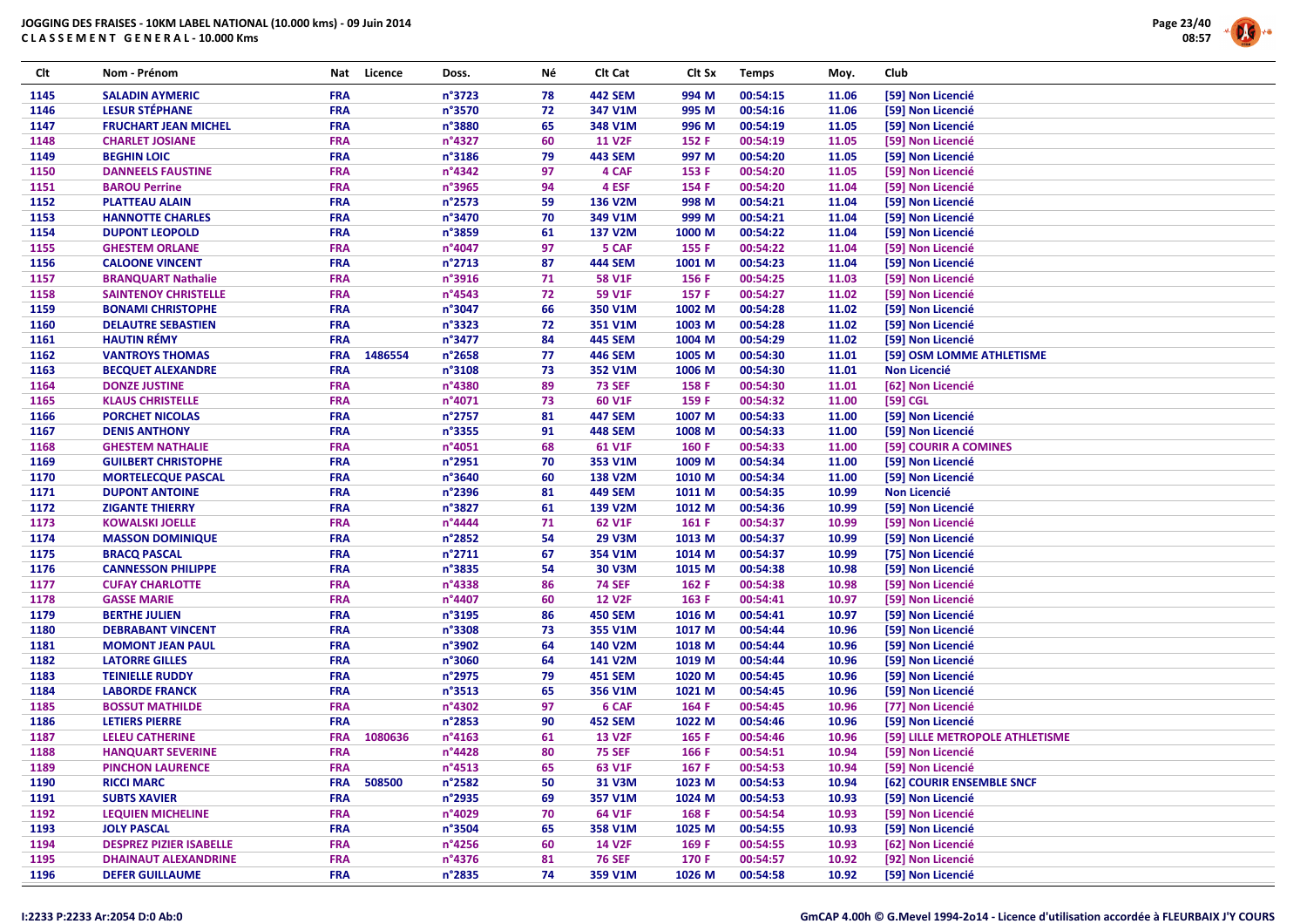**JOGGING DES FRAISES - 10KM LABEL NATIONAL (10.000 kms) - 09 Juin 2014**
**C L A S S E M E N T G E N E R A L - 10.000 Kms**

| Clt | Nom - Prénom | Nat | Licence | Doss. | Né | Clt Cat | Clt Sx | Temps | Moy. | Club |
|---|---|---|---|---|---|---|---|---|---|---|
| 1145 | SALADIN AYMERIC | FRA | | n°3723 | 78 | 442 SEM | 994 M | 00:54:15 | 11.06 | [59] Non Licencié |
| 1146 | LESUR STÉPHANE | FRA | | n°3570 | 72 | 347 V1M | 995 M | 00:54:16 | 11.06 | [59] Non Licencié |
| 1147 | FRUCHART JEAN MICHEL | FRA | | n°3880 | 65 | 348 V1M | 996 M | 00:54:19 | 11.05 | [59] Non Licencié |
| 1148 | CHARLET JOSIANE | FRA | | n°4327 | 60 | 11 V2F | 152 F | 00:54:19 | 11.05 | [59] Non Licencié |
| 1149 | BEGHIN LOIC | FRA | | n°3186 | 79 | 443 SEM | 997 M | 00:54:20 | 11.05 | [59] Non Licencié |
| 1150 | DANNEELS FAUSTINE | FRA | | n°4342 | 97 | 4 CAF | 153 F | 00:54:20 | 11.05 | [59] Non Licencié |
| 1151 | BAROU Perrine | FRA | | n°3965 | 94 | 4 ESF | 154 F | 00:54:20 | 11.04 | [59] Non Licencié |
| 1152 | PLATTEAU ALAIN | FRA | | n°2573 | 59 | 136 V2M | 998 M | 00:54:21 | 11.04 | [59] Non Licencié |
| 1153 | HANNOTTE CHARLES | FRA | | n°3470 | 70 | 349 V1M | 999 M | 00:54:21 | 11.04 | [59] Non Licencié |
| 1154 | DUPONT LEOPOLD | FRA | | n°3859 | 61 | 137 V2M | 1000 M | 00:54:22 | 11.04 | [59] Non Licencié |
| 1155 | GHESTEM ORLANE | FRA | | n°4047 | 97 | 5 CAF | 155 F | 00:54:22 | 11.04 | [59] Non Licencié |
| 1156 | CALOONE VINCENT | FRA | | n°2713 | 87 | 444 SEM | 1001 M | 00:54:23 | 11.04 | [59] Non Licencié |
| 1157 | BRANQUART Nathalie | FRA | | n°3916 | 71 | 58 V1F | 156 F | 00:54:25 | 11.03 | [59] Non Licencié |
| 1158 | SAINTENOY CHRISTELLE | FRA | | n°4543 | 72 | 59 V1F | 157 F | 00:54:27 | 11.02 | [59] Non Licencié |
| 1159 | BONAMI CHRISTOPHE | FRA | | n°3047 | 66 | 350 V1M | 1002 M | 00:54:28 | 11.02 | [59] Non Licencié |
| 1160 | DELAUTRE SEBASTIEN | FRA | | n°3323 | 72 | 351 V1M | 1003 M | 00:54:28 | 11.02 | [59] Non Licencié |
| 1161 | HAUTIN RÉMY | FRA | | n°3477 | 84 | 445 SEM | 1004 M | 00:54:29 | 11.02 | [59] Non Licencié |
| 1162 | VANTROYS THOMAS | FRA | 1486554 | n°2658 | 77 | 446 SEM | 1005 M | 00:54:30 | 11.01 | [59] OSM LOMME ATHLETISME |
| 1163 | BECQUET ALEXANDRE | FRA | | n°3108 | 73 | 352 V1M | 1006 M | 00:54:30 | 11.01 | Non Licencié |
| 1164 | DONZE JUSTINE | FRA | | n°4380 | 89 | 73 SEF | 158 F | 00:54:30 | 11.01 | [62] Non Licencié |
| 1165 | KLAUS CHRISTELLE | FRA | | n°4071 | 73 | 60 V1F | 159 F | 00:54:32 | 11.00 | [59] CGL |
| 1166 | PORCHET NICOLAS | FRA | | n°2757 | 81 | 447 SEM | 1007 M | 00:54:33 | 11.00 | [59] Non Licencié |
| 1167 | DENIS ANTHONY | FRA | | n°3355 | 91 | 448 SEM | 1008 M | 00:54:33 | 11.00 | [59] Non Licencié |
| 1168 | GHESTEM NATHALIE | FRA | | n°4051 | 68 | 61 V1F | 160 F | 00:54:33 | 11.00 | [59] COURIR A COMINES |
| 1169 | GUILBERT CHRISTOPHE | FRA | | n°2951 | 70 | 353 V1M | 1009 M | 00:54:34 | 11.00 | [59] Non Licencié |
| 1170 | MORTELECQUE PASCAL | FRA | | n°3640 | 60 | 138 V2M | 1010 M | 00:54:34 | 11.00 | [59] Non Licencié |
| 1171 | DUPONT ANTOINE | FRA | | n°2396 | 81 | 449 SEM | 1011 M | 00:54:35 | 10.99 | Non Licencié |
| 1172 | ZIGANTE THIERRY | FRA | | n°3827 | 61 | 139 V2M | 1012 M | 00:54:36 | 10.99 | [59] Non Licencié |
| 1173 | KOWALSKI JOELLE | FRA | | n°4444 | 71 | 62 V1F | 161 F | 00:54:37 | 10.99 | [59] Non Licencié |
| 1174 | MASSON DOMINIQUE | FRA | | n°2852 | 54 | 29 V3M | 1013 M | 00:54:37 | 10.99 | [59] Non Licencié |
| 1175 | BRACQ PASCAL | FRA | | n°2711 | 67 | 354 V1M | 1014 M | 00:54:37 | 10.99 | [75] Non Licencié |
| 1176 | CANNESSON PHILIPPE | FRA | | n°3835 | 54 | 30 V3M | 1015 M | 00:54:38 | 10.98 | [59] Non Licencié |
| 1177 | CUFAY CHARLOTTE | FRA | | n°4338 | 86 | 74 SEF | 162 F | 00:54:38 | 10.98 | [59] Non Licencié |
| 1178 | GASSE MARIE | FRA | | n°4407 | 60 | 12 V2F | 163 F | 00:54:41 | 10.97 | [59] Non Licencié |
| 1179 | BERTHE JULIEN | FRA | | n°3195 | 86 | 450 SEM | 1016 M | 00:54:41 | 10.97 | [59] Non Licencié |
| 1180 | DEBRABANT VINCENT | FRA | | n°3308 | 73 | 355 V1M | 1017 M | 00:54:44 | 10.96 | [59] Non Licencié |
| 1181 | MOMONT JEAN PAUL | FRA | | n°3902 | 64 | 140 V2M | 1018 M | 00:54:44 | 10.96 | [59] Non Licencié |
| 1182 | LATORRE GILLES | FRA | | n°3060 | 64 | 141 V2M | 1019 M | 00:54:44 | 10.96 | [59] Non Licencié |
| 1183 | TEINIELLE RUDDY | FRA | | n°2975 | 79 | 451 SEM | 1020 M | 00:54:45 | 10.96 | [59] Non Licencié |
| 1184 | LABORDE FRANCK | FRA | | n°3513 | 65 | 356 V1M | 1021 M | 00:54:45 | 10.96 | [59] Non Licencié |
| 1185 | BOSSUT MATHILDE | FRA | | n°4302 | 97 | 6 CAF | 164 F | 00:54:45 | 10.96 | [77] Non Licencié |
| 1186 | LETIERS PIERRE | FRA | | n°2853 | 90 | 452 SEM | 1022 M | 00:54:46 | 10.96 | [59] Non Licencié |
| 1187 | LELEU CATHERINE | FRA | 1080636 | n°4163 | 61 | 13 V2F | 165 F | 00:54:46 | 10.96 | [59] LILLE METROPOLE ATHLETISME |
| 1188 | HANQUART SEVERINE | FRA | | n°4428 | 80 | 75 SEF | 166 F | 00:54:51 | 10.94 | [59] Non Licencié |
| 1189 | PINCHON LAURENCE | FRA | | n°4513 | 65 | 63 V1F | 167 F | 00:54:53 | 10.94 | [59] Non Licencié |
| 1190 | RICCI MARC | FRA | 508500 | n°2582 | 50 | 31 V3M | 1023 M | 00:54:53 | 10.94 | [62] COURIR ENSEMBLE SNCF |
| 1191 | SUBTS XAVIER | FRA | | n°2935 | 69 | 357 V1M | 1024 M | 00:54:53 | 10.93 | [59] Non Licencié |
| 1192 | LEQUIEN MICHELINE | FRA | | n°4029 | 70 | 64 V1F | 168 F | 00:54:54 | 10.93 | [59] Non Licencié |
| 1193 | JOLY PASCAL | FRA | | n°3504 | 65 | 358 V1M | 1025 M | 00:54:55 | 10.93 | [59] Non Licencié |
| 1194 | DESPREZ PIZIER ISABELLE | FRA | | n°4256 | 60 | 14 V2F | 169 F | 00:54:55 | 10.93 | [62] Non Licencié |
| 1195 | DHAINAUT ALEXANDRINE | FRA | | n°4376 | 81 | 76 SEF | 170 F | 00:54:57 | 10.92 | [92] Non Licencié |
| 1196 | DEFER GUILLAUME | FRA | | n°2835 | 74 | 359 V1M | 1026 M | 00:54:58 | 10.92 | [59] Non Licencié |

I:2233 P:2233 Ar:2054 D:0 Ab:0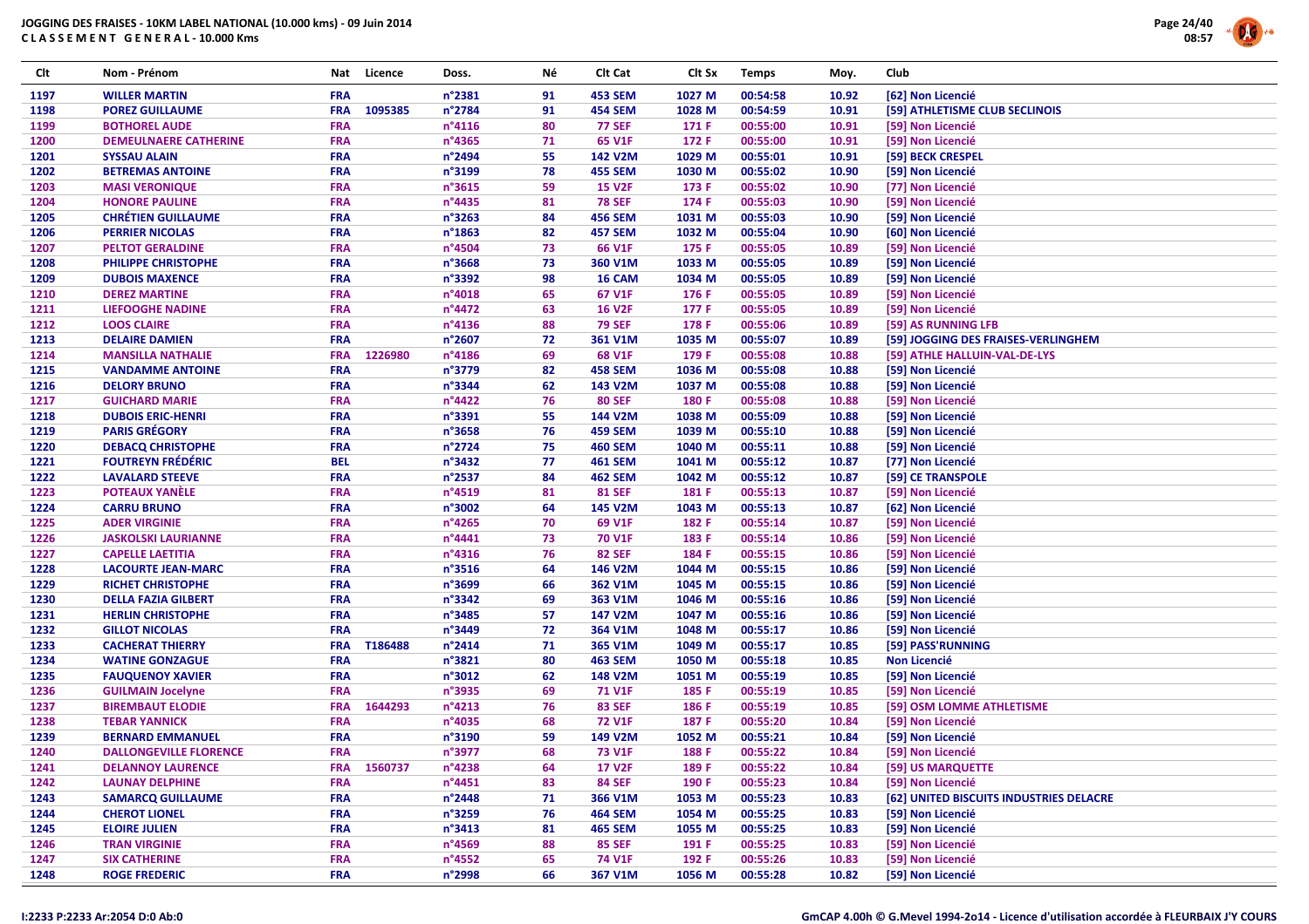# JOGGING DES FRAISES - 10KM LABEL NATIONAL (10.000 kms) - 09 Juin 2014

**C L A S S E M E N T G E N E R A L - 10.000 Kms**

| Clt | Nom - Prénom | Nat | Licence | Doss. | Né | Clt Cat | Clt Sx | Temps | Moy. | Club |
|---|---|---|---|---|---|---|---|---|---|---|
| 1197 | WILLER MARTIN | FRA | | n°2381 | 91 | 453 SEM | 1027 M | 00:54:58 | 10.92 | [62] Non Licencié |
| 1198 | POREZ GUILLAUME | FRA | 1095385 | n°2784 | 91 | 454 SEM | 1028 M | 00:54:59 | 10.91 | [59] ATHLETISME CLUB SECLINOIS |
| 1199 | BOTHOREL AUDE | FRA | | n°4116 | 80 | 77 SEF | 171 F | 00:55:00 | 10.91 | [59] Non Licencié |
| 1200 | DEMEULNAERE CATHERINE | FRA | | n°4365 | 71 | 65 V1F | 172 F | 00:55:00 | 10.91 | [59] Non Licencié |
| 1201 | SYSSAU ALAIN | FRA | | n°2494 | 55 | 142 V2M | 1029 M | 00:55:01 | 10.91 | [59] BECK CRESPEL |
| 1202 | BETREMAS ANTOINE | FRA | | n°3199 | 78 | 455 SEM | 1030 M | 00:55:02 | 10.90 | [59] Non Licencié |
| 1203 | MASI VERONIQUE | FRA | | n°3615 | 59 | 15 V2F | 173 F | 00:55:02 | 10.90 | [77] Non Licencié |
| 1204 | HONORE PAULINE | FRA | | n°4435 | 81 | 78 SEF | 174 F | 00:55:03 | 10.90 | [59] Non Licencié |
| 1205 | CHRÉTIEN GUILLAUME | FRA | | n°3263 | 84 | 456 SEM | 1031 M | 00:55:03 | 10.90 | [59] Non Licencié |
| 1206 | PERRIER NICOLAS | FRA | | n°1863 | 82 | 457 SEM | 1032 M | 00:55:04 | 10.90 | [60] Non Licencié |
| 1207 | PELTOT GERALDINE | FRA | | n°4504 | 73 | 66 V1F | 175 F | 00:55:05 | 10.89 | [59] Non Licencié |
| 1208 | PHILIPPE CHRISTOPHE | FRA | | n°3668 | 73 | 360 V1M | 1033 M | 00:55:05 | 10.89 | [59] Non Licencié |
| 1209 | DUBOIS MAXENCE | FRA | | n°3392 | 98 | 16 CAM | 1034 M | 00:55:05 | 10.89 | [59] Non Licencié |
| 1210 | DEREZ MARTINE | FRA | | n°4018 | 65 | 67 V1F | 176 F | 00:55:05 | 10.89 | [59] Non Licencié |
| 1211 | LIEFOOGHE NADINE | FRA | | n°4472 | 63 | 16 V2F | 177 F | 00:55:05 | 10.89 | [59] Non Licencié |
| 1212 | LOOS CLAIRE | FRA | | n°4136 | 88 | 79 SEF | 178 F | 00:55:06 | 10.89 | [59] AS RUNNING LFB |
| 1213 | DELAIRE DAMIEN | FRA | | n°2607 | 72 | 361 V1M | 1035 M | 00:55:07 | 10.89 | [59] JOGGING DES FRAISES-VERLINGHEM |
| 1214 | MANSILLA NATHALIE | FRA | 1226980 | n°4186 | 69 | 68 V1F | 179 F | 00:55:08 | 10.88 | [59] ATHLE HALLUIN-VAL-DE-LYS |
| 1215 | VANDAMME ANTOINE | FRA | | n°3779 | 82 | 458 SEM | 1036 M | 00:55:08 | 10.88 | [59] Non Licencié |
| 1216 | DELORY BRUNO | FRA | | n°3344 | 62 | 143 V2M | 1037 M | 00:55:08 | 10.88 | [59] Non Licencié |
| 1217 | GUICHARD MARIE | FRA | | n°4422 | 76 | 80 SEF | 180 F | 00:55:08 | 10.88 | [59] Non Licencié |
| 1218 | DUBOIS ERIC-HENRI | FRA | | n°3391 | 55 | 144 V2M | 1038 M | 00:55:09 | 10.88 | [59] Non Licencié |
| 1219 | PARIS GRÉGORY | FRA | | n°3658 | 76 | 459 SEM | 1039 M | 00:55:10 | 10.88 | [59] Non Licencié |
| 1220 | DEBACQ CHRISTOPHE | FRA | | n°2724 | 75 | 460 SEM | 1040 M | 00:55:11 | 10.88 | [59] Non Licencié |
| 1221 | FOUTREYN FRÉDÉRIC | BEL | | n°3432 | 77 | 461 SEM | 1041 M | 00:55:12 | 10.87 | [77] Non Licencié |
| 1222 | LAVALARD STEEVE | FRA | | n°2537 | 84 | 462 SEM | 1042 M | 00:55:12 | 10.87 | [59] CE TRANSPOLE |
| 1223 | POTEAUX YANÈLE | FRA | | n°4519 | 81 | 81 SEF | 181 F | 00:55:13 | 10.87 | [59] Non Licencié |
| 1224 | CARRU BRUNO | FRA | | n°3002 | 64 | 145 V2M | 1043 M | 00:55:13 | 10.87 | [62] Non Licencié |
| 1225 | ADER VIRGINIE | FRA | | n°4265 | 70 | 69 V1F | 182 F | 00:55:14 | 10.87 | [59] Non Licencié |
| 1226 | JASKOLSKI LAURIANNE | FRA | | n°4441 | 73 | 70 V1F | 183 F | 00:55:14 | 10.86 | [59] Non Licencié |
| 1227 | CAPELLE LAETITIA | FRA | | n°4316 | 76 | 82 SEF | 184 F | 00:55:15 | 10.86 | [59] Non Licencié |
| 1228 | LACOURTE JEAN-MARC | FRA | | n°3516 | 64 | 146 V2M | 1044 M | 00:55:15 | 10.86 | [59] Non Licencié |
| 1229 | RICHET CHRISTOPHE | FRA | | n°3699 | 66 | 362 V1M | 1045 M | 00:55:15 | 10.86 | [59] Non Licencié |
| 1230 | DELLA FAZIA GILBERT | FRA | | n°3342 | 69 | 363 V1M | 1046 M | 00:55:16 | 10.86 | [59] Non Licencié |
| 1231 | HERLIN CHRISTOPHE | FRA | | n°3485 | 57 | 147 V2M | 1047 M | 00:55:16 | 10.86 | [59] Non Licencié |
| 1232 | GILLOT NICOLAS | FRA | | n°3449 | 72 | 364 V1M | 1048 M | 00:55:17 | 10.86 | [59] Non Licencié |
| 1233 | CACHERAT THIERRY | FRA | T186488 | n°2414 | 71 | 365 V1M | 1049 M | 00:55:17 | 10.85 | [59] PASS'RUNNING |
| 1234 | WATINE GONZAGUE | FRA | | n°3821 | 80 | 463 SEM | 1050 M | 00:55:18 | 10.85 | Non Licencié |
| 1235 | FAUQUENOY XAVIER | FRA | | n°3012 | 62 | 148 V2M | 1051 M | 00:55:19 | 10.85 | [59] Non Licencié |
| 1236 | GUILMAIN Jocelyne | FRA | | n°3935 | 69 | 71 V1F | 185 F | 00:55:19 | 10.85 | [59] Non Licencié |
| 1237 | BIREMBAUT ELODIE | FRA | 1644293 | n°4213 | 76 | 83 SEF | 186 F | 00:55:19 | 10.85 | [59] OSM LOMME ATHLETISME |
| 1238 | TEBAR YANNICK | FRA | | n°4035 | 68 | 72 V1F | 187 F | 00:55:20 | 10.84 | [59] Non Licencié |
| 1239 | BERNARD EMMANUEL | FRA | | n°3190 | 59 | 149 V2M | 1052 M | 00:55:21 | 10.84 | [59] Non Licencié |
| 1240 | DALLONGEVILLE FLORENCE | FRA | | n°3977 | 68 | 73 V1F | 188 F | 00:55:22 | 10.84 | [59] Non Licencié |
| 1241 | DELANNOY LAURENCE | FRA | 1560737 | n°4238 | 64 | 17 V2F | 189 F | 00:55:22 | 10.84 | [59] US MARQUETTE |
| 1242 | LAUNAY DELPHINE | FRA | | n°4451 | 83 | 84 SEF | 190 F | 00:55:23 | 10.84 | [59] Non Licencié |
| 1243 | SAMARCQ GUILLAUME | FRA | | n°2448 | 71 | 366 V1M | 1053 M | 00:55:23 | 10.83 | [62] UNITED BISCUITS INDUSTRIES DELACRE |
| 1244 | CHEROT LIONEL | FRA | | n°3259 | 76 | 464 SEM | 1054 M | 00:55:25 | 10.83 | [59] Non Licencié |
| 1245 | ELOIRE JULIEN | FRA | | n°3413 | 81 | 465 SEM | 1055 M | 00:55:25 | 10.83 | [59] Non Licencié |
| 1246 | TRAN VIRGINIE | FRA | | n°4569 | 88 | 85 SEF | 191 F | 00:55:25 | 10.83 | [59] Non Licencié |
| 1247 | SIX CATHERINE | FRA | | n°4552 | 65 | 74 V1F | 192 F | 00:55:26 | 10.83 | [59] Non Licencié |
| 1248 | ROGE FREDERIC | FRA | | n°2998 | 66 | 367 V1M | 1056 M | 00:55:28 | 10.82 | [59] Non Licencié |

I:2233 P:2233 Ar:2054 D:0 Ab:0

GmCAP 4.00h © G.Mevel 1994-2o14 - Licence d'utilisation accordée à FLEURBAIX J'Y COURS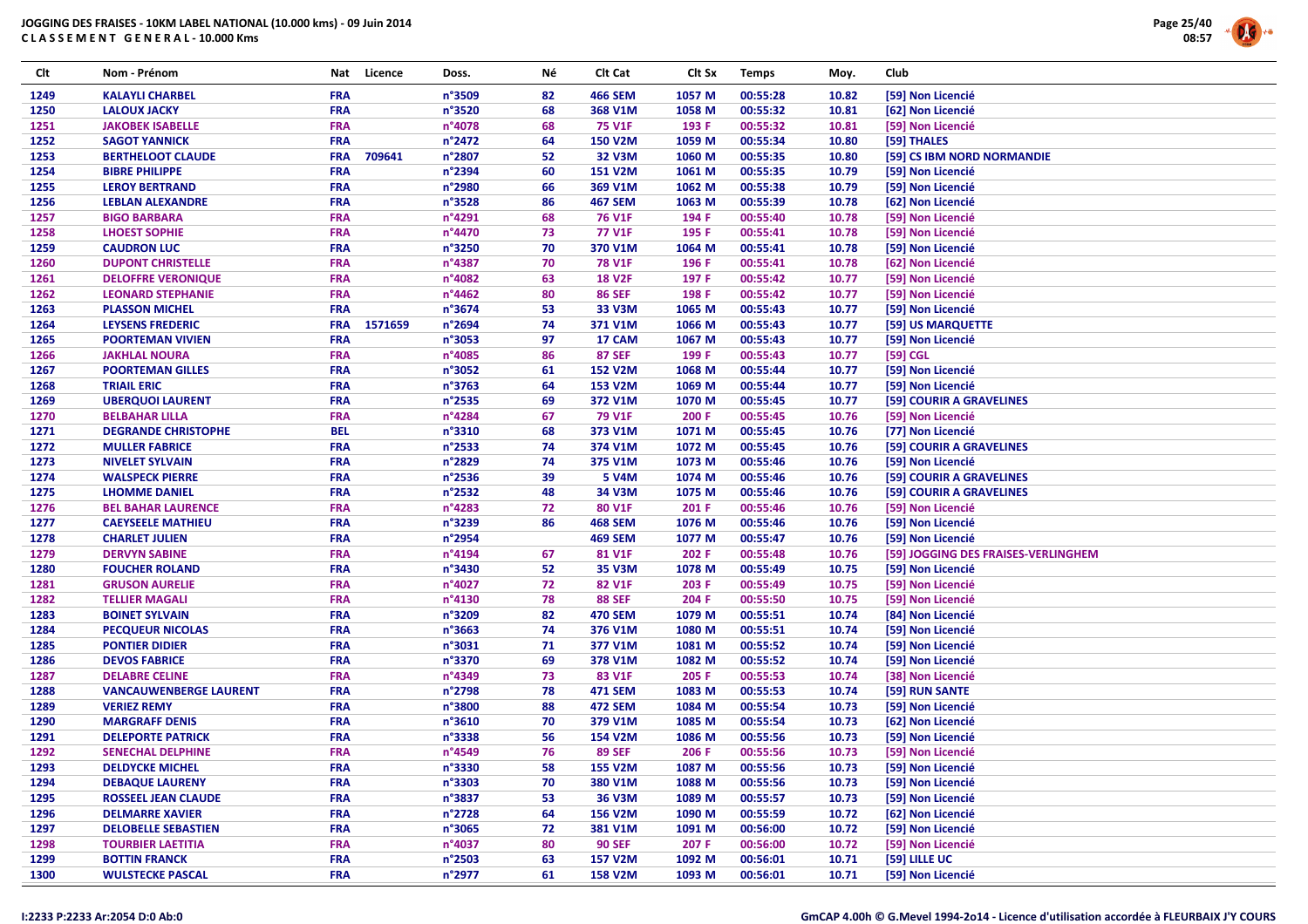# JOGGING DES FRAISES - 10KM LABEL NATIONAL (10.000 kms) - 09 Juin 2014

**CLASSEMENT GENERAL - 10.000 Kms**

| Clt | Nom - Prénom | Nat | Licence | Doss. | Né | Clt Cat | Clt Sx | Temps | Moy. | Club |
|---|---|---|---|---|---|---|---|---|---|---|
| 1249 | KALAYLI CHARBEL | FRA | | n°3509 | 82 | 466 SEM | 1057 M | 00:55:28 | 10.82 | [59] Non Licencié |
| 1250 | LALOUX JACKY | FRA | | n°3520 | 68 | 368 V1M | 1058 M | 00:55:32 | 10.81 | [62] Non Licencié |
| 1251 | JAKOBEK ISABELLE | FRA | | n°4078 | 68 | 75 V1F | 193 F | 00:55:32 | 10.81 | [59] Non Licencié |
| 1252 | SAGOT YANNICK | FRA | | n°2472 | 64 | 150 V2M | 1059 M | 00:55:34 | 10.80 | [59] THALES |
| 1253 | BERTHELOOT CLAUDE | FRA | 709641 | n°2807 | 52 | 32 V3M | 1060 M | 00:55:35 | 10.80 | [59] CS IBM NORD NORMANDIE |
| 1254 | BIBRE PHILIPPE | FRA | | n°2394 | 60 | 151 V2M | 1061 M | 00:55:35 | 10.79 | [59] Non Licencié |
| 1255 | LEROY BERTRAND | FRA | | n°2980 | 66 | 369 V1M | 1062 M | 00:55:38 | 10.79 | [59] Non Licencié |
| 1256 | LEBLAN ALEXANDRE | FRA | | n°3528 | 86 | 467 SEM | 1063 M | 00:55:39 | 10.78 | [62] Non Licencié |
| 1257 | BIGO BARBARA | FRA | | n°4291 | 68 | 76 V1F | 194 F | 00:55:40 | 10.78 | [59] Non Licencié |
| 1258 | LHOEST SOPHIE | FRA | | n°4470 | 73 | 77 V1F | 195 F | 00:55:41 | 10.78 | [59] Non Licencié |
| 1259 | CAUDRON LUC | FRA | | n°3250 | 70 | 370 V1M | 1064 M | 00:55:41 | 10.78 | [59] Non Licencié |
| 1260 | DUPONT CHRISTELLE | FRA | | n°4387 | 70 | 78 V1F | 196 F | 00:55:41 | 10.78 | [62] Non Licencié |
| 1261 | DELOFFRE VERONIQUE | FRA | | n°4082 | 63 | 18 V2F | 197 F | 00:55:42 | 10.77 | [59] Non Licencié |
| 1262 | LEONARD STEPHANIE | FRA | | n°4462 | 80 | 86 SEF | 198 F | 00:55:42 | 10.77 | [59] Non Licencié |
| 1263 | PLASSON MICHEL | FRA | | n°3674 | 53 | 33 V3M | 1065 M | 00:55:43 | 10.77 | [59] Non Licencié |
| 1264 | LEYSENS FREDERIC | FRA | 1571659 | n°2694 | 74 | 371 V1M | 1066 M | 00:55:43 | 10.77 | [59] US MARQUETTE |
| 1265 | POORTEMAN VIVIEN | FRA | | n°3053 | 97 | 17 CAM | 1067 M | 00:55:43 | 10.77 | [59] Non Licencié |
| 1266 | JAKHLAL NOURA | FRA | | n°4085 | 86 | 87 SEF | 199 F | 00:55:43 | 10.77 | [59] CGL |
| 1267 | POORTEMAN GILLES | FRA | | n°3052 | 61 | 152 V2M | 1068 M | 00:55:44 | 10.77 | [59] Non Licencié |
| 1268 | TRIAIL ERIC | FRA | | n°3763 | 64 | 153 V2M | 1069 M | 00:55:44 | 10.77 | [59] Non Licencié |
| 1269 | UBERQUOI LAURENT | FRA | | n°2535 | 69 | 372 V1M | 1070 M | 00:55:45 | 10.77 | [59] COURIR A GRAVELINES |
| 1270 | BELBAHAR LILLA | FRA | | n°4284 | 67 | 79 V1F | 200 F | 00:55:45 | 10.76 | [59] Non Licencié |
| 1271 | DEGRANDE CHRISTOPHE | BEL | | n°3310 | 68 | 373 V1M | 1071 M | 00:55:45 | 10.76 | [77] Non Licencié |
| 1272 | MULLER FABRICE | FRA | | n°2533 | 74 | 374 V1M | 1072 M | 00:55:45 | 10.76 | [59] COURIR A GRAVELINES |
| 1273 | NIVELET SYLVAIN | FRA | | n°2829 | 74 | 375 V1M | 1073 M | 00:55:46 | 10.76 | [59] Non Licencié |
| 1274 | WALSPECK PIERRE | FRA | | n°2536 | 39 | 5 V4M | 1074 M | 00:55:46 | 10.76 | [59] COURIR A GRAVELINES |
| 1275 | LHOMME DANIEL | FRA | | n°2532 | 48 | 34 V3M | 1075 M | 00:55:46 | 10.76 | [59] COURIR A GRAVELINES |
| 1276 | BEL BAHAR LAURENCE | FRA | | n°4283 | 72 | 80 V1F | 201 F | 00:55:46 | 10.76 | [59] Non Licencié |
| 1277 | CAEYSEELE MATHIEU | FRA | | n°3239 | 86 | 468 SEM | 1076 M | 00:55:46 | 10.76 | [59] Non Licencié |
| 1278 | CHARLET JULIEN | FRA | | n°2954 | | 469 SEM | 1077 M | 00:55:47 | 10.76 | [59] Non Licencié |
| 1279 | DERVYN SABINE | FRA | | n°4194 | 67 | 81 V1F | 202 F | 00:55:48 | 10.76 | [59] JOGGING DES FRAISES-VERLINGHEM |
| 1280 | FOUCHER ROLAND | FRA | | n°3430 | 52 | 35 V3M | 1078 M | 00:55:49 | 10.75 | [59] Non Licencié |
| 1281 | GRUSON AURELIE | FRA | | n°4027 | 72 | 82 V1F | 203 F | 00:55:49 | 10.75 | [59] Non Licencié |
| 1282 | TELLIER MAGALI | FRA | | n°4130 | 78 | 88 SEF | 204 F | 00:55:50 | 10.75 | [59] Non Licencié |
| 1283 | BOINET SYLVAIN | FRA | | n°3209 | 82 | 470 SEM | 1079 M | 00:55:51 | 10.74 | [84] Non Licencié |
| 1284 | PECQUEUR NICOLAS | FRA | | n°3663 | 74 | 376 V1M | 1080 M | 00:55:51 | 10.74 | [59] Non Licencié |
| 1285 | PONTIER DIDIER | FRA | | n°3031 | 71 | 377 V1M | 1081 M | 00:55:52 | 10.74 | [59] Non Licencié |
| 1286 | DEVOS FABRICE | FRA | | n°3370 | 69 | 378 V1M | 1082 M | 00:55:52 | 10.74 | [59] Non Licencié |
| 1287 | DELABRE CELINE | FRA | | n°4349 | 73 | 83 V1F | 205 F | 00:55:53 | 10.74 | [38] Non Licencié |
| 1288 | VANCAUWENBERGE LAURENT | FRA | | n°2798 | 78 | 471 SEM | 1083 M | 00:55:53 | 10.74 | [59] RUN SANTE |
| 1289 | VERIEZ REMY | FRA | | n°3800 | 88 | 472 SEM | 1084 M | 00:55:54 | 10.73 | [59] Non Licencié |
| 1290 | MARGRAFF DENIS | FRA | | n°3610 | 70 | 379 V1M | 1085 M | 00:55:54 | 10.73 | [62] Non Licencié |
| 1291 | DELEPORTE PATRICK | FRA | | n°3338 | 56 | 154 V2M | 1086 M | 00:55:56 | 10.73 | [59] Non Licencié |
| 1292 | SENECHAL DELPHINE | FRA | | n°4549 | 76 | 89 SEF | 206 F | 00:55:56 | 10.73 | [59] Non Licencié |
| 1293 | DELDYCKE MICHEL | FRA | | n°3330 | 58 | 155 V2M | 1087 M | 00:55:56 | 10.73 | [59] Non Licencié |
| 1294 | DEBAQUE LAURENY | FRA | | n°3303 | 70 | 380 V1M | 1088 M | 00:55:56 | 10.73 | [59] Non Licencié |
| 1295 | ROSSEEL JEAN CLAUDE | FRA | | n°3837 | 53 | 36 V3M | 1089 M | 00:55:57 | 10.73 | [59] Non Licencié |
| 1296 | DELMARRE XAVIER | FRA | | n°2728 | 64 | 156 V2M | 1090 M | 00:55:59 | 10.72 | [62] Non Licencié |
| 1297 | DELOBELLE SEBASTIEN | FRA | | n°3065 | 72 | 381 V1M | 1091 M | 00:56:00 | 10.72 | [59] Non Licencié |
| 1298 | TOURBIER LAETITIA | FRA | | n°4037 | 80 | 90 SEF | 207 F | 00:56:00 | 10.72 | [59] Non Licencié |
| 1299 | BOTTIN FRANCK | FRA | | n°2503 | 63 | 157 V2M | 1092 M | 00:56:01 | 10.71 | [59] LILLE UC |
| 1300 | WULSTECKE PASCAL | FRA | | n°2977 | 61 | 158 V2M | 1093 M | 00:56:01 | 10.71 | [59] Non Licencié |

I:2233 P:2233 Ar:2054 D:0 Ab:0

GmCAP 4.00h © G.Mevel 1994-2o14 - Licence d'utilisation accordée à FLEURBAIX J'Y COURS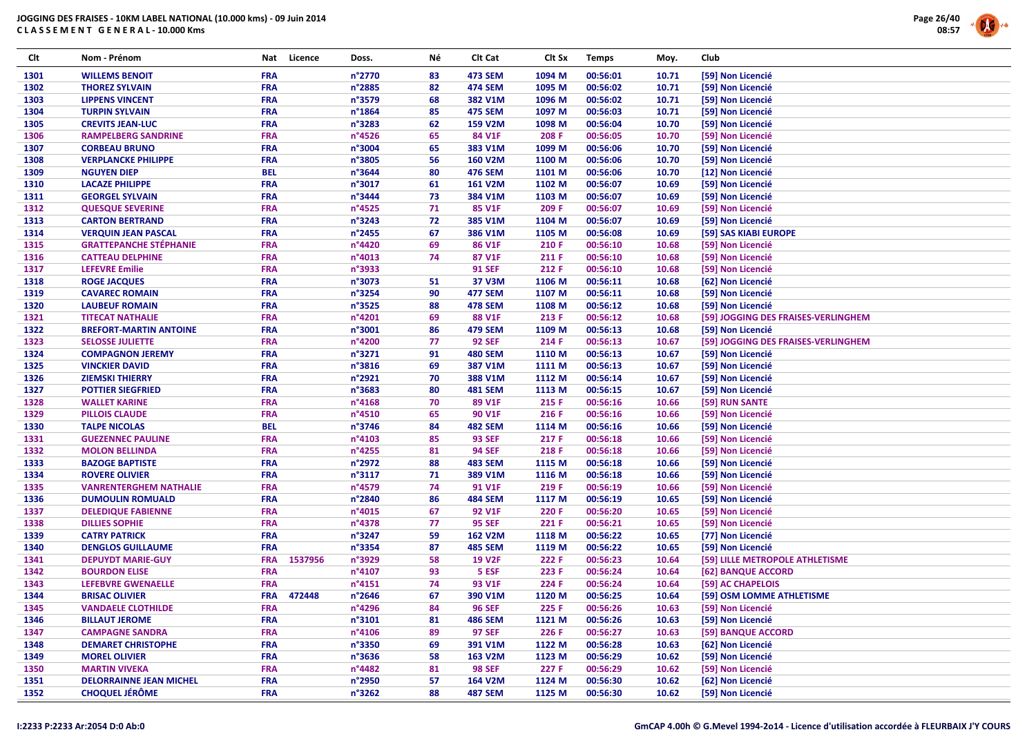JOGGING DES FRAISES - 10KM LABEL NATIONAL (10.000 kms) - 09 Juin 2014

CLASSEMENT GENERAL - 10.000 Kms

| Clt | Nom - Prénom | Nat | Licence | Doss. | Né | Clt Cat | Clt Sx | Temps | Moy. | Club |
|---|---|---|---|---|---|---|---|---|---|---|
| 1301 | WILLEMS BENOIT | FRA | | n°2770 | 83 | 473 SEM | 1094 M | 00:56:01 | 10.71 | [59] Non Licencié |
| 1302 | THOREZ SYLVAIN | FRA | | n°2885 | 82 | 474 SEM | 1095 M | 00:56:02 | 10.71 | [59] Non Licencié |
| 1303 | LIPPENS VINCENT | FRA | | n°3579 | 68 | 382 V1M | 1096 M | 00:56:02 | 10.71 | [59] Non Licencié |
| 1304 | TURPIN SYLVAIN | FRA | | n°1864 | 85 | 475 SEM | 1097 M | 00:56:03 | 10.71 | [59] Non Licencié |
| 1305 | CREVITS JEAN-LUC | FRA | | n°3283 | 62 | 159 V2M | 1098 M | 00:56:04 | 10.70 | [59] Non Licencié |
| 1306 | RAMPELBERG SANDRINE | FRA | | n°4526 | 65 | 84 V1F | 208 F | 00:56:05 | 10.70 | [59] Non Licencié |
| 1307 | CORBEAU BRUNO | FRA | | n°3004 | 65 | 383 V1M | 1099 M | 00:56:06 | 10.70 | [59] Non Licencié |
| 1308 | VERPLANCKE PHILIPPE | FRA | | n°3805 | 56 | 160 V2M | 1100 M | 00:56:06 | 10.70 | [59] Non Licencié |
| 1309 | NGUYEN DIEP | BEL | | n°3644 | 80 | 476 SEM | 1101 M | 00:56:06 | 10.70 | [12] Non Licencié |
| 1310 | LACAZE PHILIPPE | FRA | | n°3017 | 61 | 161 V2M | 1102 M | 00:56:07 | 10.69 | [59] Non Licencié |
| 1311 | GEORGEL SYLVAIN | FRA | | n°3444 | 73 | 384 V1M | 1103 M | 00:56:07 | 10.69 | [59] Non Licencié |
| 1312 | QUESQUE SEVERINE | FRA | | n°4525 | 71 | 85 V1F | 209 F | 00:56:07 | 10.69 | [59] Non Licencié |
| 1313 | CARTON BERTRAND | FRA | | n°3243 | 72 | 385 V1M | 1104 M | 00:56:07 | 10.69 | [59] Non Licencié |
| 1314 | VERQUIN JEAN PASCAL | FRA | | n°2455 | 67 | 386 V1M | 1105 M | 00:56:08 | 10.69 | [59] SAS KIABI EUROPE |
| 1315 | GRATTEPANCHE STÉPHANIE | FRA | | n°4420 | 69 | 86 V1F | 210 F | 00:56:10 | 10.68 | [59] Non Licencié |
| 1316 | CATTEAU DELPHINE | FRA | | n°4013 | 74 | 87 V1F | 211 F | 00:56:10 | 10.68 | [59] Non Licencié |
| 1317 | LEFEVRE Emilie | FRA | | n°3933 | | 91 SEF | 212 F | 00:56:10 | 10.68 | [59] Non Licencié |
| 1318 | ROGE JACQUES | FRA | | n°3073 | 51 | 37 V3M | 1106 M | 00:56:11 | 10.68 | [62] Non Licencié |
| 1319 | CAVAREC ROMAIN | FRA | | n°3254 | 90 | 477 SEM | 1107 M | 00:56:11 | 10.68 | [59] Non Licencié |
| 1320 | LAUBEUF ROMAIN | FRA | | n°3525 | 88 | 478 SEM | 1108 M | 00:56:12 | 10.68 | [59] Non Licencié |
| 1321 | TITECAT NATHALIE | FRA | | n°4201 | 69 | 88 V1F | 213 F | 00:56:12 | 10.68 | [59] JOGGING DES FRAISES-VERLINGHEM |
| 1322 | BREFORT-MARTIN ANTOINE | FRA | | n°3001 | 86 | 479 SEM | 1109 M | 00:56:13 | 10.68 | [59] Non Licencié |
| 1323 | SELOSSE JULIETTE | FRA | | n°4200 | 77 | 92 SEF | 214 F | 00:56:13 | 10.67 | [59] JOGGING DES FRAISES-VERLINGHEM |
| 1324 | COMPAGNON JEREMY | FRA | | n°3271 | 91 | 480 SEM | 1110 M | 00:56:13 | 10.67 | [59] Non Licencié |
| 1325 | VINCKIER DAVID | FRA | | n°3816 | 69 | 387 V1M | 1111 M | 00:56:13 | 10.67 | [59] Non Licencié |
| 1326 | ZIEMSKI THIERRY | FRA | | n°2921 | 70 | 388 V1M | 1112 M | 00:56:14 | 10.67 | [59] Non Licencié |
| 1327 | POTTIER SIEGFRIED | FRA | | n°3683 | 80 | 481 SEM | 1113 M | 00:56:15 | 10.67 | [59] Non Licencié |
| 1328 | WALLET KARINE | FRA | | n°4168 | 70 | 89 V1F | 215 F | 00:56:16 | 10.66 | [59] RUN SANTE |
| 1329 | PILLOIS CLAUDE | FRA | | n°4510 | 65 | 90 V1F | 216 F | 00:56:16 | 10.66 | [59] Non Licencié |
| 1330 | TALPE NICOLAS | BEL | | n°3746 | 84 | 482 SEM | 1114 M | 00:56:16 | 10.66 | [59] Non Licencié |
| 1331 | GUEZENNEC PAULINE | FRA | | n°4103 | 85 | 93 SEF | 217 F | 00:56:18 | 10.66 | [59] Non Licencié |
| 1332 | MOLON BELLINDA | FRA | | n°4255 | 81 | 94 SEF | 218 F | 00:56:18 | 10.66 | [59] Non Licencié |
| 1333 | BAZOGE BAPTISTE | FRA | | n°2972 | 88 | 483 SEM | 1115 M | 00:56:18 | 10.66 | [59] Non Licencié |
| 1334 | ROVERE OLIVIER | FRA | | n°3117 | 71 | 389 V1M | 1116 M | 00:56:18 | 10.66 | [59] Non Licencié |
| 1335 | VANRENTERGHEM NATHALIE | FRA | | n°4579 | 74 | 91 V1F | 219 F | 00:56:19 | 10.66 | [59] Non Licencié |
| 1336 | DUMOULIN ROMUALD | FRA | | n°2840 | 86 | 484 SEM | 1117 M | 00:56:19 | 10.65 | [59] Non Licencié |
| 1337 | DELEDIQUE FABIENNE | FRA | | n°4015 | 67 | 92 V1F | 220 F | 00:56:20 | 10.65 | [59] Non Licencié |
| 1338 | DILLIES SOPHIE | FRA | | n°4378 | 77 | 95 SEF | 221 F | 00:56:21 | 10.65 | [59] Non Licencié |
| 1339 | CATRY PATRICK | FRA | | n°3247 | 59 | 162 V2M | 1118 M | 00:56:22 | 10.65 | [77] Non Licencié |
| 1340 | DENGLOS GUILLAUME | FRA | | n°3354 | 87 | 485 SEM | 1119 M | 00:56:22 | 10.65 | [59] Non Licencié |
| 1341 | DEPUYDT MARIE-GUY | FRA | 1537956 | n°3929 | 58 | 19 V2F | 222 F | 00:56:23 | 10.64 | [59] LILLE METROPOLE ATHLETISME |
| 1342 | BOURDON ELISE | FRA | | n°4107 | 93 | 5 ESF | 223 F | 00:56:24 | 10.64 | [62] BANQUE ACCORD |
| 1343 | LEFEBVRE GWENAELLE | FRA | | n°4151 | 74 | 93 V1F | 224 F | 00:56:24 | 10.64 | [59] AC CHAPELOIS |
| 1344 | BRISAC OLIVIER | FRA | 472448 | n°2646 | 67 | 390 V1M | 1120 M | 00:56:25 | 10.64 | [59] OSM LOMME ATHLETISME |
| 1345 | VANDAELE CLOTHILDE | FRA | | n°4296 | 84 | 96 SEF | 225 F | 00:56:26 | 10.63 | [59] Non Licencié |
| 1346 | BILLAUT JEROME | FRA | | n°3101 | 81 | 486 SEM | 1121 M | 00:56:26 | 10.63 | [59] Non Licencié |
| 1347 | CAMPAGNE SANDRA | FRA | | n°4106 | 89 | 97 SEF | 226 F | 00:56:27 | 10.63 | [59] BANQUE ACCORD |
| 1348 | DEMARET CHRISTOPHE | FRA | | n°3350 | 69 | 391 V1M | 1122 M | 00:56:28 | 10.63 | [62] Non Licencié |
| 1349 | MOREL OLIVIER | FRA | | n°3636 | 58 | 163 V2M | 1123 M | 00:56:29 | 10.62 | [59] Non Licencié |
| 1350 | MARTIN VIVEKA | FRA | | n°4482 | 81 | 98 SEF | 227 F | 00:56:29 | 10.62 | [59] Non Licencié |
| 1351 | DELORRAINNE JEAN MICHEL | FRA | | n°2950 | 57 | 164 V2M | 1124 M | 00:56:30 | 10.62 | [62] Non Licencié |
| 1352 | CHOQUEL JÉRÔME | FRA | | n°3262 | 88 | 487 SEM | 1125 M | 00:56:30 | 10.62 | [59] Non Licencié |

I:2233 P:2233 Ar:2054 D:0 Ab:0

GmCAP 4.00h © G.Mevel 1994-2014 - Licence d'utilisation accordée à FLEURBAIX J'Y COURS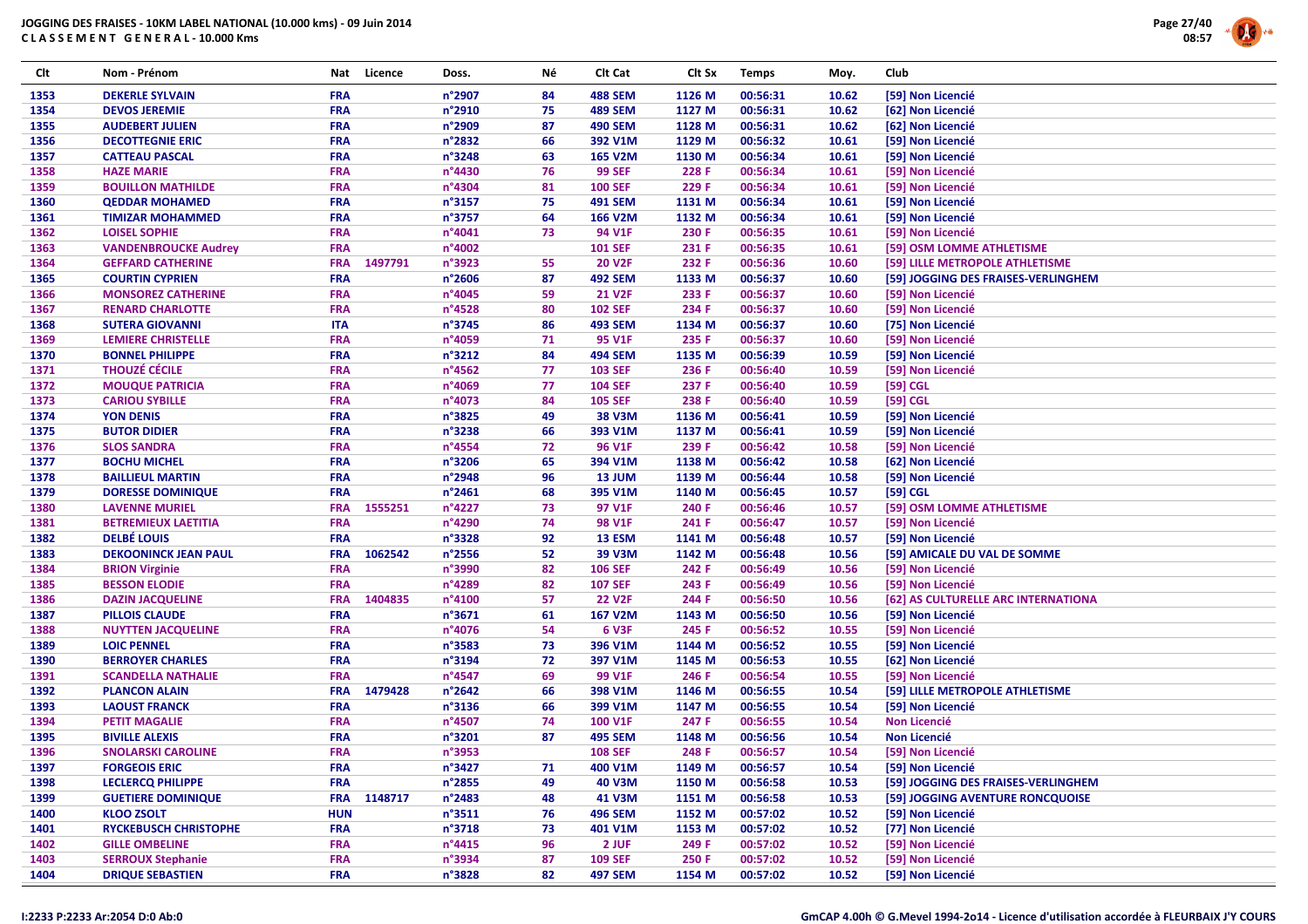# JOGGING DES FRAISES - 10KM LABEL NATIONAL (10.000 kms) - 09 Juin 2014

**CLASSEMENT GENERAL - 10.000 Kms**

| Clt | Nom - Prénom | Nat | Licence | Doss. | Né | Clt Cat | Clt Sx | Temps | Moy. | Club |
|---|---|---|---|---|---|---|---|---|---|---|
| 1353 | DEKERLE SYLVAIN | FRA | | n°2907 | 84 | 488 SEM | 1126 M | 00:56:31 | 10.62 | [59] Non Licencié |
| 1354 | DEVOS JEREMIE | FRA | | n°2910 | 75 | 489 SEM | 1127 M | 00:56:31 | 10.62 | [62] Non Licencié |
| 1355 | AUDEBERT JULIEN | FRA | | n°2909 | 87 | 490 SEM | 1128 M | 00:56:31 | 10.62 | [62] Non Licencié |
| 1356 | DECOTTEGNIE ERIC | FRA | | n°2832 | 66 | 392 V1M | 1129 M | 00:56:32 | 10.61 | [59] Non Licencié |
| 1357 | CATTEAU PASCAL | FRA | | n°3248 | 63 | 165 V2M | 1130 M | 00:56:34 | 10.61 | [59] Non Licencié |
| 1358 | HAZE MARIE | FRA | | n°4430 | 76 | 99 SEF | 228 F | 00:56:34 | 10.61 | [59] Non Licencié |
| 1359 | BOUILLON MATHILDE | FRA | | n°4304 | 81 | 100 SEF | 229 F | 00:56:34 | 10.61 | [59] Non Licencié |
| 1360 | QEDDAR MOHAMED | FRA | | n°3157 | 75 | 491 SEM | 1131 M | 00:56:34 | 10.61 | [59] Non Licencié |
| 1361 | TIMIZAR MOHAMMED | FRA | | n°3757 | 64 | 166 V2M | 1132 M | 00:56:34 | 10.61 | [59] Non Licencié |
| 1362 | LOISEL SOPHIE | FRA | | n°4041 | 73 | 94 V1F | 230 F | 00:56:35 | 10.61 | [59] Non Licencié |
| 1363 | VANDENBROUCKE Audrey | FRA | | n°4002 | | 101 SEF | 231 F | 00:56:35 | 10.61 | [59] OSM LOMME ATHLETISME |
| 1364 | GEFFARD CATHERINE | FRA | 1497791 | n°3923 | 55 | 20 V2F | 232 F | 00:56:36 | 10.60 | [59] LILLE METROPOLE ATHLETISME |
| 1365 | COURTIN CYPRIEN | FRA | | n°2606 | 87 | 492 SEM | 1133 M | 00:56:37 | 10.60 | [59] JOGGING DES FRAISES-VERLINGHEM |
| 1366 | MONSOREZ CATHERINE | FRA | | n°4045 | 59 | 21 V2F | 233 F | 00:56:37 | 10.60 | [59] Non Licencié |
| 1367 | RENARD CHARLOTTE | FRA | | n°4528 | 80 | 102 SEF | 234 F | 00:56:37 | 10.60 | [59] Non Licencié |
| 1368 | SUTERA GIOVANNI | ITA | | n°3745 | 86 | 493 SEM | 1134 M | 00:56:37 | 10.60 | [75] Non Licencié |
| 1369 | LEMIERE CHRISTELLE | FRA | | n°4059 | 71 | 95 V1F | 235 F | 00:56:37 | 10.60 | [59] Non Licencié |
| 1370 | BONNEL PHILIPPE | FRA | | n°3212 | 84 | 494 SEM | 1135 M | 00:56:39 | 10.59 | [59] Non Licencié |
| 1371 | THOUZÉ CÉCILE | FRA | | n°4562 | 77 | 103 SEF | 236 F | 00:56:40 | 10.59 | [59] Non Licencié |
| 1372 | MOUQUE PATRICIA | FRA | | n°4069 | 77 | 104 SEF | 237 F | 00:56:40 | 10.59 | [59] CGL |
| 1373 | CARIOU SYBILLE | FRA | | n°4073 | 84 | 105 SEF | 238 F | 00:56:40 | 10.59 | [59] CGL |
| 1374 | YON DENIS | FRA | | n°3825 | 49 | 38 V3M | 1136 M | 00:56:41 | 10.59 | [59] Non Licencié |
| 1375 | BUTOR DIDIER | FRA | | n°3238 | 66 | 393 V1M | 1137 M | 00:56:41 | 10.59 | [59] Non Licencié |
| 1376 | SLOS SANDRA | FRA | | n°4554 | 72 | 96 V1F | 239 F | 00:56:42 | 10.58 | [59] Non Licencié |
| 1377 | BOCHU MICHEL | FRA | | n°3206 | 65 | 394 V1M | 1138 M | 00:56:42 | 10.58 | [62] Non Licencié |
| 1378 | BAILLIEUL MARTIN | FRA | | n°2948 | 96 | 13 JUM | 1139 M | 00:56:44 | 10.58 | [59] Non Licencié |
| 1379 | DORESSE DOMINIQUE | FRA | | n°2461 | 68 | 395 V1M | 1140 M | 00:56:45 | 10.57 | [59] CGL |
| 1380 | LAVENNE MURIEL | FRA | 1555251 | n°4227 | 73 | 97 V1F | 240 F | 00:56:46 | 10.57 | [59] OSM LOMME ATHLETISME |
| 1381 | BETREMIEUX LAETITIA | FRA | | n°4290 | 74 | 98 V1F | 241 F | 00:56:47 | 10.57 | [59] Non Licencié |
| 1382 | DELBÉ LOUIS | FRA | | n°3328 | 92 | 13 ESM | 1141 M | 00:56:48 | 10.57 | [59] Non Licencié |
| 1383 | DEKOONINCK JEAN PAUL | FRA | 1062542 | n°2556 | 52 | 39 V3M | 1142 M | 00:56:48 | 10.56 | [59] AMICALE DU VAL DE SOMME |
| 1384 | BRION Virginie | FRA | | n°3990 | 82 | 106 SEF | 242 F | 00:56:49 | 10.56 | [59] Non Licencié |
| 1385 | BESSON ELODIE | FRA | | n°4289 | 82 | 107 SEF | 243 F | 00:56:49 | 10.56 | [59] Non Licencié |
| 1386 | DAZIN JACQUELINE | FRA | 1404835 | n°4100 | 57 | 22 V2F | 244 F | 00:56:50 | 10.56 | [62] AS CULTURELLE ARC INTERNATIONA |
| 1387 | PILLOIS CLAUDE | FRA | | n°3671 | 61 | 167 V2M | 1143 M | 00:56:50 | 10.56 | [59] Non Licencié |
| 1388 | NUYTTEN JACQUELINE | FRA | | n°4076 | 54 | 6 V3F | 245 F | 00:56:52 | 10.55 | [59] Non Licencié |
| 1389 | LOIC PENNEL | FRA | | n°3583 | 73 | 396 V1M | 1144 M | 00:56:52 | 10.55 | [59] Non Licencié |
| 1390 | BERROYER CHARLES | FRA | | n°3194 | 72 | 397 V1M | 1145 M | 00:56:53 | 10.55 | [62] Non Licencié |
| 1391 | SCANDELLA NATHALIE | FRA | | n°4547 | 69 | 99 V1F | 246 F | 00:56:54 | 10.55 | [59] Non Licencié |
| 1392 | PLANCON ALAIN | FRA | 1479428 | n°2642 | 66 | 398 V1M | 1146 M | 00:56:55 | 10.54 | [59] LILLE METROPOLE ATHLETISME |
| 1393 | LAOUST FRANCK | FRA | | n°3136 | 66 | 399 V1M | 1147 M | 00:56:55 | 10.54 | [59] Non Licencié |
| 1394 | PETIT MAGALIE | FRA | | n°4507 | 74 | 100 V1F | 247 F | 00:56:55 | 10.54 | Non Licencié |
| 1395 | BIVILLE ALEXIS | FRA | | n°3201 | 87 | 495 SEM | 1148 M | 00:56:56 | 10.54 | Non Licencié |
| 1396 | SNOLARSKI CAROLINE | FRA | | n°3953 | | 108 SEF | 248 F | 00:56:57 | 10.54 | [59] Non Licencié |
| 1397 | FORGEOIS ERIC | FRA | | n°3427 | 71 | 400 V1M | 1149 M | 00:56:57 | 10.54 | [59] Non Licencié |
| 1398 | LECLERCQ PHILIPPE | FRA | | n°2855 | 49 | 40 V3M | 1150 M | 00:56:58 | 10.53 | [59] JOGGING DES FRAISES-VERLINGHEM |
| 1399 | GUETIERE DOMINIQUE | FRA | 1148717 | n°2483 | 48 | 41 V3M | 1151 M | 00:56:58 | 10.53 | [59] JOGGING AVENTURE RONCQUOISE |
| 1400 | KLOO ZSOLT | HUN | | n°3511 | 76 | 496 SEM | 1152 M | 00:57:02 | 10.52 | [59] Non Licencié |
| 1401 | RYCKEBUSCH CHRISTOPHE | FRA | | n°3718 | 73 | 401 V1M | 1153 M | 00:57:02 | 10.52 | [77] Non Licencié |
| 1402 | GILLE OMBELINE | FRA | | n°4415 | 96 | 2 JUF | 249 F | 00:57:02 | 10.52 | [59] Non Licencié |
| 1403 | SERROUX Stephanie | FRA | | n°3934 | 87 | 109 SEF | 250 F | 00:57:02 | 10.52 | [59] Non Licencié |
| 1404 | DRIQUE SEBASTIEN | FRA | | n°3828 | 82 | 497 SEM | 1154 M | 00:57:02 | 10.52 | [59] Non Licencié |

I:2233 P:2233 Ar:2054 D:0 Ab:0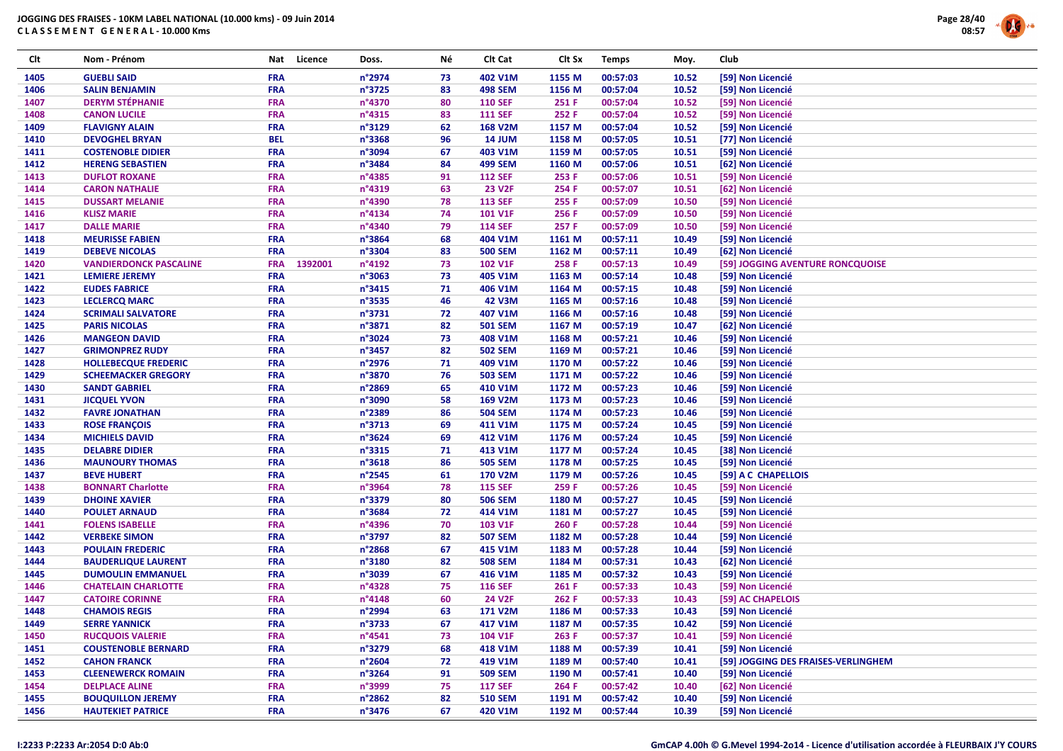**JOGGING DES FRAISES - 10KM LABEL NATIONAL (10.000 kms) - 09 Juin 2014**
**C L A S S E M E N T G E N E R A L - 10.000 Kms**

| Clt | Nom - Prénom | Nat | Licence | Doss. | Né | Clt Cat | Clt Sx | Temps | Moy. | Club |
|---|---|---|---|---|---|---|---|---|---|---|
| 1405 | GUEBLI SAID | FRA | | n°2974 | 73 | 402 V1M | 1155 M | 00:57:03 | 10.52 | [59] Non Licencié |
| 1406 | SALIN BENJAMIN | FRA | | n°3725 | 83 | 498 SEM | 1156 M | 00:57:04 | 10.52 | [59] Non Licencié |
| 1407 | DERYM STÉPHANIE | FRA | | n°4370 | 80 | 110 SEF | 251 F | 00:57:04 | 10.52 | [59] Non Licencié |
| 1408 | CANON LUCILE | FRA | | n°4315 | 83 | 111 SEF | 252 F | 00:57:04 | 10.52 | [59] Non Licencié |
| 1409 | FLAVIGNY ALAIN | FRA | | n°3129 | 62 | 168 V2M | 1157 M | 00:57:04 | 10.52 | [59] Non Licencié |
| 1410 | DEVOGHEL BRYAN | BEL | | n°3368 | 96 | 14 JUM | 1158 M | 00:57:05 | 10.51 | [77] Non Licencié |
| 1411 | COSTENOBLE DIDIER | FRA | | n°3094 | 67 | 403 V1M | 1159 M | 00:57:05 | 10.51 | [59] Non Licencié |
| 1412 | HERENG SEBASTIEN | FRA | | n°3484 | 84 | 499 SEM | 1160 M | 00:57:06 | 10.51 | [62] Non Licencié |
| 1413 | DUFLOT ROXANE | FRA | | n°4385 | 91 | 112 SEF | 253 F | 00:57:06 | 10.51 | [59] Non Licencié |
| 1414 | CARON NATHALIE | FRA | | n°4319 | 63 | 23 V2F | 254 F | 00:57:07 | 10.51 | [62] Non Licencié |
| 1415 | DUSSART MELANIE | FRA | | n°4390 | 78 | 113 SEF | 255 F | 00:57:09 | 10.50 | [59] Non Licencié |
| 1416 | KLISZ MARIE | FRA | | n°4134 | 74 | 101 V1F | 256 F | 00:57:09 | 10.50 | [59] Non Licencié |
| 1417 | DALLE MARIE | FRA | | n°4340 | 79 | 114 SEF | 257 F | 00:57:09 | 10.50 | [59] Non Licencié |
| 1418 | MEURISSE FABIEN | FRA | | n°3864 | 68 | 404 V1M | 1161 M | 00:57:11 | 10.49 | [59] Non Licencié |
| 1419 | DEBEVE NICOLAS | FRA | | n°3304 | 83 | 500 SEM | 1162 M | 00:57:11 | 10.49 | [62] Non Licencié |
| 1420 | VANDIERDONCK PASCALINE | FRA | 1392001 | n°4192 | 73 | 102 V1F | 258 F | 00:57:13 | 10.49 | [59] JOGGING AVENTURE RONCQUOISE |
| 1421 | LEMIERE JEREMY | FRA | | n°3063 | 73 | 405 V1M | 1163 M | 00:57:14 | 10.48 | [59] Non Licencié |
| 1422 | EUDES FABRICE | FRA | | n°3415 | 71 | 406 V1M | 1164 M | 00:57:15 | 10.48 | [59] Non Licencié |
| 1423 | LECLERCQ MARC | FRA | | n°3535 | 46 | 42 V3M | 1165 M | 00:57:16 | 10.48 | [59] Non Licencié |
| 1424 | SCRIMALI SALVATORE | FRA | | n°3731 | 72 | 407 V1M | 1166 M | 00:57:16 | 10.48 | [59] Non Licencié |
| 1425 | PARIS NICOLAS | FRA | | n°3871 | 82 | 501 SEM | 1167 M | 00:57:19 | 10.47 | [62] Non Licencié |
| 1426 | MANGEON DAVID | FRA | | n°3024 | 73 | 408 V1M | 1168 M | 00:57:21 | 10.46 | [59] Non Licencié |
| 1427 | GRIMONPREZ RUDY | FRA | | n°3457 | 82 | 502 SEM | 1169 M | 00:57:21 | 10.46 | [59] Non Licencié |
| 1428 | HOLLEBECQUE FREDERIC | FRA | | n°2976 | 71 | 409 V1M | 1170 M | 00:57:22 | 10.46 | [59] Non Licencié |
| 1429 | SCHEEMACKER GREGORY | FRA | | n°3870 | 76 | 503 SEM | 1171 M | 00:57:22 | 10.46 | [59] Non Licencié |
| 1430 | SANDT GABRIEL | FRA | | n°2869 | 65 | 410 V1M | 1172 M | 00:57:23 | 10.46 | [59] Non Licencié |
| 1431 | JICQUEL YVON | FRA | | n°3090 | 58 | 169 V2M | 1173 M | 00:57:23 | 10.46 | [59] Non Licencié |
| 1432 | FAVRE JONATHAN | FRA | | n°2389 | 86 | 504 SEM | 1174 M | 00:57:23 | 10.46 | [59] Non Licencié |
| 1433 | ROSE FRANÇOIS | FRA | | n°3713 | 69 | 411 V1M | 1175 M | 00:57:24 | 10.45 | [59] Non Licencié |
| 1434 | MICHIELS DAVID | FRA | | n°3624 | 69 | 412 V1M | 1176 M | 00:57:24 | 10.45 | [59] Non Licencié |
| 1435 | DELABRE DIDIER | FRA | | n°3315 | 71 | 413 V1M | 1177 M | 00:57:24 | 10.45 | [38] Non Licencié |
| 1436 | MAUNOURY THOMAS | FRA | | n°3618 | 86 | 505 SEM | 1178 M | 00:57:25 | 10.45 | [59] Non Licencié |
| 1437 | BEVE HUBERT | FRA | | n°2545 | 61 | 170 V2M | 1179 M | 00:57:26 | 10.45 | [59] A C CHAPELLOIS |
| 1438 | BONNART Charlotte | FRA | | n°3964 | 78 | 115 SEF | 259 F | 00:57:26 | 10.45 | [59] Non Licencié |
| 1439 | DHOINE XAVIER | FRA | | n°3379 | 80 | 506 SEM | 1180 M | 00:57:27 | 10.45 | [59] Non Licencié |
| 1440 | POULET ARNAUD | FRA | | n°3684 | 72 | 414 V1M | 1181 M | 00:57:27 | 10.45 | [59] Non Licencié |
| 1441 | FOLENS ISABELLE | FRA | | n°4396 | 70 | 103 V1F | 260 F | 00:57:28 | 10.44 | [59] Non Licencié |
| 1442 | VERBEKE SIMON | FRA | | n°3797 | 82 | 507 SEM | 1182 M | 00:57:28 | 10.44 | [59] Non Licencié |
| 1443 | POULAIN FREDERIC | FRA | | n°2868 | 67 | 415 V1M | 1183 M | 00:57:28 | 10.44 | [59] Non Licencié |
| 1444 | BAUDERLIQUE LAURENT | FRA | | n°3180 | 82 | 508 SEM | 1184 M | 00:57:31 | 10.43 | [62] Non Licencié |
| 1445 | DUMOULIN EMMANUEL | FRA | | n°3039 | 67 | 416 V1M | 1185 M | 00:57:32 | 10.43 | [59] Non Licencié |
| 1446 | CHATELAIN CHARLOTTE | FRA | | n°4328 | 75 | 116 SEF | 261 F | 00:57:33 | 10.43 | [59] Non Licencié |
| 1447 | CATOIRE CORINNE | FRA | | n°4148 | 60 | 24 V2F | 262 F | 00:57:33 | 10.43 | [59] AC CHAPELOIS |
| 1448 | CHAMOIS REGIS | FRA | | n°2994 | 63 | 171 V2M | 1186 M | 00:57:33 | 10.43 | [59] Non Licencié |
| 1449 | SERRE YANNICK | FRA | | n°3733 | 67 | 417 V1M | 1187 M | 00:57:35 | 10.42 | [59] Non Licencié |
| 1450 | RUCQUOIS VALERIE | FRA | | n°4541 | 73 | 104 V1F | 263 F | 00:57:37 | 10.41 | [59] Non Licencié |
| 1451 | COUSTENOBLE BERNARD | FRA | | n°3279 | 68 | 418 V1M | 1188 M | 00:57:39 | 10.41 | [59] Non Licencié |
| 1452 | CAHON FRANCK | FRA | | n°2604 | 72 | 419 V1M | 1189 M | 00:57:40 | 10.41 | [59] JOGGING DES FRAISES-VERLINGHEM |
| 1453 | CLEENEWERCK ROMAIN | FRA | | n°3264 | 91 | 509 SEM | 1190 M | 00:57:41 | 10.40 | [59] Non Licencié |
| 1454 | DELPLACE ALINE | FRA | | n°3999 | 75 | 117 SEF | 264 F | 00:57:42 | 10.40 | [62] Non Licencié |
| 1455 | BOUQUILLON JEREMY | FRA | | n°2862 | 82 | 510 SEM | 1191 M | 00:57:42 | 10.40 | [59] Non Licencié |
| 1456 | HAUTEKIET PATRICE | FRA | | n°3476 | 67 | 420 V1M | 1192 M | 00:57:44 | 10.39 | [59] Non Licencié |

I:2233 P:2233 Ar:2054 D:0 Ab:0

GmCAP 4.00h © G.Mevel 1994-2014 - Licence d'utilisation accordée à FLEURBAIX J'Y COURS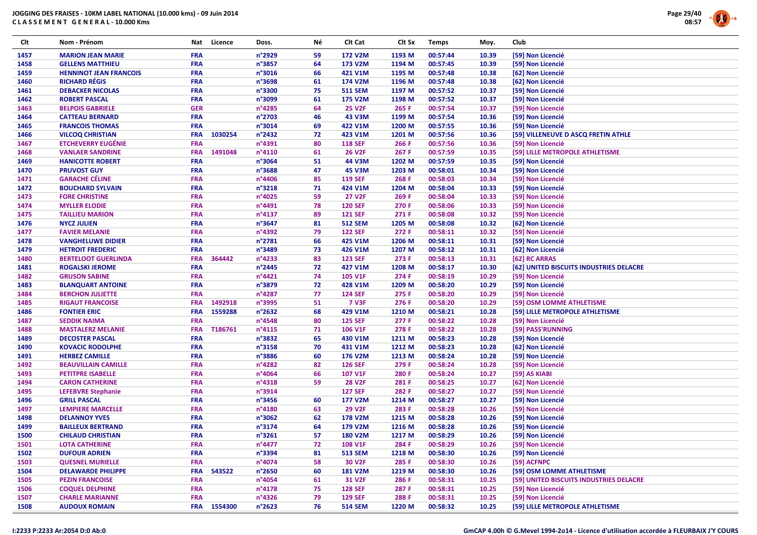**JOGGING DES FRAISES - 10KM LABEL NATIONAL (10.000 kms) - 09 Juin 2014**
**CLASSEMENT GENERAL - 10.000 Kms**

| Clt | Nom - Prénom | Nat | Licence | Doss. | Né | Clt Cat | Clt Sx | Temps | Moy. | Club |
|---|---|---|---|---|---|---|---|---|---|---|
| 1457 | MARION JEAN MARIE | FRA | | n°2929 | 59 | 172 V2M | 1193 M | 00:57:44 | 10.39 | [59] Non Licencié |
| 1458 | GELLENS MATTHIEU | FRA | | n°3857 | 64 | 173 V2M | 1194 M | 00:57:45 | 10.39 | [59] Non Licencié |
| 1459 | HENNINOT JEAN FRANCOIS | FRA | | n°3016 | 66 | 421 V1M | 1195 M | 00:57:48 | 10.38 | [62] Non Licencié |
| 1460 | RICHARD RÉGIS | FRA | | n°3698 | 61 | 174 V2M | 1196 M | 00:57:48 | 10.38 | [62] Non Licencié |
| 1461 | DEBACKER NICOLAS | FRA | | n°3300 | 75 | 511 SEM | 1197 M | 00:57:52 | 10.37 | [59] Non Licencié |
| 1462 | ROBERT PASCAL | FRA | | n°3099 | 61 | 175 V2M | 1198 M | 00:57:52 | 10.37 | [59] Non Licencié |
| 1463 | BELPOIS GABRIELE | GER | | n°4285 | 64 | 25 V2F | 265 F | 00:57:54 | 10.37 | [59] Non Licencié |
| 1464 | CATTEAU BERNARD | FRA | | n°2703 | 46 | 43 V3M | 1199 M | 00:57:54 | 10.36 | [59] Non Licencié |
| 1465 | FRANCOIS THOMAS | FRA | | n°3014 | 69 | 422 V1M | 1200 M | 00:57:55 | 10.36 | [59] Non Licencié |
| 1466 | VILCOQ CHRISTIAN | FRA | 1030254 | n°2432 | 72 | 423 V1M | 1201 M | 00:57:56 | 10.36 | [59] VILLENEUVE D ASCQ FRETIN ATHLE |
| 1467 | ETCHEVERRY EUGÉNIE | FRA | | n°4391 | 80 | 118 SEF | 266 F | 00:57:56 | 10.36 | [59] Non Licencié |
| 1468 | VANLAER SANDRINE | FRA | 1491048 | n°4110 | 61 | 26 V2F | 267 F | 00:57:59 | 10.35 | [59] LILLE METROPOLE ATHLETISME |
| 1469 | HANICOTTE ROBERT | FRA | | n°3064 | 51 | 44 V3M | 1202 M | 00:57:59 | 10.35 | [59] Non Licencié |
| 1470 | PRUVOST GUY | FRA | | n°3688 | 47 | 45 V3M | 1203 M | 00:58:01 | 10.34 | [59] Non Licencié |
| 1471 | GARACHE CÉLINE | FRA | | n°4406 | 85 | 119 SEF | 268 F | 00:58:03 | 10.34 | [59] Non Licencié |
| 1472 | BOUCHARD SYLVAIN | FRA | | n°3218 | 71 | 424 V1M | 1204 M | 00:58:04 | 10.33 | [59] Non Licencié |
| 1473 | FORE CHRISTINE | FRA | | n°4025 | 59 | 27 V2F | 269 F | 00:58:04 | 10.33 | [59] Non Licencié |
| 1474 | MYLLER ELODIE | FRA | | n°4491 | 78 | 120 SEF | 270 F | 00:58:06 | 10.33 | [59] Non Licencié |
| 1475 | TAILLIEU MARION | FRA | | n°4137 | 89 | 121 SEF | 271 F | 00:58:08 | 10.32 | [59] Non Licencié |
| 1476 | NYCZ JULIEN | FRA | | n°3647 | 81 | 512 SEM | 1205 M | 00:58:08 | 10.32 | [62] Non Licencié |
| 1477 | FAVIER MELANIE | FRA | | n°4392 | 79 | 122 SEF | 272 F | 00:58:11 | 10.32 | [59] Non Licencié |
| 1478 | VANGHELUWE DIDIER | FRA | | n°2781 | 66 | 425 V1M | 1206 M | 00:58:11 | 10.31 | [59] Non Licencié |
| 1479 | HETROIT FREDERIC | FRA | | n°3489 | 73 | 426 V1M | 1207 M | 00:58:12 | 10.31 | [62] Non Licencié |
| 1480 | BERTELOOT GUERLINDA | FRA | 364442 | n°4233 | 83 | 123 SEF | 273 F | 00:58:13 | 10.31 | [62] RC ARRAS |
| 1481 | ROGALSKI JEROME | FRA | | n°2445 | 72 | 427 V1M | 1208 M | 00:58:17 | 10.30 | [62] UNITED BISCUITS INDUSTRIES DELACRE |
| 1482 | GRUSON SABINE | FRA | | n°4421 | 74 | 105 V1F | 274 F | 00:58:19 | 10.29 | [59] Non Licencié |
| 1483 | BLANQUART ANTOINE | FRA | | n°3879 | 72 | 428 V1M | 1209 M | 00:58:20 | 10.29 | [59] Non Licencié |
| 1484 | BERCHON JULIETTE | FRA | | n°4287 | 77 | 124 SEF | 275 F | 00:58:20 | 10.29 | [59] Non Licencié |
| 1485 | RIGAUT FRANCOISE | FRA | 1492918 | n°3995 | 51 | 7 V3F | 276 F | 00:58:20 | 10.29 | [59] OSM LOMME ATHLETISME |
| 1486 | FONTIER ERIC | FRA | 1559288 | n°2632 | 68 | 429 V1M | 1210 M | 00:58:21 | 10.28 | [59] LILLE METROPOLE ATHLETISME |
| 1487 | SEDDIK NAIMA | FRA | | n°4548 | 80 | 125 SEF | 277 F | 00:58:22 | 10.28 | [59] Non Licencié |
| 1488 | MASTALERZ MELANIE | FRA | T186761 | n°4115 | 71 | 106 V1F | 278 F | 00:58:22 | 10.28 | [59] PASS'RUNNING |
| 1489 | DECOSTER PASCAL | FRA | | n°3832 | 65 | 430 V1M | 1211 M | 00:58:23 | 10.28 | [59] Non Licencié |
| 1490 | KOVACIC RODOLPHE | FRA | | n°3158 | 70 | 431 V1M | 1212 M | 00:58:23 | 10.28 | [62] Non Licencié |
| 1491 | HERBEZ CAMILLE | FRA | | n°3886 | 60 | 176 V2M | 1213 M | 00:58:24 | 10.28 | [59] Non Licencié |
| 1492 | BEAUVILLAIN CAMILLE | FRA | | n°4282 | 82 | 126 SEF | 279 F | 00:58:24 | 10.28 | [59] Non Licencié |
| 1493 | PETITPRE ISABELLE | FRA | | n°4064 | 66 | 107 V1F | 280 F | 00:58:24 | 10.27 | [59] AS KIABI |
| 1494 | CARON CATHERINE | FRA | | n°4318 | 59 | 28 V2F | 281 F | 00:58:25 | 10.27 | [62] Non Licencié |
| 1495 | LEFEBVRE Stephanie | FRA | | n°3914 | | 127 SEF | 282 F | 00:58:27 | 10.27 | [59] Non Licencié |
| 1496 | GRILL PASCAL | FRA | | n°3456 | 60 | 177 V2M | 1214 M | 00:58:27 | 10.27 | [59] Non Licencié |
| 1497 | LEMPIERE MARCELLE | FRA | | n°4180 | 63 | 29 V2F | 283 F | 00:58:28 | 10.26 | [59] Non Licencié |
| 1498 | DELANNOY YVES | FRA | | n°3062 | 62 | 178 V2M | 1215 M | 00:58:28 | 10.26 | [59] Non Licencié |
| 1499 | BAILLEUX BERTRAND | FRA | | n°3174 | 64 | 179 V2M | 1216 M | 00:58:28 | 10.26 | [59] Non Licencié |
| 1500 | CHILAUD CHRISTIAN | FRA | | n°3261 | 57 | 180 V2M | 1217 M | 00:58:29 | 10.26 | [59] Non Licencié |
| 1501 | LOTA CATHERINE | FRA | | n°4477 | 72 | 108 V1F | 284 F | 00:58:29 | 10.26 | [59] Non Licencié |
| 1502 | DUFOUR ADRIEN | FRA | | n°3394 | 81 | 513 SEM | 1218 M | 00:58:30 | 10.26 | [59] Non Licencié |
| 1503 | QUESNEL MURIELLE | FRA | | n°4074 | 58 | 30 V2F | 285 F | 00:58:30 | 10.26 | [59] ACFNPC |
| 1504 | DELAWARDE PHILIPPE | FRA | 543522 | n°2650 | 60 | 181 V2M | 1219 M | 00:58:30 | 10.26 | [59] OSM LOMME ATHLETISME |
| 1505 | PEZIN FRANCOISE | FRA | | n°4054 | 61 | 31 V2F | 286 F | 00:58:31 | 10.25 | [59] UNITED BISCUITS INDUSTRIES DELACRE |
| 1506 | COQUEL DELPHINE | FRA | | n°4178 | 75 | 128 SEF | 287 F | 00:58:31 | 10.25 | [59] Non Licencié |
| 1507 | CHARLE MARIANNE | FRA | | n°4326 | 79 | 129 SEF | 288 F | 00:58:31 | 10.25 | [59] Non Licencié |
| 1508 | AUDOUX ROMAIN | FRA | 1554300 | n°2623 | 76 | 514 SEM | 1220 M | 00:58:32 | 10.25 | [59] LILLE METROPOLE ATHLETISME |

I:2233 P:2233 Ar:2054 D:0 Ab:0

GmCAP 4.00h © G.Mevel 1994-2014 - Licence d'utilisation accordée à FLEURBAIX J'Y COURS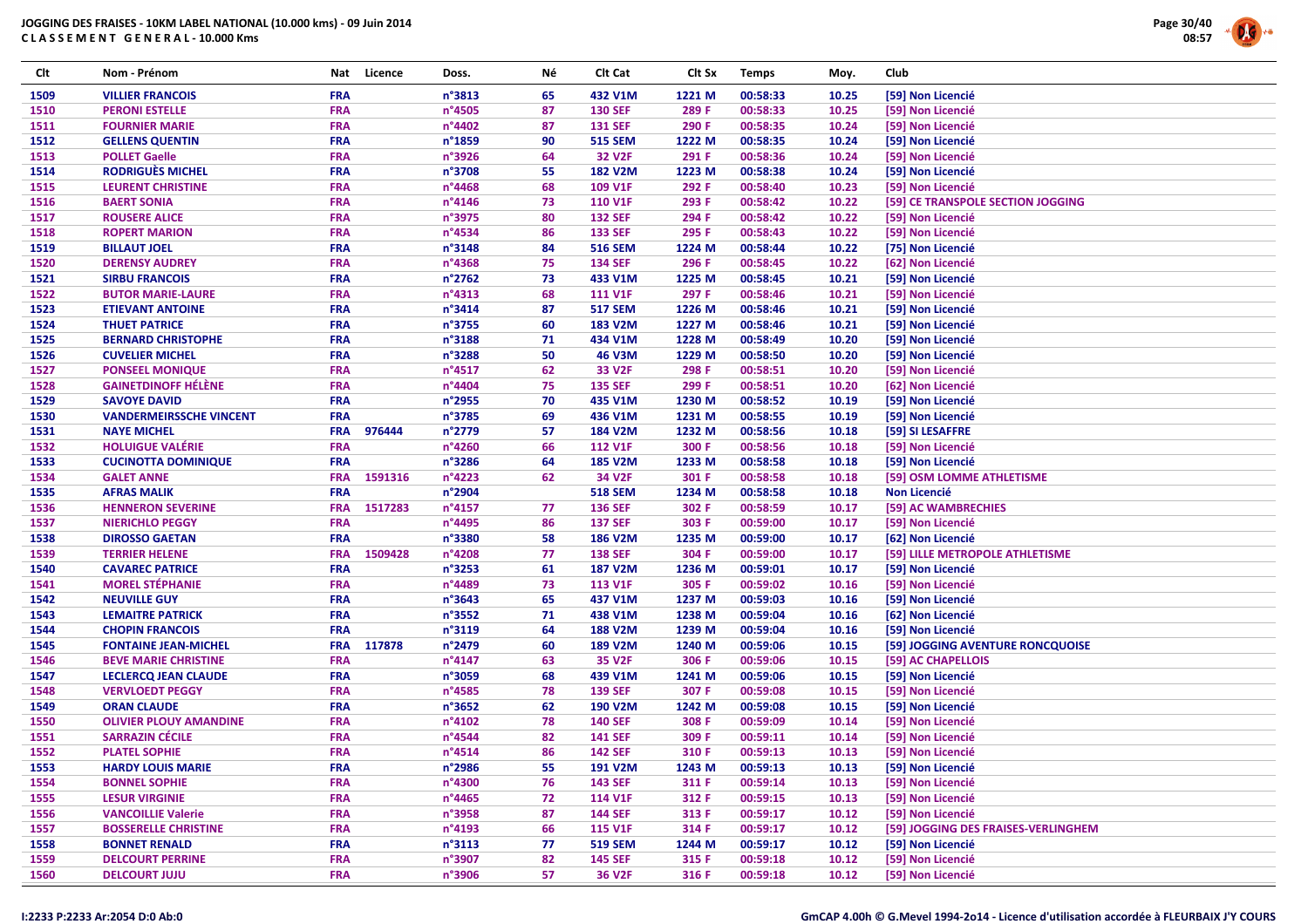**JOGGING DES FRAISES - 10KM LABEL NATIONAL (10.000 kms) - 09 Juin 2014**
**CLASSEMENT GENERAL - 10.000 Kms**

| Clt | Nom - Prénom | Nat | Licence | Doss. | Né | Clt Cat | Clt Sx | Temps | Moy. | Club |
|---|---|---|---|---|---|---|---|---|---|---|
| 1509 | VILLIER FRANCOIS | FRA | | n°3813 | 65 | 432 V1M | 1221 M | 00:58:33 | 10.25 | [59] Non Licencié |
| 1510 | PERONI ESTELLE | FRA | | n°4505 | 87 | 130 SEF | 289 F | 00:58:33 | 10.25 | [59] Non Licencié |
| 1511 | FOURNIER MARIE | FRA | | n°4402 | 87 | 131 SEF | 290 F | 00:58:35 | 10.24 | [59] Non Licencié |
| 1512 | GELLENS QUENTIN | FRA | | n°1859 | 90 | 515 SEM | 1222 M | 00:58:35 | 10.24 | [59] Non Licencié |
| 1513 | POLLET Gaelle | FRA | | n°3926 | 64 | 32 V2F | 291 F | 00:58:36 | 10.24 | [59] Non Licencié |
| 1514 | RODRIGUÈS MICHEL | FRA | | n°3708 | 55 | 182 V2M | 1223 M | 00:58:38 | 10.24 | [59] Non Licencié |
| 1515 | LEURENT CHRISTINE | FRA | | n°4468 | 68 | 109 V1F | 292 F | 00:58:40 | 10.23 | [59] Non Licencié |
| 1516 | BAERT SONIA | FRA | | n°4146 | 73 | 110 V1F | 293 F | 00:58:42 | 10.22 | [59] CE TRANSPOLE SECTION JOGGING |
| 1517 | ROUSERE ALICE | FRA | | n°3975 | 80 | 132 SEF | 294 F | 00:58:42 | 10.22 | [59] Non Licencié |
| 1518 | ROPERT MARION | FRA | | n°4534 | 86 | 133 SEF | 295 F | 00:58:43 | 10.22 | [59] Non Licencié |
| 1519 | BILLAUT JOEL | FRA | | n°3148 | 84 | 516 SEM | 1224 M | 00:58:44 | 10.22 | [75] Non Licencié |
| 1520 | DERENSY AUDREY | FRA | | n°4368 | 75 | 134 SEF | 296 F | 00:58:45 | 10.22 | [62] Non Licencié |
| 1521 | SIRBU FRANCOIS | FRA | | n°2762 | 73 | 433 V1M | 1225 M | 00:58:45 | 10.21 | [59] Non Licencié |
| 1522 | BUTOR MARIE-LAURE | FRA | | n°4313 | 68 | 111 V1F | 297 F | 00:58:46 | 10.21 | [59] Non Licencié |
| 1523 | ETIEVANT ANTOINE | FRA | | n°3414 | 87 | 517 SEM | 1226 M | 00:58:46 | 10.21 | [59] Non Licencié |
| 1524 | THUET PATRICE | FRA | | n°3755 | 60 | 183 V2M | 1227 M | 00:58:46 | 10.21 | [59] Non Licencié |
| 1525 | BERNARD CHRISTOPHE | FRA | | n°3188 | 71 | 434 V1M | 1228 M | 00:58:49 | 10.20 | [59] Non Licencié |
| 1526 | CUVELIER MICHEL | FRA | | n°3288 | 50 | 46 V3M | 1229 M | 00:58:50 | 10.20 | [59] Non Licencié |
| 1527 | PONSEEL MONIQUE | FRA | | n°4517 | 62 | 33 V2F | 298 F | 00:58:51 | 10.20 | [59] Non Licencié |
| 1528 | GAINETDINOFF HÉLÈNE | FRA | | n°4404 | 75 | 135 SEF | 299 F | 00:58:51 | 10.20 | [62] Non Licencié |
| 1529 | SAVOYE DAVID | FRA | | n°2955 | 70 | 435 V1M | 1230 M | 00:58:52 | 10.19 | [59] Non Licencié |
| 1530 | VANDERMEIRSSCHE VINCENT | FRA | | n°3785 | 69 | 436 V1M | 1231 M | 00:58:55 | 10.19 | [59] Non Licencié |
| 1531 | NAYE MICHEL | FRA | 976444 | n°2779 | 57 | 184 V2M | 1232 M | 00:58:56 | 10.18 | [59] SI LESAFFRE |
| 1532 | HOLUIGUE VALÉRIE | FRA | | n°4260 | 66 | 112 V1F | 300 F | 00:58:56 | 10.18 | [59] Non Licencié |
| 1533 | CUCINOTTA DOMINIQUE | FRA | | n°3286 | 64 | 185 V2M | 1233 M | 00:58:58 | 10.18 | [59] Non Licencié |
| 1534 | GALET ANNE | FRA | 1591316 | n°4223 | 62 | 34 V2F | 301 F | 00:58:58 | 10.18 | [59] OSM LOMME ATHLETISME |
| 1535 | AFRAS MALIK | FRA | | n°2904 | | 518 SEM | 1234 M | 00:58:58 | 10.18 | Non Licencié |
| 1536 | HENNERON SEVERINE | FRA | 1517283 | n°4157 | 77 | 136 SEF | 302 F | 00:58:59 | 10.17 | [59] AC WAMBRECHIES |
| 1537 | NIERICHLO PEGGY | FRA | | n°4495 | 86 | 137 SEF | 303 F | 00:59:00 | 10.17 | [59] Non Licencié |
| 1538 | DIROSSO GAETAN | FRA | | n°3380 | 58 | 186 V2M | 1235 M | 00:59:00 | 10.17 | [62] Non Licencié |
| 1539 | TERRIER HELENE | FRA | 1509428 | n°4208 | 77 | 138 SEF | 304 F | 00:59:00 | 10.17 | [59] LILLE METROPOLE ATHLETISME |
| 1540 | CAVAREC PATRICE | FRA | | n°3253 | 61 | 187 V2M | 1236 M | 00:59:01 | 10.17 | [59] Non Licencié |
| 1541 | MOREL STÉPHANIE | FRA | | n°4489 | 73 | 113 V1F | 305 F | 00:59:02 | 10.16 | [59] Non Licencié |
| 1542 | NEUVILLE GUY | FRA | | n°3643 | 65 | 437 V1M | 1237 M | 00:59:03 | 10.16 | [59] Non Licencié |
| 1543 | LEMAITRE PATRICK | FRA | | n°3552 | 71 | 438 V1M | 1238 M | 00:59:04 | 10.16 | [62] Non Licencié |
| 1544 | CHOPIN FRANCOIS | FRA | | n°3119 | 64 | 188 V2M | 1239 M | 00:59:04 | 10.16 | [59] Non Licencié |
| 1545 | FONTAINE JEAN-MICHEL | FRA | 117878 | n°2479 | 60 | 189 V2M | 1240 M | 00:59:06 | 10.15 | [59] JOGGING AVENTURE RONCQUOISE |
| 1546 | BEVE MARIE CHRISTINE | FRA | | n°4147 | 63 | 35 V2F | 306 F | 00:59:06 | 10.15 | [59] AC CHAPELLOIS |
| 1547 | LECLERCQ JEAN CLAUDE | FRA | | n°3059 | 68 | 439 V1M | 1241 M | 00:59:06 | 10.15 | [59] Non Licencié |
| 1548 | VERVLOEDT PEGGY | FRA | | n°4585 | 78 | 139 SEF | 307 F | 00:59:08 | 10.15 | [59] Non Licencié |
| 1549 | ORAN CLAUDE | FRA | | n°3652 | 62 | 190 V2M | 1242 M | 00:59:08 | 10.15 | [59] Non Licencié |
| 1550 | OLIVIER PLOUY AMANDINE | FRA | | n°4102 | 78 | 140 SEF | 308 F | 00:59:09 | 10.14 | [59] Non Licencié |
| 1551 | SARRAZIN CÉCILE | FRA | | n°4544 | 82 | 141 SEF | 309 F | 00:59:11 | 10.14 | [59] Non Licencié |
| 1552 | PLATEL SOPHIE | FRA | | n°4514 | 86 | 142 SEF | 310 F | 00:59:13 | 10.13 | [59] Non Licencié |
| 1553 | HARDY LOUIS MARIE | FRA | | n°2986 | 55 | 191 V2M | 1243 M | 00:59:13 | 10.13 | [59] Non Licencié |
| 1554 | BONNEL SOPHIE | FRA | | n°4300 | 76 | 143 SEF | 311 F | 00:59:14 | 10.13 | [59] Non Licencié |
| 1555 | LESUR VIRGINIE | FRA | | n°4465 | 72 | 114 V1F | 312 F | 00:59:15 | 10.13 | [59] Non Licencié |
| 1556 | VANCOILLIE Valerie | FRA | | n°3958 | 87 | 144 SEF | 313 F | 00:59:17 | 10.12 | [59] Non Licencié |
| 1557 | BOSSERELLE CHRISTINE | FRA | | n°4193 | 66 | 115 V1F | 314 F | 00:59:17 | 10.12 | [59] JOGGING DES FRAISES-VERLINGHEM |
| 1558 | BONNET RENALD | FRA | | n°3113 | 77 | 519 SEM | 1244 M | 00:59:17 | 10.12 | [59] Non Licencié |
| 1559 | DELCOURT PERRINE | FRA | | n°3907 | 82 | 145 SEF | 315 F | 00:59:18 | 10.12 | [59] Non Licencié |
| 1560 | DELCOURT JUJU | FRA | | n°3906 | 57 | 36 V2F | 316 F | 00:59:18 | 10.12 | [59] Non Licencié |

I:2233 P:2233 Ar:2054 D:0 Ab:0

GmCAP 4.00h © G.Mevel 1994-2o14 - Licence d'utilisation accordée à FLEURBAIX J'Y COURS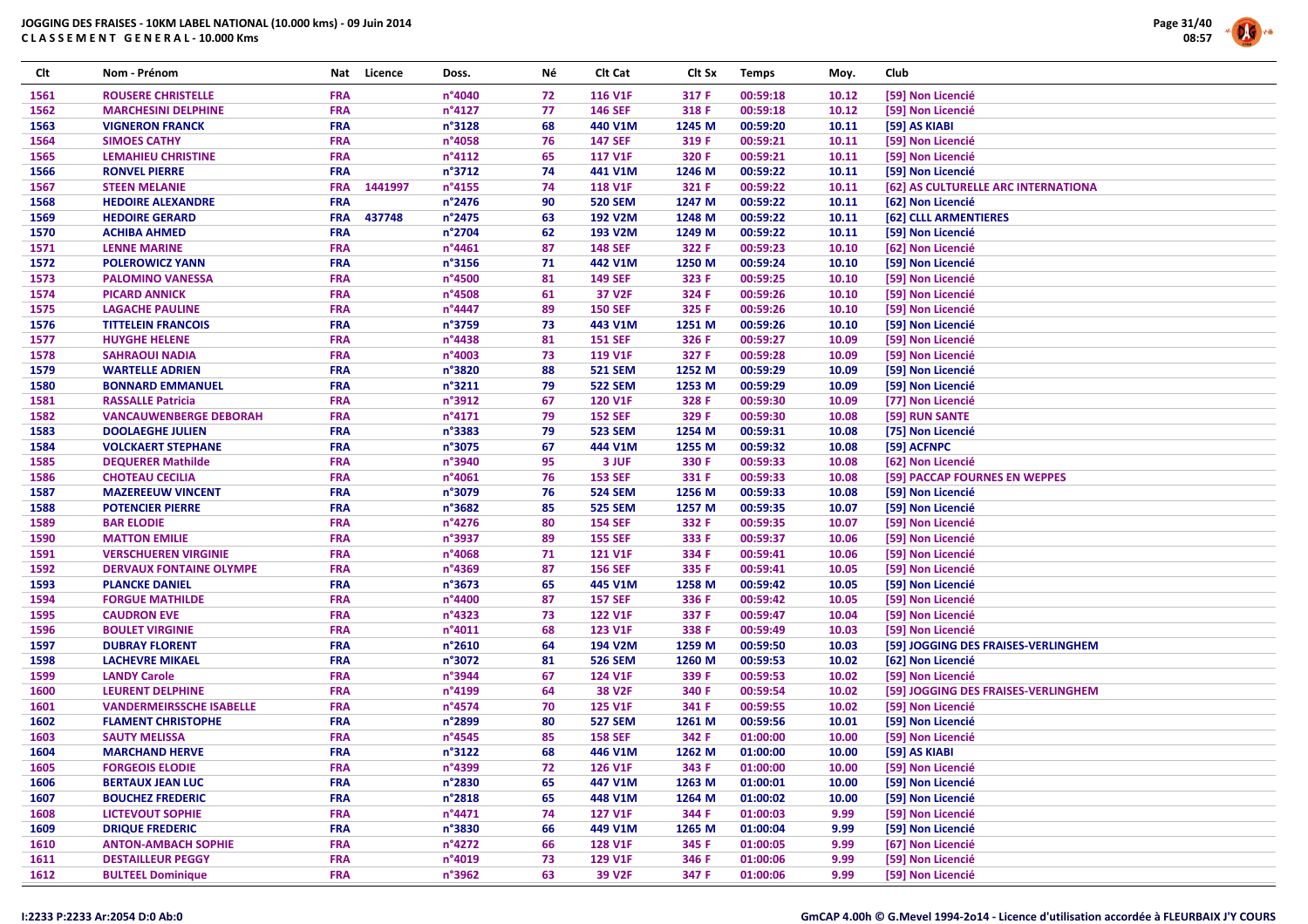**JOGGING DES FRAISES - 10KM LABEL NATIONAL (10.000 kms) - 09 Juin 2014**
**CLASSEMENT GENERAL - 10.000 Kms**

| Clt | Nom - Prénom | Nat | Licence | Doss. | Né | Clt Cat | Clt Sx | Temps | Moy. | Club |
|---|---|---|---|---|---|---|---|---|---|---|
| 1561 | ROUSERE CHRISTELLE | FRA | | n°4040 | 72 | 116 V1F | 317 F | 00:59:18 | 10.12 | [59] Non Licencié |
| 1562 | MARCHESINI DELPHINE | FRA | | n°4127 | 77 | 146 SEF | 318 F | 00:59:18 | 10.12 | [59] Non Licencié |
| 1563 | VIGNERON FRANCK | FRA | | n°3128 | 68 | 440 V1M | 1245 M | 00:59:20 | 10.11 | [59] AS KIABI |
| 1564 | SIMOES CATHY | FRA | | n°4058 | 76 | 147 SEF | 319 F | 00:59:21 | 10.11 | [59] Non Licencié |
| 1565 | LEMAHIEU CHRISTINE | FRA | | n°4112 | 65 | 117 V1F | 320 F | 00:59:21 | 10.11 | [59] Non Licencié |
| 1566 | RONVEL PIERRE | FRA | | n°3712 | 74 | 441 V1M | 1246 M | 00:59:22 | 10.11 | [59] Non Licencié |
| 1567 | STEEN MELANIE | FRA | 1441997 | n°4155 | 74 | 118 V1F | 321 F | 00:59:22 | 10.11 | [62] AS CULTURELLE ARC INTERNATIONA |
| 1568 | HEDOIRE ALEXANDRE | FRA | | n°2476 | 90 | 520 SEM | 1247 M | 00:59:22 | 10.11 | [62] Non Licencié |
| 1569 | HEDOIRE GERARD | FRA | 437748 | n°2475 | 63 | 192 V2M | 1248 M | 00:59:22 | 10.11 | [62] CLLL ARMENTIERES |
| 1570 | ACHIBA AHMED | FRA | | n°2704 | 62 | 193 V2M | 1249 M | 00:59:22 | 10.11 | [59] Non Licencié |
| 1571 | LENNE MARINE | FRA | | n°4461 | 87 | 148 SEF | 322 F | 00:59:23 | 10.10 | [62] Non Licencié |
| 1572 | POLEROWICZ YANN | FRA | | n°3156 | 71 | 442 V1M | 1250 M | 00:59:24 | 10.10 | [59] Non Licencié |
| 1573 | PALOMINO VANESSA | FRA | | n°4500 | 81 | 149 SEF | 323 F | 00:59:25 | 10.10 | [59] Non Licencié |
| 1574 | PICARD ANNICK | FRA | | n°4508 | 61 | 37 V2F | 324 F | 00:59:26 | 10.10 | [59] Non Licencié |
| 1575 | LAGACHE PAULINE | FRA | | n°4447 | 89 | 150 SEF | 325 F | 00:59:26 | 10.10 | [59] Non Licencié |
| 1576 | TITTELEIN FRANCOIS | FRA | | n°3759 | 73 | 443 V1M | 1251 M | 00:59:26 | 10.10 | [59] Non Licencié |
| 1577 | HUYGHE HELENE | FRA | | n°4438 | 81 | 151 SEF | 326 F | 00:59:27 | 10.09 | [59] Non Licencié |
| 1578 | SAHRAOUI NADIA | FRA | | n°4003 | 73 | 119 V1F | 327 F | 00:59:28 | 10.09 | [59] Non Licencié |
| 1579 | WARTELLE ADRIEN | FRA | | n°3820 | 88 | 521 SEM | 1252 M | 00:59:29 | 10.09 | [59] Non Licencié |
| 1580 | BONNARD EMMANUEL | FRA | | n°3211 | 79 | 522 SEM | 1253 M | 00:59:29 | 10.09 | [59] Non Licencié |
| 1581 | RASSALLE Patricia | FRA | | n°3912 | 67 | 120 V1F | 328 F | 00:59:30 | 10.09 | [77] Non Licencié |
| 1582 | VANCAUWENBERGE DEBORAH | FRA | | n°4171 | 79 | 152 SEF | 329 F | 00:59:30 | 10.08 | [59] RUN SANTE |
| 1583 | DOOLAEGHE JULIEN | FRA | | n°3383 | 79 | 523 SEM | 1254 M | 00:59:31 | 10.08 | [75] Non Licencié |
| 1584 | VOLCKAERT STEPHANE | FRA | | n°3075 | 67 | 444 V1M | 1255 M | 00:59:32 | 10.08 | [59] ACFNPC |
| 1585 | DEQUERER Mathilde | FRA | | n°3940 | 95 | 3 JUF | 330 F | 00:59:33 | 10.08 | [62] Non Licencié |
| 1586 | CHOTEAU CECILIA | FRA | | n°4061 | 76 | 153 SEF | 331 F | 00:59:33 | 10.08 | [59] PACCAP FOURNES EN WEPPES |
| 1587 | MAZEREEUW VINCENT | FRA | | n°3079 | 76 | 524 SEM | 1256 M | 00:59:33 | 10.08 | [59] Non Licencié |
| 1588 | POTENCIER PIERRE | FRA | | n°3682 | 85 | 525 SEM | 1257 M | 00:59:35 | 10.07 | [59] Non Licencié |
| 1589 | BAR ELODIE | FRA | | n°4276 | 80 | 154 SEF | 332 F | 00:59:35 | 10.07 | [59] Non Licencié |
| 1590 | MATTON EMILIE | FRA | | n°3937 | 89 | 155 SEF | 333 F | 00:59:37 | 10.06 | [59] Non Licencié |
| 1591 | VERSCHUEREN VIRGINIE | FRA | | n°4068 | 71 | 121 V1F | 334 F | 00:59:41 | 10.06 | [59] Non Licencié |
| 1592 | DERVAUX FONTAINE OLYMPE | FRA | | n°4369 | 87 | 156 SEF | 335 F | 00:59:41 | 10.05 | [59] Non Licencié |
| 1593 | PLANCKE DANIEL | FRA | | n°3673 | 65 | 445 V1M | 1258 M | 00:59:42 | 10.05 | [59] Non Licencié |
| 1594 | FORGUE MATHILDE | FRA | | n°4400 | 87 | 157 SEF | 336 F | 00:59:42 | 10.05 | [59] Non Licencié |
| 1595 | CAUDRON EVE | FRA | | n°4323 | 73 | 122 V1F | 337 F | 00:59:47 | 10.04 | [59] Non Licencié |
| 1596 | BOULET VIRGINIE | FRA | | n°4011 | 68 | 123 V1F | 338 F | 00:59:49 | 10.03 | [59] Non Licencié |
| 1597 | DUBRAY FLORENT | FRA | | n°2610 | 64 | 194 V2M | 1259 M | 00:59:50 | 10.03 | [59] JOGGING DES FRAISES-VERLINGHEM |
| 1598 | LACHEVRE MIKAEL | FRA | | n°3072 | 81 | 526 SEM | 1260 M | 00:59:53 | 10.02 | [62] Non Licencié |
| 1599 | LANDY Carole | FRA | | n°3944 | 67 | 124 V1F | 339 F | 00:59:53 | 10.02 | [59] Non Licencié |
| 1600 | LEURENT DELPHINE | FRA | | n°4199 | 64 | 38 V2F | 340 F | 00:59:54 | 10.02 | [59] JOGGING DES FRAISES-VERLINGHEM |
| 1601 | VANDERMEIRSSCHE ISABELLE | FRA | | n°4574 | 70 | 125 V1F | 341 F | 00:59:55 | 10.02 | [59] Non Licencié |
| 1602 | FLAMENT CHRISTOPHE | FRA | | n°2899 | 80 | 527 SEM | 1261 M | 00:59:56 | 10.01 | [59] Non Licencié |
| 1603 | SAUTY MELISSA | FRA | | n°4545 | 85 | 158 SEF | 342 F | 01:00:00 | 10.00 | [59] Non Licencié |
| 1604 | MARCHAND HERVE | FRA | | n°3122 | 68 | 446 V1M | 1262 M | 01:00:00 | 10.00 | [59] AS KIABI |
| 1605 | FORGEOIS ELODIE | FRA | | n°4399 | 72 | 126 V1F | 343 F | 01:00:00 | 10.00 | [59] Non Licencié |
| 1606 | BERTAUX JEAN LUC | FRA | | n°2830 | 65 | 447 V1M | 1263 M | 01:00:01 | 10.00 | [59] Non Licencié |
| 1607 | BOUCHEZ FREDERIC | FRA | | n°2818 | 65 | 448 V1M | 1264 M | 01:00:02 | 10.00 | [59] Non Licencié |
| 1608 | LICTEVOUT SOPHIE | FRA | | n°4471 | 74 | 127 V1F | 344 F | 01:00:03 | 9.99 | [59] Non Licencié |
| 1609 | DRIQUE FREDERIC | FRA | | n°3830 | 66 | 449 V1M | 1265 M | 01:00:04 | 9.99 | [59] Non Licencié |
| 1610 | ANTON-AMBACH SOPHIE | FRA | | n°4272 | 66 | 128 V1F | 345 F | 01:00:05 | 9.99 | [67] Non Licencié |
| 1611 | DESTAILLEUR PEGGY | FRA | | n°4019 | 73 | 129 V1F | 346 F | 01:00:06 | 9.99 | [59] Non Licencié |
| 1612 | BULTEEL Dominique | FRA | | n°3962 | 63 | 39 V2F | 347 F | 01:00:06 | 9.99 | [59] Non Licencié |

I:2233 P:2233 Ar:2054 D:0 Ab:0

GmCAP 4.00h © G.Mevel 1994-2o14 - Licence d'utilisation accordée à FLEURBAIX J'Y COURS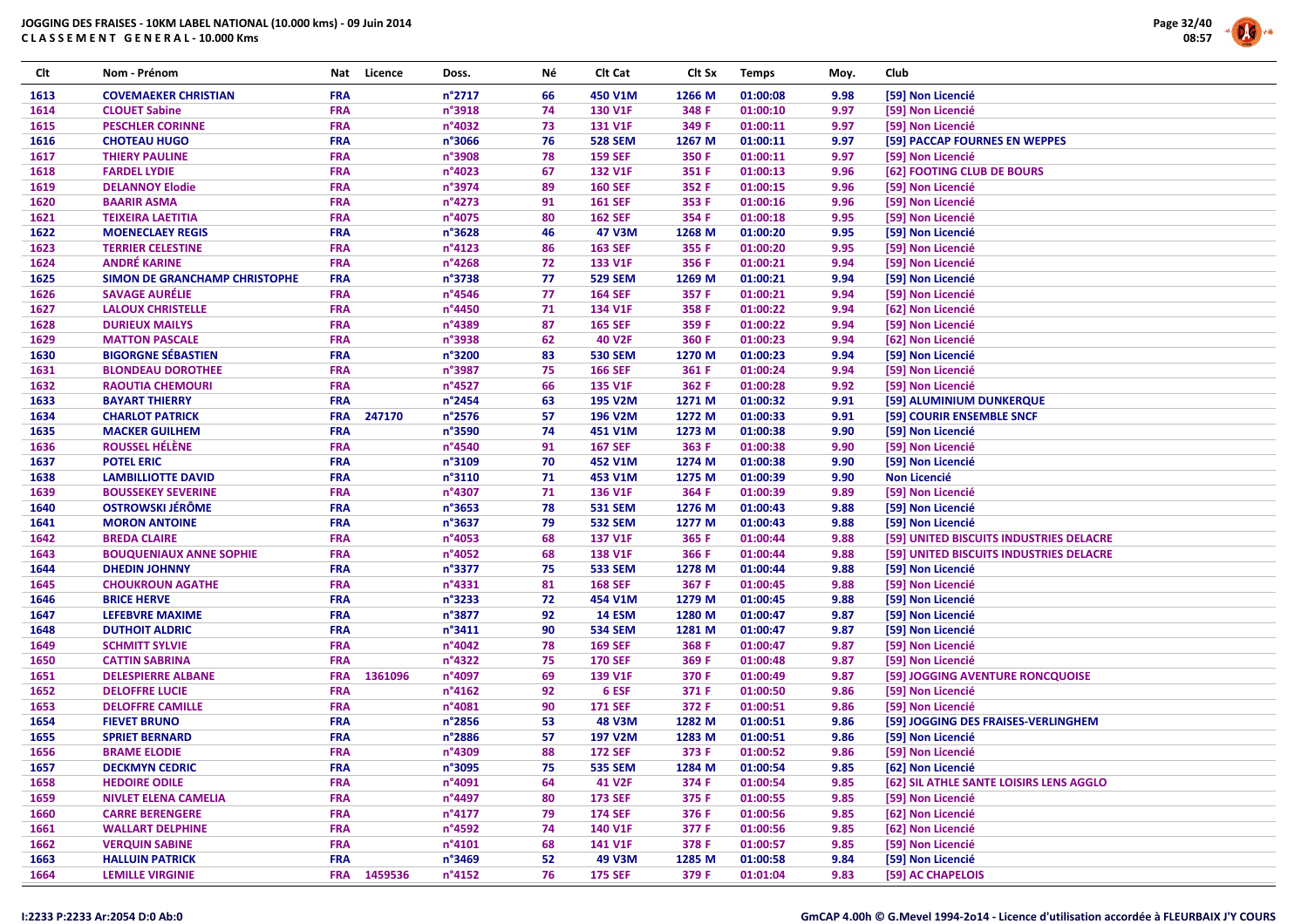JOGGING DES FRAISES - 10KM LABEL NATIONAL (10.000 kms) - 09 Juin 2014
CLASSEMENT GENERAL - 10.000 Kms

| Clt | Nom - Prénom | Nat | Licence | Doss. | Né | Clt Cat | Clt Sx | Temps | Moy. | Club |
|---|---|---|---|---|---|---|---|---|---|---|
| 1613 | COVEMAEKER CHRISTIAN | FRA | | n°2717 | 66 | 450 V1M | 1266 M | 01:00:08 | 9.98 | [59] Non Licencié |
| 1614 | CLOUET Sabine | FRA | | n°3918 | 74 | 130 V1F | 348 F | 01:00:10 | 9.97 | [59] Non Licencié |
| 1615 | PESCHLER CORINNE | FRA | | n°4032 | 73 | 131 V1F | 349 F | 01:00:11 | 9.97 | [59] Non Licencié |
| 1616 | CHOTEAU HUGO | FRA | | n°3066 | 76 | 528 SEM | 1267 M | 01:00:11 | 9.97 | [59] PACCAP FOURNES EN WEPPES |
| 1617 | THIERY PAULINE | FRA | | n°3908 | 78 | 159 SEF | 350 F | 01:00:11 | 9.97 | [59] Non Licencié |
| 1618 | FARDEL LYDIE | FRA | | n°4023 | 67 | 132 V1F | 351 F | 01:00:13 | 9.96 | [62] FOOTING CLUB DE BOURS |
| 1619 | DELANNOY Elodie | FRA | | n°3974 | 89 | 160 SEF | 352 F | 01:00:15 | 9.96 | [59] Non Licencié |
| 1620 | BAARIR ASMA | FRA | | n°4273 | 91 | 161 SEF | 353 F | 01:00:16 | 9.96 | [59] Non Licencié |
| 1621 | TEIXEIRA LAETITIA | FRA | | n°4075 | 80 | 162 SEF | 354 F | 01:00:18 | 9.95 | [59] Non Licencié |
| 1622 | MOENECLAEY REGIS | FRA | | n°3628 | 46 | 47 V3M | 1268 M | 01:00:20 | 9.95 | [59] Non Licencié |
| 1623 | TERRIER CELESTINE | FRA | | n°4123 | 86 | 163 SEF | 355 F | 01:00:20 | 9.95 | [59] Non Licencié |
| 1624 | ANDRÉ KARINE | FRA | | n°4268 | 72 | 133 V1F | 356 F | 01:00:21 | 9.94 | [59] Non Licencié |
| 1625 | SIMON DE GRANCHAMP CHRISTOPHE | FRA | | n°3738 | 77 | 529 SEM | 1269 M | 01:00:21 | 9.94 | [59] Non Licencié |
| 1626 | SAVAGE AURÉLIE | FRA | | n°4546 | 77 | 164 SEF | 357 F | 01:00:21 | 9.94 | [59] Non Licencié |
| 1627 | LALOUX CHRISTELLE | FRA | | n°4450 | 71 | 134 V1F | 358 F | 01:00:22 | 9.94 | [62] Non Licencié |
| 1628 | DURIEUX MAILYS | FRA | | n°4389 | 87 | 165 SEF | 359 F | 01:00:22 | 9.94 | [59] Non Licencié |
| 1629 | MATTON PASCALE | FRA | | n°3938 | 62 | 40 V2F | 360 F | 01:00:23 | 9.94 | [62] Non Licencié |
| 1630 | BIGORGNE SÉBASTIEN | FRA | | n°3200 | 83 | 530 SEM | 1270 M | 01:00:23 | 9.94 | [59] Non Licencié |
| 1631 | BLONDEAU DOROTHEE | FRA | | n°3987 | 75 | 166 SEF | 361 F | 01:00:24 | 9.94 | [59] Non Licencié |
| 1632 | RAOUTIA CHEMOURI | FRA | | n°4527 | 66 | 135 V1F | 362 F | 01:00:28 | 9.92 | [59] Non Licencié |
| 1633 | BAYART THIERRY | FRA | | n°2454 | 63 | 195 V2M | 1271 M | 01:00:32 | 9.91 | [59] ALUMINIUM DUNKERQUE |
| 1634 | CHARLOT PATRICK | FRA | 247170 | n°2576 | 57 | 196 V2M | 1272 M | 01:00:33 | 9.91 | [59] COURIR ENSEMBLE SNCF |
| 1635 | MACKER GUILHEM | FRA | | n°3590 | 74 | 451 V1M | 1273 M | 01:00:38 | 9.90 | [59] Non Licencié |
| 1636 | ROUSSEL HÉLÈNE | FRA | | n°4540 | 91 | 167 SEF | 363 F | 01:00:38 | 9.90 | [59] Non Licencié |
| 1637 | POTEL ERIC | FRA | | n°3109 | 70 | 452 V1M | 1274 M | 01:00:38 | 9.90 | [59] Non Licencié |
| 1638 | LAMBILLIOTTE DAVID | FRA | | n°3110 | 71 | 453 V1M | 1275 M | 01:00:39 | 9.90 | Non Licencié |
| 1639 | BOUSSEKEY SEVERINE | FRA | | n°4307 | 71 | 136 V1F | 364 F | 01:00:39 | 9.89 | [59] Non Licencié |
| 1640 | OSTROWSKI JÉRÔME | FRA | | n°3653 | 78 | 531 SEM | 1276 M | 01:00:43 | 9.88 | [59] Non Licencié |
| 1641 | MORON ANTOINE | FRA | | n°3637 | 79 | 532 SEM | 1277 M | 01:00:43 | 9.88 | [59] Non Licencié |
| 1642 | BREDA CLAIRE | FRA | | n°4053 | 68 | 137 V1F | 365 F | 01:00:44 | 9.88 | [59] UNITED BISCUITS INDUSTRIES DELACRE |
| 1643 | BOUQUENIAUX ANNE SOPHIE | FRA | | n°4052 | 68 | 138 V1F | 366 F | 01:00:44 | 9.88 | [59] UNITED BISCUITS INDUSTRIES DELACRE |
| 1644 | DHEDIN JOHNNY | FRA | | n°3377 | 75 | 533 SEM | 1278 M | 01:00:44 | 9.88 | [59] Non Licencié |
| 1645 | CHOUKROUN AGATHE | FRA | | n°4331 | 81 | 168 SEF | 367 F | 01:00:45 | 9.88 | [59] Non Licencié |
| 1646 | BRICE HERVE | FRA | | n°3233 | 72 | 454 V1M | 1279 M | 01:00:45 | 9.88 | [59] Non Licencié |
| 1647 | LEFEBVRE MAXIME | FRA | | n°3877 | 92 | 14 ESM | 1280 M | 01:00:47 | 9.87 | [59] Non Licencié |
| 1648 | DUTHOIT ALDRIC | FRA | | n°3411 | 90 | 534 SEM | 1281 M | 01:00:47 | 9.87 | [59] Non Licencié |
| 1649 | SCHMITT SYLVIE | FRA | | n°4042 | 78 | 169 SEF | 368 F | 01:00:47 | 9.87 | [59] Non Licencié |
| 1650 | CATTIN SABRINA | FRA | | n°4322 | 75 | 170 SEF | 369 F | 01:00:48 | 9.87 | [59] Non Licencié |
| 1651 | DELESPIERRE ALBANE | FRA | 1361096 | n°4097 | 69 | 139 V1F | 370 F | 01:00:49 | 9.87 | [59] JOGGING AVENTURE RONCQUOISE |
| 1652 | DELOFFRE LUCIE | FRA | | n°4162 | 92 | 6 ESF | 371 F | 01:00:50 | 9.86 | [59] Non Licencié |
| 1653 | DELOFFRE CAMILLE | FRA | | n°4081 | 90 | 171 SEF | 372 F | 01:00:51 | 9.86 | [59] Non Licencié |
| 1654 | FIEVET BRUNO | FRA | | n°2856 | 53 | 48 V3M | 1282 M | 01:00:51 | 9.86 | [59] JOGGING DES FRAISES-VERLINGHEM |
| 1655 | SPRIET BERNARD | FRA | | n°2886 | 57 | 197 V2M | 1283 M | 01:00:51 | 9.86 | [59] Non Licencié |
| 1656 | BRAME ELODIE | FRA | | n°4309 | 88 | 172 SEF | 373 F | 01:00:52 | 9.86 | [59] Non Licencié |
| 1657 | DECKMYN CEDRIC | FRA | | n°3095 | 75 | 535 SEM | 1284 M | 01:00:54 | 9.85 | [62] Non Licencié |
| 1658 | HEDOIRE ODILE | FRA | | n°4091 | 64 | 41 V2F | 374 F | 01:00:54 | 9.85 | [62] SIL ATHLE SANTE LOISIRS LENS AGGLO |
| 1659 | NIVLET ELENA CAMELIA | FRA | | n°4497 | 80 | 173 SEF | 375 F | 01:00:55 | 9.85 | [59] Non Licencié |
| 1660 | CARRE BERENGERE | FRA | | n°4177 | 79 | 174 SEF | 376 F | 01:00:56 | 9.85 | [62] Non Licencié |
| 1661 | WALLART DELPHINE | FRA | | n°4592 | 74 | 140 V1F | 377 F | 01:00:56 | 9.85 | [62] Non Licencié |
| 1662 | VERQUIN SABINE | FRA | | n°4101 | 68 | 141 V1F | 378 F | 01:00:57 | 9.85 | [59] Non Licencié |
| 1663 | HALLUIN PATRICK | FRA | | n°3469 | 52 | 49 V3M | 1285 M | 01:00:58 | 9.84 | [59] Non Licencié |
| 1664 | LEMILLE VIRGINIE | FRA | 1459536 | n°4152 | 76 | 175 SEF | 379 F | 01:01:04 | 9.83 | [59] AC CHAPELOIS |

I:2233 P:2233 Ar:2054 D:0 Ab:0

GmCAP 4.00h © G.Mevel 1994-2o14 - Licence d'utilisation accordée à FLEURBAIX J'Y COURS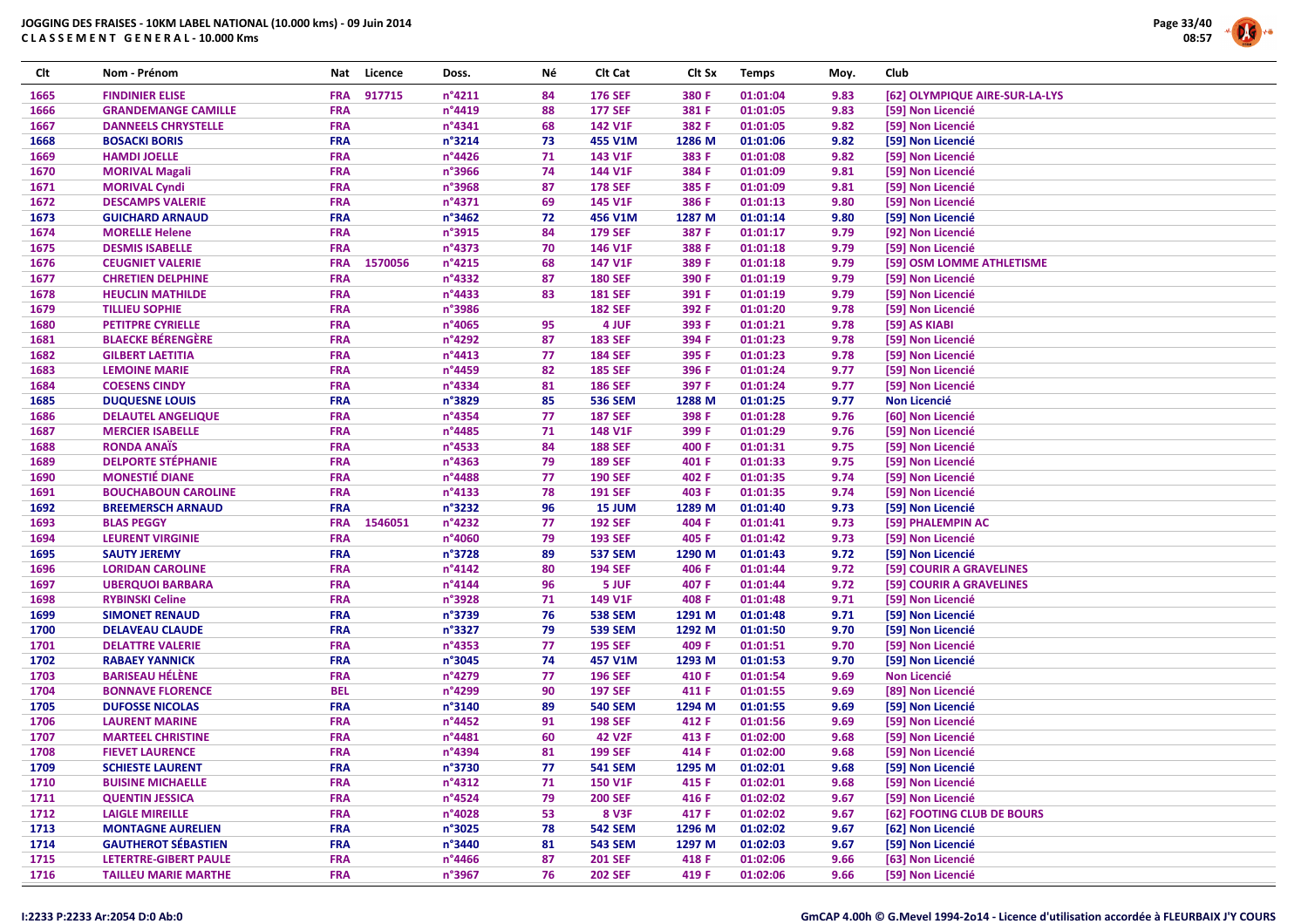# JOGGING DES FRAISES - 10KM LABEL NATIONAL (10.000 kms) - 09 Juin 2014

## CLASSEMENT GENERAL - 10.000 Kms

| Clt | Nom - Prénom | Nat | Licence | Doss. | Né | Clt Cat | Clt Sx | Temps | Moy. | Club |
|---|---|---|---|---|---|---|---|---|---|---|
| 1665 | FINDINIER ELISE | FRA | 917715 | n°4211 | 84 | 176 SEF | 380 F | 01:01:04 | 9.83 | [62] OLYMPIQUE AIRE-SUR-LA-LYS |
| 1666 | GRANDEMANGE CAMILLE | FRA | | n°4419 | 88 | 177 SEF | 381 F | 01:01:05 | 9.83 | [59] Non Licencié |
| 1667 | DANNEELS CHRYSTELLE | FRA | | n°4341 | 68 | 142 V1F | 382 F | 01:01:05 | 9.82 | [59] Non Licencié |
| 1668 | BOSACKI BORIS | FRA | | n°3214 | 73 | 455 V1M | 1286 M | 01:01:06 | 9.82 | [59] Non Licencié |
| 1669 | HAMDI JOELLE | FRA | | n°4426 | 71 | 143 V1F | 383 F | 01:01:08 | 9.82 | [59] Non Licencié |
| 1670 | MORIVAL Magali | FRA | | n°3966 | 74 | 144 V1F | 384 F | 01:01:09 | 9.81 | [59] Non Licencié |
| 1671 | MORIVAL Cyndi | FRA | | n°3968 | 87 | 178 SEF | 385 F | 01:01:09 | 9.81 | [59] Non Licencié |
| 1672 | DESCAMPS VALERIE | FRA | | n°4371 | 69 | 145 V1F | 386 F | 01:01:13 | 9.80 | [59] Non Licencié |
| 1673 | GUICHARD ARNAUD | FRA | | n°3462 | 72 | 456 V1M | 1287 M | 01:01:14 | 9.80 | [59] Non Licencié |
| 1674 | MORELLE Helene | FRA | | n°3915 | 84 | 179 SEF | 387 F | 01:01:17 | 9.79 | [92] Non Licencié |
| 1675 | DESMIS ISABELLE | FRA | | n°4373 | 70 | 146 V1F | 388 F | 01:01:18 | 9.79 | [59] Non Licencié |
| 1676 | CEUGNIET VALERIE | FRA | 1570056 | n°4215 | 68 | 147 V1F | 389 F | 01:01:18 | 9.79 | [59] OSM LOMME ATHLETISME |
| 1677 | CHRETIEN DELPHINE | FRA | | n°4332 | 87 | 180 SEF | 390 F | 01:01:19 | 9.79 | [59] Non Licencié |
| 1678 | HEUCLIN MATHILDE | FRA | | n°4433 | 83 | 181 SEF | 391 F | 01:01:19 | 9.79 | [59] Non Licencié |
| 1679 | TILLIEU SOPHIE | FRA | | n°3986 | | 182 SEF | 392 F | 01:01:20 | 9.78 | [59] Non Licencié |
| 1680 | PETITPRE CYRIELLE | FRA | | n°4065 | 95 | 4 JUF | 393 F | 01:01:21 | 9.78 | [59] AS KIABI |
| 1681 | BLAECKE BÉRENGÈRE | FRA | | n°4292 | 87 | 183 SEF | 394 F | 01:01:23 | 9.78 | [59] Non Licencié |
| 1682 | GILBERT LAETITIA | FRA | | n°4413 | 77 | 184 SEF | 395 F | 01:01:23 | 9.78 | [59] Non Licencié |
| 1683 | LEMOINE MARIE | FRA | | n°4459 | 82 | 185 SEF | 396 F | 01:01:24 | 9.77 | [59] Non Licencié |
| 1684 | COESENS CINDY | FRA | | n°4334 | 81 | 186 SEF | 397 F | 01:01:24 | 9.77 | [59] Non Licencié |
| 1685 | DUQUESNE LOUIS | FRA | | n°3829 | 85 | 536 SEM | 1288 M | 01:01:25 | 9.77 | Non Licencié |
| 1686 | DELAUTEL ANGELIQUE | FRA | | n°4354 | 77 | 187 SEF | 398 F | 01:01:28 | 9.76 | [60] Non Licencié |
| 1687 | MERCIER ISABELLE | FRA | | n°4485 | 71 | 148 V1F | 399 F | 01:01:29 | 9.76 | [59] Non Licencié |
| 1688 | RONDA ANAÏS | FRA | | n°4533 | 84 | 188 SEF | 400 F | 01:01:31 | 9.75 | [59] Non Licencié |
| 1689 | DELPORTE STÉPHANIE | FRA | | n°4363 | 79 | 189 SEF | 401 F | 01:01:33 | 9.75 | [59] Non Licencié |
| 1690 | MONESTIÉ DIANE | FRA | | n°4488 | 77 | 190 SEF | 402 F | 01:01:35 | 9.74 | [59] Non Licencié |
| 1691 | BOUCHABOUN CAROLINE | FRA | | n°4133 | 78 | 191 SEF | 403 F | 01:01:35 | 9.74 | [59] Non Licencié |
| 1692 | BREEMERSCH ARNAUD | FRA | | n°3232 | 96 | 15 JUM | 1289 M | 01:01:40 | 9.73 | [59] Non Licencié |
| 1693 | BLAS PEGGY | FRA | 1546051 | n°4232 | 77 | 192 SEF | 404 F | 01:01:41 | 9.73 | [59] PHALEMPIN AC |
| 1694 | LEURENT VIRGINIE | FRA | | n°4060 | 79 | 193 SEF | 405 F | 01:01:42 | 9.73 | [59] Non Licencié |
| 1695 | SAUTY JEREMY | FRA | | n°3728 | 89 | 537 SEM | 1290 M | 01:01:43 | 9.72 | [59] Non Licencié |
| 1696 | LORIDAN CAROLINE | FRA | | n°4142 | 80 | 194 SEF | 406 F | 01:01:44 | 9.72 | [59] COURIR A GRAVELINES |
| 1697 | UBERQUOI BARBARA | FRA | | n°4144 | 96 | 5 JUF | 407 F | 01:01:44 | 9.72 | [59] COURIR A GRAVELINES |
| 1698 | RYBINSKI Celine | FRA | | n°3928 | 71 | 149 V1F | 408 F | 01:01:48 | 9.71 | [59] Non Licencié |
| 1699 | SIMONET RENAUD | FRA | | n°3739 | 76 | 538 SEM | 1291 M | 01:01:48 | 9.71 | [59] Non Licencié |
| 1700 | DELAVEAU CLAUDE | FRA | | n°3327 | 79 | 539 SEM | 1292 M | 01:01:50 | 9.70 | [59] Non Licencié |
| 1701 | DELATTRE VALERIE | FRA | | n°4353 | 77 | 195 SEF | 409 F | 01:01:51 | 9.70 | [59] Non Licencié |
| 1702 | RABAEY YANNICK | FRA | | n°3045 | 74 | 457 V1M | 1293 M | 01:01:53 | 9.70 | [59] Non Licencié |
| 1703 | BARISEAU HÉLÈNE | FRA | | n°4279 | 77 | 196 SEF | 410 F | 01:01:54 | 9.69 | Non Licencié |
| 1704 | BONNAVE FLORENCE | BEL | | n°4299 | 90 | 197 SEF | 411 F | 01:01:55 | 9.69 | [89] Non Licencié |
| 1705 | DUFOSSE NICOLAS | FRA | | n°3140 | 89 | 540 SEM | 1294 M | 01:01:55 | 9.69 | [59] Non Licencié |
| 1706 | LAURENT MARINE | FRA | | n°4452 | 91 | 198 SEF | 412 F | 01:01:56 | 9.69 | [59] Non Licencié |
| 1707 | MARTEEL CHRISTINE | FRA | | n°4481 | 60 | 42 V2F | 413 F | 01:02:00 | 9.68 | [59] Non Licencié |
| 1708 | FIEVET LAURENCE | FRA | | n°4394 | 81 | 199 SEF | 414 F | 01:02:00 | 9.68 | [59] Non Licencié |
| 1709 | SCHIESTE LAURENT | FRA | | n°3730 | 77 | 541 SEM | 1295 M | 01:02:01 | 9.68 | [59] Non Licencié |
| 1710 | BUISINE MICHAELLE | FRA | | n°4312 | 71 | 150 V1F | 415 F | 01:02:01 | 9.68 | [59] Non Licencié |
| 1711 | QUENTIN JESSICA | FRA | | n°4524 | 79 | 200 SEF | 416 F | 01:02:02 | 9.67 | [59] Non Licencié |
| 1712 | LAIGLE MIREILLE | FRA | | n°4028 | 53 | 8 V3F | 417 F | 01:02:02 | 9.67 | [62] FOOTING CLUB DE BOURS |
| 1713 | MONTAGNE AURELIEN | FRA | | n°3025 | 78 | 542 SEM | 1296 M | 01:02:02 | 9.67 | [62] Non Licencié |
| 1714 | GAUTHEROT SÉBASTIEN | FRA | | n°3440 | 81 | 543 SEM | 1297 M | 01:02:03 | 9.67 | [59] Non Licencié |
| 1715 | LETERTRE-GIBERT PAULE | FRA | | n°4466 | 87 | 201 SEF | 418 F | 01:02:06 | 9.66 | [63] Non Licencié |
| 1716 | TAILLEU MARIE MARTHE | FRA | | n°3967 | 76 | 202 SEF | 419 F | 01:02:06 | 9.66 | [59] Non Licencié |

I:2233 P:2233 Ar:2054 D:0 Ab:0

GmCAP 4.00h © G.Mevel 1994-2o14 - Licence d'utilisation accordée à FLEURBAIX J'Y COURS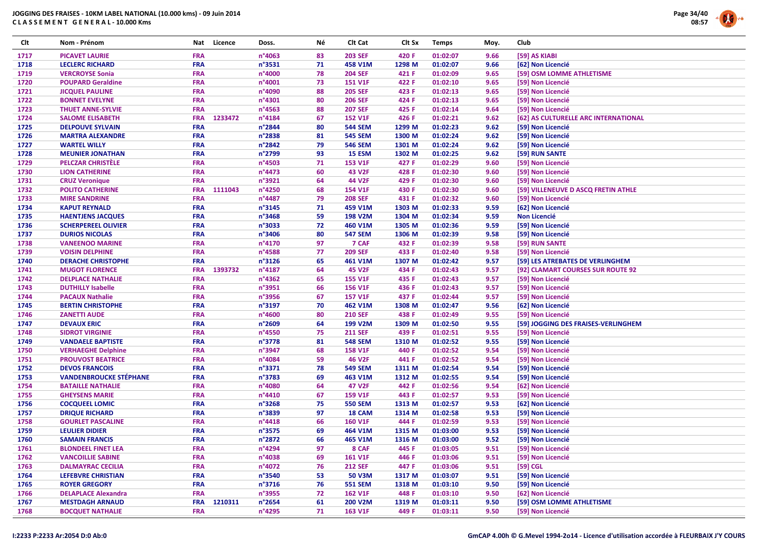JOGGING DES FRAISES - 10KM LABEL NATIONAL (10.000 kms) - 09 Juin 2014
**C L A S S E M E N T   G E N E R A L - 10.000 Kms**

| Clt | Nom - Prénom | Nat | Licence | Doss. | Né | Clt Cat | Clt Sx | Temps | Moy. | Club |
|---|---|---|---|---|---|---|---|---|---|---|
| 1717 | PICAVET LAURIE | FRA | | n°4063 | 83 | 203 SEF | 420 F | 01:02:07 | 9.66 | [59] AS KIABI |
| 1718 | LECLERC RICHARD | FRA | | n°3531 | 71 | 458 V1M | 1298 M | 01:02:07 | 9.66 | [62] Non Licencié |
| 1719 | VERCROYSE Sonia | FRA | | n°4000 | 78 | 204 SEF | 421 F | 01:02:09 | 9.65 | [59] OSM LOMME ATHLETISME |
| 1720 | POUPARD Geraldine | FRA | | n°4001 | 73 | 151 V1F | 422 F | 01:02:10 | 9.65 | [59] Non Licencié |
| 1721 | JICQUEL PAULINE | FRA | | n°4090 | 88 | 205 SEF | 423 F | 01:02:13 | 9.65 | [59] Non Licencié |
| 1722 | BONNET EVELYNE | FRA | | n°4301 | 80 | 206 SEF | 424 F | 01:02:13 | 9.65 | [59] Non Licencié |
| 1723 | THUET ANNE-SYLVIE | FRA | | n°4563 | 88 | 207 SEF | 425 F | 01:02:14 | 9.64 | [59] Non Licencié |
| 1724 | SALOME ELISABETH | FRA | 1233472 | n°4184 | 67 | 152 V1F | 426 F | 01:02:21 | 9.62 | [62] AS CULTURELLE ARC INTERNATIONAL |
| 1725 | DELPOUVE SYLVAIN | FRA | | n°2844 | 80 | 544 SEM | 1299 M | 01:02:23 | 9.62 | [59] Non Licencié |
| 1726 | MARTRA ALEXANDRE | FRA | | n°2838 | 81 | 545 SEM | 1300 M | 01:02:24 | 9.62 | [59] Non Licencié |
| 1727 | WARTEL WILLY | FRA | | n°2842 | 79 | 546 SEM | 1301 M | 01:02:24 | 9.62 | [59] Non Licencié |
| 1728 | MEUNIER JONATHAN | FRA | | n°2799 | 93 | 15 ESM | 1302 M | 01:02:25 | 9.62 | [59] RUN SANTE |
| 1729 | PELCZAR CHRISTÈLE | FRA | | n°4503 | 71 | 153 V1F | 427 F | 01:02:29 | 9.60 | [59] Non Licencié |
| 1730 | LION CATHERINE | FRA | | n°4473 | 60 | 43 V2F | 428 F | 01:02:30 | 9.60 | [59] Non Licencié |
| 1731 | CRUZ Veronique | FRA | | n°3921 | 64 | 44 V2F | 429 F | 01:02:30 | 9.60 | [59] Non Licencié |
| 1732 | POLITO CATHERINE | FRA | 1111043 | n°4250 | 68 | 154 V1F | 430 F | 01:02:30 | 9.60 | [59] VILLENEUVE D ASCQ FRETIN ATHLE |
| 1733 | MIRE SANDRINE | FRA | | n°4487 | 79 | 208 SEF | 431 F | 01:02:32 | 9.60 | [59] Non Licencié |
| 1734 | KAPUT REYNALD | FRA | | n°3145 | 71 | 459 V1M | 1303 M | 01:02:33 | 9.59 | [62] Non Licencié |
| 1735 | HAENTJENS JACQUES | FRA | | n°3468 | 59 | 198 V2M | 1304 M | 01:02:34 | 9.59 | Non Licencié |
| 1736 | SCHERPEREEL OLIVIER | FRA | | n°3033 | 72 | 460 V1M | 1305 M | 01:02:36 | 9.59 | [59] Non Licencié |
| 1737 | DURIOS NICOLAS | FRA | | n°3406 | 80 | 547 SEM | 1306 M | 01:02:39 | 9.58 | [59] Non Licencié |
| 1738 | VANEENOO MARINE | FRA | | n°4170 | 97 | 7 CAF | 432 F | 01:02:39 | 9.58 | [59] RUN SANTE |
| 1739 | VOISIN DELPHINE | FRA | | n°4588 | 77 | 209 SEF | 433 F | 01:02:40 | 9.58 | [59] Non Licencié |
| 1740 | DERACHE CHRISTOPHE | FRA | | n°3126 | 65 | 461 V1M | 1307 M | 01:02:42 | 9.57 | [59] LES ATREBATES DE VERLINGHEM |
| 1741 | MUGOT FLORENCE | FRA | 1393732 | n°4187 | 64 | 45 V2F | 434 F | 01:02:43 | 9.57 | [92] CLAMART COURSES SUR ROUTE 92 |
| 1742 | DELPLACE NATHALIE | FRA | | n°4362 | 65 | 155 V1F | 435 F | 01:02:43 | 9.57 | [59] Non Licencié |
| 1743 | DUTHILLY Isabelle | FRA | | n°3951 | 66 | 156 V1F | 436 F | 01:02:43 | 9.57 | [59] Non Licencié |
| 1744 | PACAUX Nathalie | FRA | | n°3956 | 67 | 157 V1F | 437 F | 01:02:44 | 9.57 | [59] Non Licencié |
| 1745 | BERTIN CHRISTOPHE | FRA | | n°3197 | 70 | 462 V1M | 1308 M | 01:02:47 | 9.56 | [62] Non Licencié |
| 1746 | ZANETTI AUDE | FRA | | n°4600 | 80 | 210 SEF | 438 F | 01:02:49 | 9.55 | [59] Non Licencié |
| 1747 | DEVAUX ERIC | FRA | | n°2609 | 64 | 199 V2M | 1309 M | 01:02:50 | 9.55 | [59] JOGGING DES FRAISES-VERLINGHEM |
| 1748 | SIDROT VIRGINIE | FRA | | n°4550 | 75 | 211 SEF | 439 F | 01:02:51 | 9.55 | [59] Non Licencié |
| 1749 | VANDAELE BAPTISTE | FRA | | n°3778 | 81 | 548 SEM | 1310 M | 01:02:52 | 9.55 | [59] Non Licencié |
| 1750 | VERHAEGHE Delphine | FRA | | n°3947 | 68 | 158 V1F | 440 F | 01:02:52 | 9.54 | [59] Non Licencié |
| 1751 | PROUVOST BEATRICE | FRA | | n°4084 | 59 | 46 V2F | 441 F | 01:02:52 | 9.54 | [59] Non Licencié |
| 1752 | DEVOS FRANCOIS | FRA | | n°3371 | 78 | 549 SEM | 1311 M | 01:02:54 | 9.54 | [59] Non Licencié |
| 1753 | VANDENBROUCKE STÉPHANE | FRA | | n°3783 | 69 | 463 V1M | 1312 M | 01:02:55 | 9.54 | [59] Non Licencié |
| 1754 | BATAILLE NATHALIE | FRA | | n°4080 | 64 | 47 V2F | 442 F | 01:02:56 | 9.54 | [62] Non Licencié |
| 1755 | GHEYSENS MARIE | FRA | | n°4410 | 67 | 159 V1F | 443 F | 01:02:57 | 9.53 | [59] Non Licencié |
| 1756 | COCQUEEL LOMIC | FRA | | n°3268 | 75 | 550 SEM | 1313 M | 01:02:57 | 9.53 | [62] Non Licencié |
| 1757 | DRIQUE RICHARD | FRA | | n°3839 | 97 | 18 CAM | 1314 M | 01:02:58 | 9.53 | [59] Non Licencié |
| 1758 | GOURLET PASCALINE | FRA | | n°4418 | 66 | 160 V1F | 444 F | 01:02:59 | 9.53 | [59] Non Licencié |
| 1759 | LEULIER DIDIER | FRA | | n°3575 | 69 | 464 V1M | 1315 M | 01:03:00 | 9.53 | [59] Non Licencié |
| 1760 | SAMAIN FRANCIS | FRA | | n°2872 | 66 | 465 V1M | 1316 M | 01:03:00 | 9.52 | [59] Non Licencié |
| 1761 | BLONDEEL FINET LEA | FRA | | n°4294 | 97 | 8 CAF | 445 F | 01:03:05 | 9.51 | [59] Non Licencié |
| 1762 | VANCOILLIE SABINE | FRA | | n°4038 | 69 | 161 V1F | 446 F | 01:03:06 | 9.51 | [59] Non Licencié |
| 1763 | DALMAYRAC CECILIA | FRA | | n°4072 | 76 | 212 SEF | 447 F | 01:03:06 | 9.51 | [59] CGL |
| 1764 | LEFEBVRE CHRISTIAN | FRA | | n°3540 | 53 | 50 V3M | 1317 M | 01:03:07 | 9.51 | [59] Non Licencié |
| 1765 | ROYER GREGORY | FRA | | n°3716 | 76 | 551 SEM | 1318 M | 01:03:10 | 9.50 | [59] Non Licencié |
| 1766 | DELAPLACE Alexandra | FRA | | n°3955 | 72 | 162 V1F | 448 F | 01:03:10 | 9.50 | [62] Non Licencié |
| 1767 | MESTDAGH ARNAUD | FRA | 1210311 | n°2654 | 61 | 200 V2M | 1319 M | 01:03:11 | 9.50 | [59] OSM LOMME ATHLETISME |
| 1768 | BOCQUET NATHALIE | FRA | | n°4295 | 71 | 163 V1F | 449 F | 01:03:11 | 9.50 | [59] Non Licencié |

I:2233 P:2233 Ar:2054 D:0 Ab:0

GmCAP 4.00h © G.Mevel 1994-2014 - Licence d'utilisation accordée à FLEURBAIX J'Y COURS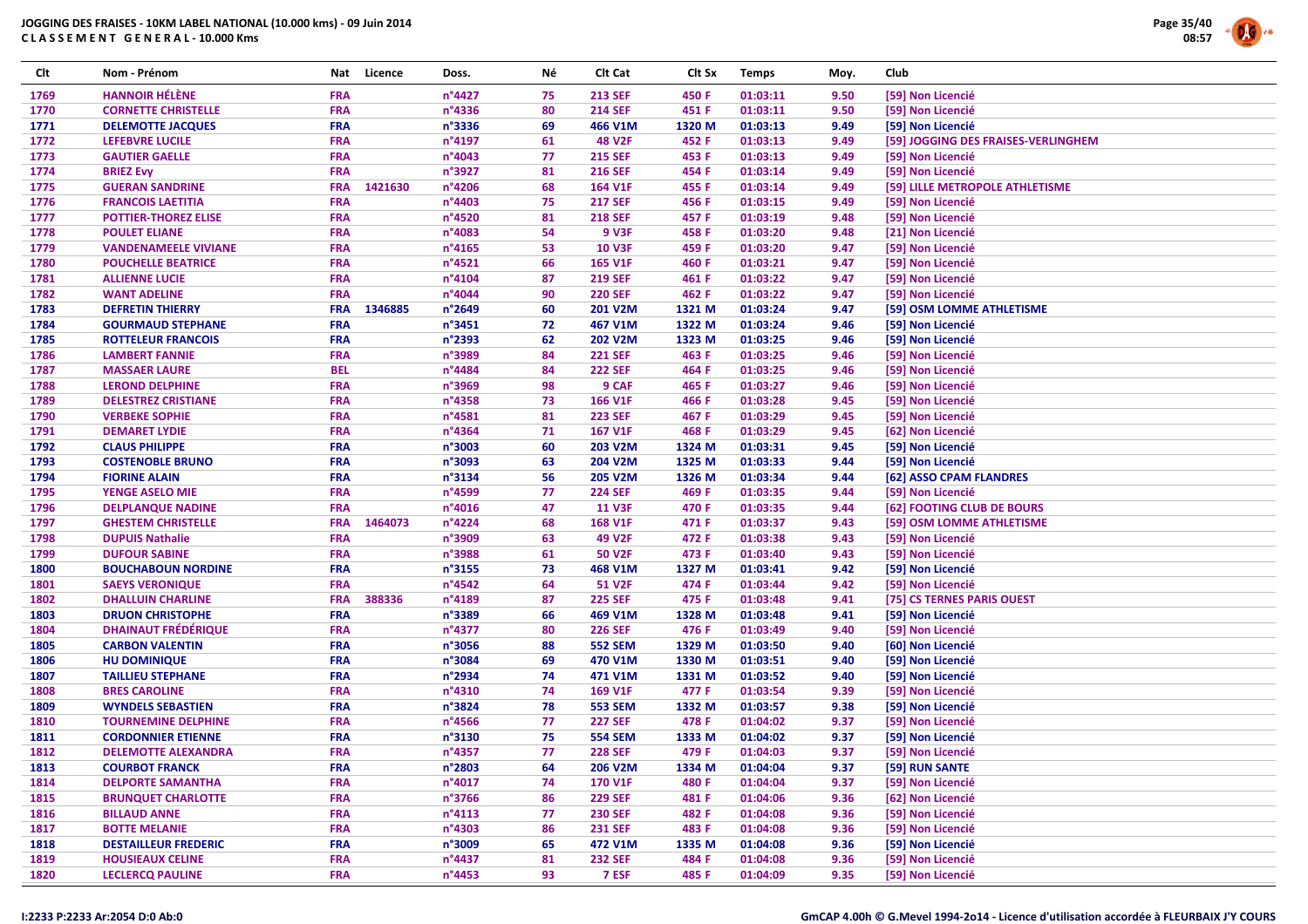JOGGING DES FRAISES - 10KM LABEL NATIONAL (10.000 kms) - 09 Juin 2014
C L A S S E M E N T   G E N E R A L - 10.000 Kms

| Clt | Nom - Prénom | Nat | Licence | Doss. | Né | Clt Cat | Clt Sx | Temps | Moy. | Club |
|---|---|---|---|---|---|---|---|---|---|---|
| 1769 | HANNOIR HÉLÈNE | FRA | | n°4427 | 75 | 213 SEF | 450 F | 01:03:11 | 9.50 | [59] Non Licencié |
| 1770 | CORNETTE CHRISTELLE | FRA | | n°4336 | 80 | 214 SEF | 451 F | 01:03:11 | 9.50 | [59] Non Licencié |
| 1771 | DELEMOTTE JACQUES | FRA | | n°3336 | 69 | 466 V1M | 1320 M | 01:03:13 | 9.49 | [59] Non Licencié |
| 1772 | LEFEBVRE LUCILE | FRA | | n°4197 | 61 | 48 V2F | 452 F | 01:03:13 | 9.49 | [59] JOGGING DES FRAISES-VERLINGHEM |
| 1773 | GAUTIER GAELLE | FRA | | n°4043 | 77 | 215 SEF | 453 F | 01:03:13 | 9.49 | [59] Non Licencié |
| 1774 | BRIEZ Evy | FRA | | n°3927 | 81 | 216 SEF | 454 F | 01:03:14 | 9.49 | [59] Non Licencié |
| 1775 | GUERAN SANDRINE | FRA | 1421630 | n°4206 | 68 | 164 V1F | 455 F | 01:03:14 | 9.49 | [59] LILLE METROPOLE ATHLETISME |
| 1776 | FRANCOIS LAETITIA | FRA | | n°4403 | 75 | 217 SEF | 456 F | 01:03:15 | 9.49 | [59] Non Licencié |
| 1777 | POTTIER-THOREZ ELISE | FRA | | n°4520 | 81 | 218 SEF | 457 F | 01:03:19 | 9.48 | [59] Non Licencié |
| 1778 | POULET ELIANE | FRA | | n°4083 | 54 | 9 V3F | 458 F | 01:03:20 | 9.48 | [21] Non Licencié |
| 1779 | VANDENAMEELE VIVIANE | FRA | | n°4165 | 53 | 10 V3F | 459 F | 01:03:20 | 9.47 | [59] Non Licencié |
| 1780 | POUCHELLE BEATRICE | FRA | | n°4521 | 66 | 165 V1F | 460 F | 01:03:21 | 9.47 | [59] Non Licencié |
| 1781 | ALLIENNE LUCIE | FRA | | n°4104 | 87 | 219 SEF | 461 F | 01:03:22 | 9.47 | [59] Non Licencié |
| 1782 | WANT ADELINE | FRA | | n°4044 | 90 | 220 SEF | 462 F | 01:03:22 | 9.47 | [59] Non Licencié |
| 1783 | DEFRETIN THIERRY | FRA | 1346885 | n°2649 | 60 | 201 V2M | 1321 M | 01:03:24 | 9.47 | [59] OSM LOMME ATHLETISME |
| 1784 | GOURMAUD STEPHANE | FRA | | n°3451 | 72 | 467 V1M | 1322 M | 01:03:24 | 9.46 | [59] Non Licencié |
| 1785 | ROTTELEUR FRANCOIS | FRA | | n°2393 | 62 | 202 V2M | 1323 M | 01:03:25 | 9.46 | [59] Non Licencié |
| 1786 | LAMBERT FANNIE | FRA | | n°3989 | 84 | 221 SEF | 463 F | 01:03:25 | 9.46 | [59] Non Licencié |
| 1787 | MASSAER LAURE | BEL | | n°4484 | 84 | 222 SEF | 464 F | 01:03:25 | 9.46 | [59] Non Licencié |
| 1788 | LEROND DELPHINE | FRA | | n°3969 | 98 | 9 CAF | 465 F | 01:03:27 | 9.46 | [59] Non Licencié |
| 1789 | DELESTREZ CRISTIANE | FRA | | n°4358 | 73 | 166 V1F | 466 F | 01:03:28 | 9.45 | [59] Non Licencié |
| 1790 | VERBEKE SOPHIE | FRA | | n°4581 | 81 | 223 SEF | 467 F | 01:03:29 | 9.45 | [59] Non Licencié |
| 1791 | DEMARET LYDIE | FRA | | n°4364 | 71 | 167 V1F | 468 F | 01:03:29 | 9.45 | [62] Non Licencié |
| 1792 | CLAUS PHILIPPE | FRA | | n°3003 | 60 | 203 V2M | 1324 M | 01:03:31 | 9.45 | [59] Non Licencié |
| 1793 | COSTENOBLE BRUNO | FRA | | n°3093 | 63 | 204 V2M | 1325 M | 01:03:33 | 9.44 | [59] Non Licencié |
| 1794 | FIORINE ALAIN | FRA | | n°3134 | 56 | 205 V2M | 1326 M | 01:03:34 | 9.44 | [62] ASSO CPAM FLANDRES |
| 1795 | YENGE ASELO MIE | FRA | | n°4599 | 77 | 224 SEF | 469 F | 01:03:35 | 9.44 | [59] Non Licencié |
| 1796 | DELPLANQUE NADINE | FRA | | n°4016 | 47 | 11 V3F | 470 F | 01:03:35 | 9.44 | [62] FOOTING CLUB DE BOURS |
| 1797 | GHESTEM CHRISTELLE | FRA | 1464073 | n°4224 | 68 | 168 V1F | 471 F | 01:03:37 | 9.43 | [59] OSM LOMME ATHLETISME |
| 1798 | DUPUIS Nathalie | FRA | | n°3909 | 63 | 49 V2F | 472 F | 01:03:38 | 9.43 | [59] Non Licencié |
| 1799 | DUFOUR SABINE | FRA | | n°3988 | 61 | 50 V2F | 473 F | 01:03:40 | 9.43 | [59] Non Licencié |
| 1800 | BOUCHABOUN NORDINE | FRA | | n°3155 | 73 | 468 V1M | 1327 M | 01:03:41 | 9.42 | [59] Non Licencié |
| 1801 | SAEYS VERONIQUE | FRA | | n°4542 | 64 | 51 V2F | 474 F | 01:03:44 | 9.42 | [59] Non Licencié |
| 1802 | DHALLUIN CHARLINE | FRA | 388336 | n°4189 | 87 | 225 SEF | 475 F | 01:03:48 | 9.41 | [75] CS TERNES PARIS OUEST |
| 1803 | DRUON CHRISTOPHE | FRA | | n°3389 | 66 | 469 V1M | 1328 M | 01:03:48 | 9.41 | [59] Non Licencié |
| 1804 | DHAINAUT FRÉDÉRIQUE | FRA | | n°4377 | 80 | 226 SEF | 476 F | 01:03:49 | 9.40 | [59] Non Licencié |
| 1805 | CARBON VALENTIN | FRA | | n°3056 | 88 | 552 SEM | 1329 M | 01:03:50 | 9.40 | [60] Non Licencié |
| 1806 | HU DOMINIQUE | FRA | | n°3084 | 69 | 470 V1M | 1330 M | 01:03:51 | 9.40 | [59] Non Licencié |
| 1807 | TAILLIEU STEPHANE | FRA | | n°2934 | 74 | 471 V1M | 1331 M | 01:03:52 | 9.40 | [59] Non Licencié |
| 1808 | BRES CAROLINE | FRA | | n°4310 | 74 | 169 V1F | 477 F | 01:03:54 | 9.39 | [59] Non Licencié |
| 1809 | WYNDELS SEBASTIEN | FRA | | n°3824 | 78 | 553 SEM | 1332 M | 01:03:57 | 9.38 | [59] Non Licencié |
| 1810 | TOURNEMINE DELPHINE | FRA | | n°4566 | 77 | 227 SEF | 478 F | 01:04:02 | 9.37 | [59] Non Licencié |
| 1811 | CORDONNIER ETIENNE | FRA | | n°3130 | 75 | 554 SEM | 1333 M | 01:04:02 | 9.37 | [59] Non Licencié |
| 1812 | DELEMOTTE ALEXANDRA | FRA | | n°4357 | 77 | 228 SEF | 479 F | 01:04:03 | 9.37 | [59] Non Licencié |
| 1813 | COURBOT FRANCK | FRA | | n°2803 | 64 | 206 V2M | 1334 M | 01:04:04 | 9.37 | [59] RUN SANTE |
| 1814 | DELPORTE SAMANTHA | FRA | | n°4017 | 74 | 170 V1F | 480 F | 01:04:04 | 9.37 | [59] Non Licencié |
| 1815 | BRUNQUET CHARLOTTE | FRA | | n°3766 | 86 | 229 SEF | 481 F | 01:04:06 | 9.36 | [62] Non Licencié |
| 1816 | BILLAUD ANNE | FRA | | n°4113 | 77 | 230 SEF | 482 F | 01:04:08 | 9.36 | [59] Non Licencié |
| 1817 | BOTTE MELANIE | FRA | | n°4303 | 86 | 231 SEF | 483 F | 01:04:08 | 9.36 | [59] Non Licencié |
| 1818 | DESTAILLEUR FREDERIC | FRA | | n°3009 | 65 | 472 V1M | 1335 M | 01:04:08 | 9.36 | [59] Non Licencié |
| 1819 | HOUSIEAUX CELINE | FRA | | n°4437 | 81 | 232 SEF | 484 F | 01:04:08 | 9.36 | [59] Non Licencié |
| 1820 | LECLERCQ PAULINE | FRA | | n°4453 | 93 | 7 ESF | 485 F | 01:04:09 | 9.35 | [59] Non Licencié |

I:2233 P:2233 Ar:2054 D:0 Ab:0

GmCAP 4.00h © G.Mevel 1994-2o14 - Licence d'utilisation accordée à FLEURBAIX J'Y COURS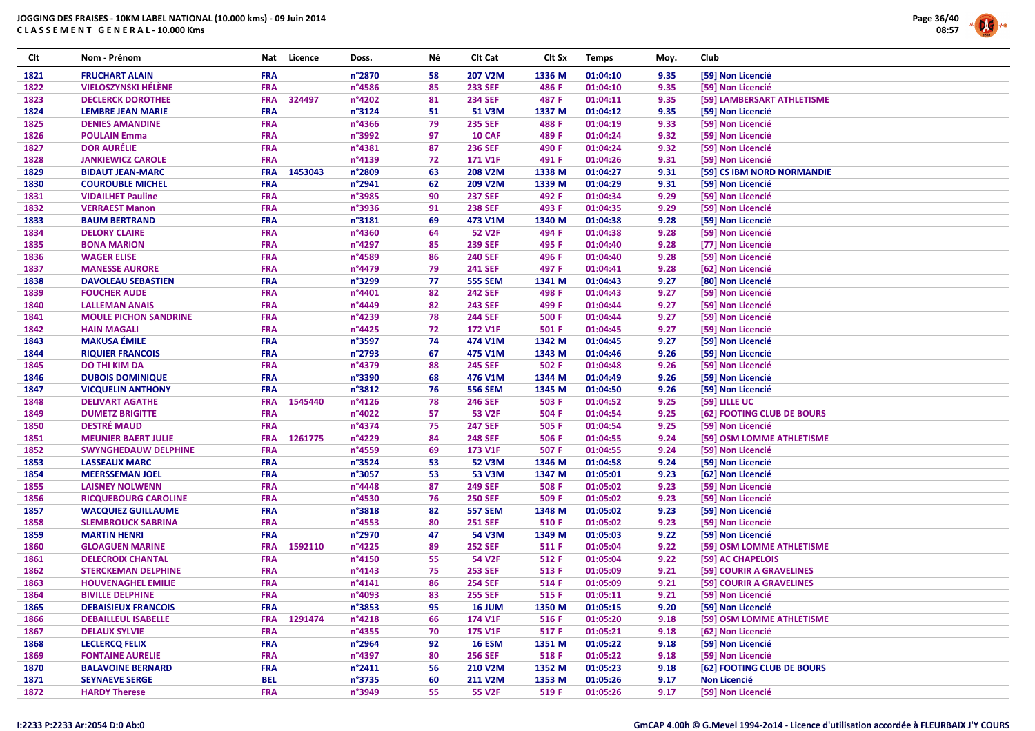# JOGGING DES FRAISES - 10KM LABEL NATIONAL (10.000 kms) - 09 Juin 2014

**C L A S S E M E N T G E N E R A L - 10.000 Kms**

| Clt | Nom - Prénom | Nat | Licence | Doss. | Né | Clt Cat | Clt Sx | Temps | Moy. | Club |
|---|---|---|---|---|---|---|---|---|---|---|
| 1821 | FRUCHART ALAIN | FRA | | n°2870 | 58 | 207 V2M | 1336 M | 01:04:10 | 9.35 | [59] Non Licencié |
| 1822 | VIELOSZYNSKI HÉLÈNE | FRA | | n°4586 | 85 | 233 SEF | 486 F | 01:04:10 | 9.35 | [59] Non Licencié |
| 1823 | DECLERCK DOROTHEE | FRA | 324497 | n°4202 | 81 | 234 SEF | 487 F | 01:04:11 | 9.35 | [59] LAMBERSART ATHLETISME |
| 1824 | LEMBRE JEAN MARIE | FRA | | n°3124 | 51 | 51 V3M | 1337 M | 01:04:12 | 9.35 | [59] Non Licencié |
| 1825 | DENIES AMANDINE | FRA | | n°4366 | 79 | 235 SEF | 488 F | 01:04:19 | 9.33 | [59] Non Licencié |
| 1826 | POULAIN Emma | FRA | | n°3992 | 97 | 10 CAF | 489 F | 01:04:24 | 9.32 | [59] Non Licencié |
| 1827 | DOR AURÉLIE | FRA | | n°4381 | 87 | 236 SEF | 490 F | 01:04:24 | 9.32 | [59] Non Licencié |
| 1828 | JANKIEWICZ CAROLE | FRA | | n°4139 | 72 | 171 V1F | 491 F | 01:04:26 | 9.31 | [59] Non Licencié |
| 1829 | BIDAUT JEAN-MARC | FRA | 1453043 | n°2809 | 63 | 208 V2M | 1338 M | 01:04:27 | 9.31 | [59] CS IBM NORD NORMANDIE |
| 1830 | COUROUBLE MICHEL | FRA | | n°2941 | 62 | 209 V2M | 1339 M | 01:04:29 | 9.31 | [59] Non Licencié |
| 1831 | VIDAILHET Pauline | FRA | | n°3985 | 90 | 237 SEF | 492 F | 01:04:34 | 9.29 | [59] Non Licencié |
| 1832 | VERRAEST Manon | FRA | | n°3936 | 91 | 238 SEF | 493 F | 01:04:35 | 9.29 | [59] Non Licencié |
| 1833 | BAUM BERTRAND | FRA | | n°3181 | 69 | 473 V1M | 1340 M | 01:04:38 | 9.28 | [59] Non Licencié |
| 1834 | DELORY CLAIRE | FRA | | n°4360 | 64 | 52 V2F | 494 F | 01:04:38 | 9.28 | [59] Non Licencié |
| 1835 | BONA MARION | FRA | | n°4297 | 85 | 239 SEF | 495 F | 01:04:40 | 9.28 | [77] Non Licencié |
| 1836 | WAGER ELISE | FRA | | n°4589 | 86 | 240 SEF | 496 F | 01:04:40 | 9.28 | [59] Non Licencié |
| 1837 | MANESSE AURORE | FRA | | n°4479 | 79 | 241 SEF | 497 F | 01:04:41 | 9.28 | [62] Non Licencié |
| 1838 | DAVOLEAU SEBASTIEN | FRA | | n°3299 | 77 | 555 SEM | 1341 M | 01:04:43 | 9.27 | [80] Non Licencié |
| 1839 | FOUCHER AUDE | FRA | | n°4401 | 82 | 242 SEF | 498 F | 01:04:43 | 9.27 | [59] Non Licencié |
| 1840 | LALLEMAN ANAIS | FRA | | n°4449 | 82 | 243 SEF | 499 F | 01:04:44 | 9.27 | [59] Non Licencié |
| 1841 | MOULE PICHON SANDRINE | FRA | | n°4239 | 78 | 244 SEF | 500 F | 01:04:44 | 9.27 | [59] Non Licencié |
| 1842 | HAIN MAGALI | FRA | | n°4425 | 72 | 172 V1F | 501 F | 01:04:45 | 9.27 | [59] Non Licencié |
| 1843 | MAKUSA ÉMILE | FRA | | n°3597 | 74 | 474 V1M | 1342 M | 01:04:45 | 9.27 | [59] Non Licencié |
| 1844 | RIQUIER FRANCOIS | FRA | | n°2793 | 67 | 475 V1M | 1343 M | 01:04:46 | 9.26 | [59] Non Licencié |
| 1845 | DO THI KIM DA | FRA | | n°4379 | 88 | 245 SEF | 502 F | 01:04:48 | 9.26 | [59] Non Licencié |
| 1846 | DUBOIS DOMINIQUE | FRA | | n°3390 | 68 | 476 V1M | 1344 M | 01:04:49 | 9.26 | [59] Non Licencié |
| 1847 | VICQUELIN ANTHONY | FRA | | n°3812 | 76 | 556 SEM | 1345 M | 01:04:50 | 9.26 | [59] Non Licencié |
| 1848 | DELIVART AGATHE | FRA | 1545440 | n°4126 | 78 | 246 SEF | 503 F | 01:04:52 | 9.25 | [59] LILLE UC |
| 1849 | DUMETZ BRIGITTE | FRA | | n°4022 | 57 | 53 V2F | 504 F | 01:04:54 | 9.25 | [62] FOOTING CLUB DE BOURS |
| 1850 | DESTRÉ MAUD | FRA | | n°4374 | 75 | 247 SEF | 505 F | 01:04:54 | 9.25 | [59] Non Licencié |
| 1851 | MEUNIER BAERT JULIE | FRA | 1261775 | n°4229 | 84 | 248 SEF | 506 F | 01:04:55 | 9.24 | [59] OSM LOMME ATHLETISME |
| 1852 | SWYNGHEDAUW DELPHINE | FRA | | n°4559 | 69 | 173 V1F | 507 F | 01:04:55 | 9.24 | [59] Non Licencié |
| 1853 | LASSEAUX MARC | FRA | | n°3524 | 53 | 52 V3M | 1346 M | 01:04:58 | 9.24 | [59] Non Licencié |
| 1854 | MEERSSEMAN JOEL | FRA | | n°3057 | 53 | 53 V3M | 1347 M | 01:05:01 | 9.23 | [62] Non Licencié |
| 1855 | LAISNEY NOLWENN | FRA | | n°4448 | 87 | 249 SEF | 508 F | 01:05:02 | 9.23 | [59] Non Licencié |
| 1856 | RICQUEBOURG CAROLINE | FRA | | n°4530 | 76 | 250 SEF | 509 F | 01:05:02 | 9.23 | [59] Non Licencié |
| 1857 | WACQUIEZ GUILLAUME | FRA | | n°3818 | 82 | 557 SEM | 1348 M | 01:05:02 | 9.23 | [59] Non Licencié |
| 1858 | SLEMBROUCK SABRINA | FRA | | n°4553 | 80 | 251 SEF | 510 F | 01:05:02 | 9.23 | [59] Non Licencié |
| 1859 | MARTIN HENRI | FRA | | n°2970 | 47 | 54 V3M | 1349 M | 01:05:03 | 9.22 | [59] Non Licencié |
| 1860 | GLOAGUEN MARINE | FRA | 1592110 | n°4225 | 89 | 252 SEF | 511 F | 01:05:04 | 9.22 | [59] OSM LOMME ATHLETISME |
| 1861 | DELECROIX CHANTAL | FRA | | n°4150 | 55 | 54 V2F | 512 F | 01:05:04 | 9.22 | [59] AC CHAPELOIS |
| 1862 | STERCKEMAN DELPHINE | FRA | | n°4143 | 75 | 253 SEF | 513 F | 01:05:09 | 9.21 | [59] COURIR A GRAVELINES |
| 1863 | HOUVENAGHEL EMILIE | FRA | | n°4141 | 86 | 254 SEF | 514 F | 01:05:09 | 9.21 | [59] COURIR A GRAVELINES |
| 1864 | BIVILLE DELPHINE | FRA | | n°4093 | 83 | 255 SEF | 515 F | 01:05:11 | 9.21 | [59] Non Licencié |
| 1865 | DEBAISIEUX FRANCOIS | FRA | | n°3853 | 95 | 16 JUM | 1350 M | 01:05:15 | 9.20 | [59] Non Licencié |
| 1866 | DEBAILLEUL ISABELLE | FRA | 1291474 | n°4218 | 66 | 174 V1F | 516 F | 01:05:20 | 9.18 | [59] OSM LOMME ATHLETISME |
| 1867 | DELAUX SYLVIE | FRA | | n°4355 | 70 | 175 V1F | 517 F | 01:05:21 | 9.18 | [62] Non Licencié |
| 1868 | LECLERCQ FELIX | FRA | | n°2964 | 92 | 16 ESM | 1351 M | 01:05:22 | 9.18 | [59] Non Licencié |
| 1869 | FONTAINE AURELIE | FRA | | n°4397 | 80 | 256 SEF | 518 F | 01:05:22 | 9.18 | [59] Non Licencié |
| 1870 | BALAVOINE BERNARD | FRA | | n°2411 | 56 | 210 V2M | 1352 M | 01:05:23 | 9.18 | [62] FOOTING CLUB DE BOURS |
| 1871 | SEYNAEVE SERGE | BEL | | n°3735 | 60 | 211 V2M | 1353 M | 01:05:26 | 9.17 | Non Licencié |
| 1872 | HARDY Therese | FRA | | n°3949 | 55 | 55 V2F | 519 F | 01:05:26 | 9.17 | [59] Non Licencié |

I:2233 P:2233 Ar:2054 D:0 Ab:0

GmCAP 4.00h © G.Mevel 1994-2o14 - Licence d'utilisation accordée à FLEURBAIX J'Y COURS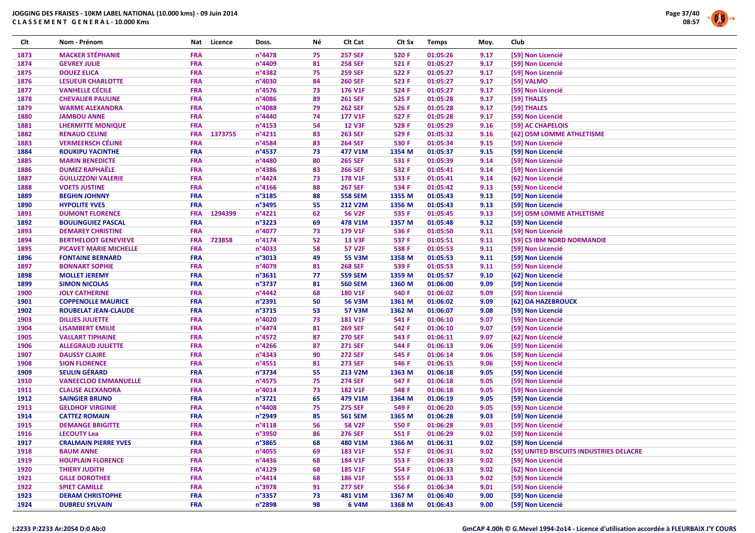# JOGGING DES FRAISES - 10KM LABEL NATIONAL (10.000 kms) - 09 Juin 2014

**C L A S S E M E N T   G E N E R A L - 10.000 Kms**

| Clt | Nom - Prénom | Nat | Licence | Doss. | Né | Clt Cat | Clt Sx | Temps | Moy. | Club |
|---|---|---|---|---|---|---|---|---|---|---|
| 1873 | MACKER STÉPHANIE | FRA | | n°4478 | 75 | 257 SEF | 520 F | 01:05:26 | 9.17 | [59] Non Licencié |
| 1874 | GEVREY JULIE | FRA | | n°4409 | 81 | 258 SEF | 521 F | 01:05:27 | 9.17 | [59] Non Licencié |
| 1875 | DOUEZ ELICA | FRA | | n°4382 | 75 | 259 SEF | 522 F | 01:05:27 | 9.17 | [59] Non Licencié |
| 1876 | LESUEUR CHARLOTTE | FRA | | n°4030 | 84 | 260 SEF | 523 F | 01:05:27 | 9.17 | [59] VALMO |
| 1877 | VANHELLE CÉCILE | FRA | | n°4576 | 73 | 176 V1F | 524 F | 01:05:27 | 9.17 | [59] Non Licencié |
| 1878 | CHEVALIER PAULINE | FRA | | n°4086 | 89 | 261 SEF | 525 F | 01:05:28 | 9.17 | [59] THALES |
| 1879 | WARME ALEXANDRA | FRA | | n°4088 | 79 | 262 SEF | 526 F | 01:05:28 | 9.17 | [59] THALES |
| 1880 | JAMBOU ANNE | FRA | | n°4440 | 74 | 177 V1F | 527 F | 01:05:28 | 9.17 | [59] Non Licencié |
| 1881 | LHERMITTE MONIQUE | FRA | | n°4153 | 54 | 12 V3F | 528 F | 01:05:29 | 9.16 | [59] AC CHAPELOIS |
| 1882 | RENAUD CELINE | FRA | 1373755 | n°4231 | 83 | 263 SEF | 529 F | 01:05:32 | 9.16 | [62] OSM LOMME ATHLETISME |
| 1883 | VERMEERSCH CÉLINE | FRA | | n°4584 | 83 | 264 SEF | 530 F | 01:05:34 | 9.15 | [59] Non Licencié |
| 1884 | ROUKIPU YACINTHE | FRA | | n°4537 | 73 | 477 V1M | 1354 M | 01:05:37 | 9.15 | [59] Non Licencié |
| 1885 | MARIN BENEDICTE | FRA | | n°4480 | 80 | 265 SEF | 531 F | 01:05:39 | 9.14 | [59] Non Licencié |
| 1886 | DUMEZ RAPHAËLE | FRA | | n°4386 | 83 | 266 SEF | 532 F | 01:05:41 | 9.14 | [59] Non Licencié |
| 1887 | GUILLIZZONI VALERIE | FRA | | n°4424 | 73 | 178 V1F | 533 F | 01:05:41 | 9.14 | [62] Non Licencié |
| 1888 | VOETS JUSTINE | FRA | | n°4166 | 88 | 267 SEF | 534 F | 01:05:42 | 9.13 | [59] Non Licencié |
| 1889 | BEGHIN JOHNNY | FRA | | n°3185 | 88 | 558 SEM | 1355 M | 01:05:43 | 9.13 | [59] Non Licencié |
| 1890 | HYPOLITE YVES | FRA | | n°3495 | 55 | 212 V2M | 1356 M | 01:05:43 | 9.13 | [59] Non Licencié |
| 1891 | DUMONT FLORENCE | FRA | 1294399 | n°4221 | 62 | 56 V2F | 535 F | 01:05:45 | 9.13 | [59] OSM LOMME ATHLETISME |
| 1892 | BOULINGUIEZ PASCAL | FRA | | n°3223 | 69 | 478 V1M | 1357 M | 01:05:48 | 9.12 | [59] Non Licencié |
| 1893 | DEMAREY CHRISTINE | FRA | | n°4077 | 73 | 179 V1F | 536 F | 01:05:50 | 9.11 | [59] Non Licencié |
| 1894 | BERTHELOOT GENEVIEVE | FRA | 723858 | n°4174 | 52 | 13 V3F | 537 F | 01:05:51 | 9.11 | [59] CS IBM NORD NORMANDIE |
| 1895 | PICAVET MARIE MICHELLE | FRA | | n°4033 | 58 | 57 V2F | 538 F | 01:05:53 | 9.11 | [59] Non Licencié |
| 1896 | FONTAINE BERNARD | FRA | | n°3013 | 49 | 55 V3M | 1358 M | 01:05:53 | 9.11 | [59] Non Licencié |
| 1897 | BONNART SOPHIE | FRA | | n°4079 | 81 | 268 SEF | 539 F | 01:05:53 | 9.11 | [59] Non Licencié |
| 1898 | MOLLET JEREMY | FRA | | n°3631 | 77 | 559 SEM | 1359 M | 01:05:57 | 9.10 | [62] Non Licencié |
| 1899 | SIMON NICOLAS | FRA | | n°3737 | 81 | 560 SEM | 1360 M | 01:06:00 | 9.09 | [59] Non Licencié |
| 1900 | JOLY CATHERINE | FRA | | n°4442 | 68 | 180 V1F | 540 F | 01:06:02 | 9.09 | [59] Non Licencié |
| 1901 | COPPENOLLE MAURICE | FRA | | n°2391 | 50 | 56 V3M | 1361 M | 01:06:02 | 9.09 | [62] OA HAZEBROUCK |
| 1902 | ROUBELAT JEAN-CLAUDE | FRA | | n°3715 | 53 | 57 V3M | 1362 M | 01:06:07 | 9.08 | [59] Non Licencié |
| 1903 | DILLIES JULIETTE | FRA | | n°4020 | 73 | 181 V1F | 541 F | 01:06:10 | 9.07 | [59] Non Licencié |
| 1904 | LISAMBERT EMILIE | FRA | | n°4474 | 81 | 269 SEF | 542 F | 01:06:10 | 9.07 | [59] Non Licencié |
| 1905 | VALLART TIPHAINE | FRA | | n°4572 | 87 | 270 SEF | 543 F | 01:06:11 | 9.07 | [62] Non Licencié |
| 1906 | ALLEGRAUD JULIETTE | FRA | | n°4266 | 87 | 271 SEF | 544 F | 01:06:13 | 9.06 | [59] Non Licencié |
| 1907 | DAUSSY CLAIRE | FRA | | n°4343 | 90 | 272 SEF | 545 F | 01:06:14 | 9.06 | [59] Non Licencié |
| 1908 | SION FLORENCE | FRA | | n°4551 | 81 | 273 SEF | 546 F | 01:06:15 | 9.06 | [59] Non Licencié |
| 1909 | SEULIN GÉRARD | FRA | | n°3734 | 55 | 213 V2M | 1363 M | 01:06:18 | 9.05 | [59] Non Licencié |
| 1910 | VANEECLOO EMMANUELLE | FRA | | n°4575 | 75 | 274 SEF | 547 F | 01:06:18 | 9.05 | [59] Non Licencié |
| 1911 | CLAUSE ALEXANDRA | FRA | | n°4014 | 73 | 182 V1F | 548 F | 01:06:18 | 9.05 | [59] Non Licencié |
| 1912 | SAINGIER BRUNO | FRA | | n°3721 | 65 | 479 V1M | 1364 M | 01:06:19 | 9.05 | [59] Non Licencié |
| 1913 | GELDHOF VIRGINIE | FRA | | n°4408 | 75 | 275 SEF | 549 F | 01:06:20 | 9.05 | [59] Non Licencié |
| 1914 | CATTEZ ROMAIN | FRA | | n°2949 | 85 | 561 SEM | 1365 M | 01:06:28 | 9.03 | [59] Non Licencié |
| 1915 | DEMANGE BRIGITTE | FRA | | n°4118 | 56 | 58 V2F | 550 F | 01:06:28 | 9.03 | [59] Non Licencié |
| 1916 | LECOUTY Lea | FRA | | n°3950 | 86 | 276 SEF | 551 F | 01:06:29 | 9.02 | [59] Non Licencié |
| 1917 | CRALMAIN PIERRE YVES | FRA | | n°3865 | 68 | 480 V1M | 1366 M | 01:06:31 | 9.02 | [59] Non Licencié |
| 1918 | BAUM ANNE | FRA | | n°4055 | 69 | 183 V1F | 552 F | 01:06:31 | 9.02 | [59] UNITED BISCUITS INDUSTRIES DELACRE |
| 1919 | HOUPLAIN FLORENCE | FRA | | n°4436 | 68 | 184 V1F | 553 F | 01:06:33 | 9.02 | [59] Non Licencié |
| 1920 | THIERY JUDITH | FRA | | n°4129 | 68 | 185 V1F | 554 F | 01:06:33 | 9.02 | [62] Non Licencié |
| 1921 | GILLE DOROTHEE | FRA | | n°4414 | 68 | 186 V1F | 555 F | 01:06:33 | 9.02 | [59] Non Licencié |
| 1922 | SPIET CAMILLE | FRA | | n°3978 | 91 | 277 SEF | 556 F | 01:06:34 | 9.01 | [59] Non Licencié |
| 1923 | DERAM CHRISTOPHE | FRA | | n°3357 | 73 | 481 V1M | 1367 M | 01:06:40 | 9.00 | [59] Non Licencié |
| 1924 | DUBREU SYLVAIN | FRA | | n°2898 | 98 | 6 V4M | 1368 M | 01:06:43 | 9.00 | [59] Non Licencié |

I:2233 P:2233 Ar:2054 D:0 Ab:0

GmCAP 4.00h © G.Mevel 1994-2o14 - Licence d'utilisation accordée à FLEURBAIX J'Y COURS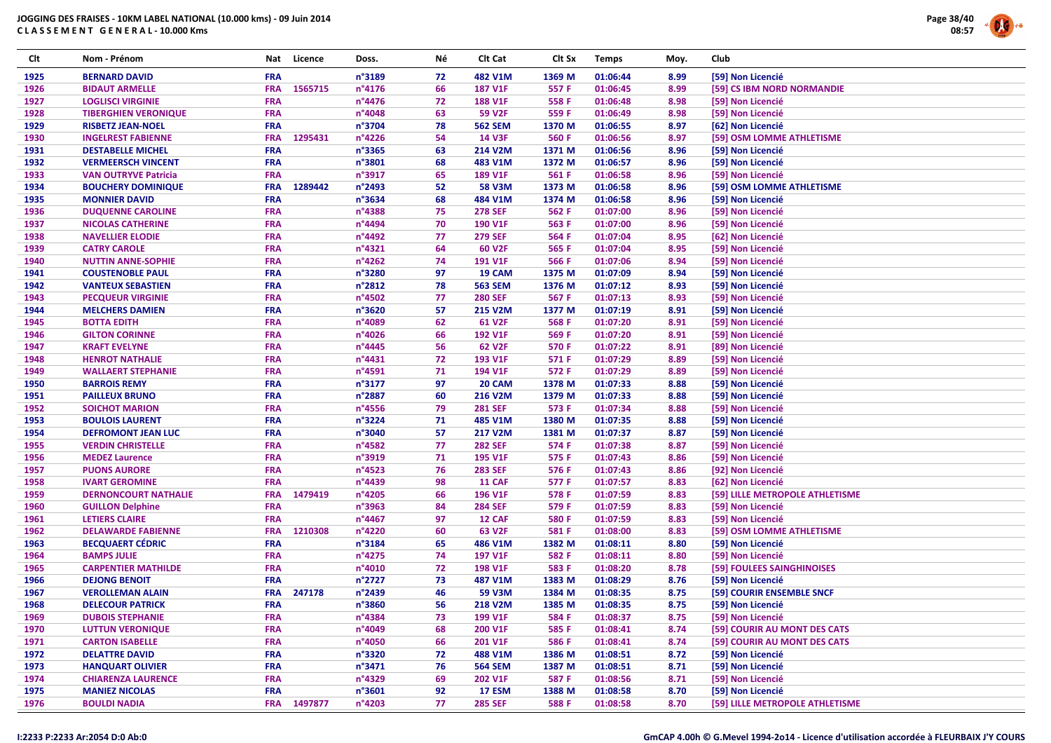**JOGGING DES FRAISES - 10KM LABEL NATIONAL (10.000 kms) - 09 Juin 2014**
**CLASSEMENT GENERAL - 10.000 Kms**

| Clt | Nom - Prénom | Nat | Licence | Doss. | Né | Clt Cat | Clt Sx | Temps | Moy. | Club |
|---|---|---|---|---|---|---|---|---|---|---|
| 1925 | BERNARD DAVID | FRA | | n°3189 | 72 | 482 V1M | 1369 M | 01:06:44 | 8.99 | [59] Non Licencié |
| 1926 | BIDAUT ARMELLE | FRA | 1565715 | n°4176 | 66 | 187 V1F | 557 F | 01:06:45 | 8.99 | [59] CS IBM NORD NORMANDIE |
| 1927 | LOGLISCI VIRGINIE | FRA | | n°4476 | 72 | 188 V1F | 558 F | 01:06:48 | 8.98 | [59] Non Licencié |
| 1928 | TIBERGHIEN VERONIQUE | FRA | | n°4048 | 63 | 59 V2F | 559 F | 01:06:49 | 8.98 | [59] Non Licencié |
| 1929 | RISBETZ JEAN-NOEL | FRA | | n°3704 | 78 | 562 SEM | 1370 M | 01:06:55 | 8.97 | [62] Non Licencié |
| 1930 | INGELREST FABIENNE | FRA | 1295431 | n°4226 | 54 | 14 V3F | 560 F | 01:06:56 | 8.97 | [59] OSM LOMME ATHLETISME |
| 1931 | DESTABELLE MICHEL | FRA | | n°3365 | 63 | 214 V2M | 1371 M | 01:06:56 | 8.96 | [59] Non Licencié |
| 1932 | VERMEERSCH VINCENT | FRA | | n°3801 | 68 | 483 V1M | 1372 M | 01:06:57 | 8.96 | [59] Non Licencié |
| 1933 | VAN OUTRYVE Patricia | FRA | | n°3917 | 65 | 189 V1F | 561 F | 01:06:58 | 8.96 | [59] Non Licencié |
| 1934 | BOUCHERY DOMINIQUE | FRA | 1289442 | n°2493 | 52 | 58 V3M | 1373 M | 01:06:58 | 8.96 | [59] OSM LOMME ATHLETISME |
| 1935 | MONNIER DAVID | FRA | | n°3634 | 68 | 484 V1M | 1374 M | 01:06:58 | 8.96 | [59] Non Licencié |
| 1936 | DUQUENNE CAROLINE | FRA | | n°4388 | 75 | 278 SEF | 562 F | 01:07:00 | 8.96 | [59] Non Licencié |
| 1937 | NICOLAS CATHERINE | FRA | | n°4494 | 70 | 190 V1F | 563 F | 01:07:00 | 8.96 | [59] Non Licencié |
| 1938 | NAVELLIER ELODIE | FRA | | n°4492 | 77 | 279 SEF | 564 F | 01:07:04 | 8.95 | [62] Non Licencié |
| 1939 | CATRY CAROLE | FRA | | n°4321 | 64 | 60 V2F | 565 F | 01:07:04 | 8.95 | [59] Non Licencié |
| 1940 | NUTTIN ANNE-SOPHIE | FRA | | n°4262 | 74 | 191 V1F | 566 F | 01:07:06 | 8.94 | [59] Non Licencié |
| 1941 | COUSTENOBLE PAUL | FRA | | n°3280 | 97 | 19 CAM | 1375 M | 01:07:09 | 8.94 | [59] Non Licencié |
| 1942 | VANTEUX SEBASTIEN | FRA | | n°2812 | 78 | 563 SEM | 1376 M | 01:07:12 | 8.93 | [59] Non Licencié |
| 1943 | PECQUEUR VIRGINIE | FRA | | n°4502 | 77 | 280 SEF | 567 F | 01:07:13 | 8.93 | [59] Non Licencié |
| 1944 | MELCHERS DAMIEN | FRA | | n°3620 | 57 | 215 V2M | 1377 M | 01:07:19 | 8.91 | [59] Non Licencié |
| 1945 | BOTTA EDITH | FRA | | n°4089 | 62 | 61 V2F | 568 F | 01:07:20 | 8.91 | [59] Non Licencié |
| 1946 | GILTON CORINNE | FRA | | n°4026 | 66 | 192 V1F | 569 F | 01:07:20 | 8.91 | [59] Non Licencié |
| 1947 | KRAFT EVELYNE | FRA | | n°4445 | 56 | 62 V2F | 570 F | 01:07:22 | 8.91 | [89] Non Licencié |
| 1948 | HENROT NATHALIE | FRA | | n°4431 | 72 | 193 V1F | 571 F | 01:07:29 | 8.89 | [59] Non Licencié |
| 1949 | WALLAERT STEPHANIE | FRA | | n°4591 | 71 | 194 V1F | 572 F | 01:07:29 | 8.89 | [59] Non Licencié |
| 1950 | BARROIS REMY | FRA | | n°3177 | 97 | 20 CAM | 1378 M | 01:07:33 | 8.88 | [59] Non Licencié |
| 1951 | PAILLEUX BRUNO | FRA | | n°2887 | 60 | 216 V2M | 1379 M | 01:07:33 | 8.88 | [59] Non Licencié |
| 1952 | SOICHOT MARION | FRA | | n°4556 | 79 | 281 SEF | 573 F | 01:07:34 | 8.88 | [59] Non Licencié |
| 1953 | BOULOIS LAURENT | FRA | | n°3224 | 71 | 485 V1M | 1380 M | 01:07:35 | 8.88 | [59] Non Licencié |
| 1954 | DEFROMONT JEAN LUC | FRA | | n°3040 | 57 | 217 V2M | 1381 M | 01:07:37 | 8.87 | [59] Non Licencié |
| 1955 | VERDIN CHRISTELLE | FRA | | n°4582 | 77 | 282 SEF | 574 F | 01:07:38 | 8.87 | [59] Non Licencié |
| 1956 | MEDEZ Laurence | FRA | | n°3919 | 71 | 195 V1F | 575 F | 01:07:43 | 8.86 | [59] Non Licencié |
| 1957 | PUONS AURORE | FRA | | n°4523 | 76 | 283 SEF | 576 F | 01:07:43 | 8.86 | [92] Non Licencié |
| 1958 | IVART GEROMINE | FRA | | n°4439 | 98 | 11 CAF | 577 F | 01:07:57 | 8.83 | [62] Non Licencié |
| 1959 | DERNONCOURT NATHALIE | FRA | 1479419 | n°4205 | 66 | 196 V1F | 578 F | 01:07:59 | 8.83 | [59] LILLE METROPOLE ATHLETISME |
| 1960 | GUILLON Delphine | FRA | | n°3963 | 84 | 284 SEF | 579 F | 01:07:59 | 8.83 | [59] Non Licencié |
| 1961 | LETIERS CLAIRE | FRA | | n°4467 | 97 | 12 CAF | 580 F | 01:07:59 | 8.83 | [59] Non Licencié |
| 1962 | DELAWARDE FABIENNE | FRA | 1210308 | n°4220 | 60 | 63 V2F | 581 F | 01:08:00 | 8.83 | [59] OSM LOMME ATHLETISME |
| 1963 | BECQUAERT CÉDRIC | FRA | | n°3184 | 65 | 486 V1M | 1382 M | 01:08:11 | 8.80 | [59] Non Licencié |
| 1964 | BAMPS JULIE | FRA | | n°4275 | 74 | 197 V1F | 582 F | 01:08:11 | 8.80 | [59] Non Licencié |
| 1965 | CARPENTIER MATHILDE | FRA | | n°4010 | 72 | 198 V1F | 583 F | 01:08:20 | 8.78 | [59] FOULEES SAINGHINOISES |
| 1966 | DEJONG BENOIT | FRA | | n°2727 | 73 | 487 V1M | 1383 M | 01:08:29 | 8.76 | [59] Non Licencié |
| 1967 | VEROLLEMAN ALAIN | FRA | 247178 | n°2439 | 46 | 59 V3M | 1384 M | 01:08:35 | 8.75 | [59] COURIR ENSEMBLE SNCF |
| 1968 | DELECOUR PATRICK | FRA | | n°3860 | 56 | 218 V2M | 1385 M | 01:08:35 | 8.75 | [59] Non Licencié |
| 1969 | DUBOIS STEPHANIE | FRA | | n°4384 | 73 | 199 V1F | 584 F | 01:08:37 | 8.75 | [59] Non Licencié |
| 1970 | LUTTUN VERONIQUE | FRA | | n°4049 | 68 | 200 V1F | 585 F | 01:08:41 | 8.74 | [59] COURIR AU MONT DES CATS |
| 1971 | CARTON ISABELLE | FRA | | n°4050 | 66 | 201 V1F | 586 F | 01:08:41 | 8.74 | [59] COURIR AU MONT DES CATS |
| 1972 | DELATTRE DAVID | FRA | | n°3320 | 72 | 488 V1M | 1386 M | 01:08:51 | 8.72 | [59] Non Licencié |
| 1973 | HANQUART OLIVIER | FRA | | n°3471 | 76 | 564 SEM | 1387 M | 01:08:51 | 8.71 | [59] Non Licencié |
| 1974 | CHIARENZA LAURENCE | FRA | | n°4329 | 69 | 202 V1F | 587 F | 01:08:56 | 8.71 | [59] Non Licencié |
| 1975 | MANIEZ NICOLAS | FRA | | n°3601 | 92 | 17 ESM | 1388 M | 01:08:58 | 8.70 | [59] Non Licencié |
| 1976 | BOULDI NADIA | FRA | 1497877 | n°4203 | 77 | 285 SEF | 588 F | 01:08:58 | 8.70 | [59] LILLE METROPOLE ATHLETISME |

I:2233 P:2233 Ar:2054 D:0 Ab:0

GmCAP 4.00h © G.Mevel 1994-2014 - Licence d'utilisation accordée à FLEURBAIX J'Y COURS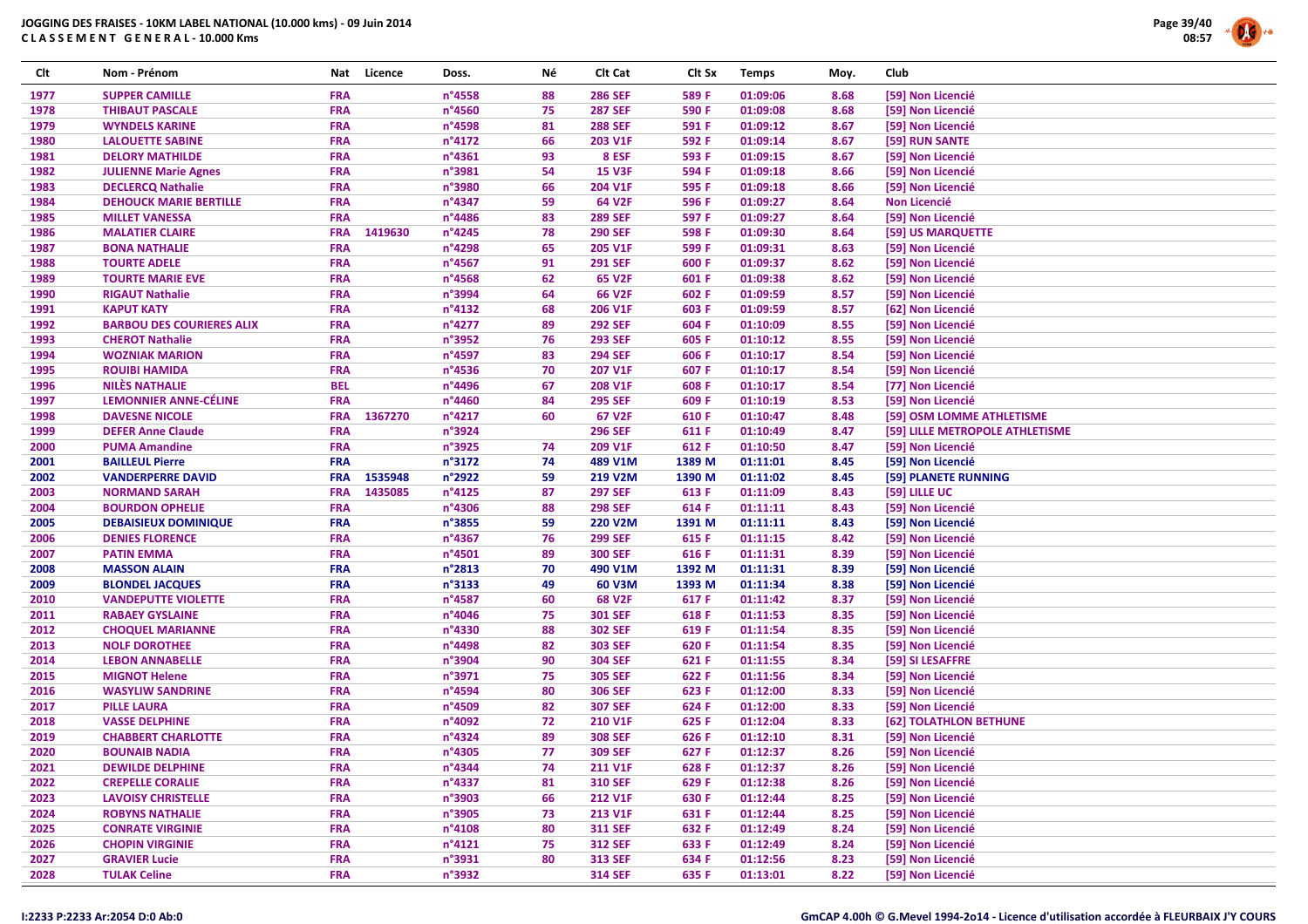JOGGING DES FRAISES - 10KM LABEL NATIONAL (10.000 kms) - 09 Juin 2014
CLASSEMENT GENERAL - 10.000 Kms

| Clt | Nom - Prénom | Nat | Licence | Doss. | Né | Clt Cat | Clt Sx | Temps | Moy. | Club |
|---|---|---|---|---|---|---|---|---|---|---|
| 1977 | SUPPER CAMILLE | FRA | | n°4558 | 88 | 286 SEF | 589 F | 01:09:06 | 8.68 | [59] Non Licencié |
| 1978 | THIBAUT PASCALE | FRA | | n°4560 | 75 | 287 SEF | 590 F | 01:09:08 | 8.68 | [59] Non Licencié |
| 1979 | WYNDELS KARINE | FRA | | n°4598 | 81 | 288 SEF | 591 F | 01:09:12 | 8.67 | [59] Non Licencié |
| 1980 | LALOUETTE SABINE | FRA | | n°4172 | 66 | 203 V1F | 592 F | 01:09:14 | 8.67 | [59] RUN SANTE |
| 1981 | DELORY MATHILDE | FRA | | n°4361 | 93 | 8 ESF | 593 F | 01:09:15 | 8.67 | [59] Non Licencié |
| 1982 | JULIENNE Marie Agnes | FRA | | n°3981 | 54 | 15 V3F | 594 F | 01:09:18 | 8.66 | [59] Non Licencié |
| 1983 | DECLERCQ Nathalie | FRA | | n°3980 | 66 | 204 V1F | 595 F | 01:09:18 | 8.66 | [59] Non Licencié |
| 1984 | DEHOUCK MARIE BERTILLE | FRA | | n°4347 | 59 | 64 V2F | 596 F | 01:09:27 | 8.64 | Non Licencié |
| 1985 | MILLET VANESSA | FRA | | n°4486 | 83 | 289 SEF | 597 F | 01:09:27 | 8.64 | [59] Non Licencié |
| 1986 | MALATIER CLAIRE | FRA | 1419630 | n°4245 | 78 | 290 SEF | 598 F | 01:09:30 | 8.64 | [59] US MARQUETTE |
| 1987 | BONA NATHALIE | FRA | | n°4298 | 65 | 205 V1F | 599 F | 01:09:31 | 8.63 | [59] Non Licencié |
| 1988 | TOURTE ADELE | FRA | | n°4567 | 91 | 291 SEF | 600 F | 01:09:37 | 8.62 | [59] Non Licencié |
| 1989 | TOURTE MARIE EVE | FRA | | n°4568 | 62 | 65 V2F | 601 F | 01:09:38 | 8.62 | [59] Non Licencié |
| 1990 | RIGAUT Nathalie | FRA | | n°3994 | 64 | 66 V2F | 602 F | 01:09:59 | 8.57 | [59] Non Licencié |
| 1991 | KAPUT KATY | FRA | | n°4132 | 68 | 206 V1F | 603 F | 01:09:59 | 8.57 | [62] Non Licencié |
| 1992 | BARBOU DES COURIERES ALIX | FRA | | n°4277 | 89 | 292 SEF | 604 F | 01:10:09 | 8.55 | [59] Non Licencié |
| 1993 | CHEROT Nathalie | FRA | | n°3952 | 76 | 293 SEF | 605 F | 01:10:12 | 8.55 | [59] Non Licencié |
| 1994 | WOZNIAK MARION | FRA | | n°4597 | 83 | 294 SEF | 606 F | 01:10:17 | 8.54 | [59] Non Licencié |
| 1995 | ROUIBI HAMIDA | FRA | | n°4536 | 70 | 207 V1F | 607 F | 01:10:17 | 8.54 | [59] Non Licencié |
| 1996 | NILÈS NATHALIE | BEL | | n°4496 | 67 | 208 V1F | 608 F | 01:10:17 | 8.54 | [77] Non Licencié |
| 1997 | LEMONNIER ANNE-CÉLINE | FRA | | n°4460 | 84 | 295 SEF | 609 F | 01:10:19 | 8.53 | [59] Non Licencié |
| 1998 | DAVESNE NICOLE | FRA | 1367270 | n°4217 | 60 | 67 V2F | 610 F | 01:10:47 | 8.48 | [59] OSM LOMME ATHLETISME |
| 1999 | DEFER Anne Claude | FRA | | n°3924 | | 296 SEF | 611 F | 01:10:49 | 8.47 | [59] LILLE METROPOLE ATHLETISME |
| 2000 | PUMA Amandine | FRA | | n°3925 | 74 | 209 V1F | 612 F | 01:10:50 | 8.47 | [59] Non Licencié |
| 2001 | BAILLEUL Pierre | FRA | | n°3172 | 74 | 489 V1M | 1389 M | 01:11:01 | 8.45 | [59] Non Licencié |
| 2002 | VANDERPERRE DAVID | FRA | 1535948 | n°2922 | 59 | 219 V2M | 1390 M | 01:11:02 | 8.45 | [59] PLANETE RUNNING |
| 2003 | NORMAND SARAH | FRA | 1435085 | n°4125 | 87 | 297 SEF | 613 F | 01:11:09 | 8.43 | [59] LILLE UC |
| 2004 | BOURDON OPHELIE | FRA | | n°4306 | 88 | 298 SEF | 614 F | 01:11:11 | 8.43 | [59] Non Licencié |
| 2005 | DEBAISIEUX DOMINIQUE | FRA | | n°3855 | 59 | 220 V2M | 1391 M | 01:11:11 | 8.43 | [59] Non Licencié |
| 2006 | DENIES FLORENCE | FRA | | n°4367 | 76 | 299 SEF | 615 F | 01:11:15 | 8.42 | [59] Non Licencié |
| 2007 | PATIN EMMA | FRA | | n°4501 | 89 | 300 SEF | 616 F | 01:11:31 | 8.39 | [59] Non Licencié |
| 2008 | MASSON ALAIN | FRA | | n°2813 | 70 | 490 V1M | 1392 M | 01:11:31 | 8.39 | [59] Non Licencié |
| 2009 | BLONDEL JACQUES | FRA | | n°3133 | 49 | 60 V3M | 1393 M | 01:11:34 | 8.38 | [59] Non Licencié |
| 2010 | VANDEPUTTE VIOLETTE | FRA | | n°4587 | 60 | 68 V2F | 617 F | 01:11:42 | 8.37 | [59] Non Licencié |
| 2011 | RABAEY GYSLAINE | FRA | | n°4046 | 75 | 301 SEF | 618 F | 01:11:53 | 8.35 | [59] Non Licencié |
| 2012 | CHOQUEL MARIANNE | FRA | | n°4330 | 88 | 302 SEF | 619 F | 01:11:54 | 8.35 | [59] Non Licencié |
| 2013 | NOLF DOROTHEE | FRA | | n°4498 | 82 | 303 SEF | 620 F | 01:11:54 | 8.35 | [59] Non Licencié |
| 2014 | LEBON ANNABELLE | FRA | | n°3904 | 90 | 304 SEF | 621 F | 01:11:55 | 8.34 | [59] SI LESAFFRE |
| 2015 | MIGNOT Helene | FRA | | n°3971 | 75 | 305 SEF | 622 F | 01:11:56 | 8.34 | [59] Non Licencié |
| 2016 | WASYLIW SANDRINE | FRA | | n°4594 | 80 | 306 SEF | 623 F | 01:12:00 | 8.33 | [59] Non Licencié |
| 2017 | PILLE LAURA | FRA | | n°4509 | 82 | 307 SEF | 624 F | 01:12:00 | 8.33 | [59] Non Licencié |
| 2018 | VASSE DELPHINE | FRA | | n°4092 | 72 | 210 V1F | 625 F | 01:12:04 | 8.33 | [62] TOLATHLON BETHUNE |
| 2019 | CHABBERT CHARLOTTE | FRA | | n°4324 | 89 | 308 SEF | 626 F | 01:12:10 | 8.31 | [59] Non Licencié |
| 2020 | BOUNAIB NADIA | FRA | | n°4305 | 77 | 309 SEF | 627 F | 01:12:37 | 8.26 | [59] Non Licencié |
| 2021 | DEWILDE DELPHINE | FRA | | n°4344 | 74 | 211 V1F | 628 F | 01:12:37 | 8.26 | [59] Non Licencié |
| 2022 | CREPELLE CORALIE | FRA | | n°4337 | 81 | 310 SEF | 629 F | 01:12:38 | 8.26 | [59] Non Licencié |
| 2023 | LAVOISY CHRISTELLE | FRA | | n°3903 | 66 | 212 V1F | 630 F | 01:12:44 | 8.25 | [59] Non Licencié |
| 2024 | ROBYNS NATHALIE | FRA | | n°3905 | 73 | 213 V1F | 631 F | 01:12:44 | 8.25 | [59] Non Licencié |
| 2025 | CONRATE VIRGINIE | FRA | | n°4108 | 80 | 311 SEF | 632 F | 01:12:49 | 8.24 | [59] Non Licencié |
| 2026 | CHOPIN VIRGINIE | FRA | | n°4121 | 75 | 312 SEF | 633 F | 01:12:49 | 8.24 | [59] Non Licencié |
| 2027 | GRAVIER Lucie | FRA | | n°3931 | 80 | 313 SEF | 634 F | 01:12:56 | 8.23 | [59] Non Licencié |
| 2028 | TULAK Celine | FRA | | n°3932 | | 314 SEF | 635 F | 01:13:01 | 8.22 | [59] Non Licencié |

I:2233 P:2233 Ar:2054 D:0 Ab:0

GmCAP 4.00h © G.Mevel 1994-2014 - Licence d'utilisation accordée à FLEURBAIX J'Y COURS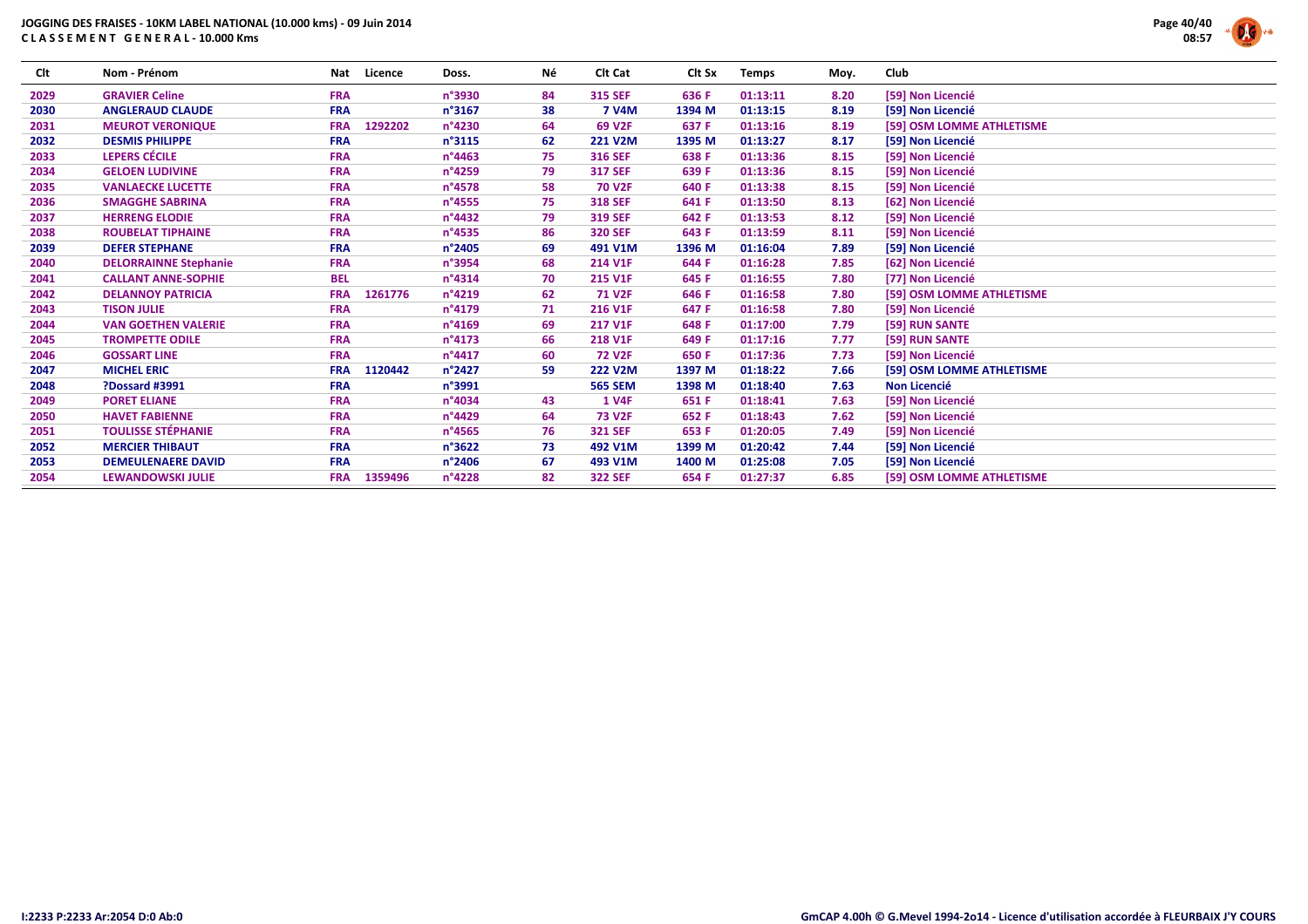**JOGGING DES FRAISES - 10KM LABEL NATIONAL (10.000 kms) - 09 Juin 2014**
**C L A S S E M E N T   G E N E R A L - 10.000 Kms**

| Clt | Nom - Prénom | Nat | Licence | Doss. | Né | Clt Cat | Clt Sx | Temps | Moy. | Club |
|---|---|---|---|---|---|---|---|---|---|---|
| 2029 | GRAVIER Celine | FRA | | n°3930 | 84 | 315 SEF | 636 F | 01:13:11 | 8.20 | [59] Non Licencié |
| 2030 | ANGLERAUD CLAUDE | FRA | | n°3167 | 38 | 7 V4M | 1394 M | 01:13:15 | 8.19 | [59] Non Licencié |
| 2031 | MEUROT VERONIQUE | FRA | 1292202 | n°4230 | 64 | 69 V2F | 637 F | 01:13:16 | 8.19 | [59] OSM LOMME ATHLETISME |
| 2032 | DESMIS PHILIPPE | FRA | | n°3115 | 62 | 221 V2M | 1395 M | 01:13:27 | 8.17 | [59] Non Licencié |
| 2033 | LEPERS CÉCILE | FRA | | n°4463 | 75 | 316 SEF | 638 F | 01:13:36 | 8.15 | [59] Non Licencié |
| 2034 | GELOEN LUDIVINE | FRA | | n°4259 | 79 | 317 SEF | 639 F | 01:13:36 | 8.15 | [59] Non Licencié |
| 2035 | VANLAECKE LUCETTE | FRA | | n°4578 | 58 | 70 V2F | 640 F | 01:13:38 | 8.15 | [59] Non Licencié |
| 2036 | SMAGGHE SABRINA | FRA | | n°4555 | 75 | 318 SEF | 641 F | 01:13:50 | 8.13 | [62] Non Licencié |
| 2037 | HERRENG ELODIE | FRA | | n°4432 | 79 | 319 SEF | 642 F | 01:13:53 | 8.12 | [59] Non Licencié |
| 2038 | ROUBELAT TIPHAINE | FRA | | n°4535 | 86 | 320 SEF | 643 F | 01:13:59 | 8.11 | [59] Non Licencié |
| 2039 | DEFER STEPHANE | FRA | | n°2405 | 69 | 491 V1M | 1396 M | 01:16:04 | 7.89 | [59] Non Licencié |
| 2040 | DELORRAINNE Stephanie | FRA | | n°3954 | 68 | 214 V1F | 644 F | 01:16:28 | 7.85 | [62] Non Licencié |
| 2041 | CALLANT ANNE-SOPHIE | BEL | | n°4314 | 70 | 215 V1F | 645 F | 01:16:55 | 7.80 | [77] Non Licencié |
| 2042 | DELANNOY PATRICIA | FRA | 1261776 | n°4219 | 62 | 71 V2F | 646 F | 01:16:58 | 7.80 | [59] OSM LOMME ATHLETISME |
| 2043 | TISON JULIE | FRA | | n°4179 | 71 | 216 V1F | 647 F | 01:16:58 | 7.80 | [59] Non Licencié |
| 2044 | VAN GOETHEN VALERIE | FRA | | n°4169 | 69 | 217 V1F | 648 F | 01:17:00 | 7.79 | [59] RUN SANTE |
| 2045 | TROMPETTE ODILE | FRA | | n°4173 | 66 | 218 V1F | 649 F | 01:17:16 | 7.77 | [59] RUN SANTE |
| 2046 | GOSSART LINE | FRA | | n°4417 | 60 | 72 V2F | 650 F | 01:17:36 | 7.73 | [59] Non Licencié |
| 2047 | MICHEL ERIC | FRA | 1120442 | n°2427 | 59 | 222 V2M | 1397 M | 01:18:22 | 7.66 | [59] OSM LOMME ATHLETISME |
| 2048 | ?Dossard #3991 | FRA | | n°3991 | | 565 SEM | 1398 M | 01:18:40 | 7.63 | Non Licencié |
| 2049 | PORET ELIANE | FRA | | n°4034 | 43 | 1 V4F | 651 F | 01:18:41 | 7.63 | [59] Non Licencié |
| 2050 | HAVET FABIENNE | FRA | | n°4429 | 64 | 73 V2F | 652 F | 01:18:43 | 7.62 | [59] Non Licencié |
| 2051 | TOULISSE STÉPHANIE | FRA | | n°4565 | 76 | 321 SEF | 653 F | 01:20:05 | 7.49 | [59] Non Licencié |
| 2052 | MERCIER THIBAUT | FRA | | n°3622 | 73 | 492 V1M | 1399 M | 01:20:42 | 7.44 | [59] Non Licencié |
| 2053 | DEMEULENAERE DAVID | FRA | | n°2406 | 67 | 493 V1M | 1400 M | 01:25:08 | 7.05 | [59] Non Licencié |
| 2054 | LEWANDOWSKI JULIE | FRA | 1359496 | n°4228 | 82 | 322 SEF | 654 F | 01:27:37 | 6.85 | [59] OSM LOMME ATHLETISME |

I:2233 P:2233 Ar:2054 D:0 Ab:0

GmCAP 4.00h © G.Mevel 1994-2o14 - Licence d'utilisation accordée à FLEURBAIX J'Y COURS